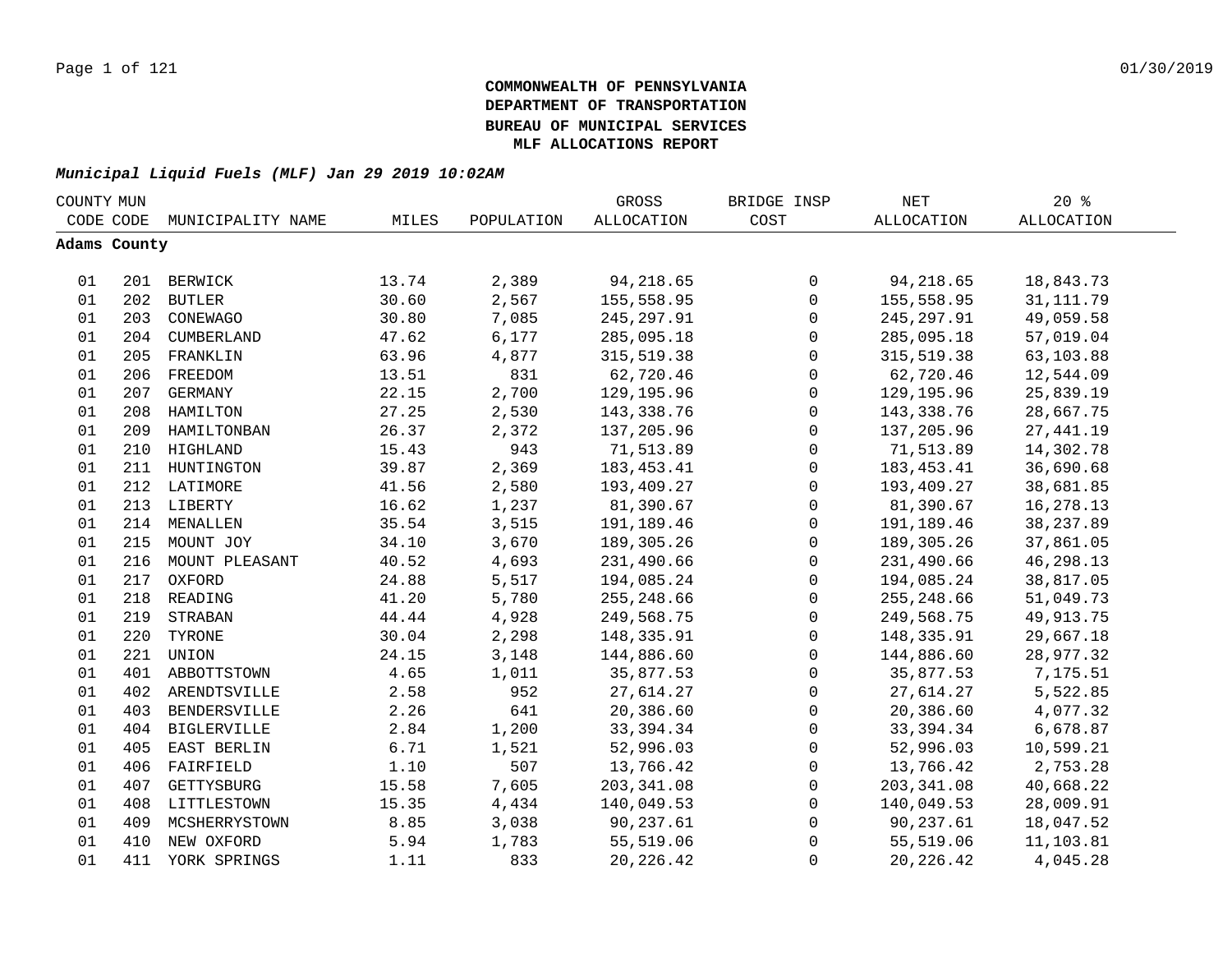**COMMONWEALTH OF PENNSYLVANIA**
**DEPARTMENT OF TRANSPORTATION**
**BUREAU OF MUNICIPAL SERVICES**
**MLF ALLOCATIONS REPORT**

***Municipal Liquid Fuels (MLF) Jan 29 2019 10:02AM***

| COUNTY CODE | MUN CODE | MUNICIPALITY NAME | MILES | POPULATION | GROSS ALLOCATION | BRIDGE INSP COST | NET ALLOCATION | 20 % ALLOCATION |
|---|---|---|---|---|---|---|---|---|
| **Adams County** | | | | | | | | |
| 01 | 201 | BERWICK | 13.74 | 2,389 | 94,218.65 | 0 | 94,218.65 | 18,843.73 |
| 01 | 202 | BUTLER | 30.60 | 2,567 | 155,558.95 | 0 | 155,558.95 | 31,111.79 |
| 01 | 203 | CONEWAGO | 30.80 | 7,085 | 245,297.91 | 0 | 245,297.91 | 49,059.58 |
| 01 | 204 | CUMBERLAND | 47.62 | 6,177 | 285,095.18 | 0 | 285,095.18 | 57,019.04 |
| 01 | 205 | FRANKLIN | 63.96 | 4,877 | 315,519.38 | 0 | 315,519.38 | 63,103.88 |
| 01 | 206 | FREEDOM | 13.51 | 831 | 62,720.46 | 0 | 62,720.46 | 12,544.09 |
| 01 | 207 | GERMANY | 22.15 | 2,700 | 129,195.96 | 0 | 129,195.96 | 25,839.19 |
| 01 | 208 | HAMILTON | 27.25 | 2,530 | 143,338.76 | 0 | 143,338.76 | 28,667.75 |
| 01 | 209 | HAMILTONBAN | 26.37 | 2,372 | 137,205.96 | 0 | 137,205.96 | 27,441.19 |
| 01 | 210 | HIGHLAND | 15.43 | 943 | 71,513.89 | 0 | 71,513.89 | 14,302.78 |
| 01 | 211 | HUNTINGTON | 39.87 | 2,369 | 183,453.41 | 0 | 183,453.41 | 36,690.68 |
| 01 | 212 | LATIMORE | 41.56 | 2,580 | 193,409.27 | 0 | 193,409.27 | 38,681.85 |
| 01 | 213 | LIBERTY | 16.62 | 1,237 | 81,390.67 | 0 | 81,390.67 | 16,278.13 |
| 01 | 214 | MENALLEN | 35.54 | 3,515 | 191,189.46 | 0 | 191,189.46 | 38,237.89 |
| 01 | 215 | MOUNT JOY | 34.10 | 3,670 | 189,305.26 | 0 | 189,305.26 | 37,861.05 |
| 01 | 216 | MOUNT PLEASANT | 40.52 | 4,693 | 231,490.66 | 0 | 231,490.66 | 46,298.13 |
| 01 | 217 | OXFORD | 24.88 | 5,517 | 194,085.24 | 0 | 194,085.24 | 38,817.05 |
| 01 | 218 | READING | 41.20 | 5,780 | 255,248.66 | 0 | 255,248.66 | 51,049.73 |
| 01 | 219 | STRABAN | 44.44 | 4,928 | 249,568.75 | 0 | 249,568.75 | 49,913.75 |
| 01 | 220 | TYRONE | 30.04 | 2,298 | 148,335.91 | 0 | 148,335.91 | 29,667.18 |
| 01 | 221 | UNION | 24.15 | 3,148 | 144,886.60 | 0 | 144,886.60 | 28,977.32 |
| 01 | 401 | ABBOTTSTOWN | 4.65 | 1,011 | 35,877.53 | 0 | 35,877.53 | 7,175.51 |
| 01 | 402 | ARENDTSVILLE | 2.58 | 952 | 27,614.27 | 0 | 27,614.27 | 5,522.85 |
| 01 | 403 | BENDERSVILLE | 2.26 | 641 | 20,386.60 | 0 | 20,386.60 | 4,077.32 |
| 01 | 404 | BIGLERVILLE | 2.84 | 1,200 | 33,394.34 | 0 | 33,394.34 | 6,678.87 |
| 01 | 405 | EAST BERLIN | 6.71 | 1,521 | 52,996.03 | 0 | 52,996.03 | 10,599.21 |
| 01 | 406 | FAIRFIELD | 1.10 | 507 | 13,766.42 | 0 | 13,766.42 | 2,753.28 |
| 01 | 407 | GETTYSBURG | 15.58 | 7,605 | 203,341.08 | 0 | 203,341.08 | 40,668.22 |
| 01 | 408 | LITTLESTOWN | 15.35 | 4,434 | 140,049.53 | 0 | 140,049.53 | 28,009.91 |
| 01 | 409 | MCSHERRYSTOWN | 8.85 | 3,038 | 90,237.61 | 0 | 90,237.61 | 18,047.52 |
| 01 | 410 | NEW OXFORD | 5.94 | 1,783 | 55,519.06 | 0 | 55,519.06 | 11,103.81 |
| 01 | 411 | YORK SPRINGS | 1.11 | 833 | 20,226.42 | 0 | 20,226.42 | 4,045.28 |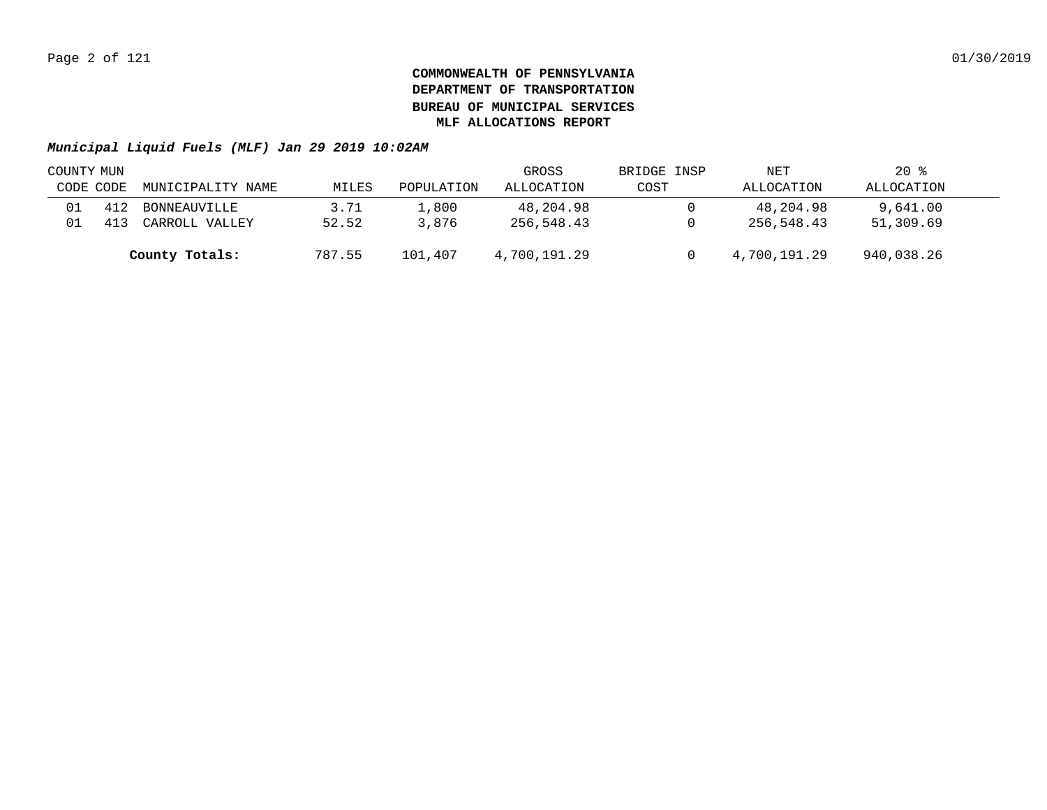**COMMONWEALTH OF PENNSYLVANIA**
**DEPARTMENT OF TRANSPORTATION**
**BUREAU OF MUNICIPAL SERVICES**
**MLF ALLOCATIONS REPORT**

***Municipal Liquid Fuels (MLF) Jan 29 2019 10:02AM***

| COUNTY CODE | MUN CODE | MUNICIPALITY NAME | MILES | POPULATION | GROSS ALLOCATION | BRIDGE INSP COST | NET ALLOCATION | 20 % ALLOCATION |
|---|---|---|---|---|---|---|---|---|
| 01 | 412 | BONNEAUVILLE | 3.71 | 1,800 | 48,204.98 | 0 | 48,204.98 | 9,641.00 |
| 01 | 413 | CARROLL VALLEY | 52.52 | 3,876 | 256,548.43 | 0 | 256,548.43 | 51,309.69 |
| | | **County Totals:** | 787.55 | 101,407 | 4,700,191.29 | 0 | 4,700,191.29 | 940,038.26 |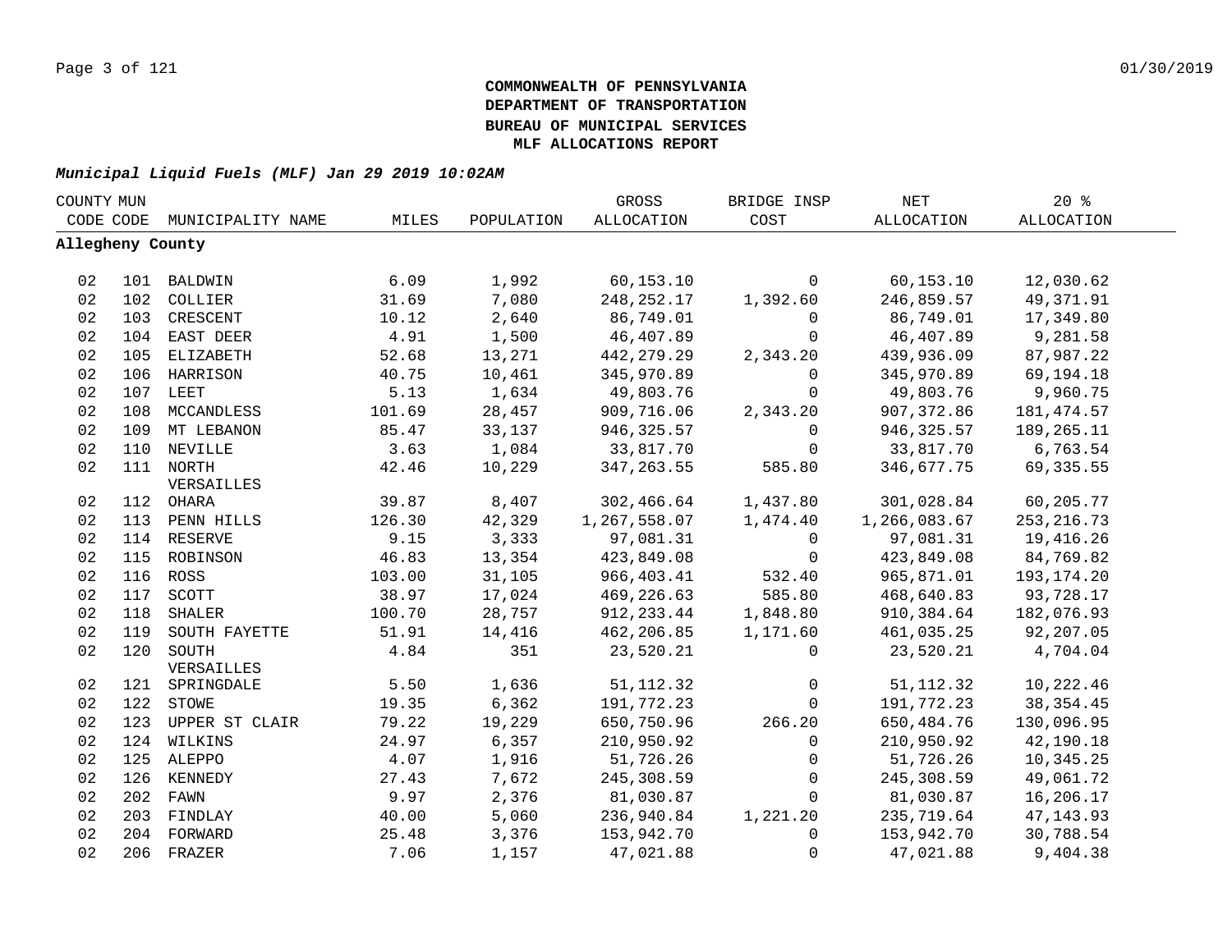**COMMONWEALTH OF PENNSYLVANIA**
**DEPARTMENT OF TRANSPORTATION**
**BUREAU OF MUNICIPAL SERVICES**
**MLF ALLOCATIONS REPORT**

***Municipal Liquid Fuels (MLF) Jan 29 2019 10:02AM***

| COUNTY CODE | MUN CODE | MUNICIPALITY NAME | MILES | POPULATION | GROSS ALLOCATION | BRIDGE INSP COST | NET ALLOCATION | 20 % ALLOCATION |
|---|---|---|---|---|---|---|---|---|
| **Allegheny County** | | | | | | | | |
| 02 | 101 | BALDWIN | 6.09 | 1,992 | 60,153.10 | 0 | 60,153.10 | 12,030.62 |
| 02 | 102 | COLLIER | 31.69 | 7,080 | 248,252.17 | 1,392.60 | 246,859.57 | 49,371.91 |
| 02 | 103 | CRESCENT | 10.12 | 2,640 | 86,749.01 | 0 | 86,749.01 | 17,349.80 |
| 02 | 104 | EAST DEER | 4.91 | 1,500 | 46,407.89 | 0 | 46,407.89 | 9,281.58 |
| 02 | 105 | ELIZABETH | 52.68 | 13,271 | 442,279.29 | 2,343.20 | 439,936.09 | 87,987.22 |
| 02 | 106 | HARRISON | 40.75 | 10,461 | 345,970.89 | 0 | 345,970.89 | 69,194.18 |
| 02 | 107 | LEET | 5.13 | 1,634 | 49,803.76 | 0 | 49,803.76 | 9,960.75 |
| 02 | 108 | MCCANDLESS | 101.69 | 28,457 | 909,716.06 | 2,343.20 | 907,372.86 | 181,474.57 |
| 02 | 109 | MT LEBANON | 85.47 | 33,137 | 946,325.57 | 0 | 946,325.57 | 189,265.11 |
| 02 | 110 | NEVILLE | 3.63 | 1,084 | 33,817.70 | 0 | 33,817.70 | 6,763.54 |
| 02 | 111 | NORTH VERSAILLES | 42.46 | 10,229 | 347,263.55 | 585.80 | 346,677.75 | 69,335.55 |
| 02 | 112 | OHARA | 39.87 | 8,407 | 302,466.64 | 1,437.80 | 301,028.84 | 60,205.77 |
| 02 | 113 | PENN HILLS | 126.30 | 42,329 | 1,267,558.07 | 1,474.40 | 1,266,083.67 | 253,216.73 |
| 02 | 114 | RESERVE | 9.15 | 3,333 | 97,081.31 | 0 | 97,081.31 | 19,416.26 |
| 02 | 115 | ROBINSON | 46.83 | 13,354 | 423,849.08 | 0 | 423,849.08 | 84,769.82 |
| 02 | 116 | ROSS | 103.00 | 31,105 | 966,403.41 | 532.40 | 965,871.01 | 193,174.20 |
| 02 | 117 | SCOTT | 38.97 | 17,024 | 469,226.63 | 585.80 | 468,640.83 | 93,728.17 |
| 02 | 118 | SHALER | 100.70 | 28,757 | 912,233.44 | 1,848.80 | 910,384.64 | 182,076.93 |
| 02 | 119 | SOUTH FAYETTE | 51.91 | 14,416 | 462,206.85 | 1,171.60 | 461,035.25 | 92,207.05 |
| 02 | 120 | SOUTH VERSAILLES | 4.84 | 351 | 23,520.21 | 0 | 23,520.21 | 4,704.04 |
| 02 | 121 | SPRINGDALE | 5.50 | 1,636 | 51,112.32 | 0 | 51,112.32 | 10,222.46 |
| 02 | 122 | STOWE | 19.35 | 6,362 | 191,772.23 | 0 | 191,772.23 | 38,354.45 |
| 02 | 123 | UPPER ST CLAIR | 79.22 | 19,229 | 650,750.96 | 266.20 | 650,484.76 | 130,096.95 |
| 02 | 124 | WILKINS | 24.97 | 6,357 | 210,950.92 | 0 | 210,950.92 | 42,190.18 |
| 02 | 125 | ALEPPO | 4.07 | 1,916 | 51,726.26 | 0 | 51,726.26 | 10,345.25 |
| 02 | 126 | KENNEDY | 27.43 | 7,672 | 245,308.59 | 0 | 245,308.59 | 49,061.72 |
| 02 | 202 | FAWN | 9.97 | 2,376 | 81,030.87 | 0 | 81,030.87 | 16,206.17 |
| 02 | 203 | FINDLAY | 40.00 | 5,060 | 236,940.84 | 1,221.20 | 235,719.64 | 47,143.93 |
| 02 | 204 | FORWARD | 25.48 | 3,376 | 153,942.70 | 0 | 153,942.70 | 30,788.54 |
| 02 | 206 | FRAZER | 7.06 | 1,157 | 47,021.88 | 0 | 47,021.88 | 9,404.38 |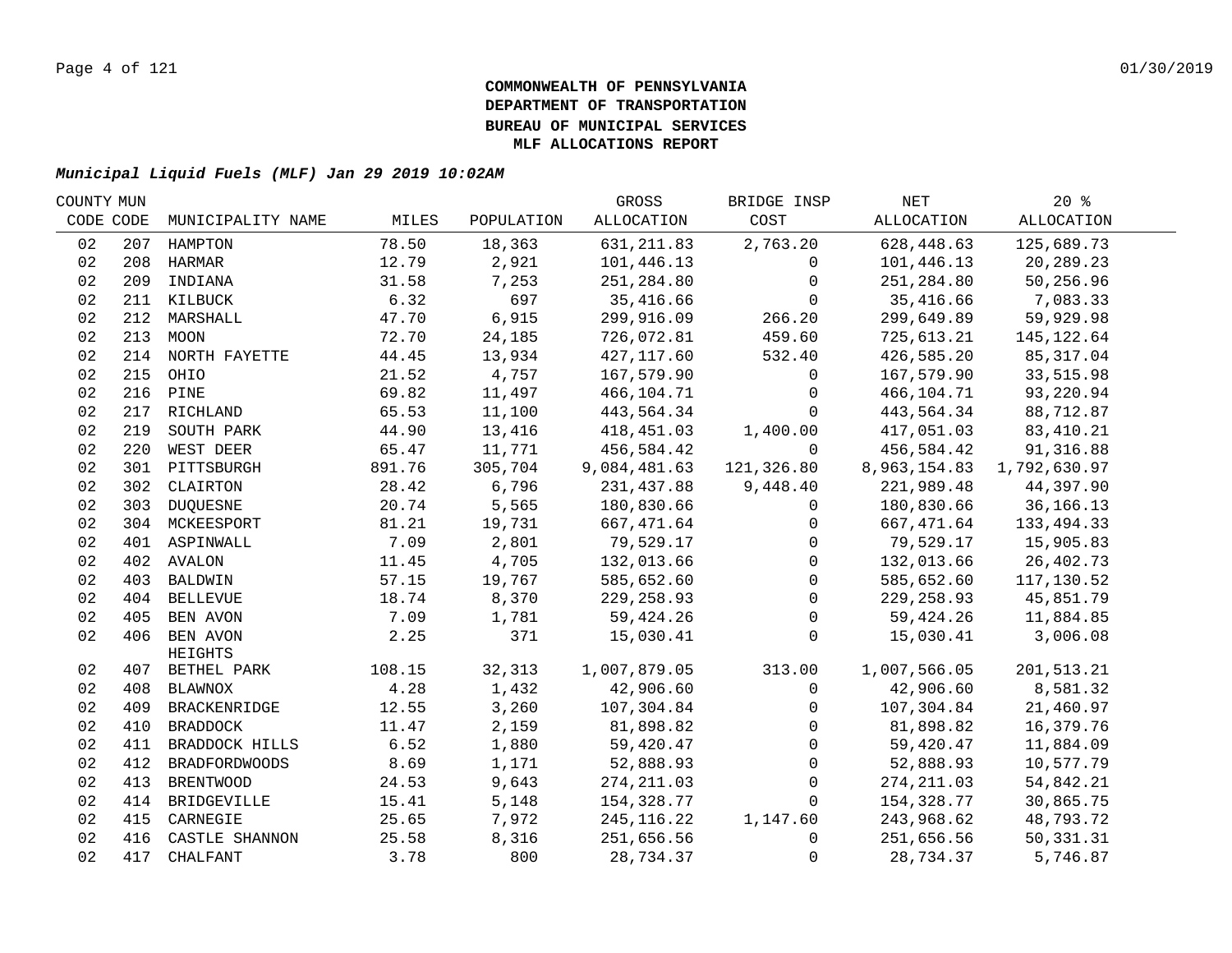# COMMONWEALTH OF PENNSYLVANIA
# DEPARTMENT OF TRANSPORTATION
# BUREAU OF MUNICIPAL SERVICES
# MLF ALLOCATIONS REPORT

***Municipal Liquid Fuels (MLF) Jan 29 2019 10:02AM***

| COUNTY CODE | MUN CODE | MUNICIPALITY NAME | MILES | POPULATION | GROSS ALLOCATION | BRIDGE INSP COST | NET ALLOCATION | 20 % ALLOCATION |
|---|---|---|---|---|---|---|---|---|
| 02 | 207 | HAMPTON | 78.50 | 18,363 | 631,211.83 | 2,763.20 | 628,448.63 | 125,689.73 |
| 02 | 208 | HARMAR | 12.79 | 2,921 | 101,446.13 | 0 | 101,446.13 | 20,289.23 |
| 02 | 209 | INDIANA | 31.58 | 7,253 | 251,284.80 | 0 | 251,284.80 | 50,256.96 |
| 02 | 211 | KILBUCK | 6.32 | 697 | 35,416.66 | 0 | 35,416.66 | 7,083.33 |
| 02 | 212 | MARSHALL | 47.70 | 6,915 | 299,916.09 | 266.20 | 299,649.89 | 59,929.98 |
| 02 | 213 | MOON | 72.70 | 24,185 | 726,072.81 | 459.60 | 725,613.21 | 145,122.64 |
| 02 | 214 | NORTH FAYETTE | 44.45 | 13,934 | 427,117.60 | 532.40 | 426,585.20 | 85,317.04 |
| 02 | 215 | OHIO | 21.52 | 4,757 | 167,579.90 | 0 | 167,579.90 | 33,515.98 |
| 02 | 216 | PINE | 69.82 | 11,497 | 466,104.71 | 0 | 466,104.71 | 93,220.94 |
| 02 | 217 | RICHLAND | 65.53 | 11,100 | 443,564.34 | 0 | 443,564.34 | 88,712.87 |
| 02 | 219 | SOUTH PARK | 44.90 | 13,416 | 418,451.03 | 1,400.00 | 417,051.03 | 83,410.21 |
| 02 | 220 | WEST DEER | 65.47 | 11,771 | 456,584.42 | 0 | 456,584.42 | 91,316.88 |
| 02 | 301 | PITTSBURGH | 891.76 | 305,704 | 9,084,481.63 | 121,326.80 | 8,963,154.83 | 1,792,630.97 |
| 02 | 302 | CLAIRTON | 28.42 | 6,796 | 231,437.88 | 9,448.40 | 221,989.48 | 44,397.90 |
| 02 | 303 | DUQUESNE | 20.74 | 5,565 | 180,830.66 | 0 | 180,830.66 | 36,166.13 |
| 02 | 304 | MCKEESPORT | 81.21 | 19,731 | 667,471.64 | 0 | 667,471.64 | 133,494.33 |
| 02 | 401 | ASPINWALL | 7.09 | 2,801 | 79,529.17 | 0 | 79,529.17 | 15,905.83 |
| 02 | 402 | AVALON | 11.45 | 4,705 | 132,013.66 | 0 | 132,013.66 | 26,402.73 |
| 02 | 403 | BALDWIN | 57.15 | 19,767 | 585,652.60 | 0 | 585,652.60 | 117,130.52 |
| 02 | 404 | BELLEVUE | 18.74 | 8,370 | 229,258.93 | 0 | 229,258.93 | 45,851.79 |
| 02 | 405 | BEN AVON | 7.09 | 1,781 | 59,424.26 | 0 | 59,424.26 | 11,884.85 |
| 02 | 406 | BEN AVON HEIGHTS | 2.25 | 371 | 15,030.41 | 0 | 15,030.41 | 3,006.08 |
| 02 | 407 | BETHEL PARK | 108.15 | 32,313 | 1,007,879.05 | 313.00 | 1,007,566.05 | 201,513.21 |
| 02 | 408 | BLAWNOX | 4.28 | 1,432 | 42,906.60 | 0 | 42,906.60 | 8,581.32 |
| 02 | 409 | BRACKENRIDGE | 12.55 | 3,260 | 107,304.84 | 0 | 107,304.84 | 21,460.97 |
| 02 | 410 | BRADDOCK | 11.47 | 2,159 | 81,898.82 | 0 | 81,898.82 | 16,379.76 |
| 02 | 411 | BRADDOCK HILLS | 6.52 | 1,880 | 59,420.47 | 0 | 59,420.47 | 11,884.09 |
| 02 | 412 | BRADFORDWOODS | 8.69 | 1,171 | 52,888.93 | 0 | 52,888.93 | 10,577.79 |
| 02 | 413 | BRENTWOOD | 24.53 | 9,643 | 274,211.03 | 0 | 274,211.03 | 54,842.21 |
| 02 | 414 | BRIDGEVILLE | 15.41 | 5,148 | 154,328.77 | 0 | 154,328.77 | 30,865.75 |
| 02 | 415 | CARNEGIE | 25.65 | 7,972 | 245,116.22 | 1,147.60 | 243,968.62 | 48,793.72 |
| 02 | 416 | CASTLE SHANNON | 25.58 | 8,316 | 251,656.56 | 0 | 251,656.56 | 50,331.31 |
| 02 | 417 | CHALFANT | 3.78 | 800 | 28,734.37 | 0 | 28,734.37 | 5,746.87 |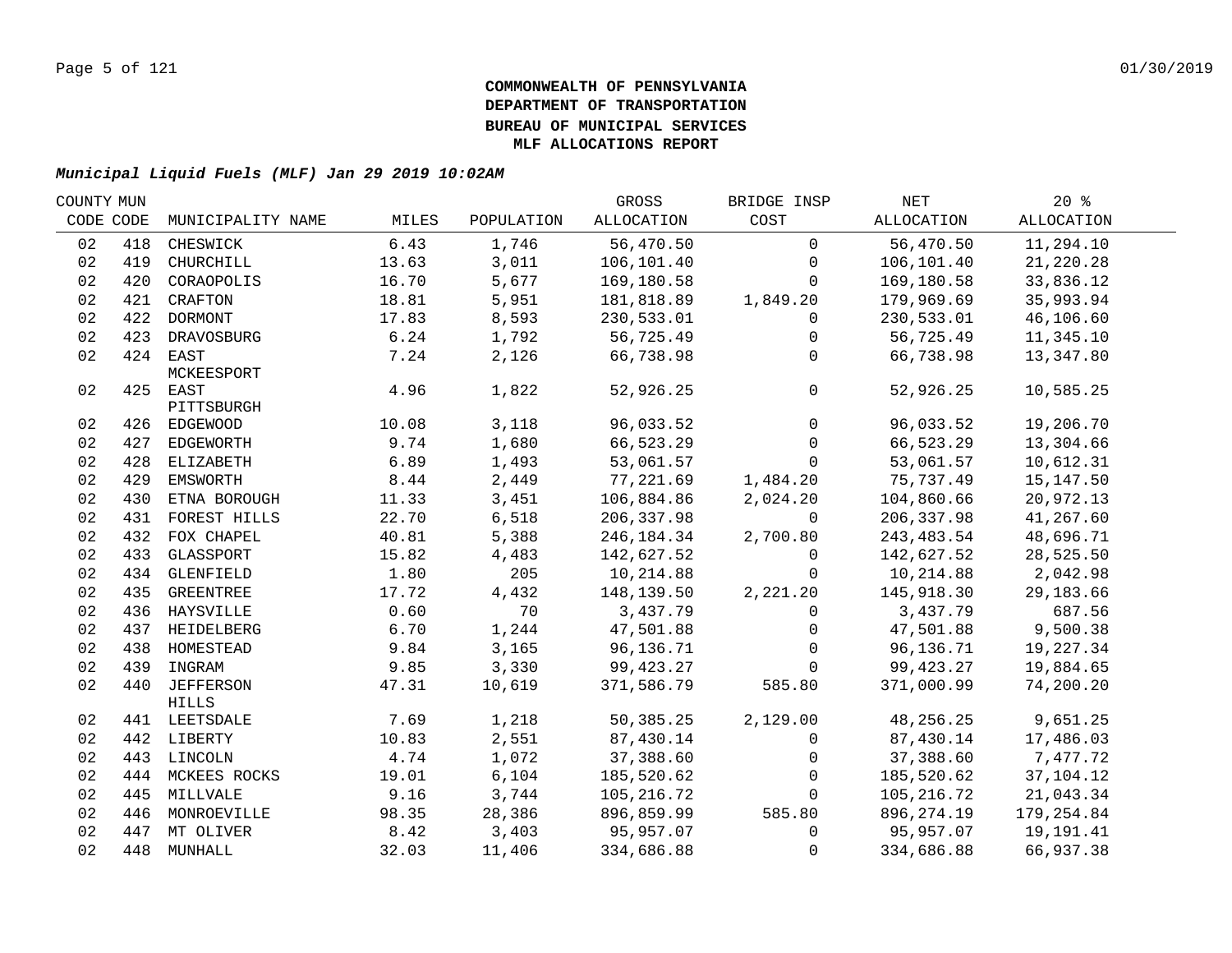**COMMONWEALTH OF PENNSYLVANIA**
**DEPARTMENT OF TRANSPORTATION**
**BUREAU OF MUNICIPAL SERVICES**
**MLF ALLOCATIONS REPORT**

***Municipal Liquid Fuels (MLF) Jan 29 2019 10:02AM***

| COUNTY CODE | MUN CODE | MUNICIPALITY NAME | MILES | POPULATION | GROSS ALLOCATION | BRIDGE INSP COST | NET ALLOCATION | 20 % ALLOCATION |
|---|---|---|---|---|---|---|---|---|
| 02 | 418 | CHESWICK | 6.43 | 1,746 | 56,470.50 | 0 | 56,470.50 | 11,294.10 |
| 02 | 419 | CHURCHILL | 13.63 | 3,011 | 106,101.40 | 0 | 106,101.40 | 21,220.28 |
| 02 | 420 | CORAOPOLIS | 16.70 | 5,677 | 169,180.58 | 0 | 169,180.58 | 33,836.12 |
| 02 | 421 | CRAFTON | 18.81 | 5,951 | 181,818.89 | 1,849.20 | 179,969.69 | 35,993.94 |
| 02 | 422 | DORMONT | 17.83 | 8,593 | 230,533.01 | 0 | 230,533.01 | 46,106.60 |
| 02 | 423 | DRAVOSBURG | 6.24 | 1,792 | 56,725.49 | 0 | 56,725.49 | 11,345.10 |
| 02 | 424 | EAST MCKEESPORT | 7.24 | 2,126 | 66,738.98 | 0 | 66,738.98 | 13,347.80 |
| 02 | 425 | EAST PITTSBURGH | 4.96 | 1,822 | 52,926.25 | 0 | 52,926.25 | 10,585.25 |
| 02 | 426 | EDGEWOOD | 10.08 | 3,118 | 96,033.52 | 0 | 96,033.52 | 19,206.70 |
| 02 | 427 | EDGEWORTH | 9.74 | 1,680 | 66,523.29 | 0 | 66,523.29 | 13,304.66 |
| 02 | 428 | ELIZABETH | 6.89 | 1,493 | 53,061.57 | 0 | 53,061.57 | 10,612.31 |
| 02 | 429 | EMSWORTH | 8.44 | 2,449 | 77,221.69 | 1,484.20 | 75,737.49 | 15,147.50 |
| 02 | 430 | ETNA BOROUGH | 11.33 | 3,451 | 106,884.86 | 2,024.20 | 104,860.66 | 20,972.13 |
| 02 | 431 | FOREST HILLS | 22.70 | 6,518 | 206,337.98 | 0 | 206,337.98 | 41,267.60 |
| 02 | 432 | FOX CHAPEL | 40.81 | 5,388 | 246,184.34 | 2,700.80 | 243,483.54 | 48,696.71 |
| 02 | 433 | GLASSPORT | 15.82 | 4,483 | 142,627.52 | 0 | 142,627.52 | 28,525.50 |
| 02 | 434 | GLENFIELD | 1.80 | 205 | 10,214.88 | 0 | 10,214.88 | 2,042.98 |
| 02 | 435 | GREENTREE | 17.72 | 4,432 | 148,139.50 | 2,221.20 | 145,918.30 | 29,183.66 |
| 02 | 436 | HAYSVILLE | 0.60 | 70 | 3,437.79 | 0 | 3,437.79 | 687.56 |
| 02 | 437 | HEIDELBERG | 6.70 | 1,244 | 47,501.88 | 0 | 47,501.88 | 9,500.38 |
| 02 | 438 | HOMESTEAD | 9.84 | 3,165 | 96,136.71 | 0 | 96,136.71 | 19,227.34 |
| 02 | 439 | INGRAM | 9.85 | 3,330 | 99,423.27 | 0 | 99,423.27 | 19,884.65 |
| 02 | 440 | JEFFERSON HILLS | 47.31 | 10,619 | 371,586.79 | 585.80 | 371,000.99 | 74,200.20 |
| 02 | 441 | LEETSDALE | 7.69 | 1,218 | 50,385.25 | 2,129.00 | 48,256.25 | 9,651.25 |
| 02 | 442 | LIBERTY | 10.83 | 2,551 | 87,430.14 | 0 | 87,430.14 | 17,486.03 |
| 02 | 443 | LINCOLN | 4.74 | 1,072 | 37,388.60 | 0 | 37,388.60 | 7,477.72 |
| 02 | 444 | MCKEES ROCKS | 19.01 | 6,104 | 185,520.62 | 0 | 185,520.62 | 37,104.12 |
| 02 | 445 | MILLVALE | 9.16 | 3,744 | 105,216.72 | 0 | 105,216.72 | 21,043.34 |
| 02 | 446 | MONROEVILLE | 98.35 | 28,386 | 896,859.99 | 585.80 | 896,274.19 | 179,254.84 |
| 02 | 447 | MT OLIVER | 8.42 | 3,403 | 95,957.07 | 0 | 95,957.07 | 19,191.41 |
| 02 | 448 | MUNHALL | 32.03 | 11,406 | 334,686.88 | 0 | 334,686.88 | 66,937.38 |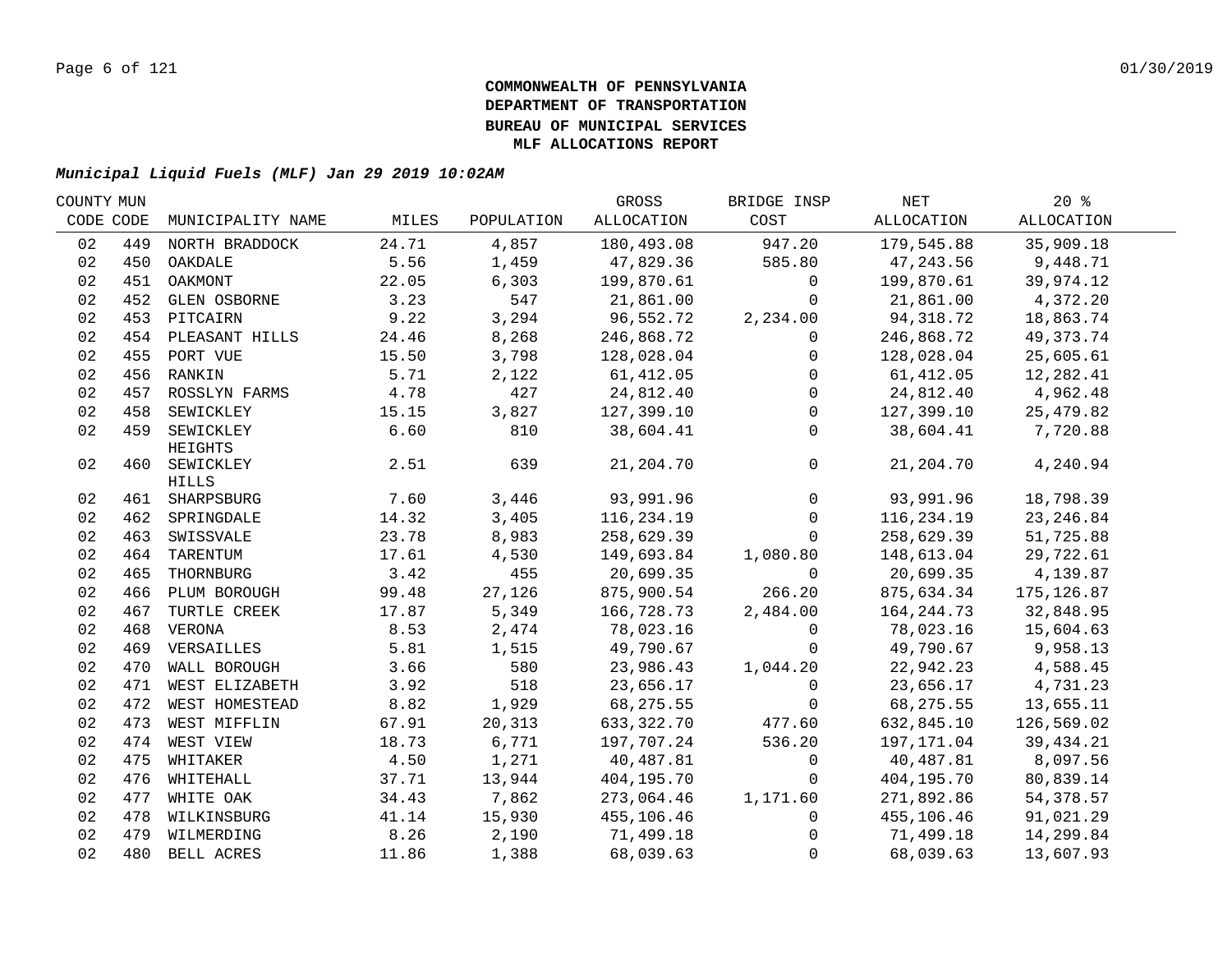**COMMONWEALTH OF PENNSYLVANIA**
**DEPARTMENT OF TRANSPORTATION**
**BUREAU OF MUNICIPAL SERVICES**
**MLF ALLOCATIONS REPORT**

***Municipal Liquid Fuels (MLF) Jan 29 2019 10:02AM***

| COUNTY CODE | MUN CODE | MUNICIPALITY NAME | MILES | POPULATION | GROSS ALLOCATION | BRIDGE INSP COST | NET ALLOCATION | 20 % ALLOCATION |
|---|---|---|---|---|---|---|---|---|
| 02 | 449 | NORTH BRADDOCK | 24.71 | 4,857 | 180,493.08 | 947.20 | 179,545.88 | 35,909.18 |
| 02 | 450 | OAKDALE | 5.56 | 1,459 | 47,829.36 | 585.80 | 47,243.56 | 9,448.71 |
| 02 | 451 | OAKMONT | 22.05 | 6,303 | 199,870.61 | 0 | 199,870.61 | 39,974.12 |
| 02 | 452 | GLEN OSBORNE | 3.23 | 547 | 21,861.00 | 0 | 21,861.00 | 4,372.20 |
| 02 | 453 | PITCAIRN | 9.22 | 3,294 | 96,552.72 | 2,234.00 | 94,318.72 | 18,863.74 |
| 02 | 454 | PLEASANT HILLS | 24.46 | 8,268 | 246,868.72 | 0 | 246,868.72 | 49,373.74 |
| 02 | 455 | PORT VUE | 15.50 | 3,798 | 128,028.04 | 0 | 128,028.04 | 25,605.61 |
| 02 | 456 | RANKIN | 5.71 | 2,122 | 61,412.05 | 0 | 61,412.05 | 12,282.41 |
| 02 | 457 | ROSSLYN FARMS | 4.78 | 427 | 24,812.40 | 0 | 24,812.40 | 4,962.48 |
| 02 | 458 | SEWICKLEY | 15.15 | 3,827 | 127,399.10 | 0 | 127,399.10 | 25,479.82 |
| 02 | 459 | SEWICKLEY HEIGHTS | 6.60 | 810 | 38,604.41 | 0 | 38,604.41 | 7,720.88 |
| 02 | 460 | SEWICKLEY HILLS | 2.51 | 639 | 21,204.70 | 0 | 21,204.70 | 4,240.94 |
| 02 | 461 | SHARPSBURG | 7.60 | 3,446 | 93,991.96 | 0 | 93,991.96 | 18,798.39 |
| 02 | 462 | SPRINGDALE | 14.32 | 3,405 | 116,234.19 | 0 | 116,234.19 | 23,246.84 |
| 02 | 463 | SWISSVALE | 23.78 | 8,983 | 258,629.39 | 0 | 258,629.39 | 51,725.88 |
| 02 | 464 | TARENTUM | 17.61 | 4,530 | 149,693.84 | 1,080.80 | 148,613.04 | 29,722.61 |
| 02 | 465 | THORNBURG | 3.42 | 455 | 20,699.35 | 0 | 20,699.35 | 4,139.87 |
| 02 | 466 | PLUM BOROUGH | 99.48 | 27,126 | 875,900.54 | 266.20 | 875,634.34 | 175,126.87 |
| 02 | 467 | TURTLE CREEK | 17.87 | 5,349 | 166,728.73 | 2,484.00 | 164,244.73 | 32,848.95 |
| 02 | 468 | VERONA | 8.53 | 2,474 | 78,023.16 | 0 | 78,023.16 | 15,604.63 |
| 02 | 469 | VERSAILLES | 5.81 | 1,515 | 49,790.67 | 0 | 49,790.67 | 9,958.13 |
| 02 | 470 | WALL BOROUGH | 3.66 | 580 | 23,986.43 | 1,044.20 | 22,942.23 | 4,588.45 |
| 02 | 471 | WEST ELIZABETH | 3.92 | 518 | 23,656.17 | 0 | 23,656.17 | 4,731.23 |
| 02 | 472 | WEST HOMESTEAD | 8.82 | 1,929 | 68,275.55 | 0 | 68,275.55 | 13,655.11 |
| 02 | 473 | WEST MIFFLIN | 67.91 | 20,313 | 633,322.70 | 477.60 | 632,845.10 | 126,569.02 |
| 02 | 474 | WEST VIEW | 18.73 | 6,771 | 197,707.24 | 536.20 | 197,171.04 | 39,434.21 |
| 02 | 475 | WHITAKER | 4.50 | 1,271 | 40,487.81 | 0 | 40,487.81 | 8,097.56 |
| 02 | 476 | WHITEHALL | 37.71 | 13,944 | 404,195.70 | 0 | 404,195.70 | 80,839.14 |
| 02 | 477 | WHITE OAK | 34.43 | 7,862 | 273,064.46 | 1,171.60 | 271,892.86 | 54,378.57 |
| 02 | 478 | WILKINSBURG | 41.14 | 15,930 | 455,106.46 | 0 | 455,106.46 | 91,021.29 |
| 02 | 479 | WILMERDING | 8.26 | 2,190 | 71,499.18 | 0 | 71,499.18 | 14,299.84 |
| 02 | 480 | BELL ACRES | 11.86 | 1,388 | 68,039.63 | 0 | 68,039.63 | 13,607.93 |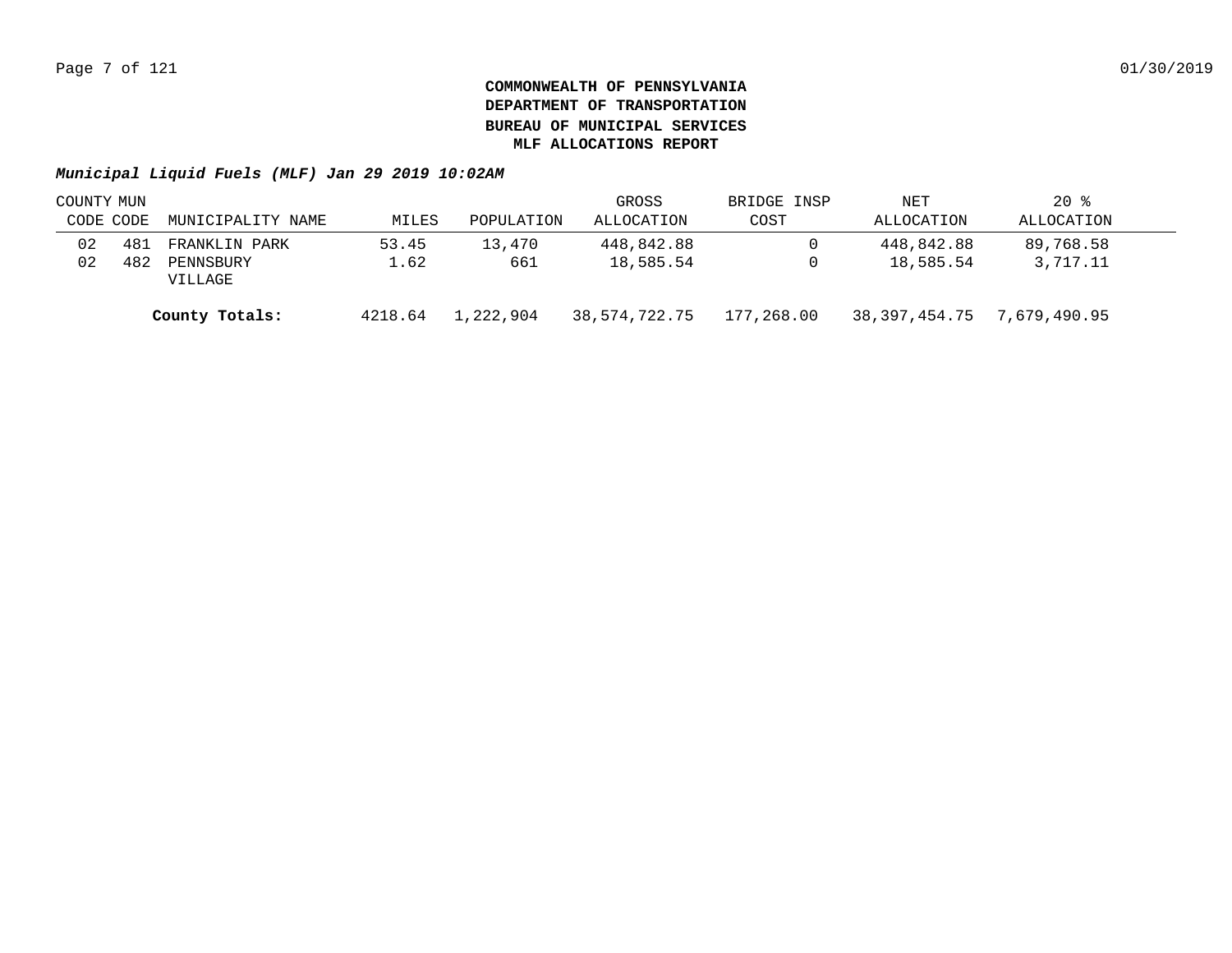**COMMONWEALTH OF PENNSYLVANIA**
**DEPARTMENT OF TRANSPORTATION**
**BUREAU OF MUNICIPAL SERVICES**
**MLF ALLOCATIONS REPORT**

***Municipal Liquid Fuels (MLF) Jan 29 2019 10:02AM***

| COUNTY CODE | MUN CODE | MUNICIPALITY NAME | MILES | POPULATION | GROSS ALLOCATION | BRIDGE INSP COST | NET ALLOCATION | 20 % ALLOCATION |
|---|---|---|---|---|---|---|---|---|
| 02 | 481 | FRANKLIN PARK | 53.45 | 13,470 | 448,842.88 | 0 | 448,842.88 | 89,768.58 |
| 02 | 482 | PENNSBURY VILLAGE | 1.62 | 661 | 18,585.54 | 0 | 18,585.54 | 3,717.11 |
| | | **County Totals:** | 4218.64 | 1,222,904 | 38,574,722.75 | 177,268.00 | 38,397,454.75 | 7,679,490.95 |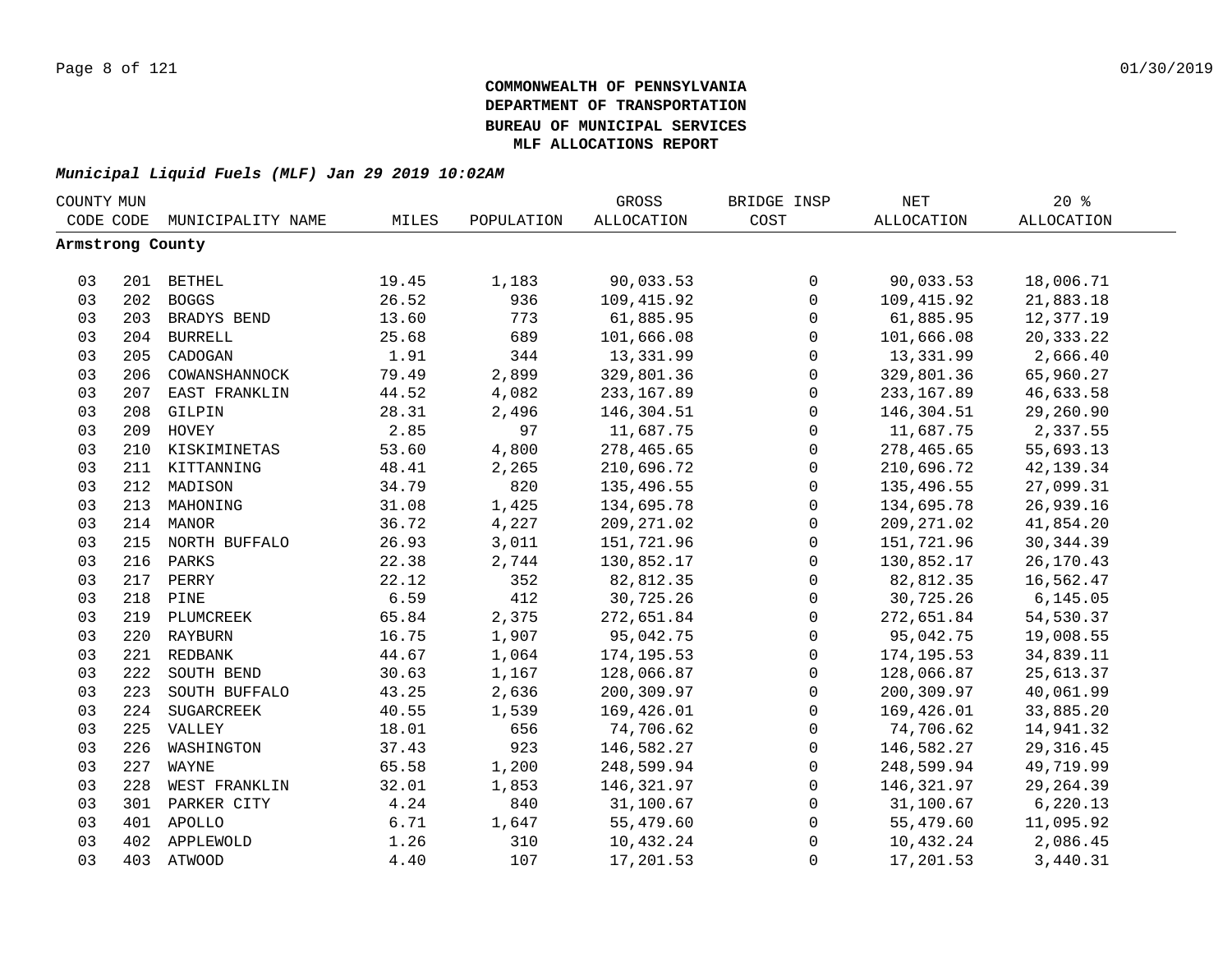# COMMONWEALTH OF PENNSYLVANIA
# DEPARTMENT OF TRANSPORTATION
# BUREAU OF MUNICIPAL SERVICES
# MLF ALLOCATIONS REPORT

***Municipal Liquid Fuels (MLF) Jan 29 2019 10:02AM***

| COUNTY CODE | MUN CODE | MUNICIPALITY NAME | MILES | POPULATION | GROSS ALLOCATION | BRIDGE INSP COST | NET ALLOCATION | 20 % ALLOCATION |
|---|---|---|---|---|---|---|---|---|
| **Armstrong County** | | | | | | | | |
| 03 | 201 | BETHEL | 19.45 | 1,183 | 90,033.53 | 0 | 90,033.53 | 18,006.71 |
| 03 | 202 | BOGGS | 26.52 | 936 | 109,415.92 | 0 | 109,415.92 | 21,883.18 |
| 03 | 203 | BRADYS BEND | 13.60 | 773 | 61,885.95 | 0 | 61,885.95 | 12,377.19 |
| 03 | 204 | BURRELL | 25.68 | 689 | 101,666.08 | 0 | 101,666.08 | 20,333.22 |
| 03 | 205 | CADOGAN | 1.91 | 344 | 13,331.99 | 0 | 13,331.99 | 2,666.40 |
| 03 | 206 | COWANSHANNOCK | 79.49 | 2,899 | 329,801.36 | 0 | 329,801.36 | 65,960.27 |
| 03 | 207 | EAST FRANKLIN | 44.52 | 4,082 | 233,167.89 | 0 | 233,167.89 | 46,633.58 |
| 03 | 208 | GILPIN | 28.31 | 2,496 | 146,304.51 | 0 | 146,304.51 | 29,260.90 |
| 03 | 209 | HOVEY | 2.85 | 97 | 11,687.75 | 0 | 11,687.75 | 2,337.55 |
| 03 | 210 | KISKIMINETAS | 53.60 | 4,800 | 278,465.65 | 0 | 278,465.65 | 55,693.13 |
| 03 | 211 | KITTANNING | 48.41 | 2,265 | 210,696.72 | 0 | 210,696.72 | 42,139.34 |
| 03 | 212 | MADISON | 34.79 | 820 | 135,496.55 | 0 | 135,496.55 | 27,099.31 |
| 03 | 213 | MAHONING | 31.08 | 1,425 | 134,695.78 | 0 | 134,695.78 | 26,939.16 |
| 03 | 214 | MANOR | 36.72 | 4,227 | 209,271.02 | 0 | 209,271.02 | 41,854.20 |
| 03 | 215 | NORTH BUFFALO | 26.93 | 3,011 | 151,721.96 | 0 | 151,721.96 | 30,344.39 |
| 03 | 216 | PARKS | 22.38 | 2,744 | 130,852.17 | 0 | 130,852.17 | 26,170.43 |
| 03 | 217 | PERRY | 22.12 | 352 | 82,812.35 | 0 | 82,812.35 | 16,562.47 |
| 03 | 218 | PINE | 6.59 | 412 | 30,725.26 | 0 | 30,725.26 | 6,145.05 |
| 03 | 219 | PLUMCREEK | 65.84 | 2,375 | 272,651.84 | 0 | 272,651.84 | 54,530.37 |
| 03 | 220 | RAYBURN | 16.75 | 1,907 | 95,042.75 | 0 | 95,042.75 | 19,008.55 |
| 03 | 221 | REDBANK | 44.67 | 1,064 | 174,195.53 | 0 | 174,195.53 | 34,839.11 |
| 03 | 222 | SOUTH BEND | 30.63 | 1,167 | 128,066.87 | 0 | 128,066.87 | 25,613.37 |
| 03 | 223 | SOUTH BUFFALO | 43.25 | 2,636 | 200,309.97 | 0 | 200,309.97 | 40,061.99 |
| 03 | 224 | SUGARCREEK | 40.55 | 1,539 | 169,426.01 | 0 | 169,426.01 | 33,885.20 |
| 03 | 225 | VALLEY | 18.01 | 656 | 74,706.62 | 0 | 74,706.62 | 14,941.32 |
| 03 | 226 | WASHINGTON | 37.43 | 923 | 146,582.27 | 0 | 146,582.27 | 29,316.45 |
| 03 | 227 | WAYNE | 65.58 | 1,200 | 248,599.94 | 0 | 248,599.94 | 49,719.99 |
| 03 | 228 | WEST FRANKLIN | 32.01 | 1,853 | 146,321.97 | 0 | 146,321.97 | 29,264.39 |
| 03 | 301 | PARKER CITY | 4.24 | 840 | 31,100.67 | 0 | 31,100.67 | 6,220.13 |
| 03 | 401 | APOLLO | 6.71 | 1,647 | 55,479.60 | 0 | 55,479.60 | 11,095.92 |
| 03 | 402 | APPLEWOLD | 1.26 | 310 | 10,432.24 | 0 | 10,432.24 | 2,086.45 |
| 03 | 403 | ATWOOD | 4.40 | 107 | 17,201.53 | 0 | 17,201.53 | 3,440.31 |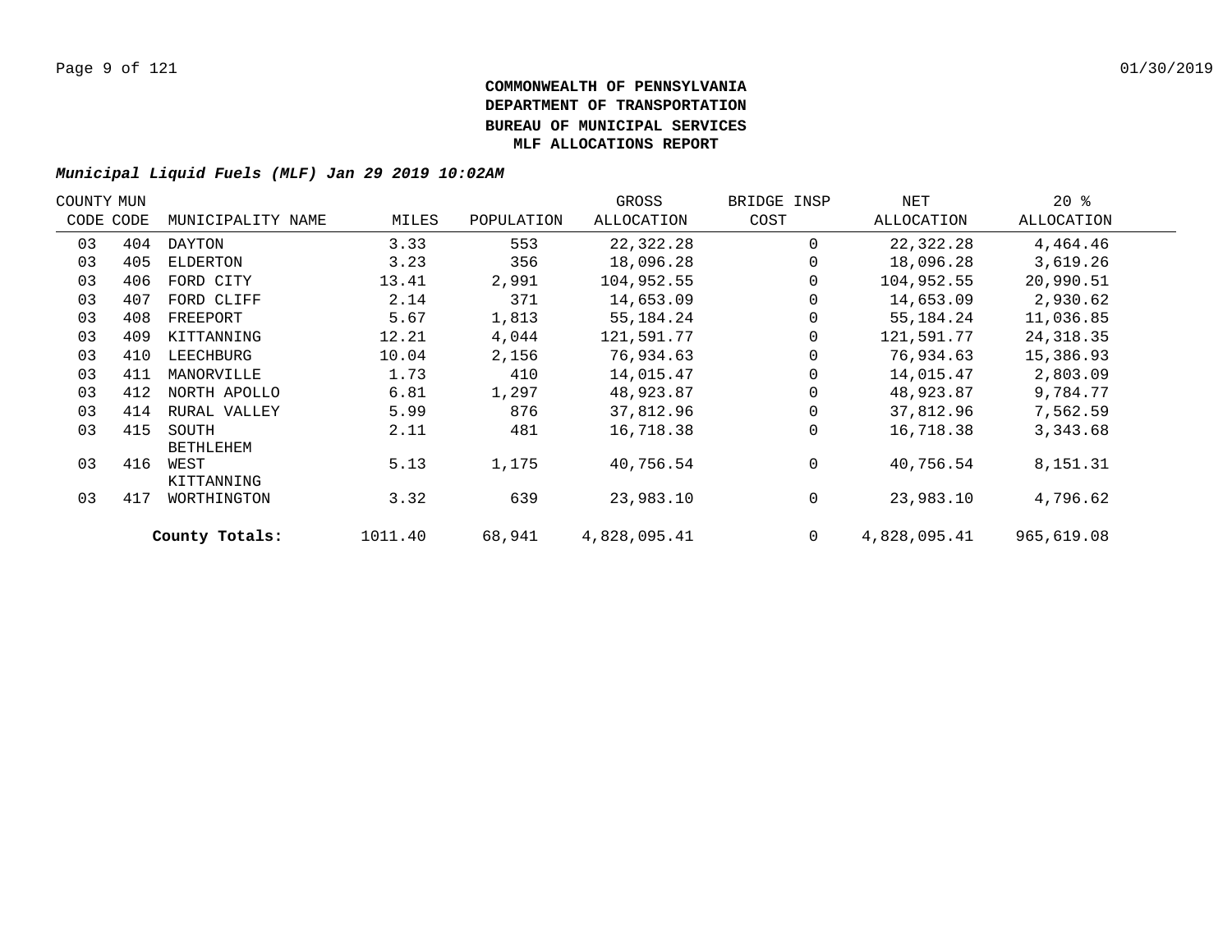**COMMONWEALTH OF PENNSYLVANIA**
**DEPARTMENT OF TRANSPORTATION**
**BUREAU OF MUNICIPAL SERVICES**
**MLF ALLOCATIONS REPORT**

***Municipal Liquid Fuels (MLF) Jan 29 2019 10:02AM***

| COUNTY CODE | MUN CODE | MUNICIPALITY NAME | MILES | POPULATION | GROSS ALLOCATION | BRIDGE INSP COST | NET ALLOCATION | 20 % ALLOCATION |
|---|---|---|---|---|---|---|---|---|
| 03 | 404 | DAYTON | 3.33 | 553 | 22,322.28 | 0 | 22,322.28 | 4,464.46 |
| 03 | 405 | ELDERTON | 3.23 | 356 | 18,096.28 | 0 | 18,096.28 | 3,619.26 |
| 03 | 406 | FORD CITY | 13.41 | 2,991 | 104,952.55 | 0 | 104,952.55 | 20,990.51 |
| 03 | 407 | FORD CLIFF | 2.14 | 371 | 14,653.09 | 0 | 14,653.09 | 2,930.62 |
| 03 | 408 | FREEPORT | 5.67 | 1,813 | 55,184.24 | 0 | 55,184.24 | 11,036.85 |
| 03 | 409 | KITTANNING | 12.21 | 4,044 | 121,591.77 | 0 | 121,591.77 | 24,318.35 |
| 03 | 410 | LEECHBURG | 10.04 | 2,156 | 76,934.63 | 0 | 76,934.63 | 15,386.93 |
| 03 | 411 | MANORVILLE | 1.73 | 410 | 14,015.47 | 0 | 14,015.47 | 2,803.09 |
| 03 | 412 | NORTH APOLLO | 6.81 | 1,297 | 48,923.87 | 0 | 48,923.87 | 9,784.77 |
| 03 | 414 | RURAL VALLEY | 5.99 | 876 | 37,812.96 | 0 | 37,812.96 | 7,562.59 |
| 03 | 415 | SOUTH BETHLEHEM | 2.11 | 481 | 16,718.38 | 0 | 16,718.38 | 3,343.68 |
| 03 | 416 | WEST KITTANNING | 5.13 | 1,175 | 40,756.54 | 0 | 40,756.54 | 8,151.31 |
| 03 | 417 | WORTHINGTON | 3.32 | 639 | 23,983.10 | 0 | 23,983.10 | 4,796.62 |
| | | **County Totals:** | 1011.40 | 68,941 | 4,828,095.41 | 0 | 4,828,095.41 | 965,619.08 |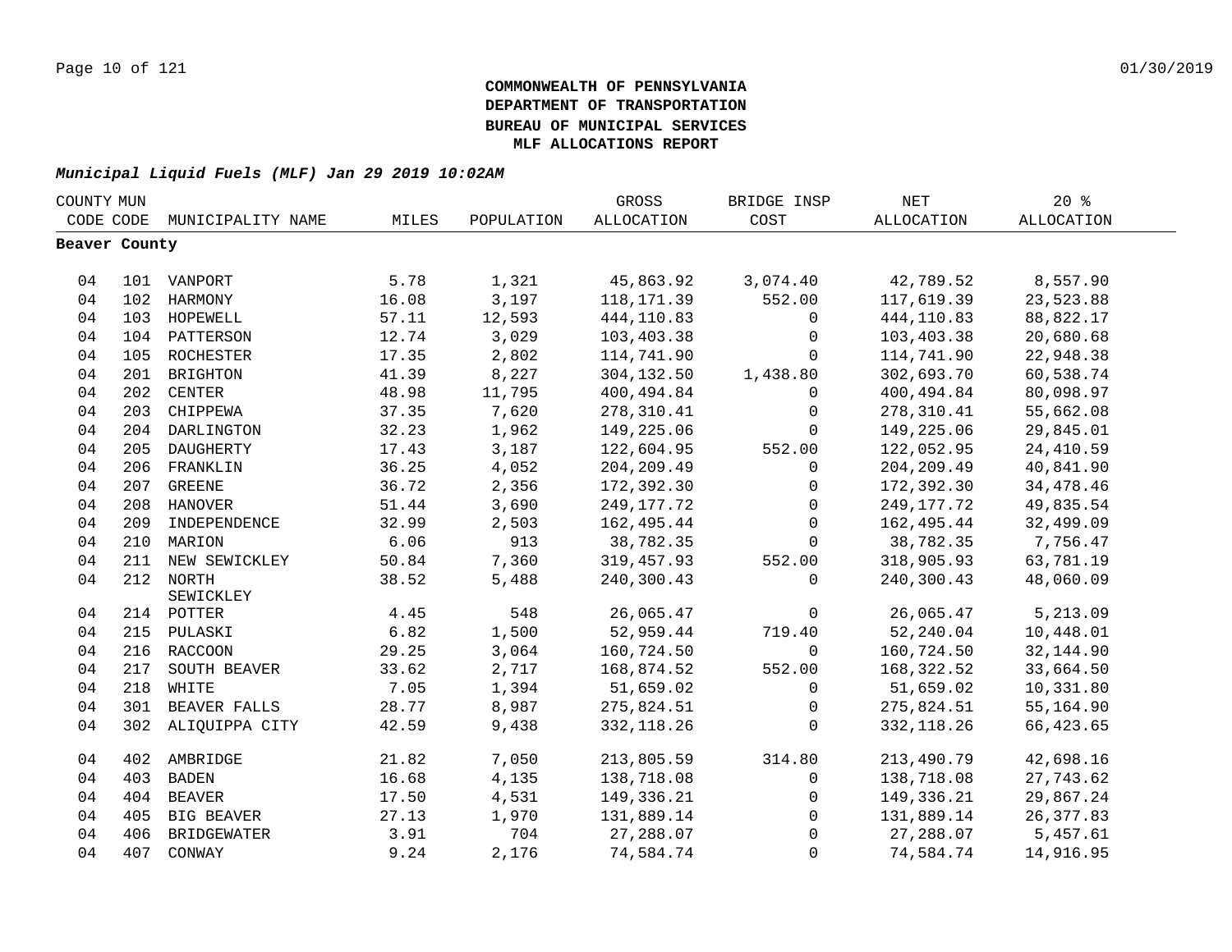**COMMONWEALTH OF PENNSYLVANIA**
**DEPARTMENT OF TRANSPORTATION**
**BUREAU OF MUNICIPAL SERVICES**
**MLF ALLOCATIONS REPORT**

***Municipal Liquid Fuels (MLF) Jan 29 2019 10:02AM***

| COUNTY CODE | MUN CODE | MUNICIPALITY NAME | MILES | POPULATION | GROSS ALLOCATION | BRIDGE INSP COST | NET ALLOCATION | 20 % ALLOCATION |
|---|---|---|---|---|---|---|---|---|
| **Beaver County** | | | | | | | | |
| 04 | 101 | VANPORT | 5.78 | 1,321 | 45,863.92 | 3,074.40 | 42,789.52 | 8,557.90 |
| 04 | 102 | HARMONY | 16.08 | 3,197 | 118,171.39 | 552.00 | 117,619.39 | 23,523.88 |
| 04 | 103 | HOPEWELL | 57.11 | 12,593 | 444,110.83 | 0 | 444,110.83 | 88,822.17 |
| 04 | 104 | PATTERSON | 12.74 | 3,029 | 103,403.38 | 0 | 103,403.38 | 20,680.68 |
| 04 | 105 | ROCHESTER | 17.35 | 2,802 | 114,741.90 | 0 | 114,741.90 | 22,948.38 |
| 04 | 201 | BRIGHTON | 41.39 | 8,227 | 304,132.50 | 1,438.80 | 302,693.70 | 60,538.74 |
| 04 | 202 | CENTER | 48.98 | 11,795 | 400,494.84 | 0 | 400,494.84 | 80,098.97 |
| 04 | 203 | CHIPPEWA | 37.35 | 7,620 | 278,310.41 | 0 | 278,310.41 | 55,662.08 |
| 04 | 204 | DARLINGTON | 32.23 | 1,962 | 149,225.06 | 0 | 149,225.06 | 29,845.01 |
| 04 | 205 | DAUGHERTY | 17.43 | 3,187 | 122,604.95 | 552.00 | 122,052.95 | 24,410.59 |
| 04 | 206 | FRANKLIN | 36.25 | 4,052 | 204,209.49 | 0 | 204,209.49 | 40,841.90 |
| 04 | 207 | GREENE | 36.72 | 2,356 | 172,392.30 | 0 | 172,392.30 | 34,478.46 |
| 04 | 208 | HANOVER | 51.44 | 3,690 | 249,177.72 | 0 | 249,177.72 | 49,835.54 |
| 04 | 209 | INDEPENDENCE | 32.99 | 2,503 | 162,495.44 | 0 | 162,495.44 | 32,499.09 |
| 04 | 210 | MARION | 6.06 | 913 | 38,782.35 | 0 | 38,782.35 | 7,756.47 |
| 04 | 211 | NEW SEWICKLEY | 50.84 | 7,360 | 319,457.93 | 552.00 | 318,905.93 | 63,781.19 |
| 04 | 212 | NORTH SEWICKLEY | 38.52 | 5,488 | 240,300.43 | 0 | 240,300.43 | 48,060.09 |
| 04 | 214 | POTTER | 4.45 | 548 | 26,065.47 | 0 | 26,065.47 | 5,213.09 |
| 04 | 215 | PULASKI | 6.82 | 1,500 | 52,959.44 | 719.40 | 52,240.04 | 10,448.01 |
| 04 | 216 | RACCOON | 29.25 | 3,064 | 160,724.50 | 0 | 160,724.50 | 32,144.90 |
| 04 | 217 | SOUTH BEAVER | 33.62 | 2,717 | 168,874.52 | 552.00 | 168,322.52 | 33,664.50 |
| 04 | 218 | WHITE | 7.05 | 1,394 | 51,659.02 | 0 | 51,659.02 | 10,331.80 |
| 04 | 301 | BEAVER FALLS | 28.77 | 8,987 | 275,824.51 | 0 | 275,824.51 | 55,164.90 |
| 04 | 302 | ALIQUIPPA CITY | 42.59 | 9,438 | 332,118.26 | 0 | 332,118.26 | 66,423.65 |
| 04 | 402 | AMBRIDGE | 21.82 | 7,050 | 213,805.59 | 314.80 | 213,490.79 | 42,698.16 |
| 04 | 403 | BADEN | 16.68 | 4,135 | 138,718.08 | 0 | 138,718.08 | 27,743.62 |
| 04 | 404 | BEAVER | 17.50 | 4,531 | 149,336.21 | 0 | 149,336.21 | 29,867.24 |
| 04 | 405 | BIG BEAVER | 27.13 | 1,970 | 131,889.14 | 0 | 131,889.14 | 26,377.83 |
| 04 | 406 | BRIDGEWATER | 3.91 | 704 | 27,288.07 | 0 | 27,288.07 | 5,457.61 |
| 04 | 407 | CONWAY | 9.24 | 2,176 | 74,584.74 | 0 | 74,584.74 | 14,916.95 |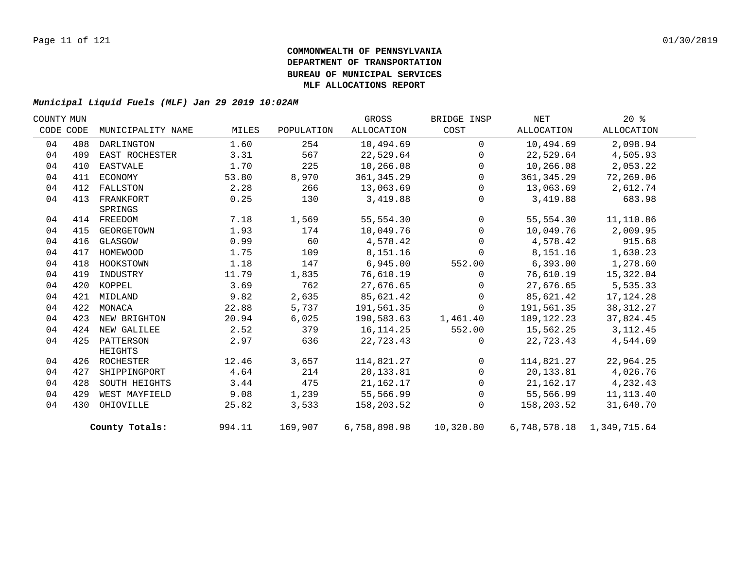**COMMONWEALTH OF PENNSYLVANIA**
**DEPARTMENT OF TRANSPORTATION**
**BUREAU OF MUNICIPAL SERVICES**
**MLF ALLOCATIONS REPORT**

***Municipal Liquid Fuels (MLF) Jan 29 2019 10:02AM***

| COUNTY CODE | MUN CODE | MUNICIPALITY NAME | MILES | POPULATION | GROSS ALLOCATION | BRIDGE INSP COST | NET ALLOCATION | 20 % ALLOCATION |
|---|---|---|---|---|---|---|---|---|
| 04 | 408 | DARLINGTON | 1.60 | 254 | 10,494.69 | 0 | 10,494.69 | 2,098.94 |
| 04 | 409 | EAST ROCHESTER | 3.31 | 567 | 22,529.64 | 0 | 22,529.64 | 4,505.93 |
| 04 | 410 | EASTVALE | 1.70 | 225 | 10,266.08 | 0 | 10,266.08 | 2,053.22 |
| 04 | 411 | ECONOMY | 53.80 | 8,970 | 361,345.29 | 0 | 361,345.29 | 72,269.06 |
| 04 | 412 | FALLSTON | 2.28 | 266 | 13,063.69 | 0 | 13,063.69 | 2,612.74 |
| 04 | 413 | FRANKFORT SPRINGS | 0.25 | 130 | 3,419.88 | 0 | 3,419.88 | 683.98 |
| 04 | 414 | FREEDOM | 7.18 | 1,569 | 55,554.30 | 0 | 55,554.30 | 11,110.86 |
| 04 | 415 | GEORGETOWN | 1.93 | 174 | 10,049.76 | 0 | 10,049.76 | 2,009.95 |
| 04 | 416 | GLASGOW | 0.99 | 60 | 4,578.42 | 0 | 4,578.42 | 915.68 |
| 04 | 417 | HOMEWOOD | 1.75 | 109 | 8,151.16 | 0 | 8,151.16 | 1,630.23 |
| 04 | 418 | HOOKSTOWN | 1.18 | 147 | 6,945.00 | 552.00 | 6,393.00 | 1,278.60 |
| 04 | 419 | INDUSTRY | 11.79 | 1,835 | 76,610.19 | 0 | 76,610.19 | 15,322.04 |
| 04 | 420 | KOPPEL | 3.69 | 762 | 27,676.65 | 0 | 27,676.65 | 5,535.33 |
| 04 | 421 | MIDLAND | 9.82 | 2,635 | 85,621.42 | 0 | 85,621.42 | 17,124.28 |
| 04 | 422 | MONACA | 22.88 | 5,737 | 191,561.35 | 0 | 191,561.35 | 38,312.27 |
| 04 | 423 | NEW BRIGHTON | 20.94 | 6,025 | 190,583.63 | 1,461.40 | 189,122.23 | 37,824.45 |
| 04 | 424 | NEW GALILEE | 2.52 | 379 | 16,114.25 | 552.00 | 15,562.25 | 3,112.45 |
| 04 | 425 | PATTERSON HEIGHTS | 2.97 | 636 | 22,723.43 | 0 | 22,723.43 | 4,544.69 |
| 04 | 426 | ROCHESTER | 12.46 | 3,657 | 114,821.27 | 0 | 114,821.27 | 22,964.25 |
| 04 | 427 | SHIPPINGPORT | 4.64 | 214 | 20,133.81 | 0 | 20,133.81 | 4,026.76 |
| 04 | 428 | SOUTH HEIGHTS | 3.44 | 475 | 21,162.17 | 0 | 21,162.17 | 4,232.43 |
| 04 | 429 | WEST MAYFIELD | 9.08 | 1,239 | 55,566.99 | 0 | 55,566.99 | 11,113.40 |
| 04 | 430 | OHIOVILLE | 25.82 | 3,533 | 158,203.52 | 0 | 158,203.52 | 31,640.70 |
| | | **County Totals:** | 994.11 | 169,907 | 6,758,898.98 | 10,320.80 | 6,748,578.18 | 1,349,715.64 |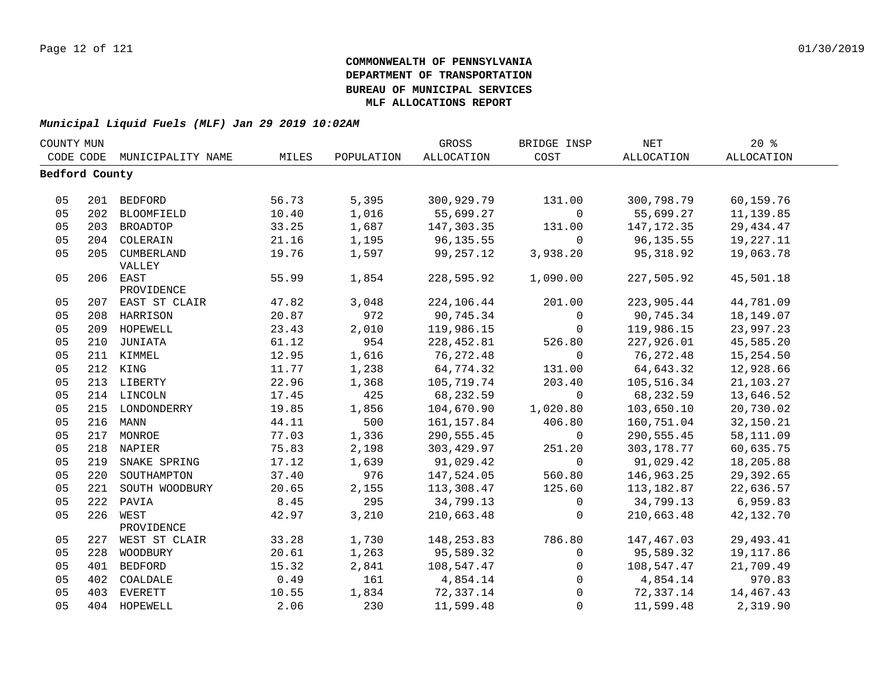**COMMONWEALTH OF PENNSYLVANIA**
**DEPARTMENT OF TRANSPORTATION**
**BUREAU OF MUNICIPAL SERVICES**
**MLF ALLOCATIONS REPORT**

***Municipal Liquid Fuels (MLF) Jan 29 2019 10:02AM***

| COUNTY CODE | MUN CODE | MUNICIPALITY NAME | MILES | POPULATION | GROSS ALLOCATION | BRIDGE INSP COST | NET ALLOCATION | 20 % ALLOCATION |
|---|---|---|---|---|---|---|---|---|
| **Bedford County** | | | | | | | | |
| 05 | 201 | BEDFORD | 56.73 | 5,395 | 300,929.79 | 131.00 | 300,798.79 | 60,159.76 |
| 05 | 202 | BLOOMFIELD | 10.40 | 1,016 | 55,699.27 | 0 | 55,699.27 | 11,139.85 |
| 05 | 203 | BROADTOP | 33.25 | 1,687 | 147,303.35 | 131.00 | 147,172.35 | 29,434.47 |
| 05 | 204 | COLERAIN | 21.16 | 1,195 | 96,135.55 | 0 | 96,135.55 | 19,227.11 |
| 05 | 205 | CUMBERLAND VALLEY | 19.76 | 1,597 | 99,257.12 | 3,938.20 | 95,318.92 | 19,063.78 |
| 05 | 206 | EAST PROVIDENCE | 55.99 | 1,854 | 228,595.92 | 1,090.00 | 227,505.92 | 45,501.18 |
| 05 | 207 | EAST ST CLAIR | 47.82 | 3,048 | 224,106.44 | 201.00 | 223,905.44 | 44,781.09 |
| 05 | 208 | HARRISON | 20.87 | 972 | 90,745.34 | 0 | 90,745.34 | 18,149.07 |
| 05 | 209 | HOPEWELL | 23.43 | 2,010 | 119,986.15 | 0 | 119,986.15 | 23,997.23 |
| 05 | 210 | JUNIATA | 61.12 | 954 | 228,452.81 | 526.80 | 227,926.01 | 45,585.20 |
| 05 | 211 | KIMMEL | 12.95 | 1,616 | 76,272.48 | 0 | 76,272.48 | 15,254.50 |
| 05 | 212 | KING | 11.77 | 1,238 | 64,774.32 | 131.00 | 64,643.32 | 12,928.66 |
| 05 | 213 | LIBERTY | 22.96 | 1,368 | 105,719.74 | 203.40 | 105,516.34 | 21,103.27 |
| 05 | 214 | LINCOLN | 17.45 | 425 | 68,232.59 | 0 | 68,232.59 | 13,646.52 |
| 05 | 215 | LONDONDERRY | 19.85 | 1,856 | 104,670.90 | 1,020.80 | 103,650.10 | 20,730.02 |
| 05 | 216 | MANN | 44.11 | 500 | 161,157.84 | 406.80 | 160,751.04 | 32,150.21 |
| 05 | 217 | MONROE | 77.03 | 1,336 | 290,555.45 | 0 | 290,555.45 | 58,111.09 |
| 05 | 218 | NAPIER | 75.83 | 2,198 | 303,429.97 | 251.20 | 303,178.77 | 60,635.75 |
| 05 | 219 | SNAKE SPRING | 17.12 | 1,639 | 91,029.42 | 0 | 91,029.42 | 18,205.88 |
| 05 | 220 | SOUTHAMPTON | 37.40 | 976 | 147,524.05 | 560.80 | 146,963.25 | 29,392.65 |
| 05 | 221 | SOUTH WOODBURY | 20.65 | 2,155 | 113,308.47 | 125.60 | 113,182.87 | 22,636.57 |
| 05 | 222 | PAVIA | 8.45 | 295 | 34,799.13 | 0 | 34,799.13 | 6,959.83 |
| 05 | 226 | WEST PROVIDENCE | 42.97 | 3,210 | 210,663.48 | 0 | 210,663.48 | 42,132.70 |
| 05 | 227 | WEST ST CLAIR | 33.28 | 1,730 | 148,253.83 | 786.80 | 147,467.03 | 29,493.41 |
| 05 | 228 | WOODBURY | 20.61 | 1,263 | 95,589.32 | 0 | 95,589.32 | 19,117.86 |
| 05 | 401 | BEDFORD | 15.32 | 2,841 | 108,547.47 | 0 | 108,547.47 | 21,709.49 |
| 05 | 402 | COALDALE | 0.49 | 161 | 4,854.14 | 0 | 4,854.14 | 970.83 |
| 05 | 403 | EVERETT | 10.55 | 1,834 | 72,337.14 | 0 | 72,337.14 | 14,467.43 |
| 05 | 404 | HOPEWELL | 2.06 | 230 | 11,599.48 | 0 | 11,599.48 | 2,319.90 |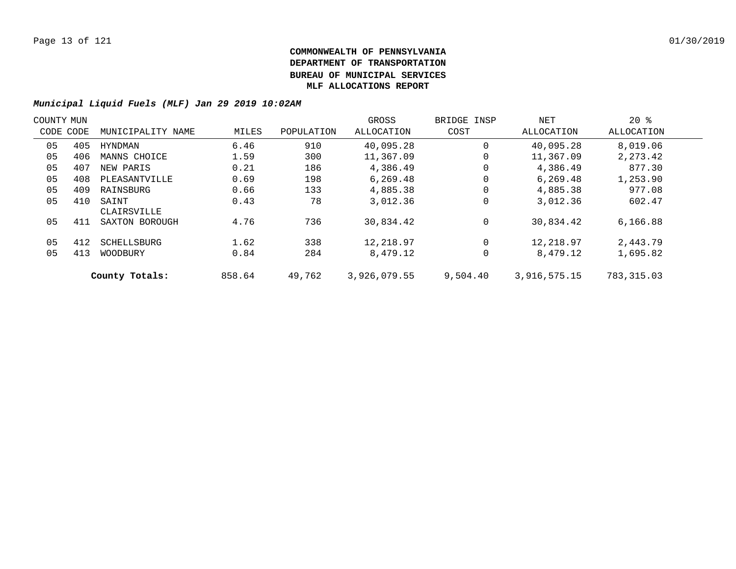**COMMONWEALTH OF PENNSYLVANIA**
**DEPARTMENT OF TRANSPORTATION**
**BUREAU OF MUNICIPAL SERVICES**
**MLF ALLOCATIONS REPORT**

***Municipal Liquid Fuels (MLF) Jan 29 2019 10:02AM***

| COUNTY CODE | MUN CODE | MUNICIPALITY NAME | MILES | POPULATION | GROSS ALLOCATION | BRIDGE INSP COST | NET ALLOCATION | 20 % ALLOCATION |
|---|---|---|---|---|---|---|---|---|
| 05 | 405 | HYNDMAN | 6.46 | 910 | 40,095.28 | 0 | 40,095.28 | 8,019.06 |
| 05 | 406 | MANNS CHOICE | 1.59 | 300 | 11,367.09 | 0 | 11,367.09 | 2,273.42 |
| 05 | 407 | NEW PARIS | 0.21 | 186 | 4,386.49 | 0 | 4,386.49 | 877.30 |
| 05 | 408 | PLEASANTVILLE | 0.69 | 198 | 6,269.48 | 0 | 6,269.48 | 1,253.90 |
| 05 | 409 | RAINSBURG | 0.66 | 133 | 4,885.38 | 0 | 4,885.38 | 977.08 |
| 05 | 410 | SAINT CLAIRSVILLE | 0.43 | 78 | 3,012.36 | 0 | 3,012.36 | 602.47 |
| 05 | 411 | SAXTON BOROUGH | 4.76 | 736 | 30,834.42 | 0 | 30,834.42 | 6,166.88 |
| 05 | 412 | SCHELLSBURG | 1.62 | 338 | 12,218.97 | 0 | 12,218.97 | 2,443.79 |
| 05 | 413 | WOODBURY | 0.84 | 284 | 8,479.12 | 0 | 8,479.12 | 1,695.82 |
| | | **County Totals:** | 858.64 | 49,762 | 3,926,079.55 | 9,504.40 | 3,916,575.15 | 783,315.03 |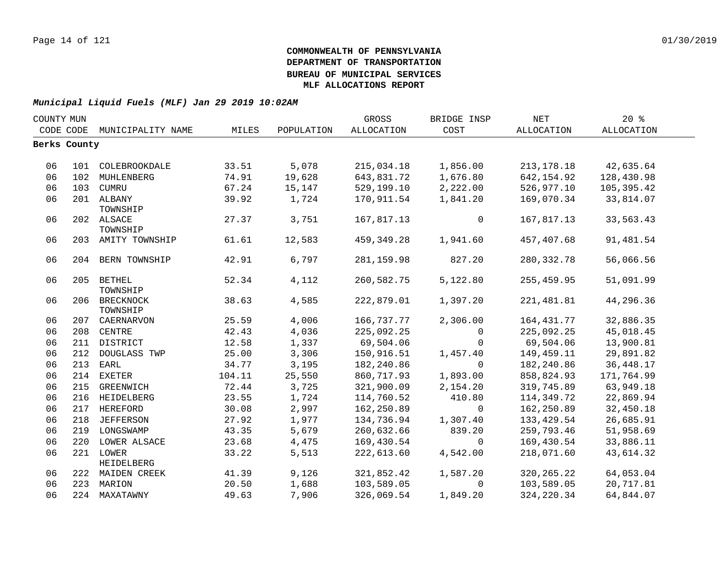**COMMONWEALTH OF PENNSYLVANIA**
**DEPARTMENT OF TRANSPORTATION**
**BUREAU OF MUNICIPAL SERVICES**
**MLF ALLOCATIONS REPORT**

***Municipal Liquid Fuels (MLF) Jan 29 2019 10:02AM***

| COUNTY CODE | MUN CODE | MUNICIPALITY NAME | MILES | POPULATION | GROSS ALLOCATION | BRIDGE INSP COST | NET ALLOCATION | 20 % ALLOCATION |
|---|---|---|---|---|---|---|---|---|
| **Berks County** | | | | | | | | |
| 06 | 101 | COLEBROOKDALE | 33.51 | 5,078 | 215,034.18 | 1,856.00 | 213,178.18 | 42,635.64 |
| 06 | 102 | MUHLENBERG | 74.91 | 19,628 | 643,831.72 | 1,676.80 | 642,154.92 | 128,430.98 |
| 06 | 103 | CUMRU | 67.24 | 15,147 | 529,199.10 | 2,222.00 | 526,977.10 | 105,395.42 |
| 06 | 201 | ALBANY TOWNSHIP | 39.92 | 1,724 | 170,911.54 | 1,841.20 | 169,070.34 | 33,814.07 |
| 06 | 202 | ALSACE TOWNSHIP | 27.37 | 3,751 | 167,817.13 | 0 | 167,817.13 | 33,563.43 |
| 06 | 203 | AMITY TOWNSHIP | 61.61 | 12,583 | 459,349.28 | 1,941.60 | 457,407.68 | 91,481.54 |
| 06 | 204 | BERN TOWNSHIP | 42.91 | 6,797 | 281,159.98 | 827.20 | 280,332.78 | 56,066.56 |
| 06 | 205 | BETHEL TOWNSHIP | 52.34 | 4,112 | 260,582.75 | 5,122.80 | 255,459.95 | 51,091.99 |
| 06 | 206 | BRECKNOCK TOWNSHIP | 38.63 | 4,585 | 222,879.01 | 1,397.20 | 221,481.81 | 44,296.36 |
| 06 | 207 | CAERNARVON | 25.59 | 4,006 | 166,737.77 | 2,306.00 | 164,431.77 | 32,886.35 |
| 06 | 208 | CENTRE | 42.43 | 4,036 | 225,092.25 | 0 | 225,092.25 | 45,018.45 |
| 06 | 211 | DISTRICT | 12.58 | 1,337 | 69,504.06 | 0 | 69,504.06 | 13,900.81 |
| 06 | 212 | DOUGLASS TWP | 25.00 | 3,306 | 150,916.51 | 1,457.40 | 149,459.11 | 29,891.82 |
| 06 | 213 | EARL | 34.77 | 3,195 | 182,240.86 | 0 | 182,240.86 | 36,448.17 |
| 06 | 214 | EXETER | 104.11 | 25,550 | 860,717.93 | 1,893.00 | 858,824.93 | 171,764.99 |
| 06 | 215 | GREENWICH | 72.44 | 3,725 | 321,900.09 | 2,154.20 | 319,745.89 | 63,949.18 |
| 06 | 216 | HEIDELBERG | 23.55 | 1,724 | 114,760.52 | 410.80 | 114,349.72 | 22,869.94 |
| 06 | 217 | HEREFORD | 30.08 | 2,997 | 162,250.89 | 0 | 162,250.89 | 32,450.18 |
| 06 | 218 | JEFFERSON | 27.92 | 1,977 | 134,736.94 | 1,307.40 | 133,429.54 | 26,685.91 |
| 06 | 219 | LONGSWAMP | 43.35 | 5,679 | 260,632.66 | 839.20 | 259,793.46 | 51,958.69 |
| 06 | 220 | LOWER ALSACE | 23.68 | 4,475 | 169,430.54 | 0 | 169,430.54 | 33,886.11 |
| 06 | 221 | LOWER HEIDELBERG | 33.22 | 5,513 | 222,613.60 | 4,542.00 | 218,071.60 | 43,614.32 |
| 06 | 222 | MAIDEN CREEK | 41.39 | 9,126 | 321,852.42 | 1,587.20 | 320,265.22 | 64,053.04 |
| 06 | 223 | MARION | 20.50 | 1,688 | 103,589.05 | 0 | 103,589.05 | 20,717.81 |
| 06 | 224 | MAXATAWNY | 49.63 | 7,906 | 326,069.54 | 1,849.20 | 324,220.34 | 64,844.07 |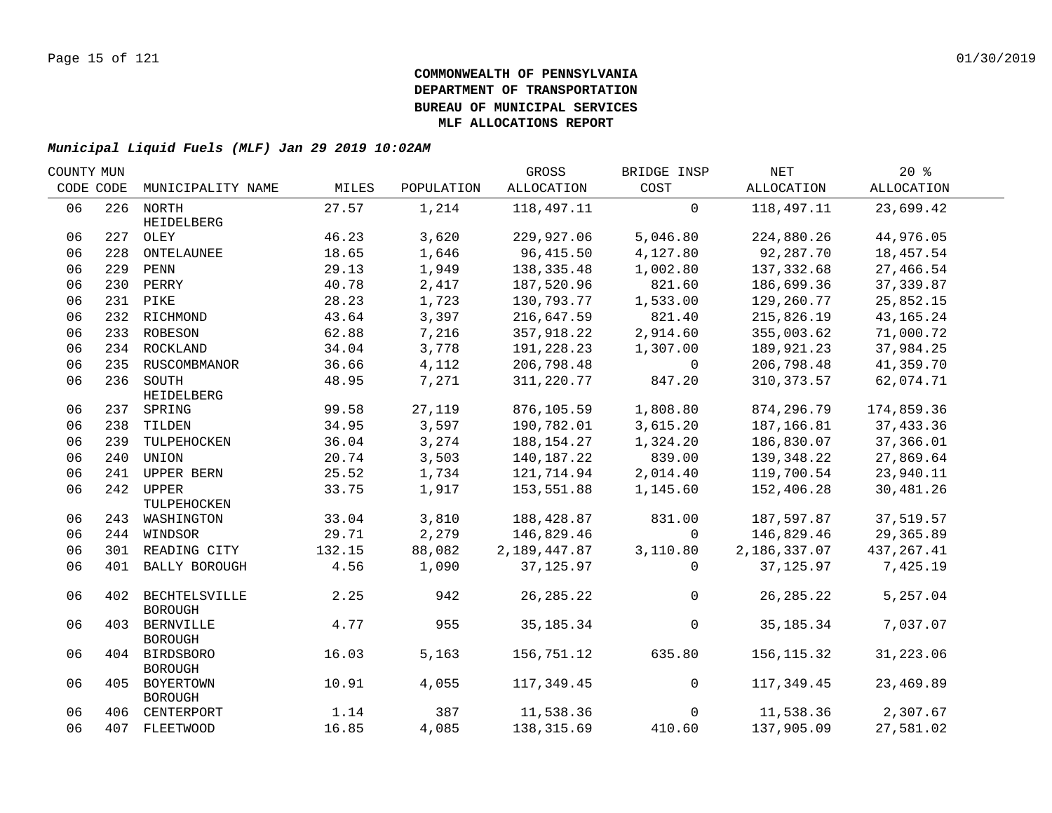**COMMONWEALTH OF PENNSYLVANIA**
**DEPARTMENT OF TRANSPORTATION**
**BUREAU OF MUNICIPAL SERVICES**
**MLF ALLOCATIONS REPORT**

***Municipal Liquid Fuels (MLF) Jan 29 2019 10:02AM***

| COUNTY CODE | MUN CODE | MUNICIPALITY NAME | MILES | POPULATION | GROSS ALLOCATION | BRIDGE INSP COST | NET ALLOCATION | 20 % ALLOCATION |
|---|---|---|---|---|---|---|---|---|
| 06 | 226 | NORTH HEIDELBERG | 27.57 | 1,214 | 118,497.11 | 0 | 118,497.11 | 23,699.42 |
| 06 | 227 | OLEY | 46.23 | 3,620 | 229,927.06 | 5,046.80 | 224,880.26 | 44,976.05 |
| 06 | 228 | ONTELAUNEE | 18.65 | 1,646 | 96,415.50 | 4,127.80 | 92,287.70 | 18,457.54 |
| 06 | 229 | PENN | 29.13 | 1,949 | 138,335.48 | 1,002.80 | 137,332.68 | 27,466.54 |
| 06 | 230 | PERRY | 40.78 | 2,417 | 187,520.96 | 821.60 | 186,699.36 | 37,339.87 |
| 06 | 231 | PIKE | 28.23 | 1,723 | 130,793.77 | 1,533.00 | 129,260.77 | 25,852.15 |
| 06 | 232 | RICHMOND | 43.64 | 3,397 | 216,647.59 | 821.40 | 215,826.19 | 43,165.24 |
| 06 | 233 | ROBESON | 62.88 | 7,216 | 357,918.22 | 2,914.60 | 355,003.62 | 71,000.72 |
| 06 | 234 | ROCKLAND | 34.04 | 3,778 | 191,228.23 | 1,307.00 | 189,921.23 | 37,984.25 |
| 06 | 235 | RUSCOMBMANOR | 36.66 | 4,112 | 206,798.48 | 0 | 206,798.48 | 41,359.70 |
| 06 | 236 | SOUTH HEIDELBERG | 48.95 | 7,271 | 311,220.77 | 847.20 | 310,373.57 | 62,074.71 |
| 06 | 237 | SPRING | 99.58 | 27,119 | 876,105.59 | 1,808.80 | 874,296.79 | 174,859.36 |
| 06 | 238 | TILDEN | 34.95 | 3,597 | 190,782.01 | 3,615.20 | 187,166.81 | 37,433.36 |
| 06 | 239 | TULPEHOCKEN | 36.04 | 3,274 | 188,154.27 | 1,324.20 | 186,830.07 | 37,366.01 |
| 06 | 240 | UNION | 20.74 | 3,503 | 140,187.22 | 839.00 | 139,348.22 | 27,869.64 |
| 06 | 241 | UPPER BERN | 25.52 | 1,734 | 121,714.94 | 2,014.40 | 119,700.54 | 23,940.11 |
| 06 | 242 | UPPER TULPEHOCKEN | 33.75 | 1,917 | 153,551.88 | 1,145.60 | 152,406.28 | 30,481.26 |
| 06 | 243 | WASHINGTON | 33.04 | 3,810 | 188,428.87 | 831.00 | 187,597.87 | 37,519.57 |
| 06 | 244 | WINDSOR | 29.71 | 2,279 | 146,829.46 | 0 | 146,829.46 | 29,365.89 |
| 06 | 301 | READING CITY | 132.15 | 88,082 | 2,189,447.87 | 3,110.80 | 2,186,337.07 | 437,267.41 |
| 06 | 401 | BALLY BOROUGH | 4.56 | 1,090 | 37,125.97 | 0 | 37,125.97 | 7,425.19 |
| 06 | 402 | BECHTELSVILLE BOROUGH | 2.25 | 942 | 26,285.22 | 0 | 26,285.22 | 5,257.04 |
| 06 | 403 | BERNVILLE BOROUGH | 4.77 | 955 | 35,185.34 | 0 | 35,185.34 | 7,037.07 |
| 06 | 404 | BIRDSBORO BOROUGH | 16.03 | 5,163 | 156,751.12 | 635.80 | 156,115.32 | 31,223.06 |
| 06 | 405 | BOYERTOWN BOROUGH | 10.91 | 4,055 | 117,349.45 | 0 | 117,349.45 | 23,469.89 |
| 06 | 406 | CENTERPORT | 1.14 | 387 | 11,538.36 | 0 | 11,538.36 | 2,307.67 |
| 06 | 407 | FLEETWOOD | 16.85 | 4,085 | 138,315.69 | 410.60 | 137,905.09 | 27,581.02 |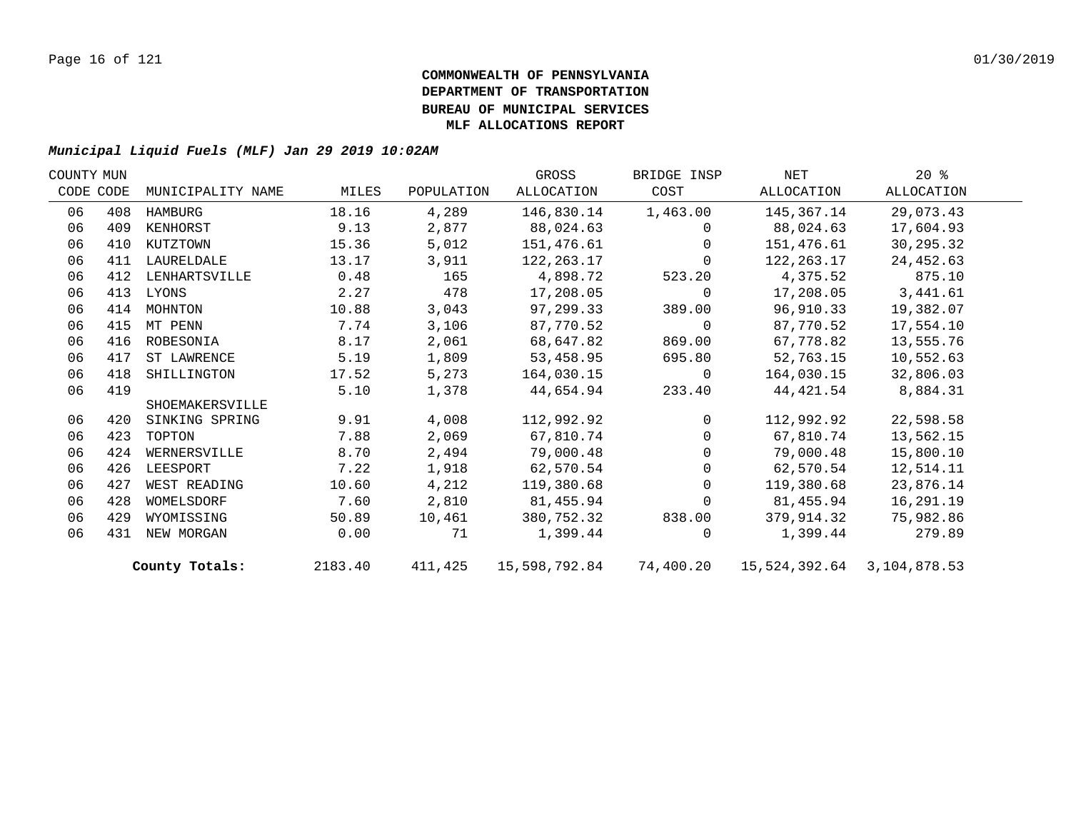**COMMONWEALTH OF PENNSYLVANIA**
**DEPARTMENT OF TRANSPORTATION**
**BUREAU OF MUNICIPAL SERVICES**
**MLF ALLOCATIONS REPORT**

***Municipal Liquid Fuels (MLF) Jan 29 2019 10:02AM***

| COUNTY CODE | MUN CODE | MUNICIPALITY NAME | MILES | POPULATION | GROSS ALLOCATION | BRIDGE INSP COST | NET ALLOCATION | 20 % ALLOCATION |
|---|---|---|---|---|---|---|---|---|
| 06 | 408 | HAMBURG | 18.16 | 4,289 | 146,830.14 | 1,463.00 | 145,367.14 | 29,073.43 |
| 06 | 409 | KENHORST | 9.13 | 2,877 | 88,024.63 | 0 | 88,024.63 | 17,604.93 |
| 06 | 410 | KUTZTOWN | 15.36 | 5,012 | 151,476.61 | 0 | 151,476.61 | 30,295.32 |
| 06 | 411 | LAURELDALE | 13.17 | 3,911 | 122,263.17 | 0 | 122,263.17 | 24,452.63 |
| 06 | 412 | LENHARTSVILLE | 0.48 | 165 | 4,898.72 | 523.20 | 4,375.52 | 875.10 |
| 06 | 413 | LYONS | 2.27 | 478 | 17,208.05 | 0 | 17,208.05 | 3,441.61 |
| 06 | 414 | MOHNTON | 10.88 | 3,043 | 97,299.33 | 389.00 | 96,910.33 | 19,382.07 |
| 06 | 415 | MT PENN | 7.74 | 3,106 | 87,770.52 | 0 | 87,770.52 | 17,554.10 |
| 06 | 416 | ROBESONIA | 8.17 | 2,061 | 68,647.82 | 869.00 | 67,778.82 | 13,555.76 |
| 06 | 417 | ST LAWRENCE | 5.19 | 1,809 | 53,458.95 | 695.80 | 52,763.15 | 10,552.63 |
| 06 | 418 | SHILLINGTON | 17.52 | 5,273 | 164,030.15 | 0 | 164,030.15 | 32,806.03 |
| 06 | 419 | SHOEMAKERSVILLE | 5.10 | 1,378 | 44,654.94 | 233.40 | 44,421.54 | 8,884.31 |
| 06 | 420 | SINKING SPRING | 9.91 | 4,008 | 112,992.92 | 0 | 112,992.92 | 22,598.58 |
| 06 | 423 | TOPTON | 7.88 | 2,069 | 67,810.74 | 0 | 67,810.74 | 13,562.15 |
| 06 | 424 | WERNERSVILLE | 8.70 | 2,494 | 79,000.48 | 0 | 79,000.48 | 15,800.10 |
| 06 | 426 | LEESPORT | 7.22 | 1,918 | 62,570.54 | 0 | 62,570.54 | 12,514.11 |
| 06 | 427 | WEST READING | 10.60 | 4,212 | 119,380.68 | 0 | 119,380.68 | 23,876.14 |
| 06 | 428 | WOMELSDORF | 7.60 | 2,810 | 81,455.94 | 0 | 81,455.94 | 16,291.19 |
| 06 | 429 | WYOMISSING | 50.89 | 10,461 | 380,752.32 | 838.00 | 379,914.32 | 75,982.86 |
| 06 | 431 | NEW MORGAN | 0.00 | 71 | 1,399.44 | 0 | 1,399.44 | 279.89 |
| | | **County Totals:** | 2183.40 | 411,425 | 15,598,792.84 | 74,400.20 | 15,524,392.64 | 3,104,878.53 |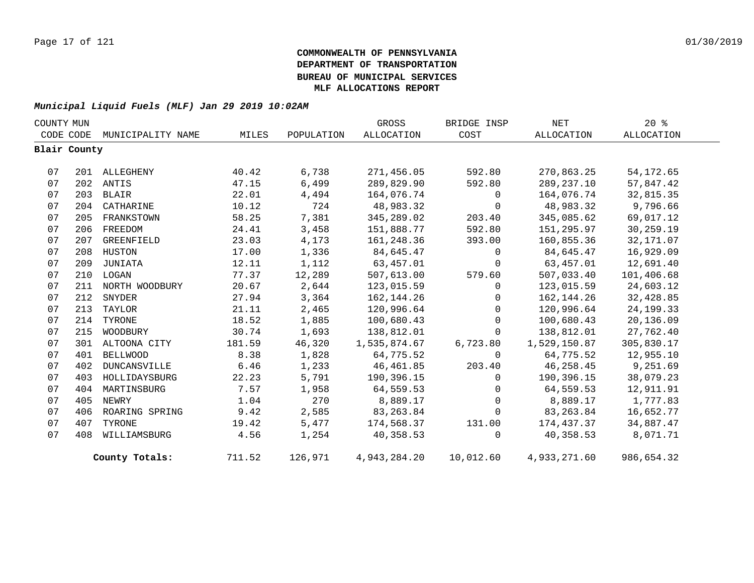**COMMONWEALTH OF PENNSYLVANIA**
**DEPARTMENT OF TRANSPORTATION**
**BUREAU OF MUNICIPAL SERVICES**
**MLF ALLOCATIONS REPORT**

***Municipal Liquid Fuels (MLF) Jan 29 2019 10:02AM***

| COUNTY CODE | MUN CODE | MUNICIPALITY NAME | MILES | POPULATION | GROSS ALLOCATION | BRIDGE INSP COST | NET ALLOCATION | 20 % ALLOCATION |
|---|---|---|---|---|---|---|---|---|
| **Blair County** | | | | | | | | |
| 07 | 201 | ALLEGHENY | 40.42 | 6,738 | 271,456.05 | 592.80 | 270,863.25 | 54,172.65 |
| 07 | 202 | ANTIS | 47.15 | 6,499 | 289,829.90 | 592.80 | 289,237.10 | 57,847.42 |
| 07 | 203 | BLAIR | 22.01 | 4,494 | 164,076.74 | 0 | 164,076.74 | 32,815.35 |
| 07 | 204 | CATHARINE | 10.12 | 724 | 48,983.32 | 0 | 48,983.32 | 9,796.66 |
| 07 | 205 | FRANKSTOWN | 58.25 | 7,381 | 345,289.02 | 203.40 | 345,085.62 | 69,017.12 |
| 07 | 206 | FREEDOM | 24.41 | 3,458 | 151,888.77 | 592.80 | 151,295.97 | 30,259.19 |
| 07 | 207 | GREENFIELD | 23.03 | 4,173 | 161,248.36 | 393.00 | 160,855.36 | 32,171.07 |
| 07 | 208 | HUSTON | 17.00 | 1,336 | 84,645.47 | 0 | 84,645.47 | 16,929.09 |
| 07 | 209 | JUNIATA | 12.11 | 1,112 | 63,457.01 | 0 | 63,457.01 | 12,691.40 |
| 07 | 210 | LOGAN | 77.37 | 12,289 | 507,613.00 | 579.60 | 507,033.40 | 101,406.68 |
| 07 | 211 | NORTH WOODBURY | 20.67 | 2,644 | 123,015.59 | 0 | 123,015.59 | 24,603.12 |
| 07 | 212 | SNYDER | 27.94 | 3,364 | 162,144.26 | 0 | 162,144.26 | 32,428.85 |
| 07 | 213 | TAYLOR | 21.11 | 2,465 | 120,996.64 | 0 | 120,996.64 | 24,199.33 |
| 07 | 214 | TYRONE | 18.52 | 1,885 | 100,680.43 | 0 | 100,680.43 | 20,136.09 |
| 07 | 215 | WOODBURY | 30.74 | 1,693 | 138,812.01 | 0 | 138,812.01 | 27,762.40 |
| 07 | 301 | ALTOONA CITY | 181.59 | 46,320 | 1,535,874.67 | 6,723.80 | 1,529,150.87 | 305,830.17 |
| 07 | 401 | BELLWOOD | 8.38 | 1,828 | 64,775.52 | 0 | 64,775.52 | 12,955.10 |
| 07 | 402 | DUNCANSVILLE | 6.46 | 1,233 | 46,461.85 | 203.40 | 46,258.45 | 9,251.69 |
| 07 | 403 | HOLLIDAYSBURG | 22.23 | 5,791 | 190,396.15 | 0 | 190,396.15 | 38,079.23 |
| 07 | 404 | MARTINSBURG | 7.57 | 1,958 | 64,559.53 | 0 | 64,559.53 | 12,911.91 |
| 07 | 405 | NEWRY | 1.04 | 270 | 8,889.17 | 0 | 8,889.17 | 1,777.83 |
| 07 | 406 | ROARING SPRING | 9.42 | 2,585 | 83,263.84 | 0 | 83,263.84 | 16,652.77 |
| 07 | 407 | TYRONE | 19.42 | 5,477 | 174,568.37 | 131.00 | 174,437.37 | 34,887.47 |
| 07 | 408 | WILLIAMSBURG | 4.56 | 1,254 | 40,358.53 | 0 | 40,358.53 | 8,071.71 |
| | | **County Totals:** | 711.52 | 126,971 | 4,943,284.20 | 10,012.60 | 4,933,271.60 | 986,654.32 |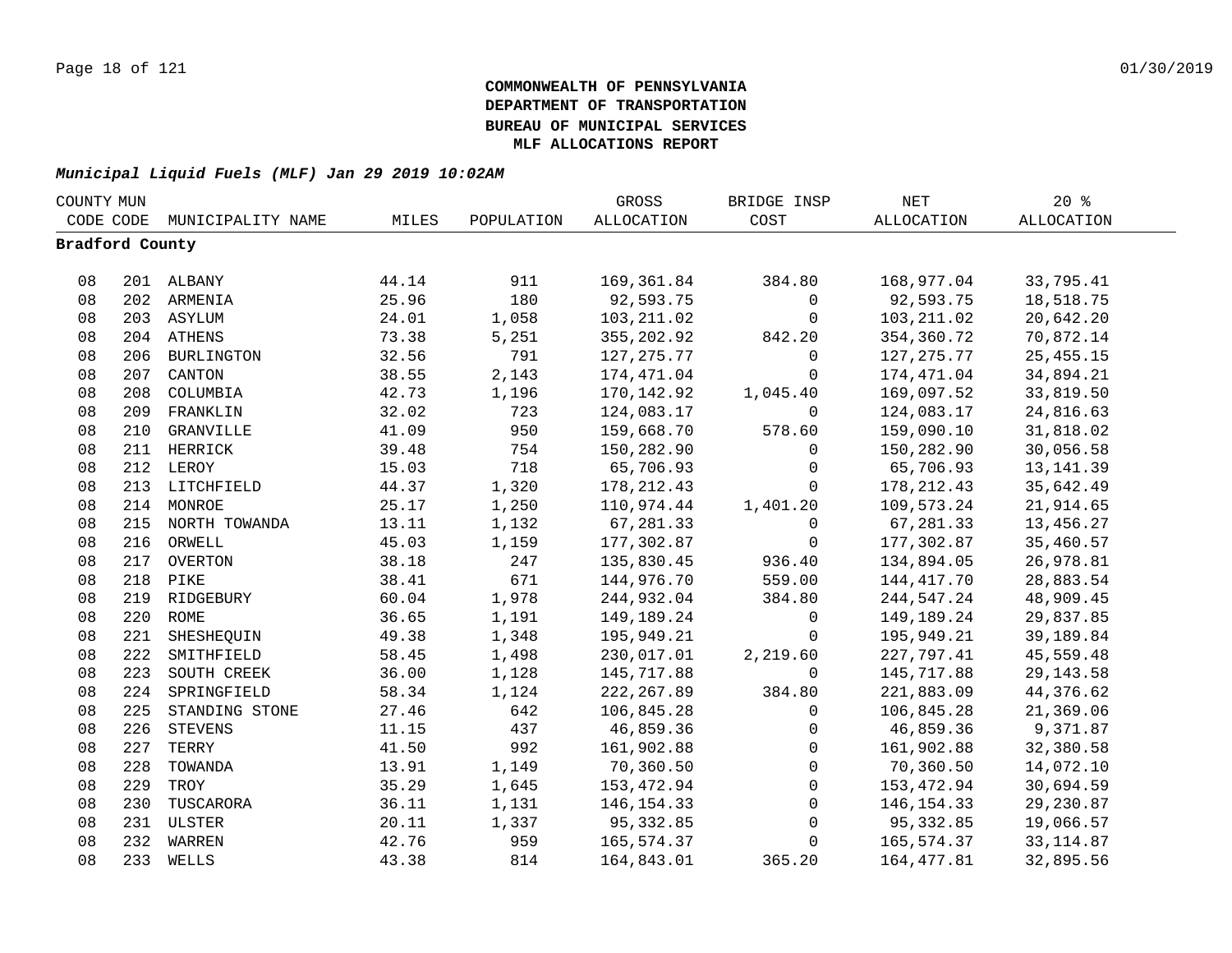**COMMONWEALTH OF PENNSYLVANIA**
**DEPARTMENT OF TRANSPORTATION**
**BUREAU OF MUNICIPAL SERVICES**
**MLF ALLOCATIONS REPORT**

***Municipal Liquid Fuels (MLF) Jan 29 2019 10:02AM***

| COUNTY CODE | MUN CODE | MUNICIPALITY NAME | MILES | POPULATION | GROSS ALLOCATION | BRIDGE INSP COST | NET ALLOCATION | 20 % ALLOCATION |
|---|---|---|---|---|---|---|---|---|
| **Bradford County** | | | | | | | | |
| 08 | 201 | ALBANY | 44.14 | 911 | 169,361.84 | 384.80 | 168,977.04 | 33,795.41 |
| 08 | 202 | ARMENIA | 25.96 | 180 | 92,593.75 | 0 | 92,593.75 | 18,518.75 |
| 08 | 203 | ASYLUM | 24.01 | 1,058 | 103,211.02 | 0 | 103,211.02 | 20,642.20 |
| 08 | 204 | ATHENS | 73.38 | 5,251 | 355,202.92 | 842.20 | 354,360.72 | 70,872.14 |
| 08 | 206 | BURLINGTON | 32.56 | 791 | 127,275.77 | 0 | 127,275.77 | 25,455.15 |
| 08 | 207 | CANTON | 38.55 | 2,143 | 174,471.04 | 0 | 174,471.04 | 34,894.21 |
| 08 | 208 | COLUMBIA | 42.73 | 1,196 | 170,142.92 | 1,045.40 | 169,097.52 | 33,819.50 |
| 08 | 209 | FRANKLIN | 32.02 | 723 | 124,083.17 | 0 | 124,083.17 | 24,816.63 |
| 08 | 210 | GRANVILLE | 41.09 | 950 | 159,668.70 | 578.60 | 159,090.10 | 31,818.02 |
| 08 | 211 | HERRICK | 39.48 | 754 | 150,282.90 | 0 | 150,282.90 | 30,056.58 |
| 08 | 212 | LEROY | 15.03 | 718 | 65,706.93 | 0 | 65,706.93 | 13,141.39 |
| 08 | 213 | LITCHFIELD | 44.37 | 1,320 | 178,212.43 | 0 | 178,212.43 | 35,642.49 |
| 08 | 214 | MONROE | 25.17 | 1,250 | 110,974.44 | 1,401.20 | 109,573.24 | 21,914.65 |
| 08 | 215 | NORTH TOWANDA | 13.11 | 1,132 | 67,281.33 | 0 | 67,281.33 | 13,456.27 |
| 08 | 216 | ORWELL | 45.03 | 1,159 | 177,302.87 | 0 | 177,302.87 | 35,460.57 |
| 08 | 217 | OVERTON | 38.18 | 247 | 135,830.45 | 936.40 | 134,894.05 | 26,978.81 |
| 08 | 218 | PIKE | 38.41 | 671 | 144,976.70 | 559.00 | 144,417.70 | 28,883.54 |
| 08 | 219 | RIDGEBURY | 60.04 | 1,978 | 244,932.04 | 384.80 | 244,547.24 | 48,909.45 |
| 08 | 220 | ROME | 36.65 | 1,191 | 149,189.24 | 0 | 149,189.24 | 29,837.85 |
| 08 | 221 | SHESHEQUIN | 49.38 | 1,348 | 195,949.21 | 0 | 195,949.21 | 39,189.84 |
| 08 | 222 | SMITHFIELD | 58.45 | 1,498 | 230,017.01 | 2,219.60 | 227,797.41 | 45,559.48 |
| 08 | 223 | SOUTH CREEK | 36.00 | 1,128 | 145,717.88 | 0 | 145,717.88 | 29,143.58 |
| 08 | 224 | SPRINGFIELD | 58.34 | 1,124 | 222,267.89 | 384.80 | 221,883.09 | 44,376.62 |
| 08 | 225 | STANDING STONE | 27.46 | 642 | 106,845.28 | 0 | 106,845.28 | 21,369.06 |
| 08 | 226 | STEVENS | 11.15 | 437 | 46,859.36 | 0 | 46,859.36 | 9,371.87 |
| 08 | 227 | TERRY | 41.50 | 992 | 161,902.88 | 0 | 161,902.88 | 32,380.58 |
| 08 | 228 | TOWANDA | 13.91 | 1,149 | 70,360.50 | 0 | 70,360.50 | 14,072.10 |
| 08 | 229 | TROY | 35.29 | 1,645 | 153,472.94 | 0 | 153,472.94 | 30,694.59 |
| 08 | 230 | TUSCARORA | 36.11 | 1,131 | 146,154.33 | 0 | 146,154.33 | 29,230.87 |
| 08 | 231 | ULSTER | 20.11 | 1,337 | 95,332.85 | 0 | 95,332.85 | 19,066.57 |
| 08 | 232 | WARREN | 42.76 | 959 | 165,574.37 | 0 | 165,574.37 | 33,114.87 |
| 08 | 233 | WELLS | 43.38 | 814 | 164,843.01 | 365.20 | 164,477.81 | 32,895.56 |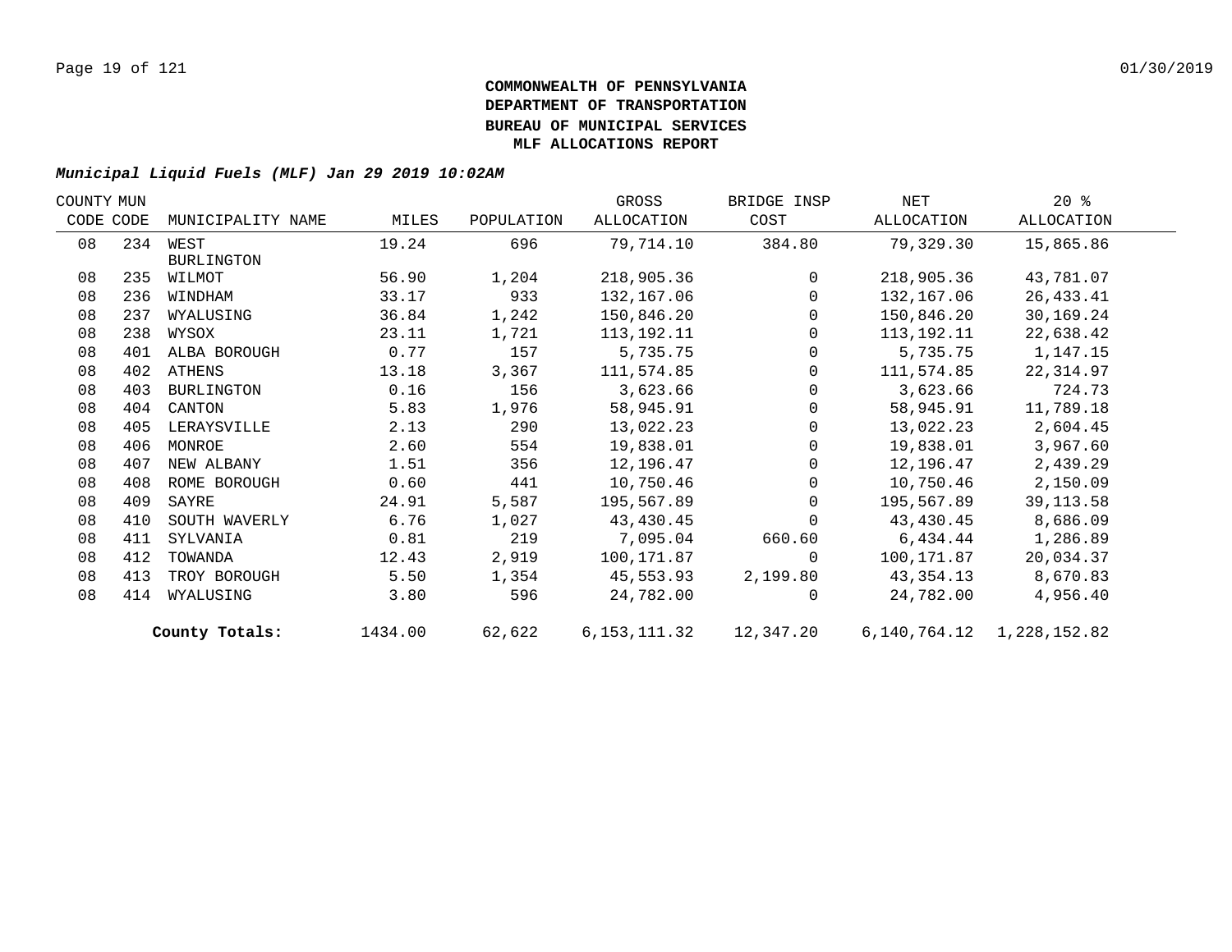# COMMONWEALTH OF PENNSYLVANIA
# DEPARTMENT OF TRANSPORTATION
# BUREAU OF MUNICIPAL SERVICES
# MLF ALLOCATIONS REPORT

***Municipal Liquid Fuels (MLF) Jan 29 2019 10:02AM***

| COUNTY CODE | MUN CODE | MUNICIPALITY NAME | MILES | POPULATION | GROSS ALLOCATION | BRIDGE INSP COST | NET ALLOCATION | 20 % ALLOCATION |
|---|---|---|---|---|---|---|---|---|
| 08 | 234 | WEST BURLINGTON | 19.24 | 696 | 79,714.10 | 384.80 | 79,329.30 | 15,865.86 |
| 08 | 235 | WILMOT | 56.90 | 1,204 | 218,905.36 | 0 | 218,905.36 | 43,781.07 |
| 08 | 236 | WINDHAM | 33.17 | 933 | 132,167.06 | 0 | 132,167.06 | 26,433.41 |
| 08 | 237 | WYALUSING | 36.84 | 1,242 | 150,846.20 | 0 | 150,846.20 | 30,169.24 |
| 08 | 238 | WYSOX | 23.11 | 1,721 | 113,192.11 | 0 | 113,192.11 | 22,638.42 |
| 08 | 401 | ALBA BOROUGH | 0.77 | 157 | 5,735.75 | 0 | 5,735.75 | 1,147.15 |
| 08 | 402 | ATHENS | 13.18 | 3,367 | 111,574.85 | 0 | 111,574.85 | 22,314.97 |
| 08 | 403 | BURLINGTON | 0.16 | 156 | 3,623.66 | 0 | 3,623.66 | 724.73 |
| 08 | 404 | CANTON | 5.83 | 1,976 | 58,945.91 | 0 | 58,945.91 | 11,789.18 |
| 08 | 405 | LERAYSVILLE | 2.13 | 290 | 13,022.23 | 0 | 13,022.23 | 2,604.45 |
| 08 | 406 | MONROE | 2.60 | 554 | 19,838.01 | 0 | 19,838.01 | 3,967.60 |
| 08 | 407 | NEW ALBANY | 1.51 | 356 | 12,196.47 | 0 | 12,196.47 | 2,439.29 |
| 08 | 408 | ROME BOROUGH | 0.60 | 441 | 10,750.46 | 0 | 10,750.46 | 2,150.09 |
| 08 | 409 | SAYRE | 24.91 | 5,587 | 195,567.89 | 0 | 195,567.89 | 39,113.58 |
| 08 | 410 | SOUTH WAVERLY | 6.76 | 1,027 | 43,430.45 | 0 | 43,430.45 | 8,686.09 |
| 08 | 411 | SYLVANIA | 0.81 | 219 | 7,095.04 | 660.60 | 6,434.44 | 1,286.89 |
| 08 | 412 | TOWANDA | 12.43 | 2,919 | 100,171.87 | 0 | 100,171.87 | 20,034.37 |
| 08 | 413 | TROY BOROUGH | 5.50 | 1,354 | 45,553.93 | 2,199.80 | 43,354.13 | 8,670.83 |
| 08 | 414 | WYALUSING | 3.80 | 596 | 24,782.00 | 0 | 24,782.00 | 4,956.40 |
| | | **County Totals:** | 1434.00 | 62,622 | 6,153,111.32 | 12,347.20 | 6,140,764.12 | 1,228,152.82 |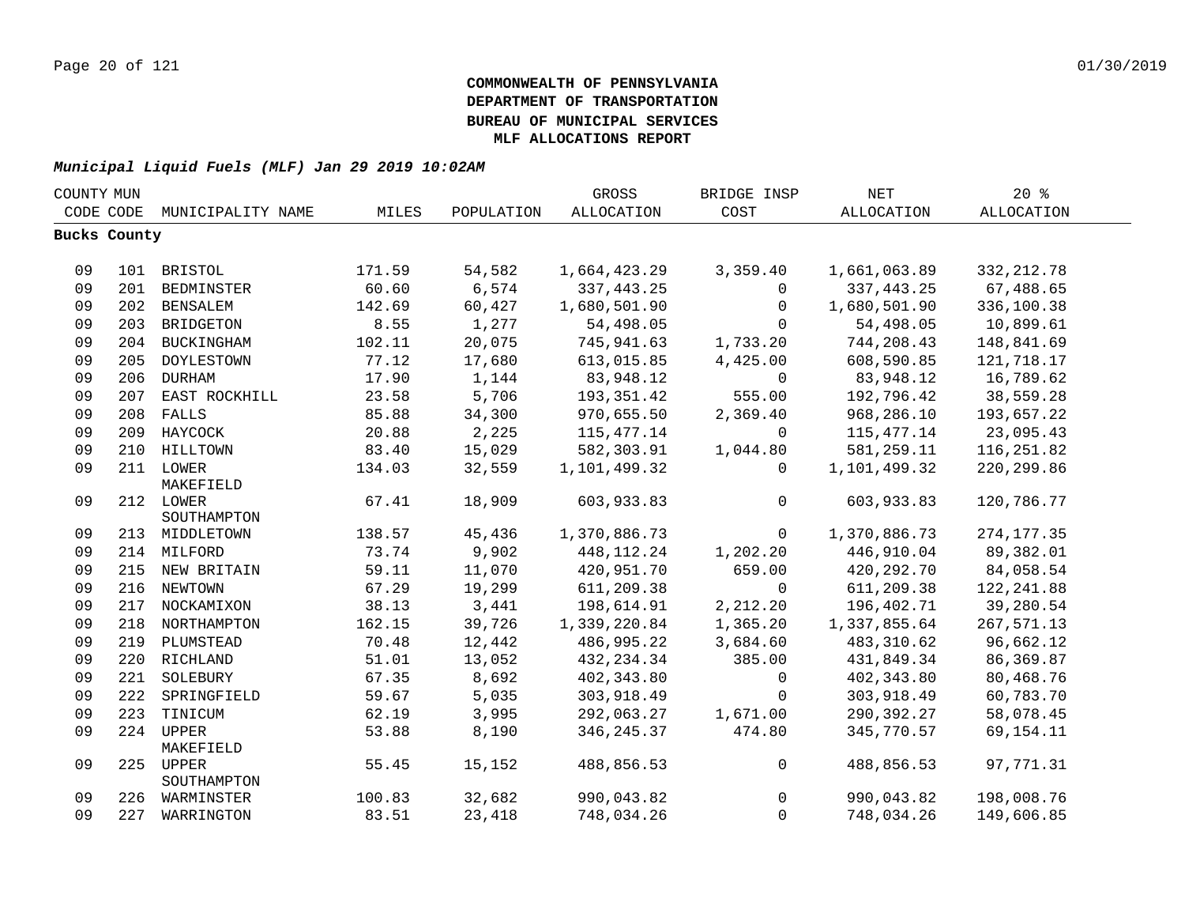**COMMONWEALTH OF PENNSYLVANIA**
**DEPARTMENT OF TRANSPORTATION**
**BUREAU OF MUNICIPAL SERVICES**
**MLF ALLOCATIONS REPORT**

***Municipal Liquid Fuels (MLF) Jan 29 2019 10:02AM***

| COUNTY CODE | MUN CODE | MUNICIPALITY NAME | MILES | POPULATION | GROSS ALLOCATION | BRIDGE INSP COST | NET ALLOCATION | 20 % ALLOCATION |
|---|---|---|---|---|---|---|---|---|
| **Bucks County** | | | | | | | | |
| 09 | 101 | BRISTOL | 171.59 | 54,582 | 1,664,423.29 | 3,359.40 | 1,661,063.89 | 332,212.78 |
| 09 | 201 | BEDMINSTER | 60.60 | 6,574 | 337,443.25 | 0 | 337,443.25 | 67,488.65 |
| 09 | 202 | BENSALEM | 142.69 | 60,427 | 1,680,501.90 | 0 | 1,680,501.90 | 336,100.38 |
| 09 | 203 | BRIDGETON | 8.55 | 1,277 | 54,498.05 | 0 | 54,498.05 | 10,899.61 |
| 09 | 204 | BUCKINGHAM | 102.11 | 20,075 | 745,941.63 | 1,733.20 | 744,208.43 | 148,841.69 |
| 09 | 205 | DOYLESTOWN | 77.12 | 17,680 | 613,015.85 | 4,425.00 | 608,590.85 | 121,718.17 |
| 09 | 206 | DURHAM | 17.90 | 1,144 | 83,948.12 | 0 | 83,948.12 | 16,789.62 |
| 09 | 207 | EAST ROCKHILL | 23.58 | 5,706 | 193,351.42 | 555.00 | 192,796.42 | 38,559.28 |
| 09 | 208 | FALLS | 85.88 | 34,300 | 970,655.50 | 2,369.40 | 968,286.10 | 193,657.22 |
| 09 | 209 | HAYCOCK | 20.88 | 2,225 | 115,477.14 | 0 | 115,477.14 | 23,095.43 |
| 09 | 210 | HILLTOWN | 83.40 | 15,029 | 582,303.91 | 1,044.80 | 581,259.11 | 116,251.82 |
| 09 | 211 | LOWER MAKEFIELD | 134.03 | 32,559 | 1,101,499.32 | 0 | 1,101,499.32 | 220,299.86 |
| 09 | 212 | LOWER SOUTHAMPTON | 67.41 | 18,909 | 603,933.83 | 0 | 603,933.83 | 120,786.77 |
| 09 | 213 | MIDDLETOWN | 138.57 | 45,436 | 1,370,886.73 | 0 | 1,370,886.73 | 274,177.35 |
| 09 | 214 | MILFORD | 73.74 | 9,902 | 448,112.24 | 1,202.20 | 446,910.04 | 89,382.01 |
| 09 | 215 | NEW BRITAIN | 59.11 | 11,070 | 420,951.70 | 659.00 | 420,292.70 | 84,058.54 |
| 09 | 216 | NEWTOWN | 67.29 | 19,299 | 611,209.38 | 0 | 611,209.38 | 122,241.88 |
| 09 | 217 | NOCKAMIXON | 38.13 | 3,441 | 198,614.91 | 2,212.20 | 196,402.71 | 39,280.54 |
| 09 | 218 | NORTHAMPTON | 162.15 | 39,726 | 1,339,220.84 | 1,365.20 | 1,337,855.64 | 267,571.13 |
| 09 | 219 | PLUMSTEAD | 70.48 | 12,442 | 486,995.22 | 3,684.60 | 483,310.62 | 96,662.12 |
| 09 | 220 | RICHLAND | 51.01 | 13,052 | 432,234.34 | 385.00 | 431,849.34 | 86,369.87 |
| 09 | 221 | SOLEBURY | 67.35 | 8,692 | 402,343.80 | 0 | 402,343.80 | 80,468.76 |
| 09 | 222 | SPRINGFIELD | 59.67 | 5,035 | 303,918.49 | 0 | 303,918.49 | 60,783.70 |
| 09 | 223 | TINICUM | 62.19 | 3,995 | 292,063.27 | 1,671.00 | 290,392.27 | 58,078.45 |
| 09 | 224 | UPPER MAKEFIELD | 53.88 | 8,190 | 346,245.37 | 474.80 | 345,770.57 | 69,154.11 |
| 09 | 225 | UPPER SOUTHAMPTON | 55.45 | 15,152 | 488,856.53 | 0 | 488,856.53 | 97,771.31 |
| 09 | 226 | WARMINSTER | 100.83 | 32,682 | 990,043.82 | 0 | 990,043.82 | 198,008.76 |
| 09 | 227 | WARRINGTON | 83.51 | 23,418 | 748,034.26 | 0 | 748,034.26 | 149,606.85 |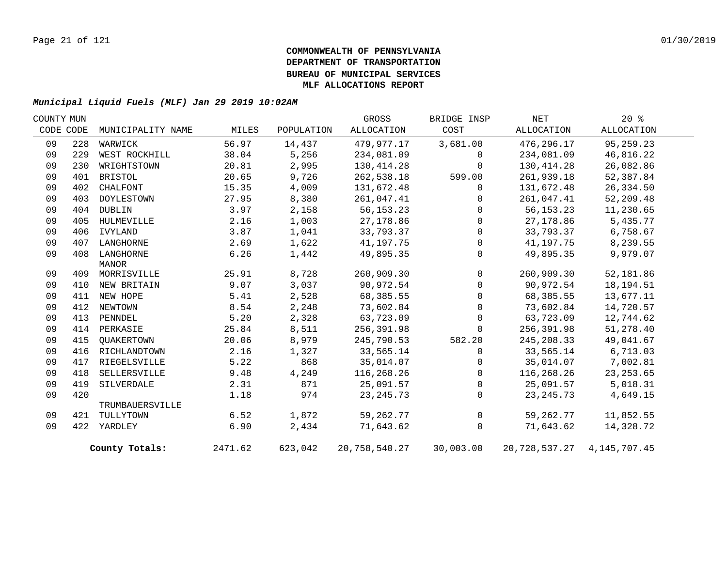**COMMONWEALTH OF PENNSYLVANIA**
**DEPARTMENT OF TRANSPORTATION**
**BUREAU OF MUNICIPAL SERVICES**
**MLF ALLOCATIONS REPORT**

***Municipal Liquid Fuels (MLF) Jan 29 2019 10:02AM***

| COUNTY CODE | MUN CODE | MUNICIPALITY NAME | MILES | POPULATION | GROSS ALLOCATION | BRIDGE INSP COST | NET ALLOCATION | 20 % ALLOCATION |
|---|---|---|---|---|---|---|---|---|
| 09 | 228 | WARWICK | 56.97 | 14,437 | 479,977.17 | 3,681.00 | 476,296.17 | 95,259.23 |
| 09 | 229 | WEST ROCKHILL | 38.04 | 5,256 | 234,081.09 | 0 | 234,081.09 | 46,816.22 |
| 09 | 230 | WRIGHTSTOWN | 20.81 | 2,995 | 130,414.28 | 0 | 130,414.28 | 26,082.86 |
| 09 | 401 | BRISTOL | 20.65 | 9,726 | 262,538.18 | 599.00 | 261,939.18 | 52,387.84 |
| 09 | 402 | CHALFONT | 15.35 | 4,009 | 131,672.48 | 0 | 131,672.48 | 26,334.50 |
| 09 | 403 | DOYLESTOWN | 27.95 | 8,380 | 261,047.41 | 0 | 261,047.41 | 52,209.48 |
| 09 | 404 | DUBLIN | 3.97 | 2,158 | 56,153.23 | 0 | 56,153.23 | 11,230.65 |
| 09 | 405 | HULMEVILLE | 2.16 | 1,003 | 27,178.86 | 0 | 27,178.86 | 5,435.77 |
| 09 | 406 | IVYLAND | 3.87 | 1,041 | 33,793.37 | 0 | 33,793.37 | 6,758.67 |
| 09 | 407 | LANGHORNE | 2.69 | 1,622 | 41,197.75 | 0 | 41,197.75 | 8,239.55 |
| 09 | 408 | LANGHORNE MANOR | 6.26 | 1,442 | 49,895.35 | 0 | 49,895.35 | 9,979.07 |
| 09 | 409 | MORRISVILLE | 25.91 | 8,728 | 260,909.30 | 0 | 260,909.30 | 52,181.86 |
| 09 | 410 | NEW BRITAIN | 9.07 | 3,037 | 90,972.54 | 0 | 90,972.54 | 18,194.51 |
| 09 | 411 | NEW HOPE | 5.41 | 2,528 | 68,385.55 | 0 | 68,385.55 | 13,677.11 |
| 09 | 412 | NEWTOWN | 8.54 | 2,248 | 73,602.84 | 0 | 73,602.84 | 14,720.57 |
| 09 | 413 | PENNDEL | 5.20 | 2,328 | 63,723.09 | 0 | 63,723.09 | 12,744.62 |
| 09 | 414 | PERKASIE | 25.84 | 8,511 | 256,391.98 | 0 | 256,391.98 | 51,278.40 |
| 09 | 415 | QUAKERTOWN | 20.06 | 8,979 | 245,790.53 | 582.20 | 245,208.33 | 49,041.67 |
| 09 | 416 | RICHLANDTOWN | 2.16 | 1,327 | 33,565.14 | 0 | 33,565.14 | 6,713.03 |
| 09 | 417 | RIEGELSVILLE | 5.22 | 868 | 35,014.07 | 0 | 35,014.07 | 7,002.81 |
| 09 | 418 | SELLERSVILLE | 9.48 | 4,249 | 116,268.26 | 0 | 116,268.26 | 23,253.65 |
| 09 | 419 | SILVERDALE | 2.31 | 871 | 25,091.57 | 0 | 25,091.57 | 5,018.31 |
| 09 | 420 | TRUMBAUERSVILLE | 1.18 | 974 | 23,245.73 | 0 | 23,245.73 | 4,649.15 |
| 09 | 421 | TULLYTOWN | 6.52 | 1,872 | 59,262.77 | 0 | 59,262.77 | 11,852.55 |
| 09 | 422 | YARDLEY | 6.90 | 2,434 | 71,643.62 | 0 | 71,643.62 | 14,328.72 |
| | | **County Totals:** | 2471.62 | 623,042 | 20,758,540.27 | 30,003.00 | 20,728,537.27 | 4,145,707.45 |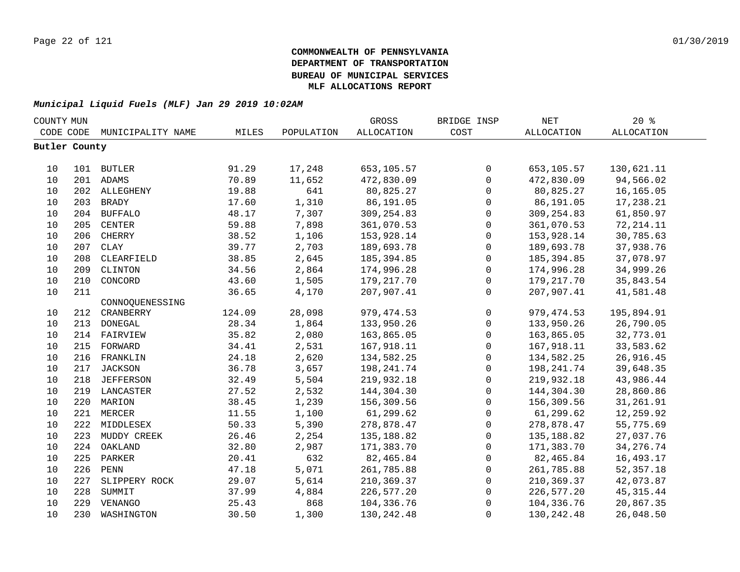**COMMONWEALTH OF PENNSYLVANIA**
**DEPARTMENT OF TRANSPORTATION**
**BUREAU OF MUNICIPAL SERVICES**
**MLF ALLOCATIONS REPORT**

***Municipal Liquid Fuels (MLF) Jan 29 2019 10:02AM***

| COUNTY CODE | MUN CODE | MUNICIPALITY NAME | MILES | POPULATION | GROSS ALLOCATION | BRIDGE INSP COST | NET ALLOCATION | 20 % ALLOCATION |
|---|---|---|---|---|---|---|---|---|
| **Butler County** | | | | | | | | |
| 10 | 101 | BUTLER | 91.29 | 17,248 | 653,105.57 | 0 | 653,105.57 | 130,621.11 |
| 10 | 201 | ADAMS | 70.89 | 11,652 | 472,830.09 | 0 | 472,830.09 | 94,566.02 |
| 10 | 202 | ALLEGHENY | 19.88 | 641 | 80,825.27 | 0 | 80,825.27 | 16,165.05 |
| 10 | 203 | BRADY | 17.60 | 1,310 | 86,191.05 | 0 | 86,191.05 | 17,238.21 |
| 10 | 204 | BUFFALO | 48.17 | 7,307 | 309,254.83 | 0 | 309,254.83 | 61,850.97 |
| 10 | 205 | CENTER | 59.88 | 7,898 | 361,070.53 | 0 | 361,070.53 | 72,214.11 |
| 10 | 206 | CHERRY | 38.52 | 1,106 | 153,928.14 | 0 | 153,928.14 | 30,785.63 |
| 10 | 207 | CLAY | 39.77 | 2,703 | 189,693.78 | 0 | 189,693.78 | 37,938.76 |
| 10 | 208 | CLEARFIELD | 38.85 | 2,645 | 185,394.85 | 0 | 185,394.85 | 37,078.97 |
| 10 | 209 | CLINTON | 34.56 | 2,864 | 174,996.28 | 0 | 174,996.28 | 34,999.26 |
| 10 | 210 | CONCORD | 43.60 | 1,505 | 179,217.70 | 0 | 179,217.70 | 35,843.54 |
| 10 | 211 | CONNOQUENESSING | 36.65 | 4,170 | 207,907.41 | 0 | 207,907.41 | 41,581.48 |
| 10 | 212 | CRANBERRY | 124.09 | 28,098 | 979,474.53 | 0 | 979,474.53 | 195,894.91 |
| 10 | 213 | DONEGAL | 28.34 | 1,864 | 133,950.26 | 0 | 133,950.26 | 26,790.05 |
| 10 | 214 | FAIRVIEW | 35.82 | 2,080 | 163,865.05 | 0 | 163,865.05 | 32,773.01 |
| 10 | 215 | FORWARD | 34.41 | 2,531 | 167,918.11 | 0 | 167,918.11 | 33,583.62 |
| 10 | 216 | FRANKLIN | 24.18 | 2,620 | 134,582.25 | 0 | 134,582.25 | 26,916.45 |
| 10 | 217 | JACKSON | 36.78 | 3,657 | 198,241.74 | 0 | 198,241.74 | 39,648.35 |
| 10 | 218 | JEFFERSON | 32.49 | 5,504 | 219,932.18 | 0 | 219,932.18 | 43,986.44 |
| 10 | 219 | LANCASTER | 27.52 | 2,532 | 144,304.30 | 0 | 144,304.30 | 28,860.86 |
| 10 | 220 | MARION | 38.45 | 1,239 | 156,309.56 | 0 | 156,309.56 | 31,261.91 |
| 10 | 221 | MERCER | 11.55 | 1,100 | 61,299.62 | 0 | 61,299.62 | 12,259.92 |
| 10 | 222 | MIDDLESEX | 50.33 | 5,390 | 278,878.47 | 0 | 278,878.47 | 55,775.69 |
| 10 | 223 | MUDDY CREEK | 26.46 | 2,254 | 135,188.82 | 0 | 135,188.82 | 27,037.76 |
| 10 | 224 | OAKLAND | 32.80 | 2,987 | 171,383.70 | 0 | 171,383.70 | 34,276.74 |
| 10 | 225 | PARKER | 20.41 | 632 | 82,465.84 | 0 | 82,465.84 | 16,493.17 |
| 10 | 226 | PENN | 47.18 | 5,071 | 261,785.88 | 0 | 261,785.88 | 52,357.18 |
| 10 | 227 | SLIPPERY ROCK | 29.07 | 5,614 | 210,369.37 | 0 | 210,369.37 | 42,073.87 |
| 10 | 228 | SUMMIT | 37.99 | 4,884 | 226,577.20 | 0 | 226,577.20 | 45,315.44 |
| 10 | 229 | VENANGO | 25.43 | 868 | 104,336.76 | 0 | 104,336.76 | 20,867.35 |
| 10 | 230 | WASHINGTON | 30.50 | 1,300 | 130,242.48 | 0 | 130,242.48 | 26,048.50 |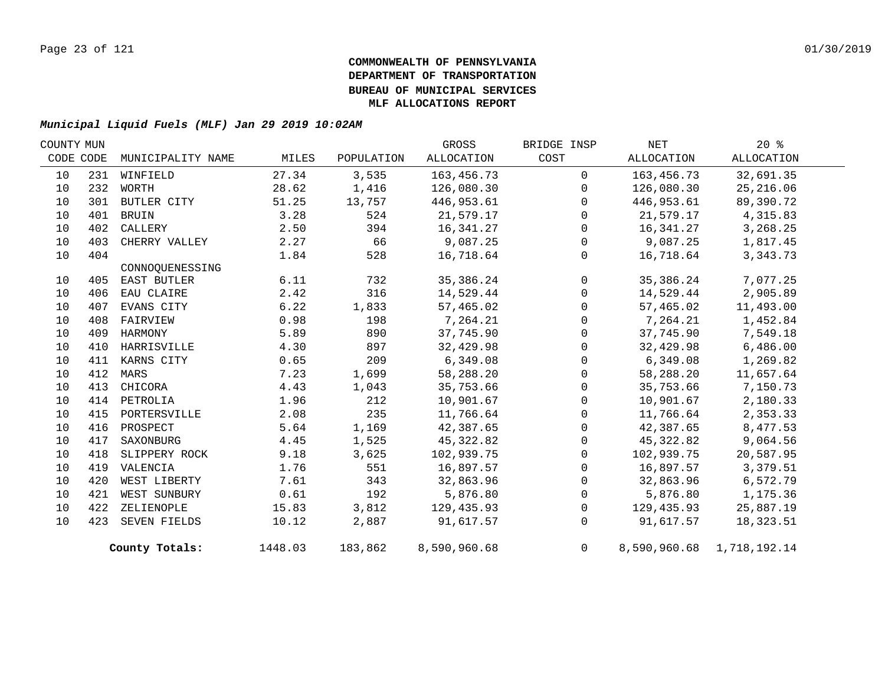# COMMONWEALTH OF PENNSYLVANIA
# DEPARTMENT OF TRANSPORTATION
# BUREAU OF MUNICIPAL SERVICES
# MLF ALLOCATIONS REPORT

***Municipal Liquid Fuels (MLF) Jan 29 2019 10:02AM***

| COUNTY CODE | MUN CODE | MUNICIPALITY NAME | MILES | POPULATION | GROSS ALLOCATION | BRIDGE INSP COST | NET ALLOCATION | 20 % ALLOCATION |
|---|---|---|---|---|---|---|---|---|
| 10 | 231 | WINFIELD | 27.34 | 3,535 | 163,456.73 | 0 | 163,456.73 | 32,691.35 |
| 10 | 232 | WORTH | 28.62 | 1,416 | 126,080.30 | 0 | 126,080.30 | 25,216.06 |
| 10 | 301 | BUTLER CITY | 51.25 | 13,757 | 446,953.61 | 0 | 446,953.61 | 89,390.72 |
| 10 | 401 | BRUIN | 3.28 | 524 | 21,579.17 | 0 | 21,579.17 | 4,315.83 |
| 10 | 402 | CALLERY | 2.50 | 394 | 16,341.27 | 0 | 16,341.27 | 3,268.25 |
| 10 | 403 | CHERRY VALLEY | 2.27 | 66 | 9,087.25 | 0 | 9,087.25 | 1,817.45 |
| 10 | 404 | CONNOQUENESSING | 1.84 | 528 | 16,718.64 | 0 | 16,718.64 | 3,343.73 |
| 10 | 405 | EAST BUTLER | 6.11 | 732 | 35,386.24 | 0 | 35,386.24 | 7,077.25 |
| 10 | 406 | EAU CLAIRE | 2.42 | 316 | 14,529.44 | 0 | 14,529.44 | 2,905.89 |
| 10 | 407 | EVANS CITY | 6.22 | 1,833 | 57,465.02 | 0 | 57,465.02 | 11,493.00 |
| 10 | 408 | FAIRVIEW | 0.98 | 198 | 7,264.21 | 0 | 7,264.21 | 1,452.84 |
| 10 | 409 | HARMONY | 5.89 | 890 | 37,745.90 | 0 | 37,745.90 | 7,549.18 |
| 10 | 410 | HARRISVILLE | 4.30 | 897 | 32,429.98 | 0 | 32,429.98 | 6,486.00 |
| 10 | 411 | KARNS CITY | 0.65 | 209 | 6,349.08 | 0 | 6,349.08 | 1,269.82 |
| 10 | 412 | MARS | 7.23 | 1,699 | 58,288.20 | 0 | 58,288.20 | 11,657.64 |
| 10 | 413 | CHICORA | 4.43 | 1,043 | 35,753.66 | 0 | 35,753.66 | 7,150.73 |
| 10 | 414 | PETROLIA | 1.96 | 212 | 10,901.67 | 0 | 10,901.67 | 2,180.33 |
| 10 | 415 | PORTERSVILLE | 2.08 | 235 | 11,766.64 | 0 | 11,766.64 | 2,353.33 |
| 10 | 416 | PROSPECT | 5.64 | 1,169 | 42,387.65 | 0 | 42,387.65 | 8,477.53 |
| 10 | 417 | SAXONBURG | 4.45 | 1,525 | 45,322.82 | 0 | 45,322.82 | 9,064.56 |
| 10 | 418 | SLIPPERY ROCK | 9.18 | 3,625 | 102,939.75 | 0 | 102,939.75 | 20,587.95 |
| 10 | 419 | VALENCIA | 1.76 | 551 | 16,897.57 | 0 | 16,897.57 | 3,379.51 |
| 10 | 420 | WEST LIBERTY | 7.61 | 343 | 32,863.96 | 0 | 32,863.96 | 6,572.79 |
| 10 | 421 | WEST SUNBURY | 0.61 | 192 | 5,876.80 | 0 | 5,876.80 | 1,175.36 |
| 10 | 422 | ZELIENOPLE | 15.83 | 3,812 | 129,435.93 | 0 | 129,435.93 | 25,887.19 |
| 10 | 423 | SEVEN FIELDS | 10.12 | 2,887 | 91,617.57 | 0 | 91,617.57 | 18,323.51 |
| | | **County Totals:** | 1448.03 | 183,862 | 8,590,960.68 | 0 | 8,590,960.68 | 1,718,192.14 |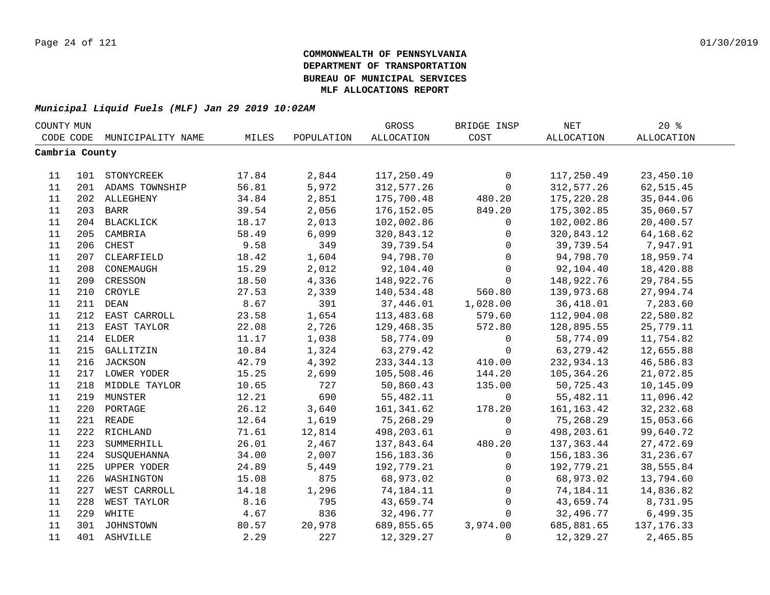**COMMONWEALTH OF PENNSYLVANIA**
**DEPARTMENT OF TRANSPORTATION**
**BUREAU OF MUNICIPAL SERVICES**
**MLF ALLOCATIONS REPORT**

***Municipal Liquid Fuels (MLF) Jan 29 2019 10:02AM***

| COUNTY CODE | MUN CODE | MUNICIPALITY NAME | MILES | POPULATION | GROSS ALLOCATION | BRIDGE INSP COST | NET ALLOCATION | 20 % ALLOCATION |
|---|---|---|---|---|---|---|---|---|
| **Cambria County** | | | | | | | | |
| 11 | 101 | STONYCREEK | 17.84 | 2,844 | 117,250.49 | 0 | 117,250.49 | 23,450.10 |
| 11 | 201 | ADAMS TOWNSHIP | 56.81 | 5,972 | 312,577.26 | 0 | 312,577.26 | 62,515.45 |
| 11 | 202 | ALLEGHENY | 34.84 | 2,851 | 175,700.48 | 480.20 | 175,220.28 | 35,044.06 |
| 11 | 203 | BARR | 39.54 | 2,056 | 176,152.05 | 849.20 | 175,302.85 | 35,060.57 |
| 11 | 204 | BLACKLICK | 18.17 | 2,013 | 102,002.86 | 0 | 102,002.86 | 20,400.57 |
| 11 | 205 | CAMBRIA | 58.49 | 6,099 | 320,843.12 | 0 | 320,843.12 | 64,168.62 |
| 11 | 206 | CHEST | 9.58 | 349 | 39,739.54 | 0 | 39,739.54 | 7,947.91 |
| 11 | 207 | CLEARFIELD | 18.42 | 1,604 | 94,798.70 | 0 | 94,798.70 | 18,959.74 |
| 11 | 208 | CONEMAUGH | 15.29 | 2,012 | 92,104.40 | 0 | 92,104.40 | 18,420.88 |
| 11 | 209 | CRESSON | 18.50 | 4,336 | 148,922.76 | 0 | 148,922.76 | 29,784.55 |
| 11 | 210 | CROYLE | 27.53 | 2,339 | 140,534.48 | 560.80 | 139,973.68 | 27,994.74 |
| 11 | 211 | DEAN | 8.67 | 391 | 37,446.01 | 1,028.00 | 36,418.01 | 7,283.60 |
| 11 | 212 | EAST CARROLL | 23.58 | 1,654 | 113,483.68 | 579.60 | 112,904.08 | 22,580.82 |
| 11 | 213 | EAST TAYLOR | 22.08 | 2,726 | 129,468.35 | 572.80 | 128,895.55 | 25,779.11 |
| 11 | 214 | ELDER | 11.17 | 1,038 | 58,774.09 | 0 | 58,774.09 | 11,754.82 |
| 11 | 215 | GALLITZIN | 10.84 | 1,324 | 63,279.42 | 0 | 63,279.42 | 12,655.88 |
| 11 | 216 | JACKSON | 42.79 | 4,392 | 233,344.13 | 410.00 | 232,934.13 | 46,586.83 |
| 11 | 217 | LOWER YODER | 15.25 | 2,699 | 105,508.46 | 144.20 | 105,364.26 | 21,072.85 |
| 11 | 218 | MIDDLE TAYLOR | 10.65 | 727 | 50,860.43 | 135.00 | 50,725.43 | 10,145.09 |
| 11 | 219 | MUNSTER | 12.21 | 690 | 55,482.11 | 0 | 55,482.11 | 11,096.42 |
| 11 | 220 | PORTAGE | 26.12 | 3,640 | 161,341.62 | 178.20 | 161,163.42 | 32,232.68 |
| 11 | 221 | READE | 12.64 | 1,619 | 75,268.29 | 0 | 75,268.29 | 15,053.66 |
| 11 | 222 | RICHLAND | 71.61 | 12,814 | 498,203.61 | 0 | 498,203.61 | 99,640.72 |
| 11 | 223 | SUMMERHILL | 26.01 | 2,467 | 137,843.64 | 480.20 | 137,363.44 | 27,472.69 |
| 11 | 224 | SUSQUEHANNA | 34.00 | 2,007 | 156,183.36 | 0 | 156,183.36 | 31,236.67 |
| 11 | 225 | UPPER YODER | 24.89 | 5,449 | 192,779.21 | 0 | 192,779.21 | 38,555.84 |
| 11 | 226 | WASHINGTON | 15.08 | 875 | 68,973.02 | 0 | 68,973.02 | 13,794.60 |
| 11 | 227 | WEST CARROLL | 14.18 | 1,296 | 74,184.11 | 0 | 74,184.11 | 14,836.82 |
| 11 | 228 | WEST TAYLOR | 8.16 | 795 | 43,659.74 | 0 | 43,659.74 | 8,731.95 |
| 11 | 229 | WHITE | 4.67 | 836 | 32,496.77 | 0 | 32,496.77 | 6,499.35 |
| 11 | 301 | JOHNSTOWN | 80.57 | 20,978 | 689,855.65 | 3,974.00 | 685,881.65 | 137,176.33 |
| 11 | 401 | ASHVILLE | 2.29 | 227 | 12,329.27 | 0 | 12,329.27 | 2,465.85 |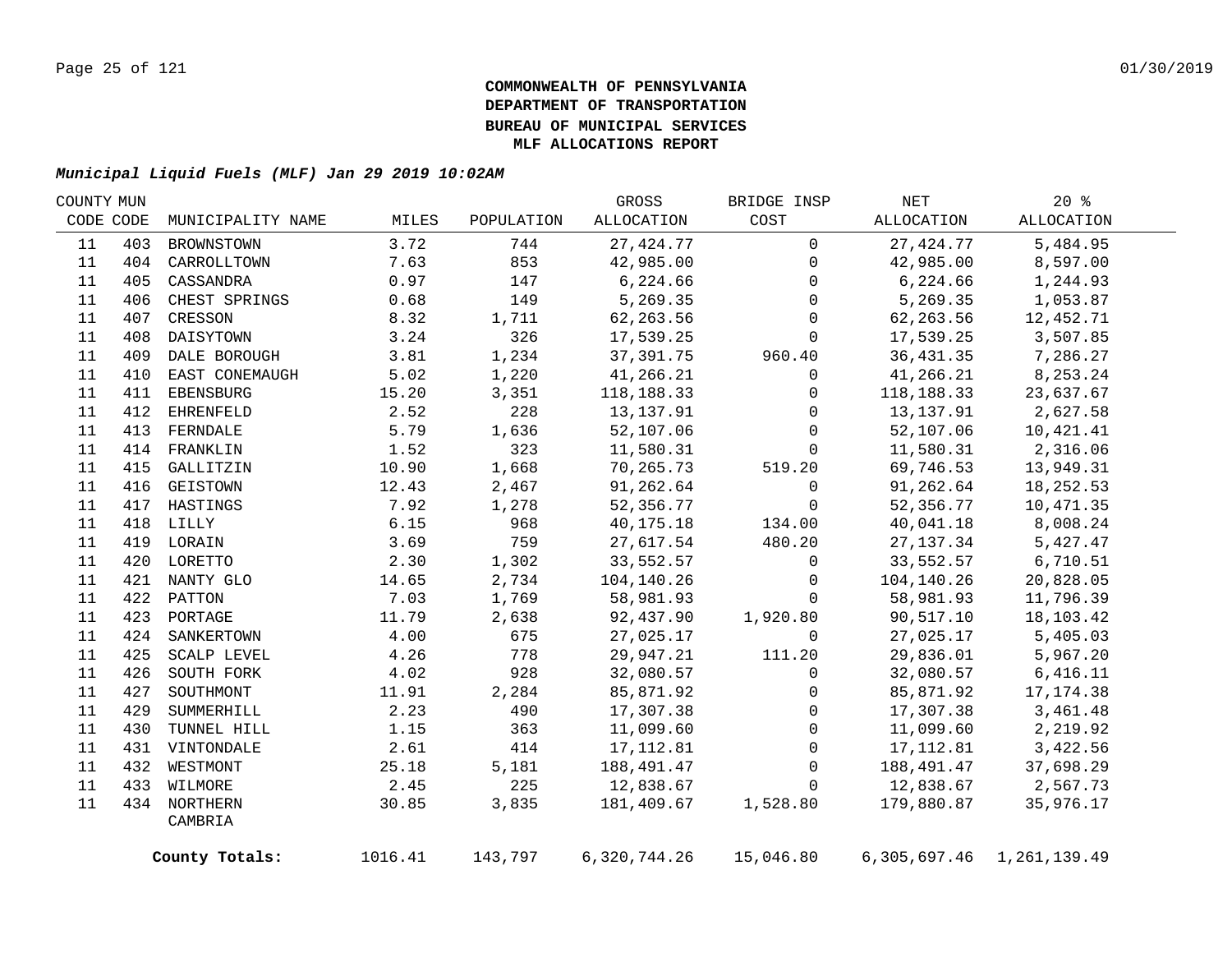**COMMONWEALTH OF PENNSYLVANIA**
**DEPARTMENT OF TRANSPORTATION**
**BUREAU OF MUNICIPAL SERVICES**
**MLF ALLOCATIONS REPORT**

***Municipal Liquid Fuels (MLF) Jan 29 2019 10:02AM***

| COUNTY CODE | MUN CODE | MUNICIPALITY NAME | MILES | POPULATION | GROSS ALLOCATION | BRIDGE INSP COST | NET ALLOCATION | 20 % ALLOCATION |
|---|---|---|---|---|---|---|---|---|
| 11 | 403 | BROWNSTOWN | 3.72 | 744 | 27,424.77 | 0 | 27,424.77 | 5,484.95 |
| 11 | 404 | CARROLLTOWN | 7.63 | 853 | 42,985.00 | 0 | 42,985.00 | 8,597.00 |
| 11 | 405 | CASSANDRA | 0.97 | 147 | 6,224.66 | 0 | 6,224.66 | 1,244.93 |
| 11 | 406 | CHEST SPRINGS | 0.68 | 149 | 5,269.35 | 0 | 5,269.35 | 1,053.87 |
| 11 | 407 | CRESSON | 8.32 | 1,711 | 62,263.56 | 0 | 62,263.56 | 12,452.71 |
| 11 | 408 | DAISYTOWN | 3.24 | 326 | 17,539.25 | 0 | 17,539.25 | 3,507.85 |
| 11 | 409 | DALE BOROUGH | 3.81 | 1,234 | 37,391.75 | 960.40 | 36,431.35 | 7,286.27 |
| 11 | 410 | EAST CONEMAUGH | 5.02 | 1,220 | 41,266.21 | 0 | 41,266.21 | 8,253.24 |
| 11 | 411 | EBENSBURG | 15.20 | 3,351 | 118,188.33 | 0 | 118,188.33 | 23,637.67 |
| 11 | 412 | EHRENFELD | 2.52 | 228 | 13,137.91 | 0 | 13,137.91 | 2,627.58 |
| 11 | 413 | FERNDALE | 5.79 | 1,636 | 52,107.06 | 0 | 52,107.06 | 10,421.41 |
| 11 | 414 | FRANKLIN | 1.52 | 323 | 11,580.31 | 0 | 11,580.31 | 2,316.06 |
| 11 | 415 | GALLITZIN | 10.90 | 1,668 | 70,265.73 | 519.20 | 69,746.53 | 13,949.31 |
| 11 | 416 | GEISTOWN | 12.43 | 2,467 | 91,262.64 | 0 | 91,262.64 | 18,252.53 |
| 11 | 417 | HASTINGS | 7.92 | 1,278 | 52,356.77 | 0 | 52,356.77 | 10,471.35 |
| 11 | 418 | LILLY | 6.15 | 968 | 40,175.18 | 134.00 | 40,041.18 | 8,008.24 |
| 11 | 419 | LORAIN | 3.69 | 759 | 27,617.54 | 480.20 | 27,137.34 | 5,427.47 |
| 11 | 420 | LORETTO | 2.30 | 1,302 | 33,552.57 | 0 | 33,552.57 | 6,710.51 |
| 11 | 421 | NANTY GLO | 14.65 | 2,734 | 104,140.26 | 0 | 104,140.26 | 20,828.05 |
| 11 | 422 | PATTON | 7.03 | 1,769 | 58,981.93 | 0 | 58,981.93 | 11,796.39 |
| 11 | 423 | PORTAGE | 11.79 | 2,638 | 92,437.90 | 1,920.80 | 90,517.10 | 18,103.42 |
| 11 | 424 | SANKERTOWN | 4.00 | 675 | 27,025.17 | 0 | 27,025.17 | 5,405.03 |
| 11 | 425 | SCALP LEVEL | 4.26 | 778 | 29,947.21 | 111.20 | 29,836.01 | 5,967.20 |
| 11 | 426 | SOUTH FORK | 4.02 | 928 | 32,080.57 | 0 | 32,080.57 | 6,416.11 |
| 11 | 427 | SOUTHMONT | 11.91 | 2,284 | 85,871.92 | 0 | 85,871.92 | 17,174.38 |
| 11 | 429 | SUMMERHILL | 2.23 | 490 | 17,307.38 | 0 | 17,307.38 | 3,461.48 |
| 11 | 430 | TUNNEL HILL | 1.15 | 363 | 11,099.60 | 0 | 11,099.60 | 2,219.92 |
| 11 | 431 | VINTONDALE | 2.61 | 414 | 17,112.81 | 0 | 17,112.81 | 3,422.56 |
| 11 | 432 | WESTMONT | 25.18 | 5,181 | 188,491.47 | 0 | 188,491.47 | 37,698.29 |
| 11 | 433 | WILMORE | 2.45 | 225 | 12,838.67 | 0 | 12,838.67 | 2,567.73 |
| 11 | 434 | NORTHERN CAMBRIA | 30.85 | 3,835 | 181,409.67 | 1,528.80 | 179,880.87 | 35,976.17 |
| | | **County Totals:** | 1016.41 | 143,797 | 6,320,744.26 | 15,046.80 | 6,305,697.46 | 1,261,139.49 |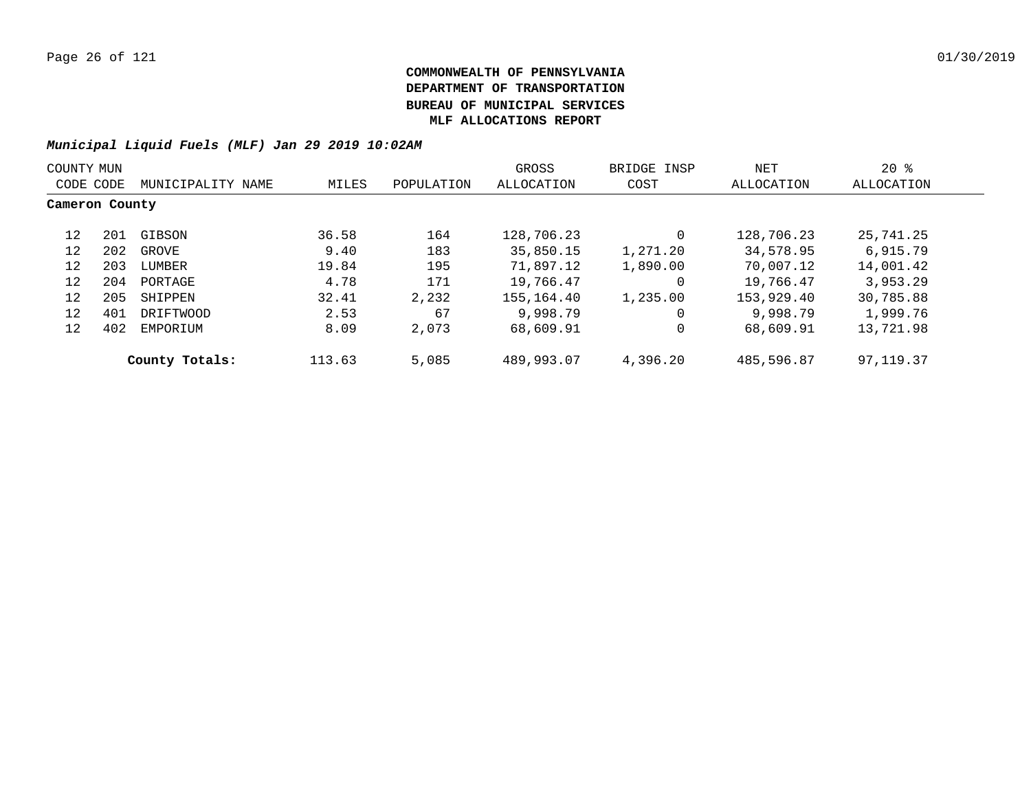# COMMONWEALTH OF PENNSYLVANIA
# DEPARTMENT OF TRANSPORTATION
# BUREAU OF MUNICIPAL SERVICES
# MLF ALLOCATIONS REPORT

***Municipal Liquid Fuels (MLF) Jan 29 2019 10:02AM***

| COUNTY CODE | MUN CODE | MUNICIPALITY NAME | MILES | POPULATION | GROSS ALLOCATION | BRIDGE INSP COST | NET ALLOCATION | 20 % ALLOCATION |
|---|---|---|---|---|---|---|---|---|
| **Cameron County** | | | | | | | | |
| 12 | 201 | GIBSON | 36.58 | 164 | 128,706.23 | 0 | 128,706.23 | 25,741.25 |
| 12 | 202 | GROVE | 9.40 | 183 | 35,850.15 | 1,271.20 | 34,578.95 | 6,915.79 |
| 12 | 203 | LUMBER | 19.84 | 195 | 71,897.12 | 1,890.00 | 70,007.12 | 14,001.42 |
| 12 | 204 | PORTAGE | 4.78 | 171 | 19,766.47 | 0 | 19,766.47 | 3,953.29 |
| 12 | 205 | SHIPPEN | 32.41 | 2,232 | 155,164.40 | 1,235.00 | 153,929.40 | 30,785.88 |
| 12 | 401 | DRIFTWOOD | 2.53 | 67 | 9,998.79 | 0 | 9,998.79 | 1,999.76 |
| 12 | 402 | EMPORIUM | 8.09 | 2,073 | 68,609.91 | 0 | 68,609.91 | 13,721.98 |
| | | **County Totals:** | 113.63 | 5,085 | 489,993.07 | 4,396.20 | 485,596.87 | 97,119.37 |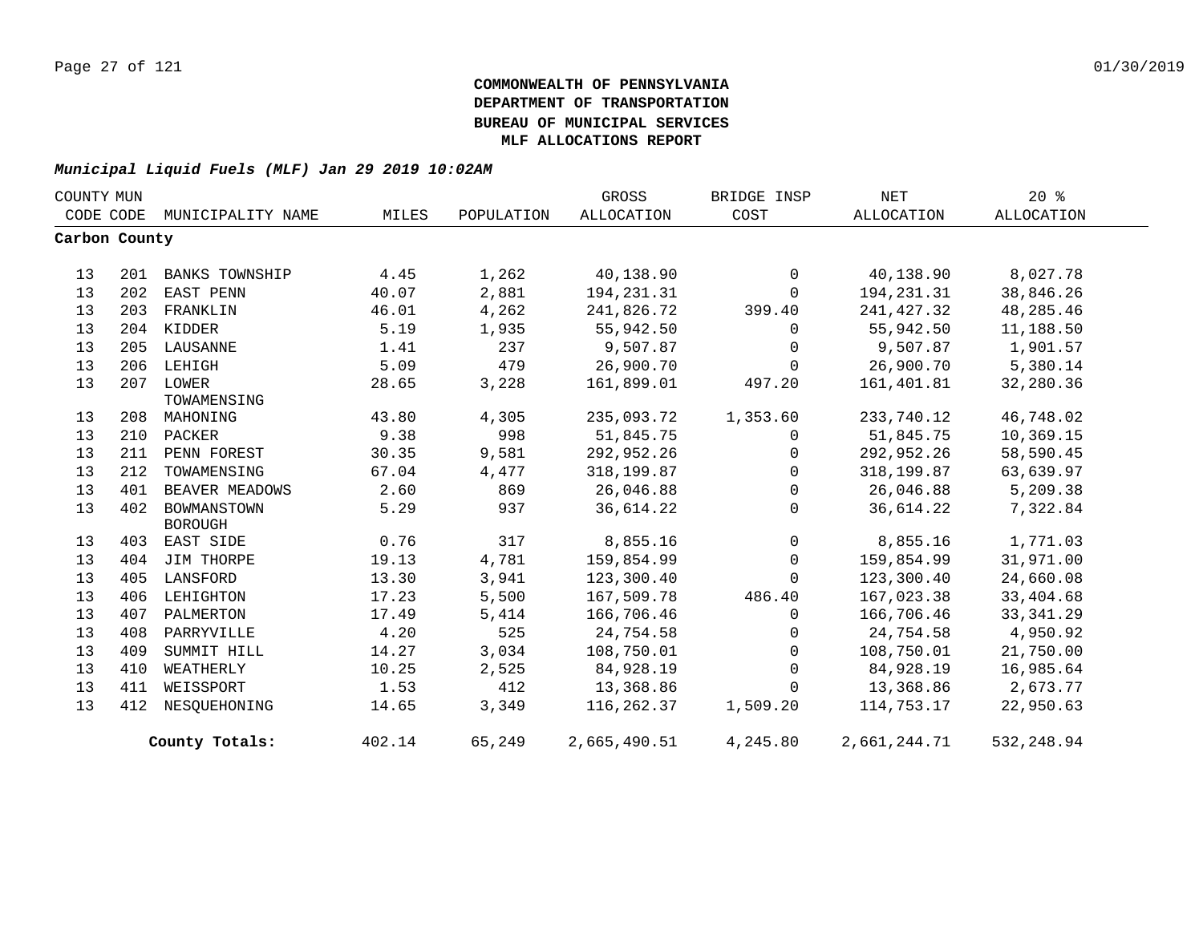**COMMONWEALTH OF PENNSYLVANIA**
**DEPARTMENT OF TRANSPORTATION**
**BUREAU OF MUNICIPAL SERVICES**
**MLF ALLOCATIONS REPORT**

*Municipal Liquid Fuels (MLF) Jan 29 2019 10:02AM*

| COUNTY CODE | MUN CODE | MUNICIPALITY NAME | MILES | POPULATION | GROSS ALLOCATION | BRIDGE INSP COST | NET ALLOCATION | 20 % ALLOCATION |
|---|---|---|---|---|---|---|---|---|
| **Carbon County** | | | | | | | | |
| 13 | 201 | BANKS TOWNSHIP | 4.45 | 1,262 | 40,138.90 | 0 | 40,138.90 | 8,027.78 |
| 13 | 202 | EAST PENN | 40.07 | 2,881 | 194,231.31 | 0 | 194,231.31 | 38,846.26 |
| 13 | 203 | FRANKLIN | 46.01 | 4,262 | 241,826.72 | 399.40 | 241,427.32 | 48,285.46 |
| 13 | 204 | KIDDER | 5.19 | 1,935 | 55,942.50 | 0 | 55,942.50 | 11,188.50 |
| 13 | 205 | LAUSANNE | 1.41 | 237 | 9,507.87 | 0 | 9,507.87 | 1,901.57 |
| 13 | 206 | LEHIGH | 5.09 | 479 | 26,900.70 | 0 | 26,900.70 | 5,380.14 |
| 13 | 207 | LOWER TOWAMENSING | 28.65 | 3,228 | 161,899.01 | 497.20 | 161,401.81 | 32,280.36 |
| 13 | 208 | MAHONING | 43.80 | 4,305 | 235,093.72 | 1,353.60 | 233,740.12 | 46,748.02 |
| 13 | 210 | PACKER | 9.38 | 998 | 51,845.75 | 0 | 51,845.75 | 10,369.15 |
| 13 | 211 | PENN FOREST | 30.35 | 9,581 | 292,952.26 | 0 | 292,952.26 | 58,590.45 |
| 13 | 212 | TOWAMENSING | 67.04 | 4,477 | 318,199.87 | 0 | 318,199.87 | 63,639.97 |
| 13 | 401 | BEAVER MEADOWS | 2.60 | 869 | 26,046.88 | 0 | 26,046.88 | 5,209.38 |
| 13 | 402 | BOWMANSTOWN BOROUGH | 5.29 | 937 | 36,614.22 | 0 | 36,614.22 | 7,322.84 |
| 13 | 403 | EAST SIDE | 0.76 | 317 | 8,855.16 | 0 | 8,855.16 | 1,771.03 |
| 13 | 404 | JIM THORPE | 19.13 | 4,781 | 159,854.99 | 0 | 159,854.99 | 31,971.00 |
| 13 | 405 | LANSFORD | 13.30 | 3,941 | 123,300.40 | 0 | 123,300.40 | 24,660.08 |
| 13 | 406 | LEHIGHTON | 17.23 | 5,500 | 167,509.78 | 486.40 | 167,023.38 | 33,404.68 |
| 13 | 407 | PALMERTON | 17.49 | 5,414 | 166,706.46 | 0 | 166,706.46 | 33,341.29 |
| 13 | 408 | PARRYVILLE | 4.20 | 525 | 24,754.58 | 0 | 24,754.58 | 4,950.92 |
| 13 | 409 | SUMMIT HILL | 14.27 | 3,034 | 108,750.01 | 0 | 108,750.01 | 21,750.00 |
| 13 | 410 | WEATHERLY | 10.25 | 2,525 | 84,928.19 | 0 | 84,928.19 | 16,985.64 |
| 13 | 411 | WEISSPORT | 1.53 | 412 | 13,368.86 | 0 | 13,368.86 | 2,673.77 |
| 13 | 412 | NESQUEHONING | 14.65 | 3,349 | 116,262.37 | 1,509.20 | 114,753.17 | 22,950.63 |
| | | **County Totals:** | 402.14 | 65,249 | 2,665,490.51 | 4,245.80 | 2,661,244.71 | 532,248.94 |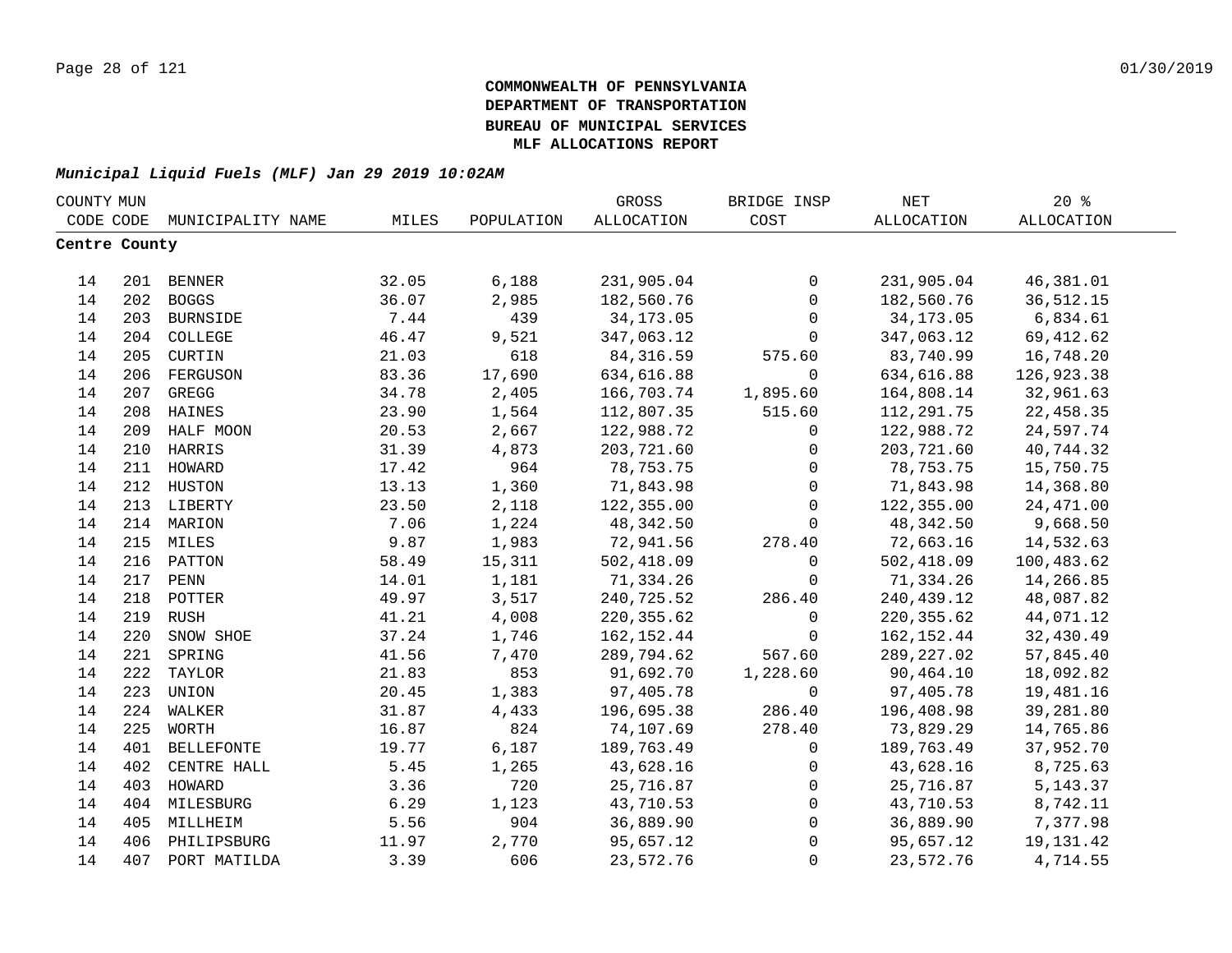**COMMONWEALTH OF PENNSYLVANIA**
**DEPARTMENT OF TRANSPORTATION**
**BUREAU OF MUNICIPAL SERVICES**
**MLF ALLOCATIONS REPORT**

***Municipal Liquid Fuels (MLF) Jan 29 2019 10:02AM***

| COUNTY CODE | MUN CODE | MUNICIPALITY NAME | MILES | POPULATION | GROSS ALLOCATION | BRIDGE INSP COST | NET ALLOCATION | 20 % ALLOCATION |
|---|---|---|---|---|---|---|---|---|
| **Centre County** | | | | | | | | |
| 14 | 201 | BENNER | 32.05 | 6,188 | 231,905.04 | 0 | 231,905.04 | 46,381.01 |
| 14 | 202 | BOGGS | 36.07 | 2,985 | 182,560.76 | 0 | 182,560.76 | 36,512.15 |
| 14 | 203 | BURNSIDE | 7.44 | 439 | 34,173.05 | 0 | 34,173.05 | 6,834.61 |
| 14 | 204 | COLLEGE | 46.47 | 9,521 | 347,063.12 | 0 | 347,063.12 | 69,412.62 |
| 14 | 205 | CURTIN | 21.03 | 618 | 84,316.59 | 575.60 | 83,740.99 | 16,748.20 |
| 14 | 206 | FERGUSON | 83.36 | 17,690 | 634,616.88 | 0 | 634,616.88 | 126,923.38 |
| 14 | 207 | GREGG | 34.78 | 2,405 | 166,703.74 | 1,895.60 | 164,808.14 | 32,961.63 |
| 14 | 208 | HAINES | 23.90 | 1,564 | 112,807.35 | 515.60 | 112,291.75 | 22,458.35 |
| 14 | 209 | HALF MOON | 20.53 | 2,667 | 122,988.72 | 0 | 122,988.72 | 24,597.74 |
| 14 | 210 | HARRIS | 31.39 | 4,873 | 203,721.60 | 0 | 203,721.60 | 40,744.32 |
| 14 | 211 | HOWARD | 17.42 | 964 | 78,753.75 | 0 | 78,753.75 | 15,750.75 |
| 14 | 212 | HUSTON | 13.13 | 1,360 | 71,843.98 | 0 | 71,843.98 | 14,368.80 |
| 14 | 213 | LIBERTY | 23.50 | 2,118 | 122,355.00 | 0 | 122,355.00 | 24,471.00 |
| 14 | 214 | MARION | 7.06 | 1,224 | 48,342.50 | 0 | 48,342.50 | 9,668.50 |
| 14 | 215 | MILES | 9.87 | 1,983 | 72,941.56 | 278.40 | 72,663.16 | 14,532.63 |
| 14 | 216 | PATTON | 58.49 | 15,311 | 502,418.09 | 0 | 502,418.09 | 100,483.62 |
| 14 | 217 | PENN | 14.01 | 1,181 | 71,334.26 | 0 | 71,334.26 | 14,266.85 |
| 14 | 218 | POTTER | 49.97 | 3,517 | 240,725.52 | 286.40 | 240,439.12 | 48,087.82 |
| 14 | 219 | RUSH | 41.21 | 4,008 | 220,355.62 | 0 | 220,355.62 | 44,071.12 |
| 14 | 220 | SNOW SHOE | 37.24 | 1,746 | 162,152.44 | 0 | 162,152.44 | 32,430.49 |
| 14 | 221 | SPRING | 41.56 | 7,470 | 289,794.62 | 567.60 | 289,227.02 | 57,845.40 |
| 14 | 222 | TAYLOR | 21.83 | 853 | 91,692.70 | 1,228.60 | 90,464.10 | 18,092.82 |
| 14 | 223 | UNION | 20.45 | 1,383 | 97,405.78 | 0 | 97,405.78 | 19,481.16 |
| 14 | 224 | WALKER | 31.87 | 4,433 | 196,695.38 | 286.40 | 196,408.98 | 39,281.80 |
| 14 | 225 | WORTH | 16.87 | 824 | 74,107.69 | 278.40 | 73,829.29 | 14,765.86 |
| 14 | 401 | BELLEFONTE | 19.77 | 6,187 | 189,763.49 | 0 | 189,763.49 | 37,952.70 |
| 14 | 402 | CENTRE HALL | 5.45 | 1,265 | 43,628.16 | 0 | 43,628.16 | 8,725.63 |
| 14 | 403 | HOWARD | 3.36 | 720 | 25,716.87 | 0 | 25,716.87 | 5,143.37 |
| 14 | 404 | MILESBURG | 6.29 | 1,123 | 43,710.53 | 0 | 43,710.53 | 8,742.11 |
| 14 | 405 | MILLHEIM | 5.56 | 904 | 36,889.90 | 0 | 36,889.90 | 7,377.98 |
| 14 | 406 | PHILIPSBURG | 11.97 | 2,770 | 95,657.12 | 0 | 95,657.12 | 19,131.42 |
| 14 | 407 | PORT MATILDA | 3.39 | 606 | 23,572.76 | 0 | 23,572.76 | 4,714.55 |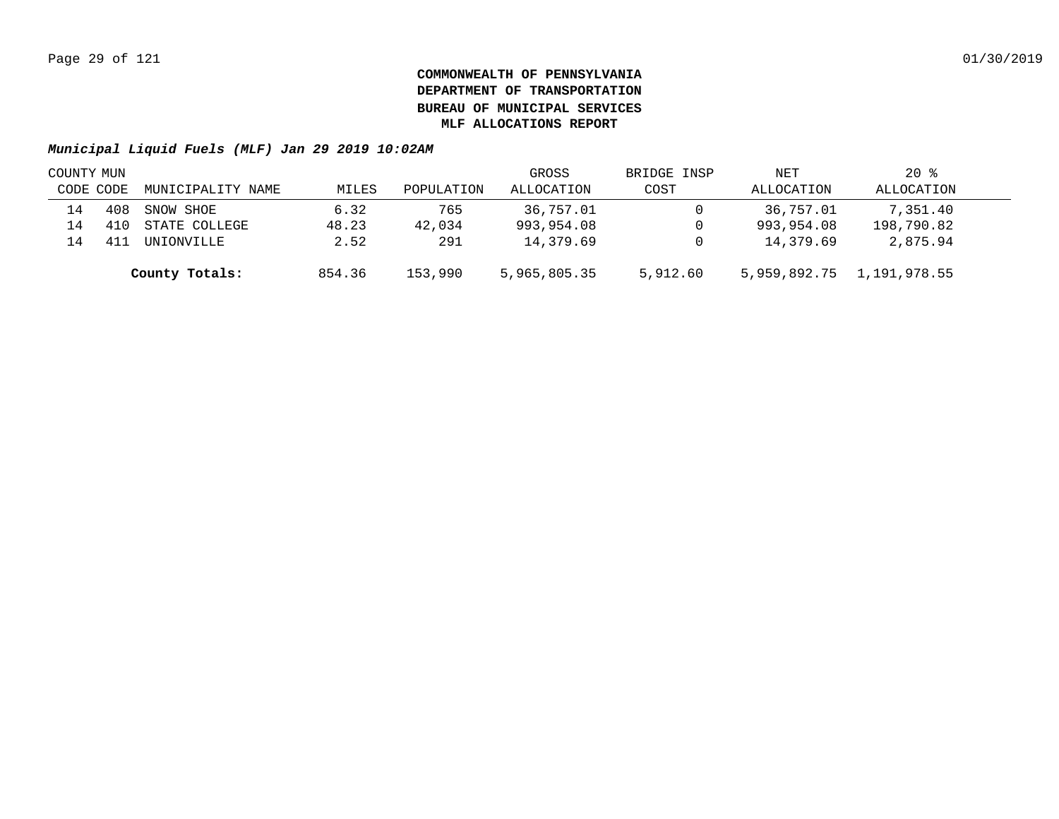**COMMONWEALTH OF PENNSYLVANIA**
**DEPARTMENT OF TRANSPORTATION**
**BUREAU OF MUNICIPAL SERVICES**
**MLF ALLOCATIONS REPORT**

***Municipal Liquid Fuels (MLF) Jan 29 2019 10:02AM***

| COUNTY CODE | MUN CODE | MUNICIPALITY NAME | MILES | POPULATION | GROSS ALLOCATION | BRIDGE INSP COST | NET ALLOCATION | 20 % ALLOCATION |
|---|---|---|---|---|---|---|---|---|
| 14 | 408 | SNOW SHOE | 6.32 | 765 | 36,757.01 | 0 | 36,757.01 | 7,351.40 |
| 14 | 410 | STATE COLLEGE | 48.23 | 42,034 | 993,954.08 | 0 | 993,954.08 | 198,790.82 |
| 14 | 411 | UNIONVILLE | 2.52 | 291 | 14,379.69 | 0 | 14,379.69 | 2,875.94 |
| | | **County Totals:** | 854.36 | 153,990 | 5,965,805.35 | 5,912.60 | 5,959,892.75 | 1,191,978.55 |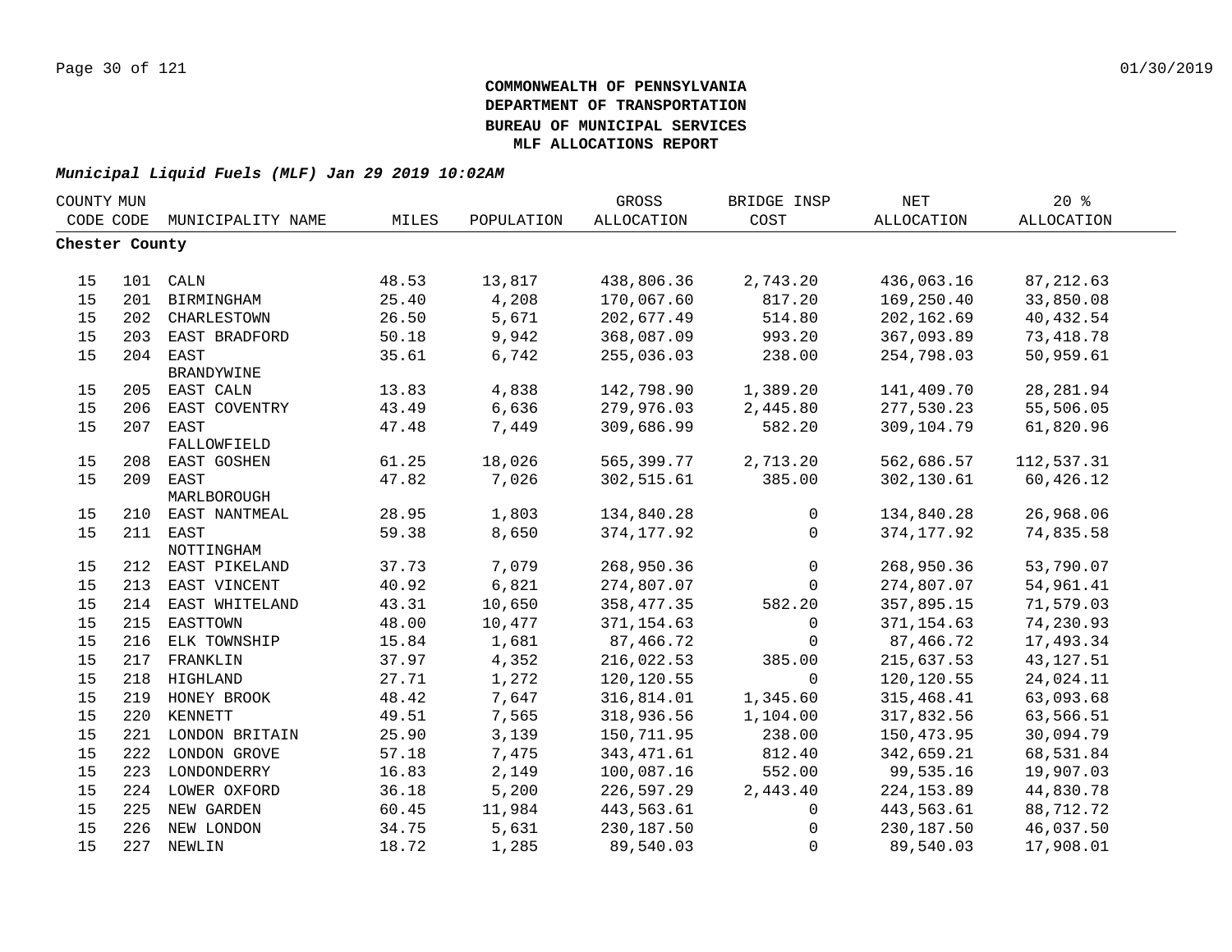**COMMONWEALTH OF PENNSYLVANIA**
**DEPARTMENT OF TRANSPORTATION**
**BUREAU OF MUNICIPAL SERVICES**
**MLF ALLOCATIONS REPORT**

***Municipal Liquid Fuels (MLF) Jan 29 2019 10:02AM***

| COUNTY CODE | MUN CODE | MUNICIPALITY NAME | MILES | POPULATION | GROSS ALLOCATION | BRIDGE INSP COST | NET ALLOCATION | 20 % ALLOCATION |
|---|---|---|---|---|---|---|---|---|
| **Chester County** | | | | | | | | |
| 15 | 101 | CALN | 48.53 | 13,817 | 438,806.36 | 2,743.20 | 436,063.16 | 87,212.63 |
| 15 | 201 | BIRMINGHAM | 25.40 | 4,208 | 170,067.60 | 817.20 | 169,250.40 | 33,850.08 |
| 15 | 202 | CHARLESTOWN | 26.50 | 5,671 | 202,677.49 | 514.80 | 202,162.69 | 40,432.54 |
| 15 | 203 | EAST BRADFORD | 50.18 | 9,942 | 368,087.09 | 993.20 | 367,093.89 | 73,418.78 |
| 15 | 204 | EAST BRANDYWINE | 35.61 | 6,742 | 255,036.03 | 238.00 | 254,798.03 | 50,959.61 |
| 15 | 205 | EAST CALN | 13.83 | 4,838 | 142,798.90 | 1,389.20 | 141,409.70 | 28,281.94 |
| 15 | 206 | EAST COVENTRY | 43.49 | 6,636 | 279,976.03 | 2,445.80 | 277,530.23 | 55,506.05 |
| 15 | 207 | EAST FALLOWFIELD | 47.48 | 7,449 | 309,686.99 | 582.20 | 309,104.79 | 61,820.96 |
| 15 | 208 | EAST GOSHEN | 61.25 | 18,026 | 565,399.77 | 2,713.20 | 562,686.57 | 112,537.31 |
| 15 | 209 | EAST MARLBOROUGH | 47.82 | 7,026 | 302,515.61 | 385.00 | 302,130.61 | 60,426.12 |
| 15 | 210 | EAST NANTMEAL | 28.95 | 1,803 | 134,840.28 | 0 | 134,840.28 | 26,968.06 |
| 15 | 211 | EAST NOTTINGHAM | 59.38 | 8,650 | 374,177.92 | 0 | 374,177.92 | 74,835.58 |
| 15 | 212 | EAST PIKELAND | 37.73 | 7,079 | 268,950.36 | 0 | 268,950.36 | 53,790.07 |
| 15 | 213 | EAST VINCENT | 40.92 | 6,821 | 274,807.07 | 0 | 274,807.07 | 54,961.41 |
| 15 | 214 | EAST WHITELAND | 43.31 | 10,650 | 358,477.35 | 582.20 | 357,895.15 | 71,579.03 |
| 15 | 215 | EASTTOWN | 48.00 | 10,477 | 371,154.63 | 0 | 371,154.63 | 74,230.93 |
| 15 | 216 | ELK TOWNSHIP | 15.84 | 1,681 | 87,466.72 | 0 | 87,466.72 | 17,493.34 |
| 15 | 217 | FRANKLIN | 37.97 | 4,352 | 216,022.53 | 385.00 | 215,637.53 | 43,127.51 |
| 15 | 218 | HIGHLAND | 27.71 | 1,272 | 120,120.55 | 0 | 120,120.55 | 24,024.11 |
| 15 | 219 | HONEY BROOK | 48.42 | 7,647 | 316,814.01 | 1,345.60 | 315,468.41 | 63,093.68 |
| 15 | 220 | KENNETT | 49.51 | 7,565 | 318,936.56 | 1,104.00 | 317,832.56 | 63,566.51 |
| 15 | 221 | LONDON BRITAIN | 25.90 | 3,139 | 150,711.95 | 238.00 | 150,473.95 | 30,094.79 |
| 15 | 222 | LONDON GROVE | 57.18 | 7,475 | 343,471.61 | 812.40 | 342,659.21 | 68,531.84 |
| 15 | 223 | LONDONDERRY | 16.83 | 2,149 | 100,087.16 | 552.00 | 99,535.16 | 19,907.03 |
| 15 | 224 | LOWER OXFORD | 36.18 | 5,200 | 226,597.29 | 2,443.40 | 224,153.89 | 44,830.78 |
| 15 | 225 | NEW GARDEN | 60.45 | 11,984 | 443,563.61 | 0 | 443,563.61 | 88,712.72 |
| 15 | 226 | NEW LONDON | 34.75 | 5,631 | 230,187.50 | 0 | 230,187.50 | 46,037.50 |
| 15 | 227 | NEWLIN | 18.72 | 1,285 | 89,540.03 | 0 | 89,540.03 | 17,908.01 |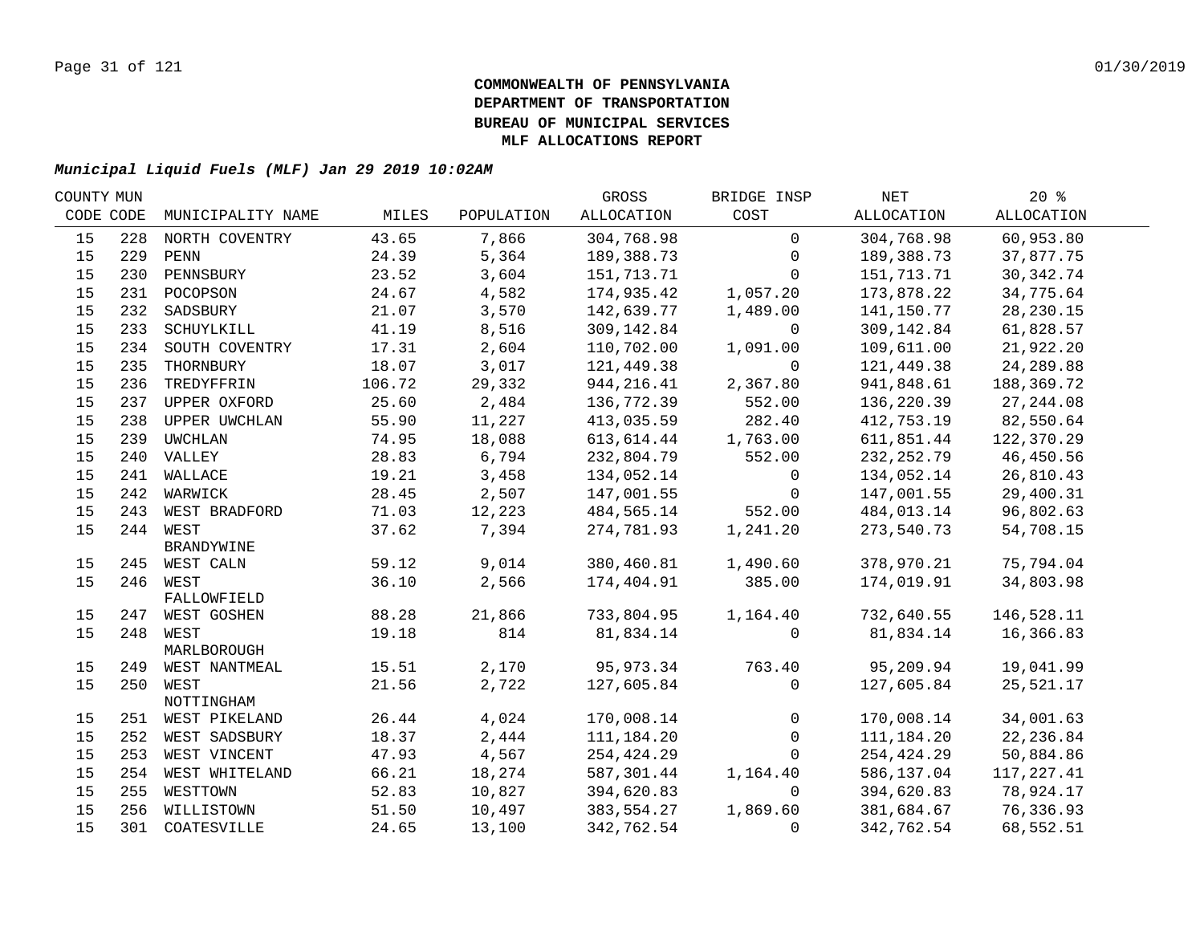**COMMONWEALTH OF PENNSYLVANIA**
**DEPARTMENT OF TRANSPORTATION**
**BUREAU OF MUNICIPAL SERVICES**
**MLF ALLOCATIONS REPORT**

***Municipal Liquid Fuels (MLF) Jan 29 2019 10:02AM***

| COUNTY CODE | MUN CODE | MUNICIPALITY NAME | MILES | POPULATION | GROSS ALLOCATION | BRIDGE INSP COST | NET ALLOCATION | 20 % ALLOCATION |
|---|---|---|---|---|---|---|---|---|
| 15 | 228 | NORTH COVENTRY | 43.65 | 7,866 | 304,768.98 | 0 | 304,768.98 | 60,953.80 |
| 15 | 229 | PENN | 24.39 | 5,364 | 189,388.73 | 0 | 189,388.73 | 37,877.75 |
| 15 | 230 | PENNSBURY | 23.52 | 3,604 | 151,713.71 | 0 | 151,713.71 | 30,342.74 |
| 15 | 231 | POCOPSON | 24.67 | 4,582 | 174,935.42 | 1,057.20 | 173,878.22 | 34,775.64 |
| 15 | 232 | SADSBURY | 21.07 | 3,570 | 142,639.77 | 1,489.00 | 141,150.77 | 28,230.15 |
| 15 | 233 | SCHUYLKILL | 41.19 | 8,516 | 309,142.84 | 0 | 309,142.84 | 61,828.57 |
| 15 | 234 | SOUTH COVENTRY | 17.31 | 2,604 | 110,702.00 | 1,091.00 | 109,611.00 | 21,922.20 |
| 15 | 235 | THORNBURY | 18.07 | 3,017 | 121,449.38 | 0 | 121,449.38 | 24,289.88 |
| 15 | 236 | TREDYFFRIN | 106.72 | 29,332 | 944,216.41 | 2,367.80 | 941,848.61 | 188,369.72 |
| 15 | 237 | UPPER OXFORD | 25.60 | 2,484 | 136,772.39 | 552.00 | 136,220.39 | 27,244.08 |
| 15 | 238 | UPPER UWCHLAN | 55.90 | 11,227 | 413,035.59 | 282.40 | 412,753.19 | 82,550.64 |
| 15 | 239 | UWCHLAN | 74.95 | 18,088 | 613,614.44 | 1,763.00 | 611,851.44 | 122,370.29 |
| 15 | 240 | VALLEY | 28.83 | 6,794 | 232,804.79 | 552.00 | 232,252.79 | 46,450.56 |
| 15 | 241 | WALLACE | 19.21 | 3,458 | 134,052.14 | 0 | 134,052.14 | 26,810.43 |
| 15 | 242 | WARWICK | 28.45 | 2,507 | 147,001.55 | 0 | 147,001.55 | 29,400.31 |
| 15 | 243 | WEST BRADFORD | 71.03 | 12,223 | 484,565.14 | 552.00 | 484,013.14 | 96,802.63 |
| 15 | 244 | WEST BRANDYWINE | 37.62 | 7,394 | 274,781.93 | 1,241.20 | 273,540.73 | 54,708.15 |
| 15 | 245 | WEST CALN | 59.12 | 9,014 | 380,460.81 | 1,490.60 | 378,970.21 | 75,794.04 |
| 15 | 246 | WEST FALLOWFIELD | 36.10 | 2,566 | 174,404.91 | 385.00 | 174,019.91 | 34,803.98 |
| 15 | 247 | WEST GOSHEN | 88.28 | 21,866 | 733,804.95 | 1,164.40 | 732,640.55 | 146,528.11 |
| 15 | 248 | WEST MARLBOROUGH | 19.18 | 814 | 81,834.14 | 0 | 81,834.14 | 16,366.83 |
| 15 | 249 | WEST NANTMEAL | 15.51 | 2,170 | 95,973.34 | 763.40 | 95,209.94 | 19,041.99 |
| 15 | 250 | WEST NOTTINGHAM | 21.56 | 2,722 | 127,605.84 | 0 | 127,605.84 | 25,521.17 |
| 15 | 251 | WEST PIKELAND | 26.44 | 4,024 | 170,008.14 | 0 | 170,008.14 | 34,001.63 |
| 15 | 252 | WEST SADSBURY | 18.37 | 2,444 | 111,184.20 | 0 | 111,184.20 | 22,236.84 |
| 15 | 253 | WEST VINCENT | 47.93 | 4,567 | 254,424.29 | 0 | 254,424.29 | 50,884.86 |
| 15 | 254 | WEST WHITELAND | 66.21 | 18,274 | 587,301.44 | 1,164.40 | 586,137.04 | 117,227.41 |
| 15 | 255 | WESTTOWN | 52.83 | 10,827 | 394,620.83 | 0 | 394,620.83 | 78,924.17 |
| 15 | 256 | WILLISTOWN | 51.50 | 10,497 | 383,554.27 | 1,869.60 | 381,684.67 | 76,336.93 |
| 15 | 301 | COATESVILLE | 24.65 | 13,100 | 342,762.54 | 0 | 342,762.54 | 68,552.51 |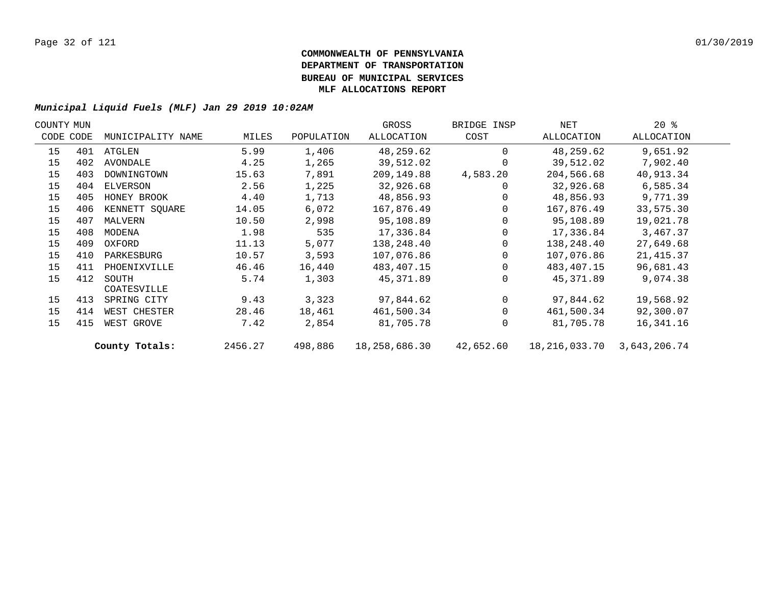**COMMONWEALTH OF PENNSYLVANIA**
**DEPARTMENT OF TRANSPORTATION**
**BUREAU OF MUNICIPAL SERVICES**
**MLF ALLOCATIONS REPORT**

***Municipal Liquid Fuels (MLF) Jan 29 2019 10:02AM***

| COUNTY CODE | MUN CODE | MUNICIPALITY NAME | MILES | POPULATION | GROSS ALLOCATION | BRIDGE INSP COST | NET ALLOCATION | 20 % ALLOCATION |
|---|---|---|---|---|---|---|---|---|
| 15 | 401 | ATGLEN | 5.99 | 1,406 | 48,259.62 | 0 | 48,259.62 | 9,651.92 |
| 15 | 402 | AVONDALE | 4.25 | 1,265 | 39,512.02 | 0 | 39,512.02 | 7,902.40 |
| 15 | 403 | DOWNINGTOWN | 15.63 | 7,891 | 209,149.88 | 4,583.20 | 204,566.68 | 40,913.34 |
| 15 | 404 | ELVERSON | 2.56 | 1,225 | 32,926.68 | 0 | 32,926.68 | 6,585.34 |
| 15 | 405 | HONEY BROOK | 4.40 | 1,713 | 48,856.93 | 0 | 48,856.93 | 9,771.39 |
| 15 | 406 | KENNETT SQUARE | 14.05 | 6,072 | 167,876.49 | 0 | 167,876.49 | 33,575.30 |
| 15 | 407 | MALVERN | 10.50 | 2,998 | 95,108.89 | 0 | 95,108.89 | 19,021.78 |
| 15 | 408 | MODENA | 1.98 | 535 | 17,336.84 | 0 | 17,336.84 | 3,467.37 |
| 15 | 409 | OXFORD | 11.13 | 5,077 | 138,248.40 | 0 | 138,248.40 | 27,649.68 |
| 15 | 410 | PARKESBURG | 10.57 | 3,593 | 107,076.86 | 0 | 107,076.86 | 21,415.37 |
| 15 | 411 | PHOENIXVILLE | 46.46 | 16,440 | 483,407.15 | 0 | 483,407.15 | 96,681.43 |
| 15 | 412 | SOUTH COATESVILLE | 5.74 | 1,303 | 45,371.89 | 0 | 45,371.89 | 9,074.38 |
| 15 | 413 | SPRING CITY | 9.43 | 3,323 | 97,844.62 | 0 | 97,844.62 | 19,568.92 |
| 15 | 414 | WEST CHESTER | 28.46 | 18,461 | 461,500.34 | 0 | 461,500.34 | 92,300.07 |
| 15 | 415 | WEST GROVE | 7.42 | 2,854 | 81,705.78 | 0 | 81,705.78 | 16,341.16 |
| | | **County Totals:** | 2456.27 | 498,886 | 18,258,686.30 | 42,652.60 | 18,216,033.70 | 3,643,206.74 |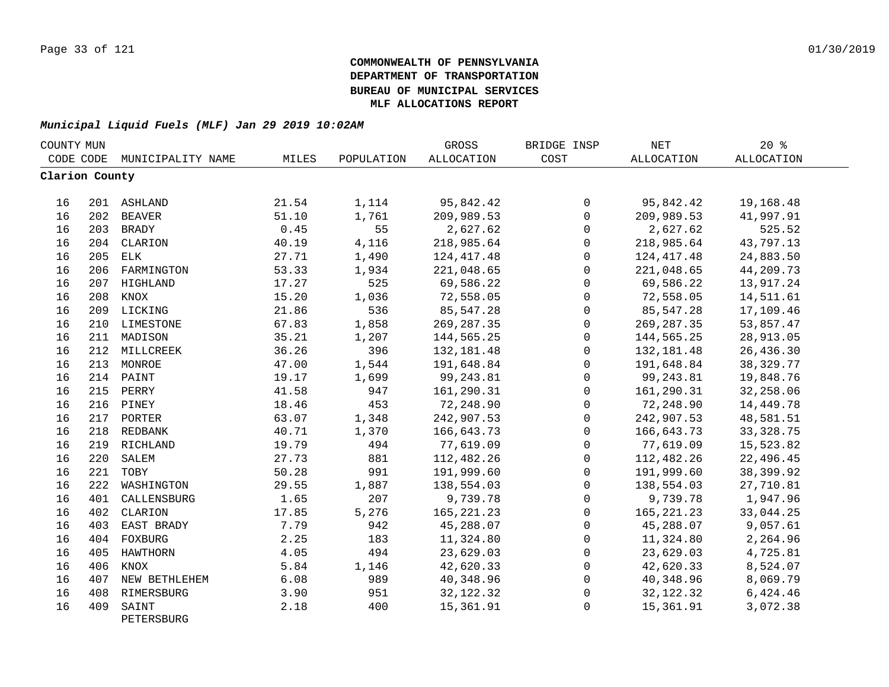**COMMONWEALTH OF PENNSYLVANIA**
**DEPARTMENT OF TRANSPORTATION**
**BUREAU OF MUNICIPAL SERVICES**
**MLF ALLOCATIONS REPORT**

***Municipal Liquid Fuels (MLF) Jan 29 2019 10:02AM***

| COUNTY CODE | MUN CODE | MUNICIPALITY NAME | MILES | POPULATION | GROSS ALLOCATION | BRIDGE INSP COST | NET ALLOCATION | 20 % ALLOCATION |
|---|---|---|---|---|---|---|---|---|
| **Clarion County** | | | | | | | | |
| 16 | 201 | ASHLAND | 21.54 | 1,114 | 95,842.42 | 0 | 95,842.42 | 19,168.48 |
| 16 | 202 | BEAVER | 51.10 | 1,761 | 209,989.53 | 0 | 209,989.53 | 41,997.91 |
| 16 | 203 | BRADY | 0.45 | 55 | 2,627.62 | 0 | 2,627.62 | 525.52 |
| 16 | 204 | CLARION | 40.19 | 4,116 | 218,985.64 | 0 | 218,985.64 | 43,797.13 |
| 16 | 205 | ELK | 27.71 | 1,490 | 124,417.48 | 0 | 124,417.48 | 24,883.50 |
| 16 | 206 | FARMINGTON | 53.33 | 1,934 | 221,048.65 | 0 | 221,048.65 | 44,209.73 |
| 16 | 207 | HIGHLAND | 17.27 | 525 | 69,586.22 | 0 | 69,586.22 | 13,917.24 |
| 16 | 208 | KNOX | 15.20 | 1,036 | 72,558.05 | 0 | 72,558.05 | 14,511.61 |
| 16 | 209 | LICKING | 21.86 | 536 | 85,547.28 | 0 | 85,547.28 | 17,109.46 |
| 16 | 210 | LIMESTONE | 67.83 | 1,858 | 269,287.35 | 0 | 269,287.35 | 53,857.47 |
| 16 | 211 | MADISON | 35.21 | 1,207 | 144,565.25 | 0 | 144,565.25 | 28,913.05 |
| 16 | 212 | MILLCREEK | 36.26 | 396 | 132,181.48 | 0 | 132,181.48 | 26,436.30 |
| 16 | 213 | MONROE | 47.00 | 1,544 | 191,648.84 | 0 | 191,648.84 | 38,329.77 |
| 16 | 214 | PAINT | 19.17 | 1,699 | 99,243.81 | 0 | 99,243.81 | 19,848.76 |
| 16 | 215 | PERRY | 41.58 | 947 | 161,290.31 | 0 | 161,290.31 | 32,258.06 |
| 16 | 216 | PINEY | 18.46 | 453 | 72,248.90 | 0 | 72,248.90 | 14,449.78 |
| 16 | 217 | PORTER | 63.07 | 1,348 | 242,907.53 | 0 | 242,907.53 | 48,581.51 |
| 16 | 218 | REDBANK | 40.71 | 1,370 | 166,643.73 | 0 | 166,643.73 | 33,328.75 |
| 16 | 219 | RICHLAND | 19.79 | 494 | 77,619.09 | 0 | 77,619.09 | 15,523.82 |
| 16 | 220 | SALEM | 27.73 | 881 | 112,482.26 | 0 | 112,482.26 | 22,496.45 |
| 16 | 221 | TOBY | 50.28 | 991 | 191,999.60 | 0 | 191,999.60 | 38,399.92 |
| 16 | 222 | WASHINGTON | 29.55 | 1,887 | 138,554.03 | 0 | 138,554.03 | 27,710.81 |
| 16 | 401 | CALLENSBURG | 1.65 | 207 | 9,739.78 | 0 | 9,739.78 | 1,947.96 |
| 16 | 402 | CLARION | 17.85 | 5,276 | 165,221.23 | 0 | 165,221.23 | 33,044.25 |
| 16 | 403 | EAST BRADY | 7.79 | 942 | 45,288.07 | 0 | 45,288.07 | 9,057.61 |
| 16 | 404 | FOXBURG | 2.25 | 183 | 11,324.80 | 0 | 11,324.80 | 2,264.96 |
| 16 | 405 | HAWTHORN | 4.05 | 494 | 23,629.03 | 0 | 23,629.03 | 4,725.81 |
| 16 | 406 | KNOX | 5.84 | 1,146 | 42,620.33 | 0 | 42,620.33 | 8,524.07 |
| 16 | 407 | NEW BETHLEHEM | 6.08 | 989 | 40,348.96 | 0 | 40,348.96 | 8,069.79 |
| 16 | 408 | RIMERSBURG | 3.90 | 951 | 32,122.32 | 0 | 32,122.32 | 6,424.46 |
| 16 | 409 | SAINT PETERSBURG | 2.18 | 400 | 15,361.91 | 0 | 15,361.91 | 3,072.38 |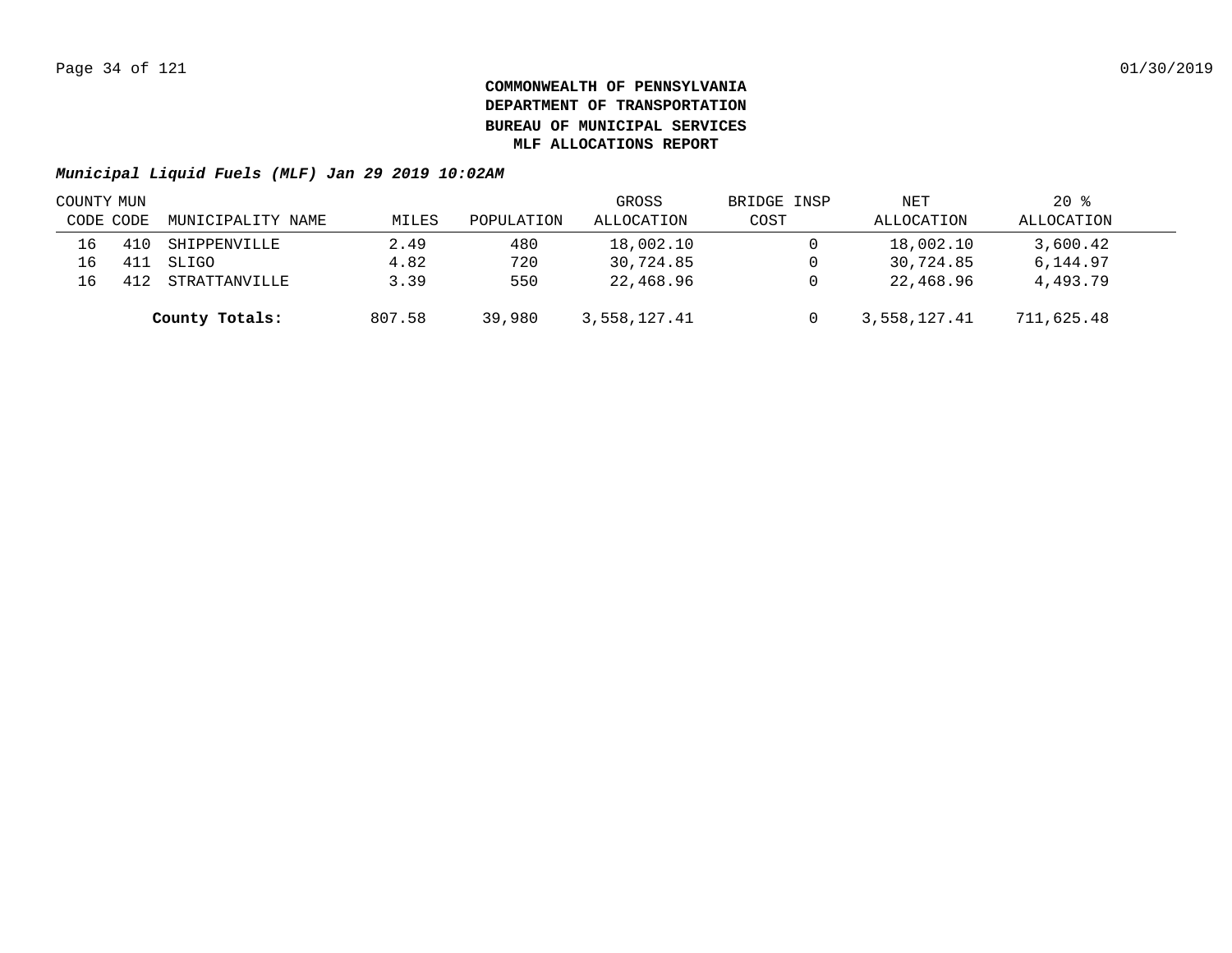**COMMONWEALTH OF PENNSYLVANIA**
**DEPARTMENT OF TRANSPORTATION**
**BUREAU OF MUNICIPAL SERVICES**
**MLF ALLOCATIONS REPORT**

***Municipal Liquid Fuels (MLF) Jan 29 2019 10:02AM***

| COUNTY CODE | MUN CODE | MUNICIPALITY NAME | MILES | POPULATION | GROSS ALLOCATION | BRIDGE INSP COST | NET ALLOCATION | 20 % ALLOCATION |
|---|---|---|---|---|---|---|---|---|
| 16 | 410 | SHIPPENVILLE | 2.49 | 480 | 18,002.10 | 0 | 18,002.10 | 3,600.42 |
| 16 | 411 | SLIGO | 4.82 | 720 | 30,724.85 | 0 | 30,724.85 | 6,144.97 |
| 16 | 412 | STRATTANVILLE | 3.39 | 550 | 22,468.96 | 0 | 22,468.96 | 4,493.79 |
| | | **County Totals:** | 807.58 | 39,980 | 3,558,127.41 | 0 | 3,558,127.41 | 711,625.48 |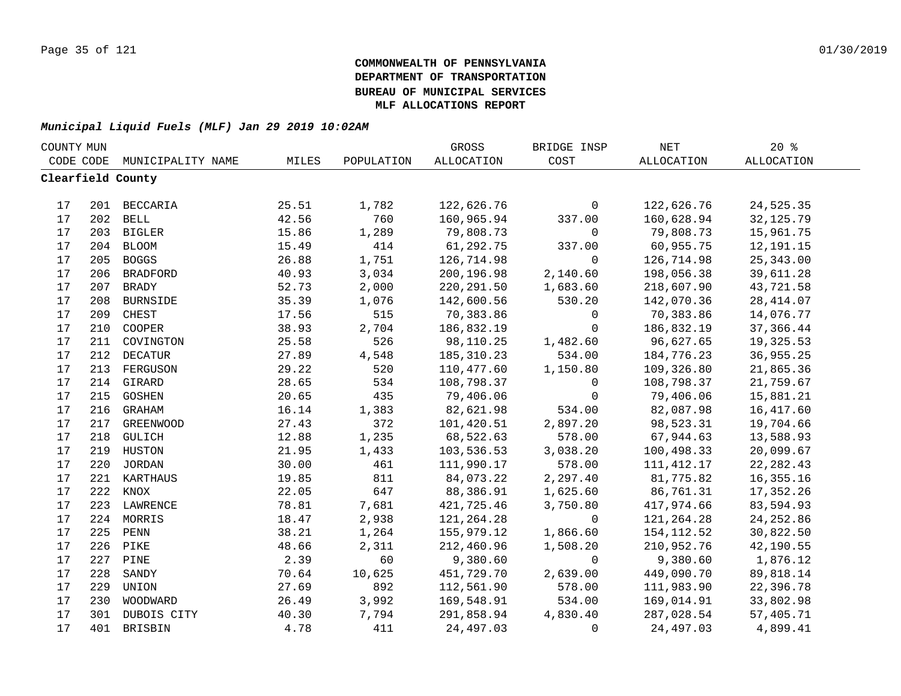**COMMONWEALTH OF PENNSYLVANIA**
**DEPARTMENT OF TRANSPORTATION**
**BUREAU OF MUNICIPAL SERVICES**
**MLF ALLOCATIONS REPORT**

***Municipal Liquid Fuels (MLF) Jan 29 2019 10:02AM***

| COUNTY CODE | MUN CODE | MUNICIPALITY NAME | MILES | POPULATION | GROSS ALLOCATION | BRIDGE INSP COST | NET ALLOCATION | 20 % ALLOCATION |
|---|---|---|---|---|---|---|---|---|
| **Clearfield County** | | | | | | | | |
| 17 | 201 | BECCARIA | 25.51 | 1,782 | 122,626.76 | 0 | 122,626.76 | 24,525.35 |
| 17 | 202 | BELL | 42.56 | 760 | 160,965.94 | 337.00 | 160,628.94 | 32,125.79 |
| 17 | 203 | BIGLER | 15.86 | 1,289 | 79,808.73 | 0 | 79,808.73 | 15,961.75 |
| 17 | 204 | BLOOM | 15.49 | 414 | 61,292.75 | 337.00 | 60,955.75 | 12,191.15 |
| 17 | 205 | BOGGS | 26.88 | 1,751 | 126,714.98 | 0 | 126,714.98 | 25,343.00 |
| 17 | 206 | BRADFORD | 40.93 | 3,034 | 200,196.98 | 2,140.60 | 198,056.38 | 39,611.28 |
| 17 | 207 | BRADY | 52.73 | 2,000 | 220,291.50 | 1,683.60 | 218,607.90 | 43,721.58 |
| 17 | 208 | BURNSIDE | 35.39 | 1,076 | 142,600.56 | 530.20 | 142,070.36 | 28,414.07 |
| 17 | 209 | CHEST | 17.56 | 515 | 70,383.86 | 0 | 70,383.86 | 14,076.77 |
| 17 | 210 | COOPER | 38.93 | 2,704 | 186,832.19 | 0 | 186,832.19 | 37,366.44 |
| 17 | 211 | COVINGTON | 25.58 | 526 | 98,110.25 | 1,482.60 | 96,627.65 | 19,325.53 |
| 17 | 212 | DECATUR | 27.89 | 4,548 | 185,310.23 | 534.00 | 184,776.23 | 36,955.25 |
| 17 | 213 | FERGUSON | 29.22 | 520 | 110,477.60 | 1,150.80 | 109,326.80 | 21,865.36 |
| 17 | 214 | GIRARD | 28.65 | 534 | 108,798.37 | 0 | 108,798.37 | 21,759.67 |
| 17 | 215 | GOSHEN | 20.65 | 435 | 79,406.06 | 0 | 79,406.06 | 15,881.21 |
| 17 | 216 | GRAHAM | 16.14 | 1,383 | 82,621.98 | 534.00 | 82,087.98 | 16,417.60 |
| 17 | 217 | GREENWOOD | 27.43 | 372 | 101,420.51 | 2,897.20 | 98,523.31 | 19,704.66 |
| 17 | 218 | GULICH | 12.88 | 1,235 | 68,522.63 | 578.00 | 67,944.63 | 13,588.93 |
| 17 | 219 | HUSTON | 21.95 | 1,433 | 103,536.53 | 3,038.20 | 100,498.33 | 20,099.67 |
| 17 | 220 | JORDAN | 30.00 | 461 | 111,990.17 | 578.00 | 111,412.17 | 22,282.43 |
| 17 | 221 | KARTHAUS | 19.85 | 811 | 84,073.22 | 2,297.40 | 81,775.82 | 16,355.16 |
| 17 | 222 | KNOX | 22.05 | 647 | 88,386.91 | 1,625.60 | 86,761.31 | 17,352.26 |
| 17 | 223 | LAWRENCE | 78.81 | 7,681 | 421,725.46 | 3,750.80 | 417,974.66 | 83,594.93 |
| 17 | 224 | MORRIS | 18.47 | 2,938 | 121,264.28 | 0 | 121,264.28 | 24,252.86 |
| 17 | 225 | PENN | 38.21 | 1,264 | 155,979.12 | 1,866.60 | 154,112.52 | 30,822.50 |
| 17 | 226 | PIKE | 48.66 | 2,311 | 212,460.96 | 1,508.20 | 210,952.76 | 42,190.55 |
| 17 | 227 | PINE | 2.39 | 60 | 9,380.60 | 0 | 9,380.60 | 1,876.12 |
| 17 | 228 | SANDY | 70.64 | 10,625 | 451,729.70 | 2,639.00 | 449,090.70 | 89,818.14 |
| 17 | 229 | UNION | 27.69 | 892 | 112,561.90 | 578.00 | 111,983.90 | 22,396.78 |
| 17 | 230 | WOODWARD | 26.49 | 3,992 | 169,548.91 | 534.00 | 169,014.91 | 33,802.98 |
| 17 | 301 | DUBOIS CITY | 40.30 | 7,794 | 291,858.94 | 4,830.40 | 287,028.54 | 57,405.71 |
| 17 | 401 | BRISBIN | 4.78 | 411 | 24,497.03 | 0 | 24,497.03 | 4,899.41 |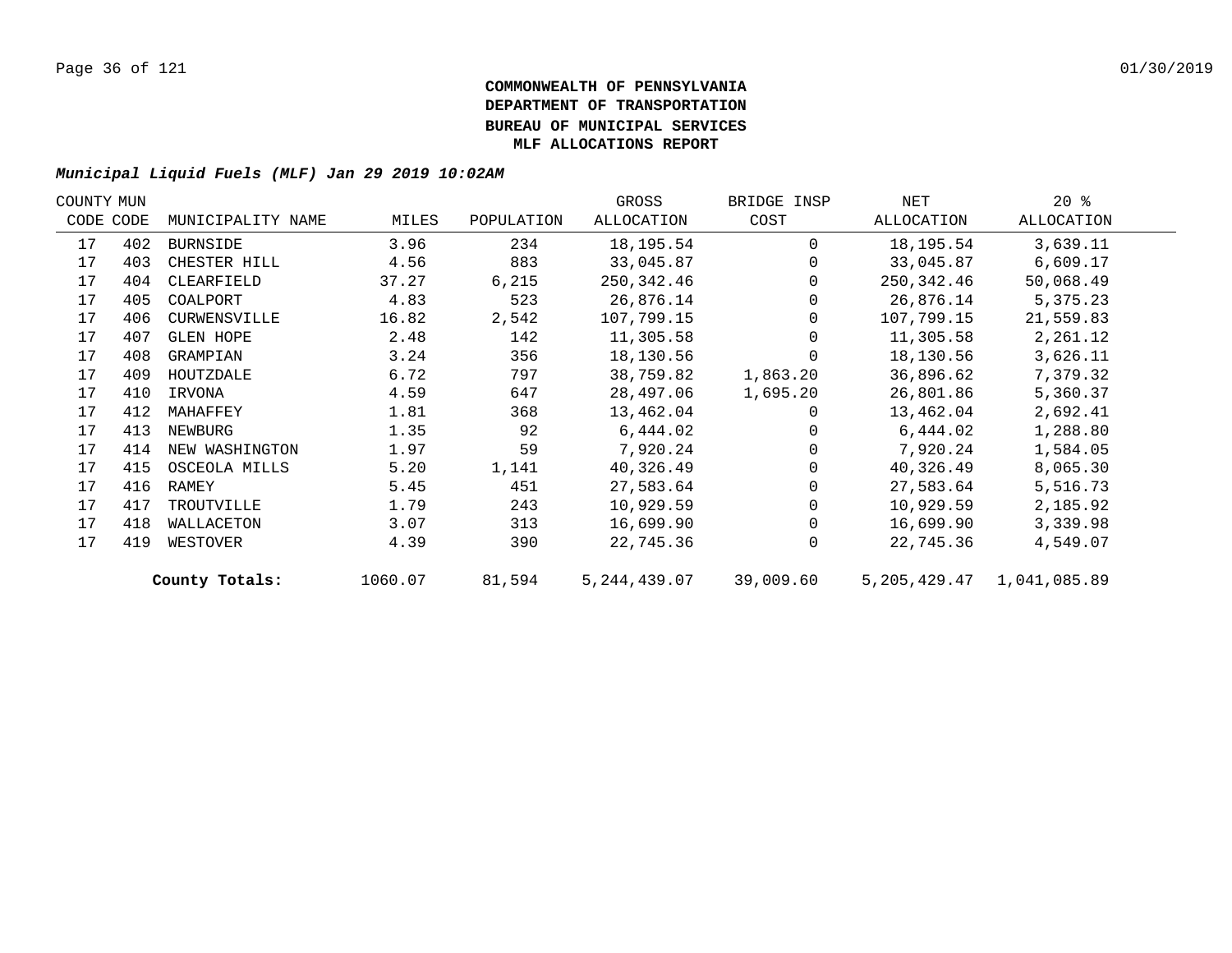**COMMONWEALTH OF PENNSYLVANIA**
**DEPARTMENT OF TRANSPORTATION**
**BUREAU OF MUNICIPAL SERVICES**
**MLF ALLOCATIONS REPORT**

***Municipal Liquid Fuels (MLF) Jan 29 2019 10:02AM***

| COUNTY CODE | MUN CODE | MUNICIPALITY NAME | MILES | POPULATION | GROSS ALLOCATION | BRIDGE INSP COST | NET ALLOCATION | 20 % ALLOCATION |
|---|---|---|---|---|---|---|---|---|
| 17 | 402 | BURNSIDE | 3.96 | 234 | 18,195.54 | 0 | 18,195.54 | 3,639.11 |
| 17 | 403 | CHESTER HILL | 4.56 | 883 | 33,045.87 | 0 | 33,045.87 | 6,609.17 |
| 17 | 404 | CLEARFIELD | 37.27 | 6,215 | 250,342.46 | 0 | 250,342.46 | 50,068.49 |
| 17 | 405 | COALPORT | 4.83 | 523 | 26,876.14 | 0 | 26,876.14 | 5,375.23 |
| 17 | 406 | CURWENSVILLE | 16.82 | 2,542 | 107,799.15 | 0 | 107,799.15 | 21,559.83 |
| 17 | 407 | GLEN HOPE | 2.48 | 142 | 11,305.58 | 0 | 11,305.58 | 2,261.12 |
| 17 | 408 | GRAMPIAN | 3.24 | 356 | 18,130.56 | 0 | 18,130.56 | 3,626.11 |
| 17 | 409 | HOUTZDALE | 6.72 | 797 | 38,759.82 | 1,863.20 | 36,896.62 | 7,379.32 |
| 17 | 410 | IRVONA | 4.59 | 647 | 28,497.06 | 1,695.20 | 26,801.86 | 5,360.37 |
| 17 | 412 | MAHAFFEY | 1.81 | 368 | 13,462.04 | 0 | 13,462.04 | 2,692.41 |
| 17 | 413 | NEWBURG | 1.35 | 92 | 6,444.02 | 0 | 6,444.02 | 1,288.80 |
| 17 | 414 | NEW WASHINGTON | 1.97 | 59 | 7,920.24 | 0 | 7,920.24 | 1,584.05 |
| 17 | 415 | OSCEOLA MILLS | 5.20 | 1,141 | 40,326.49 | 0 | 40,326.49 | 8,065.30 |
| 17 | 416 | RAMEY | 5.45 | 451 | 27,583.64 | 0 | 27,583.64 | 5,516.73 |
| 17 | 417 | TROUTVILLE | 1.79 | 243 | 10,929.59 | 0 | 10,929.59 | 2,185.92 |
| 17 | 418 | WALLACETON | 3.07 | 313 | 16,699.90 | 0 | 16,699.90 | 3,339.98 |
| 17 | 419 | WESTOVER | 4.39 | 390 | 22,745.36 | 0 | 22,745.36 | 4,549.07 |
| | | **County Totals:** | 1060.07 | 81,594 | 5,244,439.07 | 39,009.60 | 5,205,429.47 | 1,041,085.89 |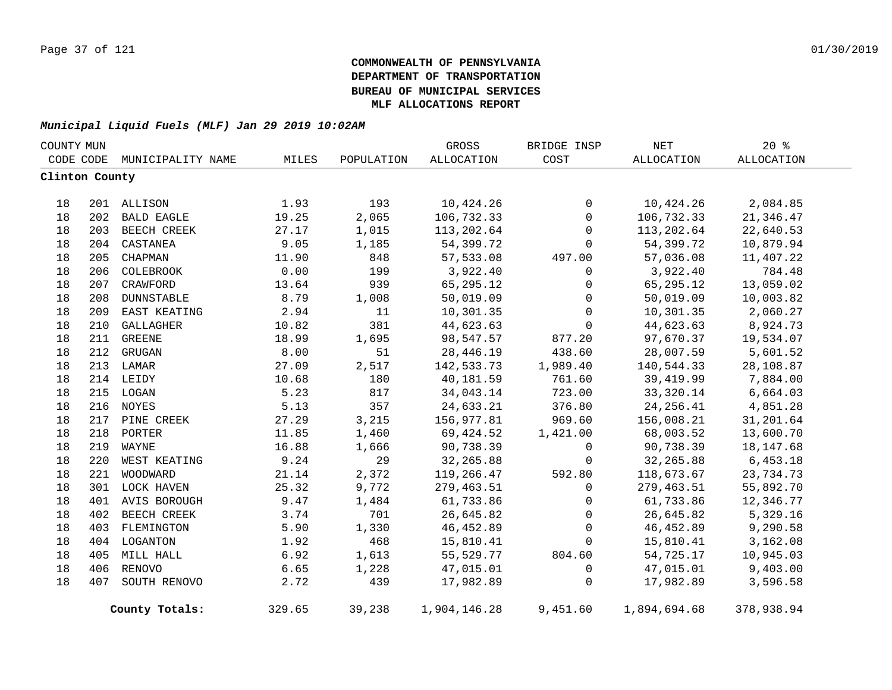**COMMONWEALTH OF PENNSYLVANIA**
**DEPARTMENT OF TRANSPORTATION**
**BUREAU OF MUNICIPAL SERVICES**
**MLF ALLOCATIONS REPORT**

***Municipal Liquid Fuels (MLF) Jan 29 2019 10:02AM***

| COUNTY CODE | MUN CODE | MUNICIPALITY NAME | MILES | POPULATION | GROSS ALLOCATION | BRIDGE INSP COST | NET ALLOCATION | 20 % ALLOCATION |
|---|---|---|---|---|---|---|---|---|
| **Clinton County** | | | | | | | | |
| 18 | 201 | ALLISON | 1.93 | 193 | 10,424.26 | 0 | 10,424.26 | 2,084.85 |
| 18 | 202 | BALD EAGLE | 19.25 | 2,065 | 106,732.33 | 0 | 106,732.33 | 21,346.47 |
| 18 | 203 | BEECH CREEK | 27.17 | 1,015 | 113,202.64 | 0 | 113,202.64 | 22,640.53 |
| 18 | 204 | CASTANEA | 9.05 | 1,185 | 54,399.72 | 0 | 54,399.72 | 10,879.94 |
| 18 | 205 | CHAPMAN | 11.90 | 848 | 57,533.08 | 497.00 | 57,036.08 | 11,407.22 |
| 18 | 206 | COLEBROOK | 0.00 | 199 | 3,922.40 | 0 | 3,922.40 | 784.48 |
| 18 | 207 | CRAWFORD | 13.64 | 939 | 65,295.12 | 0 | 65,295.12 | 13,059.02 |
| 18 | 208 | DUNNSTABLE | 8.79 | 1,008 | 50,019.09 | 0 | 50,019.09 | 10,003.82 |
| 18 | 209 | EAST KEATING | 2.94 | 11 | 10,301.35 | 0 | 10,301.35 | 2,060.27 |
| 18 | 210 | GALLAGHER | 10.82 | 381 | 44,623.63 | 0 | 44,623.63 | 8,924.73 |
| 18 | 211 | GREENE | 18.99 | 1,695 | 98,547.57 | 877.20 | 97,670.37 | 19,534.07 |
| 18 | 212 | GRUGAN | 8.00 | 51 | 28,446.19 | 438.60 | 28,007.59 | 5,601.52 |
| 18 | 213 | LAMAR | 27.09 | 2,517 | 142,533.73 | 1,989.40 | 140,544.33 | 28,108.87 |
| 18 | 214 | LEIDY | 10.68 | 180 | 40,181.59 | 761.60 | 39,419.99 | 7,884.00 |
| 18 | 215 | LOGAN | 5.23 | 817 | 34,043.14 | 723.00 | 33,320.14 | 6,664.03 |
| 18 | 216 | NOYES | 5.13 | 357 | 24,633.21 | 376.80 | 24,256.41 | 4,851.28 |
| 18 | 217 | PINE CREEK | 27.29 | 3,215 | 156,977.81 | 969.60 | 156,008.21 | 31,201.64 |
| 18 | 218 | PORTER | 11.85 | 1,460 | 69,424.52 | 1,421.00 | 68,003.52 | 13,600.70 |
| 18 | 219 | WAYNE | 16.88 | 1,666 | 90,738.39 | 0 | 90,738.39 | 18,147.68 |
| 18 | 220 | WEST KEATING | 9.24 | 29 | 32,265.88 | 0 | 32,265.88 | 6,453.18 |
| 18 | 221 | WOODWARD | 21.14 | 2,372 | 119,266.47 | 592.80 | 118,673.67 | 23,734.73 |
| 18 | 301 | LOCK HAVEN | 25.32 | 9,772 | 279,463.51 | 0 | 279,463.51 | 55,892.70 |
| 18 | 401 | AVIS BOROUGH | 9.47 | 1,484 | 61,733.86 | 0 | 61,733.86 | 12,346.77 |
| 18 | 402 | BEECH CREEK | 3.74 | 701 | 26,645.82 | 0 | 26,645.82 | 5,329.16 |
| 18 | 403 | FLEMINGTON | 5.90 | 1,330 | 46,452.89 | 0 | 46,452.89 | 9,290.58 |
| 18 | 404 | LOGANTON | 1.92 | 468 | 15,810.41 | 0 | 15,810.41 | 3,162.08 |
| 18 | 405 | MILL HALL | 6.92 | 1,613 | 55,529.77 | 804.60 | 54,725.17 | 10,945.03 |
| 18 | 406 | RENOVO | 6.65 | 1,228 | 47,015.01 | 0 | 47,015.01 | 9,403.00 |
| 18 | 407 | SOUTH RENOVO | 2.72 | 439 | 17,982.89 | 0 | 17,982.89 | 3,596.58 |
| | | **County Totals:** | 329.65 | 39,238 | 1,904,146.28 | 9,451.60 | 1,894,694.68 | 378,938.94 |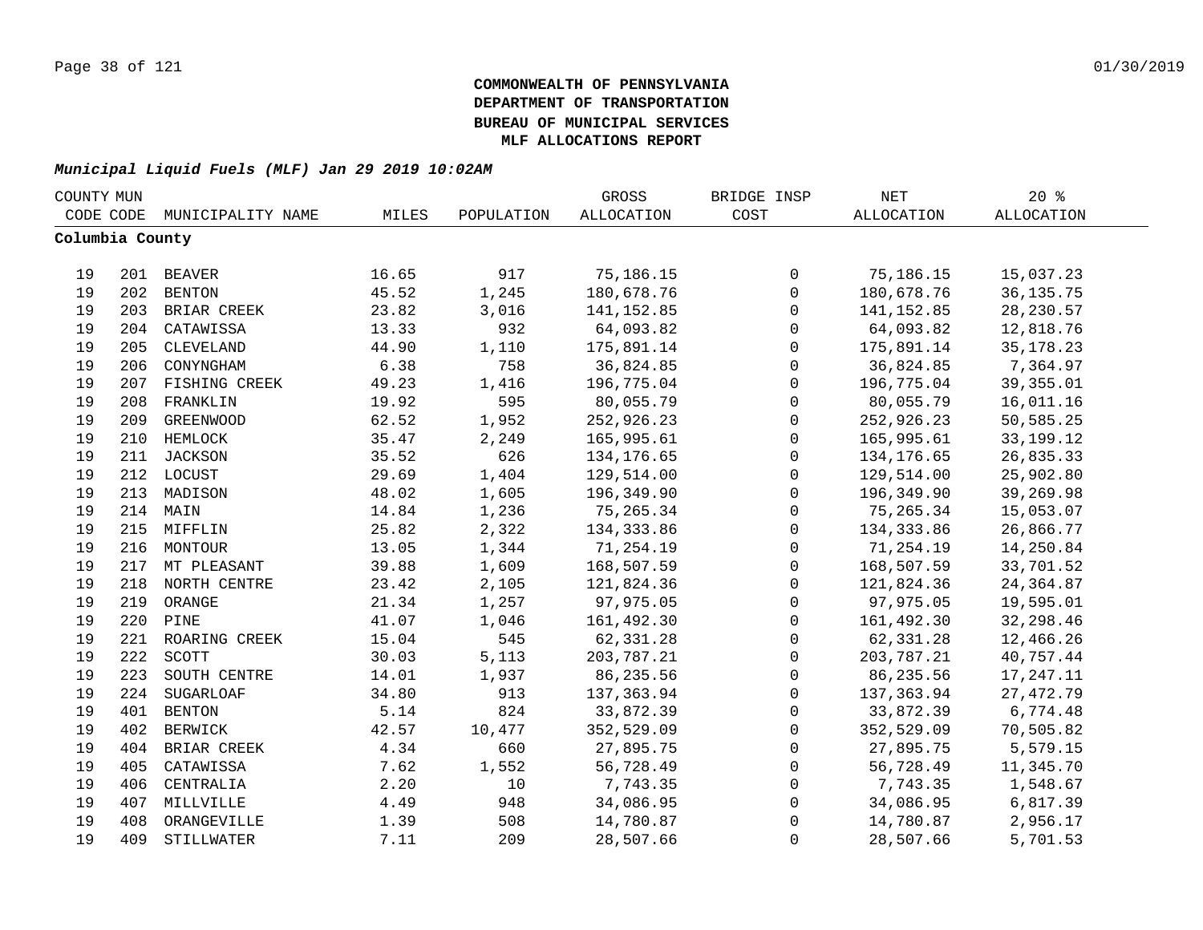**COMMONWEALTH OF PENNSYLVANIA**
**DEPARTMENT OF TRANSPORTATION**
**BUREAU OF MUNICIPAL SERVICES**
**MLF ALLOCATIONS REPORT**

***Municipal Liquid Fuels (MLF) Jan 29 2019 10:02AM***

| COUNTY CODE | MUN CODE | MUNICIPALITY NAME | MILES | POPULATION | GROSS ALLOCATION | BRIDGE INSP COST | NET ALLOCATION | 20 % ALLOCATION |
|---|---|---|---|---|---|---|---|---|
| **Columbia County** | | | | | | | | |
| 19 | 201 | BEAVER | 16.65 | 917 | 75,186.15 | 0 | 75,186.15 | 15,037.23 |
| 19 | 202 | BENTON | 45.52 | 1,245 | 180,678.76 | 0 | 180,678.76 | 36,135.75 |
| 19 | 203 | BRIAR CREEK | 23.82 | 3,016 | 141,152.85 | 0 | 141,152.85 | 28,230.57 |
| 19 | 204 | CATAWISSA | 13.33 | 932 | 64,093.82 | 0 | 64,093.82 | 12,818.76 |
| 19 | 205 | CLEVELAND | 44.90 | 1,110 | 175,891.14 | 0 | 175,891.14 | 35,178.23 |
| 19 | 206 | CONYNGHAM | 6.38 | 758 | 36,824.85 | 0 | 36,824.85 | 7,364.97 |
| 19 | 207 | FISHING CREEK | 49.23 | 1,416 | 196,775.04 | 0 | 196,775.04 | 39,355.01 |
| 19 | 208 | FRANKLIN | 19.92 | 595 | 80,055.79 | 0 | 80,055.79 | 16,011.16 |
| 19 | 209 | GREENWOOD | 62.52 | 1,952 | 252,926.23 | 0 | 252,926.23 | 50,585.25 |
| 19 | 210 | HEMLOCK | 35.47 | 2,249 | 165,995.61 | 0 | 165,995.61 | 33,199.12 |
| 19 | 211 | JACKSON | 35.52 | 626 | 134,176.65 | 0 | 134,176.65 | 26,835.33 |
| 19 | 212 | LOCUST | 29.69 | 1,404 | 129,514.00 | 0 | 129,514.00 | 25,902.80 |
| 19 | 213 | MADISON | 48.02 | 1,605 | 196,349.90 | 0 | 196,349.90 | 39,269.98 |
| 19 | 214 | MAIN | 14.84 | 1,236 | 75,265.34 | 0 | 75,265.34 | 15,053.07 |
| 19 | 215 | MIFFLIN | 25.82 | 2,322 | 134,333.86 | 0 | 134,333.86 | 26,866.77 |
| 19 | 216 | MONTOUR | 13.05 | 1,344 | 71,254.19 | 0 | 71,254.19 | 14,250.84 |
| 19 | 217 | MT PLEASANT | 39.88 | 1,609 | 168,507.59 | 0 | 168,507.59 | 33,701.52 |
| 19 | 218 | NORTH CENTRE | 23.42 | 2,105 | 121,824.36 | 0 | 121,824.36 | 24,364.87 |
| 19 | 219 | ORANGE | 21.34 | 1,257 | 97,975.05 | 0 | 97,975.05 | 19,595.01 |
| 19 | 220 | PINE | 41.07 | 1,046 | 161,492.30 | 0 | 161,492.30 | 32,298.46 |
| 19 | 221 | ROARING CREEK | 15.04 | 545 | 62,331.28 | 0 | 62,331.28 | 12,466.26 |
| 19 | 222 | SCOTT | 30.03 | 5,113 | 203,787.21 | 0 | 203,787.21 | 40,757.44 |
| 19 | 223 | SOUTH CENTRE | 14.01 | 1,937 | 86,235.56 | 0 | 86,235.56 | 17,247.11 |
| 19 | 224 | SUGARLOAF | 34.80 | 913 | 137,363.94 | 0 | 137,363.94 | 27,472.79 |
| 19 | 401 | BENTON | 5.14 | 824 | 33,872.39 | 0 | 33,872.39 | 6,774.48 |
| 19 | 402 | BERWICK | 42.57 | 10,477 | 352,529.09 | 0 | 352,529.09 | 70,505.82 |
| 19 | 404 | BRIAR CREEK | 4.34 | 660 | 27,895.75 | 0 | 27,895.75 | 5,579.15 |
| 19 | 405 | CATAWISSA | 7.62 | 1,552 | 56,728.49 | 0 | 56,728.49 | 11,345.70 |
| 19 | 406 | CENTRALIA | 2.20 | 10 | 7,743.35 | 0 | 7,743.35 | 1,548.67 |
| 19 | 407 | MILLVILLE | 4.49 | 948 | 34,086.95 | 0 | 34,086.95 | 6,817.39 |
| 19 | 408 | ORANGEVILLE | 1.39 | 508 | 14,780.87 | 0 | 14,780.87 | 2,956.17 |
| 19 | 409 | STILLWATER | 7.11 | 209 | 28,507.66 | 0 | 28,507.66 | 5,701.53 |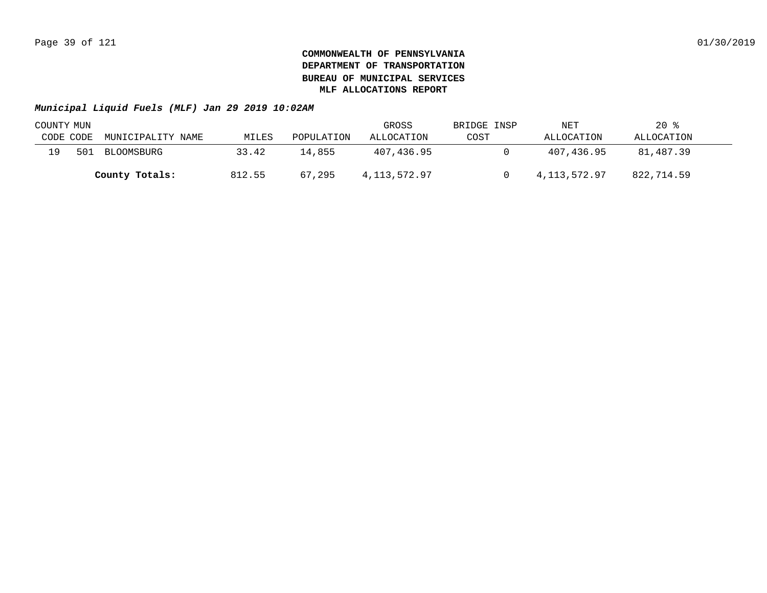**COMMONWEALTH OF PENNSYLVANIA**
**DEPARTMENT OF TRANSPORTATION**
**BUREAU OF MUNICIPAL SERVICES**
**MLF ALLOCATIONS REPORT**

***Municipal Liquid Fuels (MLF) Jan 29 2019 10:02AM***

| COUNTY CODE | MUN CODE | MUNICIPALITY NAME | MILES | POPULATION | GROSS ALLOCATION | BRIDGE INSP COST | NET ALLOCATION | 20 % ALLOCATION |
|---|---|---|---|---|---|---|---|---|
| 19 | 501 | BLOOMSBURG | 33.42 | 14,855 | 407,436.95 | 0 | 407,436.95 | 81,487.39 |
| | | **County Totals:** | 812.55 | 67,295 | 4,113,572.97 | 0 | 4,113,572.97 | 822,714.59 |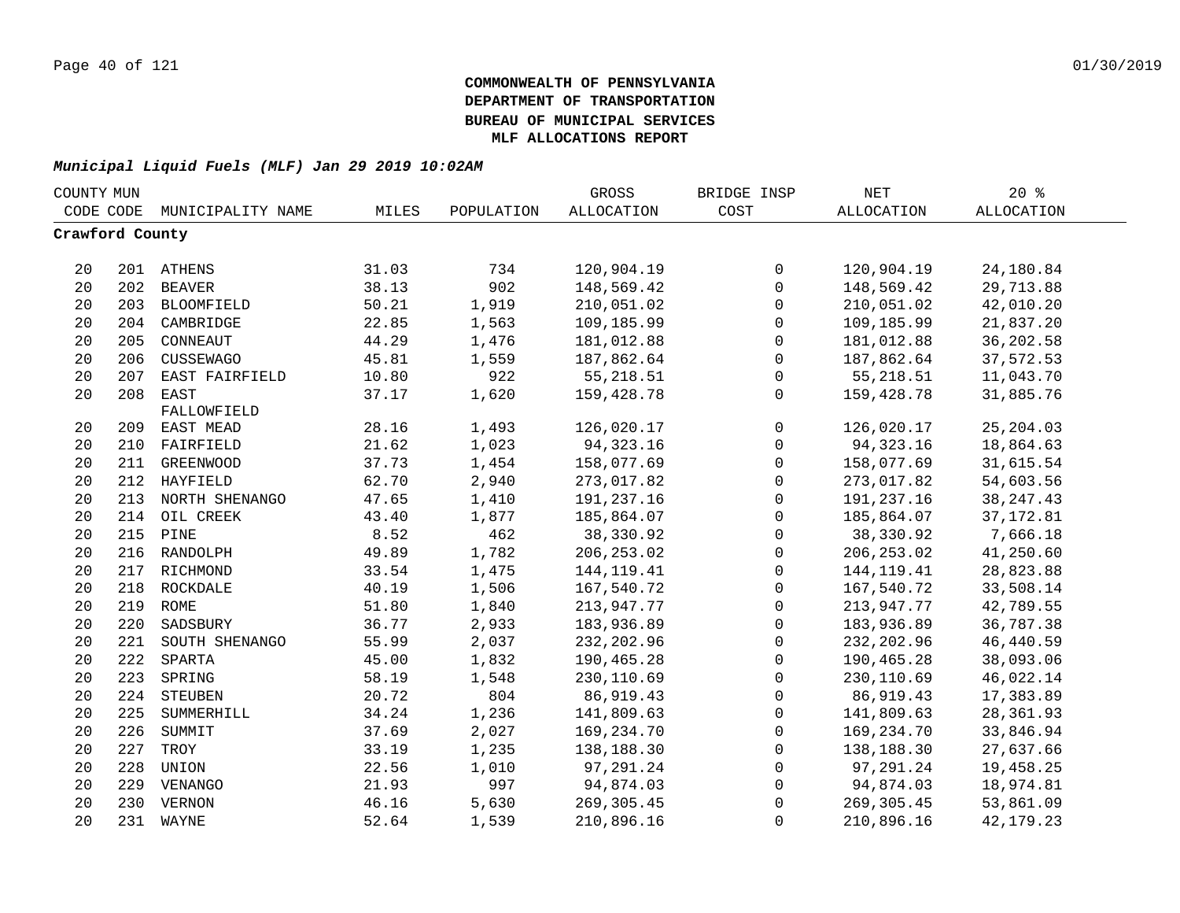# COMMONWEALTH OF PENNSYLVANIA
# DEPARTMENT OF TRANSPORTATION
# BUREAU OF MUNICIPAL SERVICES
# MLF ALLOCATIONS REPORT

***Municipal Liquid Fuels (MLF) Jan 29 2019 10:02AM***

| COUNTY CODE | MUN CODE | MUNICIPALITY NAME | MILES | POPULATION | GROSS ALLOCATION | BRIDGE INSP COST | NET ALLOCATION | 20 % ALLOCATION |
|---|---|---|---|---|---|---|---|---|
| **Crawford County** | | | | | | | | |
| 20 | 201 | ATHENS | 31.03 | 734 | 120,904.19 | 0 | 120,904.19 | 24,180.84 |
| 20 | 202 | BEAVER | 38.13 | 902 | 148,569.42 | 0 | 148,569.42 | 29,713.88 |
| 20 | 203 | BLOOMFIELD | 50.21 | 1,919 | 210,051.02 | 0 | 210,051.02 | 42,010.20 |
| 20 | 204 | CAMBRIDGE | 22.85 | 1,563 | 109,185.99 | 0 | 109,185.99 | 21,837.20 |
| 20 | 205 | CONNEAUT | 44.29 | 1,476 | 181,012.88 | 0 | 181,012.88 | 36,202.58 |
| 20 | 206 | CUSSEWAGO | 45.81 | 1,559 | 187,862.64 | 0 | 187,862.64 | 37,572.53 |
| 20 | 207 | EAST FAIRFIELD | 10.80 | 922 | 55,218.51 | 0 | 55,218.51 | 11,043.70 |
| 20 | 208 | EAST FALLOWFIELD | 37.17 | 1,620 | 159,428.78 | 0 | 159,428.78 | 31,885.76 |
| 20 | 209 | EAST MEAD | 28.16 | 1,493 | 126,020.17 | 0 | 126,020.17 | 25,204.03 |
| 20 | 210 | FAIRFIELD | 21.62 | 1,023 | 94,323.16 | 0 | 94,323.16 | 18,864.63 |
| 20 | 211 | GREENWOOD | 37.73 | 1,454 | 158,077.69 | 0 | 158,077.69 | 31,615.54 |
| 20 | 212 | HAYFIELD | 62.70 | 2,940 | 273,017.82 | 0 | 273,017.82 | 54,603.56 |
| 20 | 213 | NORTH SHENANGO | 47.65 | 1,410 | 191,237.16 | 0 | 191,237.16 | 38,247.43 |
| 20 | 214 | OIL CREEK | 43.40 | 1,877 | 185,864.07 | 0 | 185,864.07 | 37,172.81 |
| 20 | 215 | PINE | 8.52 | 462 | 38,330.92 | 0 | 38,330.92 | 7,666.18 |
| 20 | 216 | RANDOLPH | 49.89 | 1,782 | 206,253.02 | 0 | 206,253.02 | 41,250.60 |
| 20 | 217 | RICHMOND | 33.54 | 1,475 | 144,119.41 | 0 | 144,119.41 | 28,823.88 |
| 20 | 218 | ROCKDALE | 40.19 | 1,506 | 167,540.72 | 0 | 167,540.72 | 33,508.14 |
| 20 | 219 | ROME | 51.80 | 1,840 | 213,947.77 | 0 | 213,947.77 | 42,789.55 |
| 20 | 220 | SADSBURY | 36.77 | 2,933 | 183,936.89 | 0 | 183,936.89 | 36,787.38 |
| 20 | 221 | SOUTH SHENANGO | 55.99 | 2,037 | 232,202.96 | 0 | 232,202.96 | 46,440.59 |
| 20 | 222 | SPARTA | 45.00 | 1,832 | 190,465.28 | 0 | 190,465.28 | 38,093.06 |
| 20 | 223 | SPRING | 58.19 | 1,548 | 230,110.69 | 0 | 230,110.69 | 46,022.14 |
| 20 | 224 | STEUBEN | 20.72 | 804 | 86,919.43 | 0 | 86,919.43 | 17,383.89 |
| 20 | 225 | SUMMERHILL | 34.24 | 1,236 | 141,809.63 | 0 | 141,809.63 | 28,361.93 |
| 20 | 226 | SUMMIT | 37.69 | 2,027 | 169,234.70 | 0 | 169,234.70 | 33,846.94 |
| 20 | 227 | TROY | 33.19 | 1,235 | 138,188.30 | 0 | 138,188.30 | 27,637.66 |
| 20 | 228 | UNION | 22.56 | 1,010 | 97,291.24 | 0 | 97,291.24 | 19,458.25 |
| 20 | 229 | VENANGO | 21.93 | 997 | 94,874.03 | 0 | 94,874.03 | 18,974.81 |
| 20 | 230 | VERNON | 46.16 | 5,630 | 269,305.45 | 0 | 269,305.45 | 53,861.09 |
| 20 | 231 | WAYNE | 52.64 | 1,539 | 210,896.16 | 0 | 210,896.16 | 42,179.23 |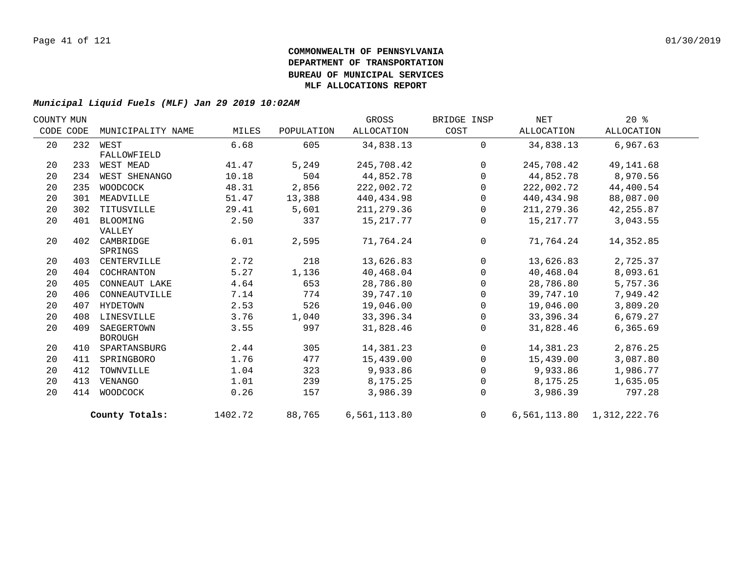**COMMONWEALTH OF PENNSYLVANIA**
**DEPARTMENT OF TRANSPORTATION**
**BUREAU OF MUNICIPAL SERVICES**
**MLF ALLOCATIONS REPORT**

***Municipal Liquid Fuels (MLF) Jan 29 2019 10:02AM***

| COUNTY CODE | MUN CODE | MUNICIPALITY NAME | MILES | POPULATION | GROSS ALLOCATION | BRIDGE INSP COST | NET ALLOCATION | 20 % ALLOCATION |
|---|---|---|---|---|---|---|---|---|
| 20 | 232 | WEST FALLOWFIELD | 6.68 | 605 | 34,838.13 | 0 | 34,838.13 | 6,967.63 |
| 20 | 233 | WEST MEAD | 41.47 | 5,249 | 245,708.42 | 0 | 245,708.42 | 49,141.68 |
| 20 | 234 | WEST SHENANGO | 10.18 | 504 | 44,852.78 | 0 | 44,852.78 | 8,970.56 |
| 20 | 235 | WOODCOCK | 48.31 | 2,856 | 222,002.72 | 0 | 222,002.72 | 44,400.54 |
| 20 | 301 | MEADVILLE | 51.47 | 13,388 | 440,434.98 | 0 | 440,434.98 | 88,087.00 |
| 20 | 302 | TITUSVILLE | 29.41 | 5,601 | 211,279.36 | 0 | 211,279.36 | 42,255.87 |
| 20 | 401 | BLOOMING VALLEY | 2.50 | 337 | 15,217.77 | 0 | 15,217.77 | 3,043.55 |
| 20 | 402 | CAMBRIDGE SPRINGS | 6.01 | 2,595 | 71,764.24 | 0 | 71,764.24 | 14,352.85 |
| 20 | 403 | CENTERVILLE | 2.72 | 218 | 13,626.83 | 0 | 13,626.83 | 2,725.37 |
| 20 | 404 | COCHRANTON | 5.27 | 1,136 | 40,468.04 | 0 | 40,468.04 | 8,093.61 |
| 20 | 405 | CONNEAUT LAKE | 4.64 | 653 | 28,786.80 | 0 | 28,786.80 | 5,757.36 |
| 20 | 406 | CONNEAUTVILLE | 7.14 | 774 | 39,747.10 | 0 | 39,747.10 | 7,949.42 |
| 20 | 407 | HYDETOWN | 2.53 | 526 | 19,046.00 | 0 | 19,046.00 | 3,809.20 |
| 20 | 408 | LINESVILLE | 3.76 | 1,040 | 33,396.34 | 0 | 33,396.34 | 6,679.27 |
| 20 | 409 | SAEGERTOWN BOROUGH | 3.55 | 997 | 31,828.46 | 0 | 31,828.46 | 6,365.69 |
| 20 | 410 | SPARTANSBURG | 2.44 | 305 | 14,381.23 | 0 | 14,381.23 | 2,876.25 |
| 20 | 411 | SPRINGBORO | 1.76 | 477 | 15,439.00 | 0 | 15,439.00 | 3,087.80 |
| 20 | 412 | TOWNVILLE | 1.04 | 323 | 9,933.86 | 0 | 9,933.86 | 1,986.77 |
| 20 | 413 | VENANGO | 1.01 | 239 | 8,175.25 | 0 | 8,175.25 | 1,635.05 |
| 20 | 414 | WOODCOCK | 0.26 | 157 | 3,986.39 | 0 | 3,986.39 | 797.28 |
| | | **County Totals:** | 1402.72 | 88,765 | 6,561,113.80 | 0 | 6,561,113.80 | 1,312,222.76 |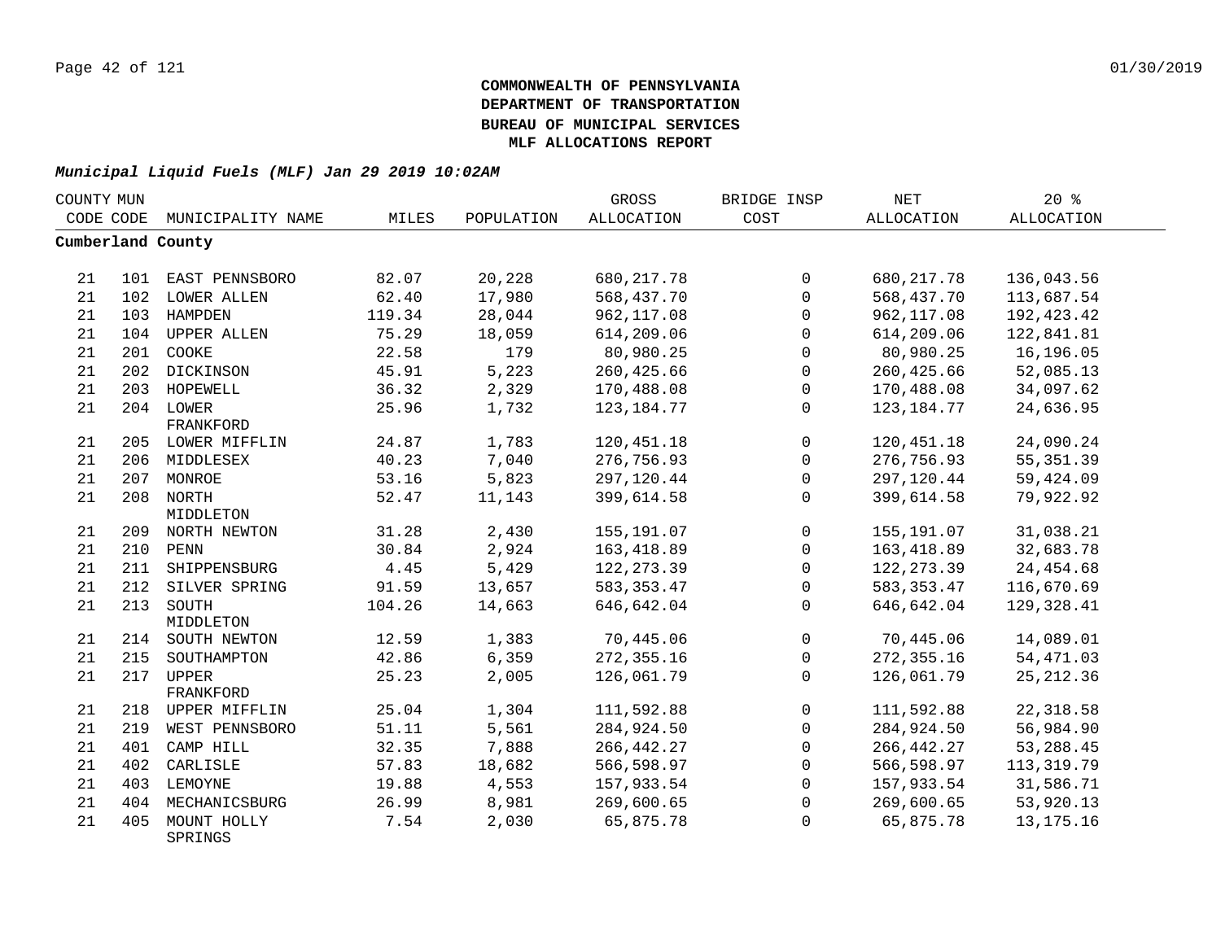**COMMONWEALTH OF PENNSYLVANIA**
**DEPARTMENT OF TRANSPORTATION**
**BUREAU OF MUNICIPAL SERVICES**
**MLF ALLOCATIONS REPORT**

***Municipal Liquid Fuels (MLF) Jan 29 2019 10:02AM***

| COUNTY CODE | MUN CODE | MUNICIPALITY NAME | MILES | POPULATION | GROSS ALLOCATION | BRIDGE INSP COST | NET ALLOCATION | 20 % ALLOCATION |
|---|---|---|---|---|---|---|---|---|
| **Cumberland County** | | | | | | | | |
| 21 | 101 | EAST PENNSBORO | 82.07 | 20,228 | 680,217.78 | 0 | 680,217.78 | 136,043.56 |
| 21 | 102 | LOWER ALLEN | 62.40 | 17,980 | 568,437.70 | 0 | 568,437.70 | 113,687.54 |
| 21 | 103 | HAMPDEN | 119.34 | 28,044 | 962,117.08 | 0 | 962,117.08 | 192,423.42 |
| 21 | 104 | UPPER ALLEN | 75.29 | 18,059 | 614,209.06 | 0 | 614,209.06 | 122,841.81 |
| 21 | 201 | COOKE | 22.58 | 179 | 80,980.25 | 0 | 80,980.25 | 16,196.05 |
| 21 | 202 | DICKINSON | 45.91 | 5,223 | 260,425.66 | 0 | 260,425.66 | 52,085.13 |
| 21 | 203 | HOPEWELL | 36.32 | 2,329 | 170,488.08 | 0 | 170,488.08 | 34,097.62 |
| 21 | 204 | LOWER FRANKFORD | 25.96 | 1,732 | 123,184.77 | 0 | 123,184.77 | 24,636.95 |
| 21 | 205 | LOWER MIFFLIN | 24.87 | 1,783 | 120,451.18 | 0 | 120,451.18 | 24,090.24 |
| 21 | 206 | MIDDLESEX | 40.23 | 7,040 | 276,756.93 | 0 | 276,756.93 | 55,351.39 |
| 21 | 207 | MONROE | 53.16 | 5,823 | 297,120.44 | 0 | 297,120.44 | 59,424.09 |
| 21 | 208 | NORTH MIDDLETON | 52.47 | 11,143 | 399,614.58 | 0 | 399,614.58 | 79,922.92 |
| 21 | 209 | NORTH NEWTON | 31.28 | 2,430 | 155,191.07 | 0 | 155,191.07 | 31,038.21 |
| 21 | 210 | PENN | 30.84 | 2,924 | 163,418.89 | 0 | 163,418.89 | 32,683.78 |
| 21 | 211 | SHIPPENSBURG | 4.45 | 5,429 | 122,273.39 | 0 | 122,273.39 | 24,454.68 |
| 21 | 212 | SILVER SPRING | 91.59 | 13,657 | 583,353.47 | 0 | 583,353.47 | 116,670.69 |
| 21 | 213 | SOUTH MIDDLETON | 104.26 | 14,663 | 646,642.04 | 0 | 646,642.04 | 129,328.41 |
| 21 | 214 | SOUTH NEWTON | 12.59 | 1,383 | 70,445.06 | 0 | 70,445.06 | 14,089.01 |
| 21 | 215 | SOUTHAMPTON | 42.86 | 6,359 | 272,355.16 | 0 | 272,355.16 | 54,471.03 |
| 21 | 217 | UPPER FRANKFORD | 25.23 | 2,005 | 126,061.79 | 0 | 126,061.79 | 25,212.36 |
| 21 | 218 | UPPER MIFFLIN | 25.04 | 1,304 | 111,592.88 | 0 | 111,592.88 | 22,318.58 |
| 21 | 219 | WEST PENNSBORO | 51.11 | 5,561 | 284,924.50 | 0 | 284,924.50 | 56,984.90 |
| 21 | 401 | CAMP HILL | 32.35 | 7,888 | 266,442.27 | 0 | 266,442.27 | 53,288.45 |
| 21 | 402 | CARLISLE | 57.83 | 18,682 | 566,598.97 | 0 | 566,598.97 | 113,319.79 |
| 21 | 403 | LEMOYNE | 19.88 | 4,553 | 157,933.54 | 0 | 157,933.54 | 31,586.71 |
| 21 | 404 | MECHANICSBURG | 26.99 | 8,981 | 269,600.65 | 0 | 269,600.65 | 53,920.13 |
| 21 | 405 | MOUNT HOLLY SPRINGS | 7.54 | 2,030 | 65,875.78 | 0 | 65,875.78 | 13,175.16 |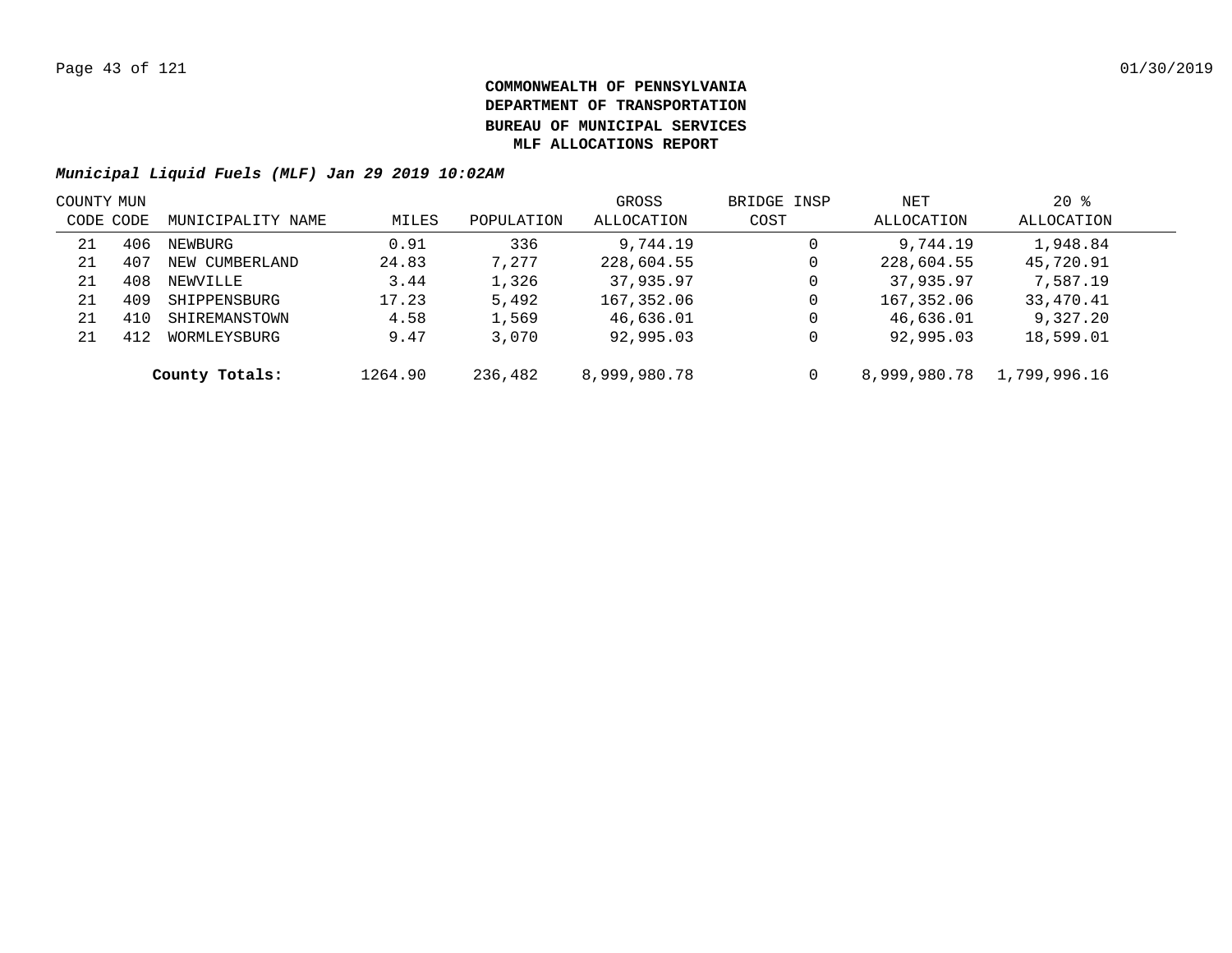# COMMONWEALTH OF PENNSYLVANIA
# DEPARTMENT OF TRANSPORTATION
# BUREAU OF MUNICIPAL SERVICES
# MLF ALLOCATIONS REPORT

***Municipal Liquid Fuels (MLF) Jan 29 2019 10:02AM***

| COUNTY CODE | MUN CODE | MUNICIPALITY NAME | MILES | POPULATION | GROSS ALLOCATION | BRIDGE INSP COST | NET ALLOCATION | 20 % ALLOCATION |
|---|---|---|---|---|---|---|---|---|
| 21 | 406 | NEWBURG | 0.91 | 336 | 9,744.19 | 0 | 9,744.19 | 1,948.84 |
| 21 | 407 | NEW CUMBERLAND | 24.83 | 7,277 | 228,604.55 | 0 | 228,604.55 | 45,720.91 |
| 21 | 408 | NEWVILLE | 3.44 | 1,326 | 37,935.97 | 0 | 37,935.97 | 7,587.19 |
| 21 | 409 | SHIPPENSBURG | 17.23 | 5,492 | 167,352.06 | 0 | 167,352.06 | 33,470.41 |
| 21 | 410 | SHIREMANSTOWN | 4.58 | 1,569 | 46,636.01 | 0 | 46,636.01 | 9,327.20 |
| 21 | 412 | WORMLEYSBURG | 9.47 | 3,070 | 92,995.03 | 0 | 92,995.03 | 18,599.01 |
| | | **County Totals:** | 1264.90 | 236,482 | 8,999,980.78 | 0 | 8,999,980.78 | 1,799,996.16 |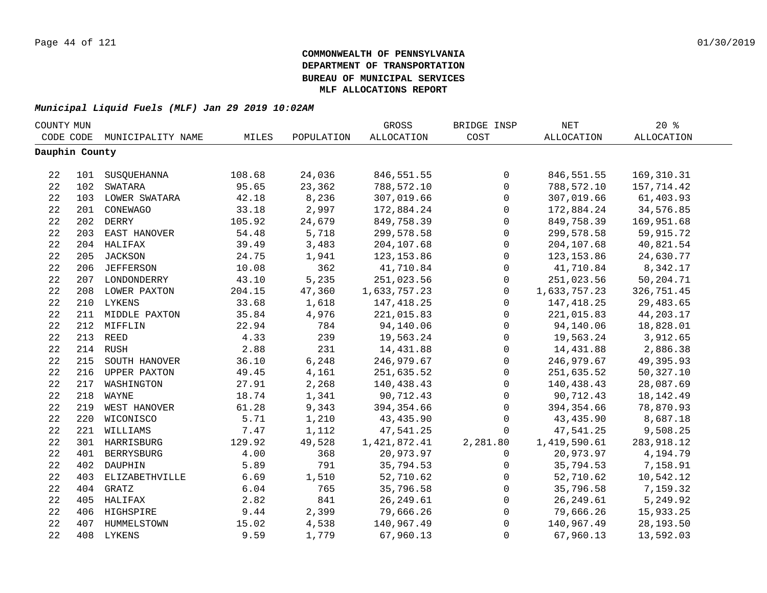# COMMONWEALTH OF PENNSYLVANIA
# DEPARTMENT OF TRANSPORTATION
# BUREAU OF MUNICIPAL SERVICES
# MLF ALLOCATIONS REPORT

***Municipal Liquid Fuels (MLF) Jan 29 2019 10:02AM***

| COUNTY CODE | MUN CODE | MUNICIPALITY NAME | MILES | POPULATION | GROSS ALLOCATION | BRIDGE INSP COST | NET ALLOCATION | 20 % ALLOCATION |
|---|---|---|---|---|---|---|---|---|
| **Dauphin County** | | | | | | | | |
| 22 | 101 | SUSQUEHANNA | 108.68 | 24,036 | 846,551.55 | 0 | 846,551.55 | 169,310.31 |
| 22 | 102 | SWATARA | 95.65 | 23,362 | 788,572.10 | 0 | 788,572.10 | 157,714.42 |
| 22 | 103 | LOWER SWATARA | 42.18 | 8,236 | 307,019.66 | 0 | 307,019.66 | 61,403.93 |
| 22 | 201 | CONEWAGO | 33.18 | 2,997 | 172,884.24 | 0 | 172,884.24 | 34,576.85 |
| 22 | 202 | DERRY | 105.92 | 24,679 | 849,758.39 | 0 | 849,758.39 | 169,951.68 |
| 22 | 203 | EAST HANOVER | 54.48 | 5,718 | 299,578.58 | 0 | 299,578.58 | 59,915.72 |
| 22 | 204 | HALIFAX | 39.49 | 3,483 | 204,107.68 | 0 | 204,107.68 | 40,821.54 |
| 22 | 205 | JACKSON | 24.75 | 1,941 | 123,153.86 | 0 | 123,153.86 | 24,630.77 |
| 22 | 206 | JEFFERSON | 10.08 | 362 | 41,710.84 | 0 | 41,710.84 | 8,342.17 |
| 22 | 207 | LONDONDERRY | 43.10 | 5,235 | 251,023.56 | 0 | 251,023.56 | 50,204.71 |
| 22 | 208 | LOWER PAXTON | 204.15 | 47,360 | 1,633,757.23 | 0 | 1,633,757.23 | 326,751.45 |
| 22 | 210 | LYKENS | 33.68 | 1,618 | 147,418.25 | 0 | 147,418.25 | 29,483.65 |
| 22 | 211 | MIDDLE PAXTON | 35.84 | 4,976 | 221,015.83 | 0 | 221,015.83 | 44,203.17 |
| 22 | 212 | MIFFLIN | 22.94 | 784 | 94,140.06 | 0 | 94,140.06 | 18,828.01 |
| 22 | 213 | REED | 4.33 | 239 | 19,563.24 | 0 | 19,563.24 | 3,912.65 |
| 22 | 214 | RUSH | 2.88 | 231 | 14,431.88 | 0 | 14,431.88 | 2,886.38 |
| 22 | 215 | SOUTH HANOVER | 36.10 | 6,248 | 246,979.67 | 0 | 246,979.67 | 49,395.93 |
| 22 | 216 | UPPER PAXTON | 49.45 | 4,161 | 251,635.52 | 0 | 251,635.52 | 50,327.10 |
| 22 | 217 | WASHINGTON | 27.91 | 2,268 | 140,438.43 | 0 | 140,438.43 | 28,087.69 |
| 22 | 218 | WAYNE | 18.74 | 1,341 | 90,712.43 | 0 | 90,712.43 | 18,142.49 |
| 22 | 219 | WEST HANOVER | 61.28 | 9,343 | 394,354.66 | 0 | 394,354.66 | 78,870.93 |
| 22 | 220 | WICONISCO | 5.71 | 1,210 | 43,435.90 | 0 | 43,435.90 | 8,687.18 |
| 22 | 221 | WILLIAMS | 7.47 | 1,112 | 47,541.25 | 0 | 47,541.25 | 9,508.25 |
| 22 | 301 | HARRISBURG | 129.92 | 49,528 | 1,421,872.41 | 2,281.80 | 1,419,590.61 | 283,918.12 |
| 22 | 401 | BERRYSBURG | 4.00 | 368 | 20,973.97 | 0 | 20,973.97 | 4,194.79 |
| 22 | 402 | DAUPHIN | 5.89 | 791 | 35,794.53 | 0 | 35,794.53 | 7,158.91 |
| 22 | 403 | ELIZABETHVILLE | 6.69 | 1,510 | 52,710.62 | 0 | 52,710.62 | 10,542.12 |
| 22 | 404 | GRATZ | 6.04 | 765 | 35,796.58 | 0 | 35,796.58 | 7,159.32 |
| 22 | 405 | HALIFAX | 2.82 | 841 | 26,249.61 | 0 | 26,249.61 | 5,249.92 |
| 22 | 406 | HIGHSPIRE | 9.44 | 2,399 | 79,666.26 | 0 | 79,666.26 | 15,933.25 |
| 22 | 407 | HUMMELSTOWN | 15.02 | 4,538 | 140,967.49 | 0 | 140,967.49 | 28,193.50 |
| 22 | 408 | LYKENS | 9.59 | 1,779 | 67,960.13 | 0 | 67,960.13 | 13,592.03 |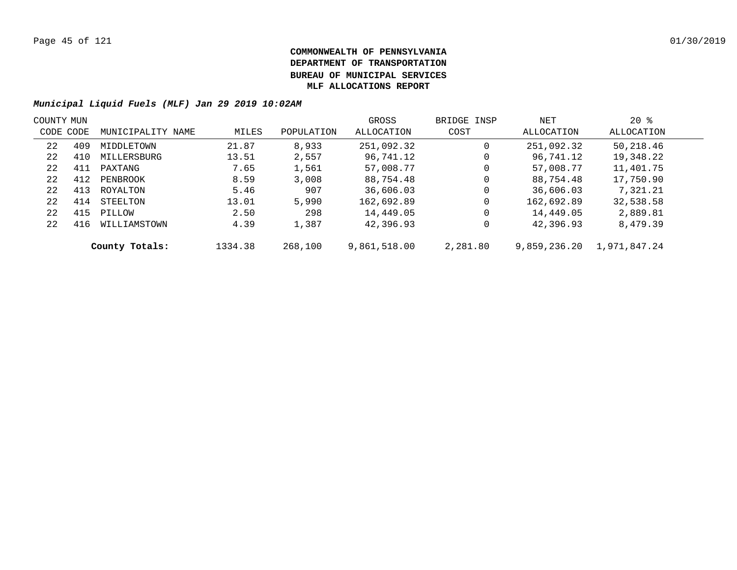**COMMONWEALTH OF PENNSYLVANIA**
**DEPARTMENT OF TRANSPORTATION**
**BUREAU OF MUNICIPAL SERVICES**
**MLF ALLOCATIONS REPORT**

***Municipal Liquid Fuels (MLF) Jan 29 2019 10:02AM***

| COUNTY CODE | MUN CODE | MUNICIPALITY NAME | MILES | POPULATION | GROSS ALLOCATION | BRIDGE INSP COST | NET ALLOCATION | 20 % ALLOCATION |
|---|---|---|---|---|---|---|---|---|
| 22 | 409 | MIDDLETOWN | 21.87 | 8,933 | 251,092.32 | 0 | 251,092.32 | 50,218.46 |
| 22 | 410 | MILLERSBURG | 13.51 | 2,557 | 96,741.12 | 0 | 96,741.12 | 19,348.22 |
| 22 | 411 | PAXTANG | 7.65 | 1,561 | 57,008.77 | 0 | 57,008.77 | 11,401.75 |
| 22 | 412 | PENBROOK | 8.59 | 3,008 | 88,754.48 | 0 | 88,754.48 | 17,750.90 |
| 22 | 413 | ROYALTON | 5.46 | 907 | 36,606.03 | 0 | 36,606.03 | 7,321.21 |
| 22 | 414 | STEELTON | 13.01 | 5,990 | 162,692.89 | 0 | 162,692.89 | 32,538.58 |
| 22 | 415 | PILLOW | 2.50 | 298 | 14,449.05 | 0 | 14,449.05 | 2,889.81 |
| 22 | 416 | WILLIAMSTOWN | 4.39 | 1,387 | 42,396.93 | 0 | 42,396.93 | 8,479.39 |
| | | **County Totals:** | 1334.38 | 268,100 | 9,861,518.00 | 2,281.80 | 9,859,236.20 | 1,971,847.24 |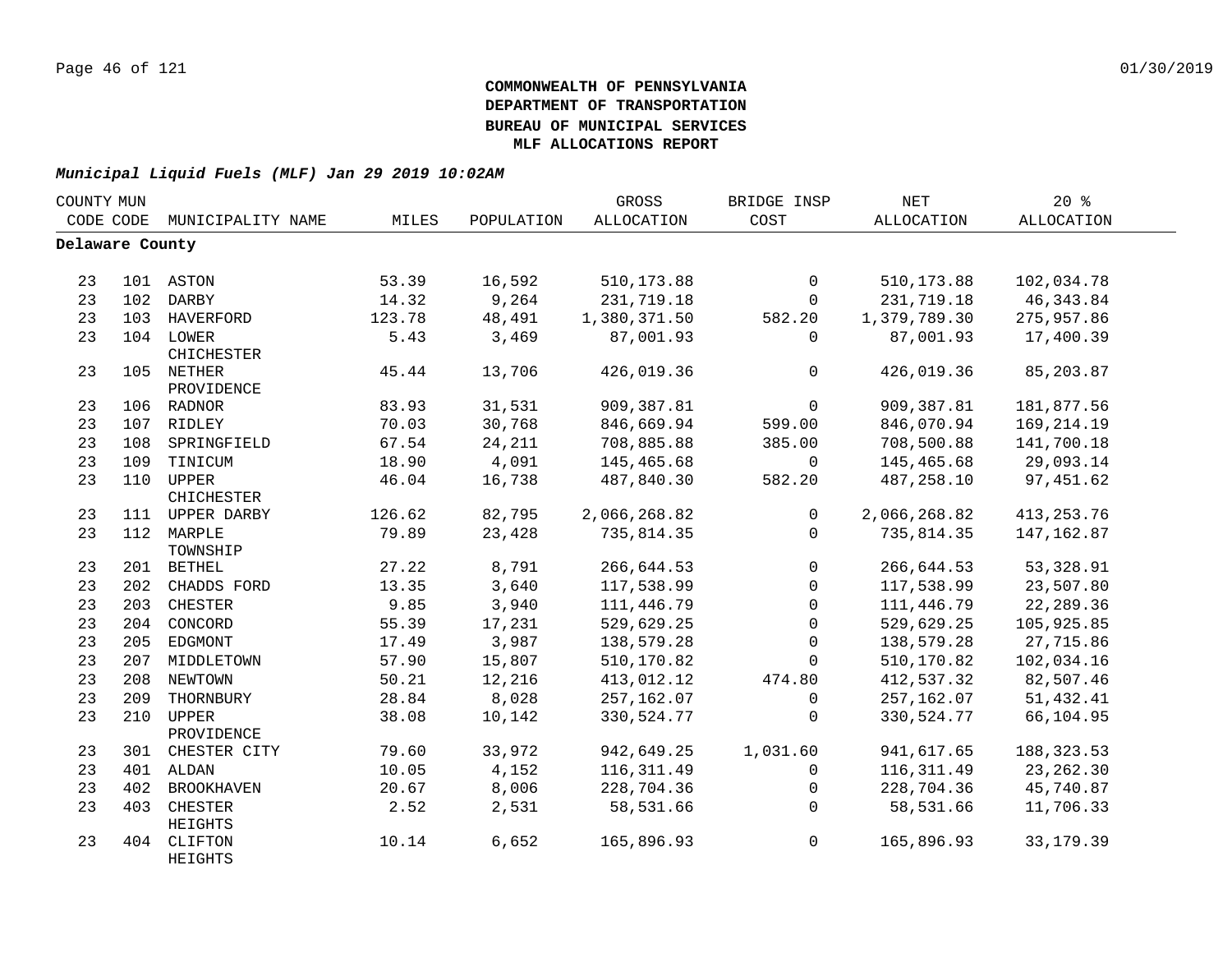**COMMONWEALTH OF PENNSYLVANIA**
**DEPARTMENT OF TRANSPORTATION**
**BUREAU OF MUNICIPAL SERVICES**
**MLF ALLOCATIONS REPORT**

***Municipal Liquid Fuels (MLF) Jan 29 2019 10:02AM***

| COUNTY CODE | MUN CODE | MUNICIPALITY NAME | MILES | POPULATION | GROSS ALLOCATION | BRIDGE INSP COST | NET ALLOCATION | 20 % ALLOCATION |
|---|---|---|---|---|---|---|---|---|
| **Delaware County** | | | | | | | | |
| 23 | 101 | ASTON | 53.39 | 16,592 | 510,173.88 | 0 | 510,173.88 | 102,034.78 |
| 23 | 102 | DARBY | 14.32 | 9,264 | 231,719.18 | 0 | 231,719.18 | 46,343.84 |
| 23 | 103 | HAVERFORD | 123.78 | 48,491 | 1,380,371.50 | 582.20 | 1,379,789.30 | 275,957.86 |
| 23 | 104 | LOWER CHICHESTER | 5.43 | 3,469 | 87,001.93 | 0 | 87,001.93 | 17,400.39 |
| 23 | 105 | NETHER PROVIDENCE | 45.44 | 13,706 | 426,019.36 | 0 | 426,019.36 | 85,203.87 |
| 23 | 106 | RADNOR | 83.93 | 31,531 | 909,387.81 | 0 | 909,387.81 | 181,877.56 |
| 23 | 107 | RIDLEY | 70.03 | 30,768 | 846,669.94 | 599.00 | 846,070.94 | 169,214.19 |
| 23 | 108 | SPRINGFIELD | 67.54 | 24,211 | 708,885.88 | 385.00 | 708,500.88 | 141,700.18 |
| 23 | 109 | TINICUM | 18.90 | 4,091 | 145,465.68 | 0 | 145,465.68 | 29,093.14 |
| 23 | 110 | UPPER CHICHESTER | 46.04 | 16,738 | 487,840.30 | 582.20 | 487,258.10 | 97,451.62 |
| 23 | 111 | UPPER DARBY | 126.62 | 82,795 | 2,066,268.82 | 0 | 2,066,268.82 | 413,253.76 |
| 23 | 112 | MARPLE TOWNSHIP | 79.89 | 23,428 | 735,814.35 | 0 | 735,814.35 | 147,162.87 |
| 23 | 201 | BETHEL | 27.22 | 8,791 | 266,644.53 | 0 | 266,644.53 | 53,328.91 |
| 23 | 202 | CHADDS FORD | 13.35 | 3,640 | 117,538.99 | 0 | 117,538.99 | 23,507.80 |
| 23 | 203 | CHESTER | 9.85 | 3,940 | 111,446.79 | 0 | 111,446.79 | 22,289.36 |
| 23 | 204 | CONCORD | 55.39 | 17,231 | 529,629.25 | 0 | 529,629.25 | 105,925.85 |
| 23 | 205 | EDGMONT | 17.49 | 3,987 | 138,579.28 | 0 | 138,579.28 | 27,715.86 |
| 23 | 207 | MIDDLETOWN | 57.90 | 15,807 | 510,170.82 | 0 | 510,170.82 | 102,034.16 |
| 23 | 208 | NEWTOWN | 50.21 | 12,216 | 413,012.12 | 474.80 | 412,537.32 | 82,507.46 |
| 23 | 209 | THORNBURY | 28.84 | 8,028 | 257,162.07 | 0 | 257,162.07 | 51,432.41 |
| 23 | 210 | UPPER PROVIDENCE | 38.08 | 10,142 | 330,524.77 | 0 | 330,524.77 | 66,104.95 |
| 23 | 301 | CHESTER CITY | 79.60 | 33,972 | 942,649.25 | 1,031.60 | 941,617.65 | 188,323.53 |
| 23 | 401 | ALDAN | 10.05 | 4,152 | 116,311.49 | 0 | 116,311.49 | 23,262.30 |
| 23 | 402 | BROOKHAVEN | 20.67 | 8,006 | 228,704.36 | 0 | 228,704.36 | 45,740.87 |
| 23 | 403 | CHESTER HEIGHTS | 2.52 | 2,531 | 58,531.66 | 0 | 58,531.66 | 11,706.33 |
| 23 | 404 | CLIFTON HEIGHTS | 10.14 | 6,652 | 165,896.93 | 0 | 165,896.93 | 33,179.39 |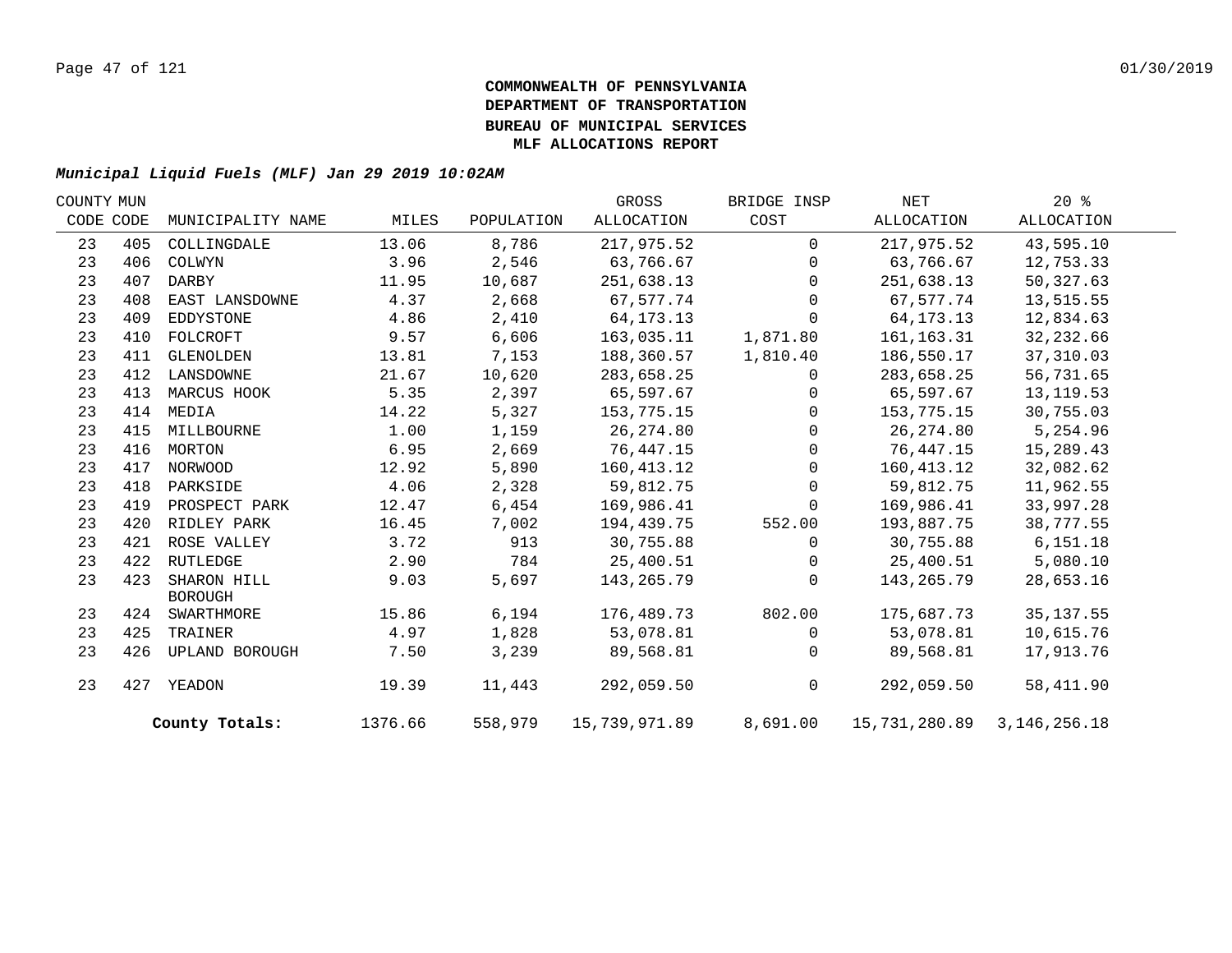**COMMONWEALTH OF PENNSYLVANIA**
**DEPARTMENT OF TRANSPORTATION**
**BUREAU OF MUNICIPAL SERVICES**
**MLF ALLOCATIONS REPORT**

***Municipal Liquid Fuels (MLF) Jan 29 2019 10:02AM***

| COUNTY CODE | MUN CODE | MUNICIPALITY NAME | MILES | POPULATION | GROSS ALLOCATION | BRIDGE INSP COST | NET ALLOCATION | 20 % ALLOCATION |
|---|---|---|---|---|---|---|---|---|
| 23 | 405 | COLLINGDALE | 13.06 | 8,786 | 217,975.52 | 0 | 217,975.52 | 43,595.10 |
| 23 | 406 | COLWYN | 3.96 | 2,546 | 63,766.67 | 0 | 63,766.67 | 12,753.33 |
| 23 | 407 | DARBY | 11.95 | 10,687 | 251,638.13 | 0 | 251,638.13 | 50,327.63 |
| 23 | 408 | EAST LANSDOWNE | 4.37 | 2,668 | 67,577.74 | 0 | 67,577.74 | 13,515.55 |
| 23 | 409 | EDDYSTONE | 4.86 | 2,410 | 64,173.13 | 0 | 64,173.13 | 12,834.63 |
| 23 | 410 | FOLCROFT | 9.57 | 6,606 | 163,035.11 | 1,871.80 | 161,163.31 | 32,232.66 |
| 23 | 411 | GLENOLDEN | 13.81 | 7,153 | 188,360.57 | 1,810.40 | 186,550.17 | 37,310.03 |
| 23 | 412 | LANSDOWNE | 21.67 | 10,620 | 283,658.25 | 0 | 283,658.25 | 56,731.65 |
| 23 | 413 | MARCUS HOOK | 5.35 | 2,397 | 65,597.67 | 0 | 65,597.67 | 13,119.53 |
| 23 | 414 | MEDIA | 14.22 | 5,327 | 153,775.15 | 0 | 153,775.15 | 30,755.03 |
| 23 | 415 | MILLBOURNE | 1.00 | 1,159 | 26,274.80 | 0 | 26,274.80 | 5,254.96 |
| 23 | 416 | MORTON | 6.95 | 2,669 | 76,447.15 | 0 | 76,447.15 | 15,289.43 |
| 23 | 417 | NORWOOD | 12.92 | 5,890 | 160,413.12 | 0 | 160,413.12 | 32,082.62 |
| 23 | 418 | PARKSIDE | 4.06 | 2,328 | 59,812.75 | 0 | 59,812.75 | 11,962.55 |
| 23 | 419 | PROSPECT PARK | 12.47 | 6,454 | 169,986.41 | 0 | 169,986.41 | 33,997.28 |
| 23 | 420 | RIDLEY PARK | 16.45 | 7,002 | 194,439.75 | 552.00 | 193,887.75 | 38,777.55 |
| 23 | 421 | ROSE VALLEY | 3.72 | 913 | 30,755.88 | 0 | 30,755.88 | 6,151.18 |
| 23 | 422 | RUTLEDGE | 2.90 | 784 | 25,400.51 | 0 | 25,400.51 | 5,080.10 |
| 23 | 423 | SHARON HILL BOROUGH | 9.03 | 5,697 | 143,265.79 | 0 | 143,265.79 | 28,653.16 |
| 23 | 424 | SWARTHMORE | 15.86 | 6,194 | 176,489.73 | 802.00 | 175,687.73 | 35,137.55 |
| 23 | 425 | TRAINER | 4.97 | 1,828 | 53,078.81 | 0 | 53,078.81 | 10,615.76 |
| 23 | 426 | UPLAND BOROUGH | 7.50 | 3,239 | 89,568.81 | 0 | 89,568.81 | 17,913.76 |
| 23 | 427 | YEADON | 19.39 | 11,443 | 292,059.50 | 0 | 292,059.50 | 58,411.90 |
| | | **County Totals:** | 1376.66 | 558,979 | 15,739,971.89 | 8,691.00 | 15,731,280.89 | 3,146,256.18 |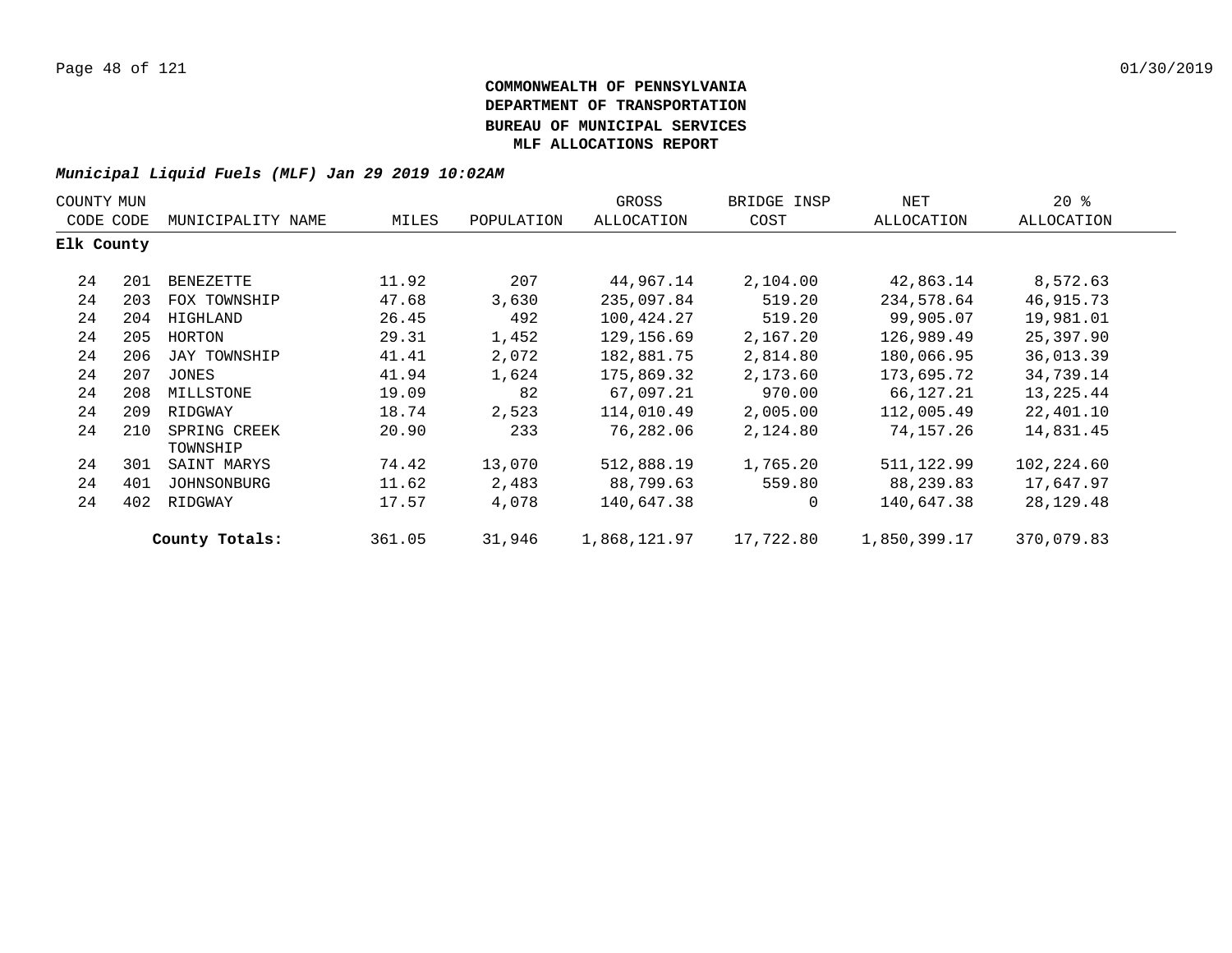# COMMONWEALTH OF PENNSYLVANIA
# DEPARTMENT OF TRANSPORTATION
# BUREAU OF MUNICIPAL SERVICES
# MLF ALLOCATIONS REPORT

***Municipal Liquid Fuels (MLF) Jan 29 2019 10:02AM***

| COUNTY CODE | MUN CODE | MUNICIPALITY NAME | MILES | POPULATION | GROSS ALLOCATION | BRIDGE INSP COST | NET ALLOCATION | 20 % ALLOCATION |
|---|---|---|---|---|---|---|---|---|
| **Elk County** | | | | | | | | |
| 24 | 201 | BENEZETTE | 11.92 | 207 | 44,967.14 | 2,104.00 | 42,863.14 | 8,572.63 |
| 24 | 203 | FOX TOWNSHIP | 47.68 | 3,630 | 235,097.84 | 519.20 | 234,578.64 | 46,915.73 |
| 24 | 204 | HIGHLAND | 26.45 | 492 | 100,424.27 | 519.20 | 99,905.07 | 19,981.01 |
| 24 | 205 | HORTON | 29.31 | 1,452 | 129,156.69 | 2,167.20 | 126,989.49 | 25,397.90 |
| 24 | 206 | JAY TOWNSHIP | 41.41 | 2,072 | 182,881.75 | 2,814.80 | 180,066.95 | 36,013.39 |
| 24 | 207 | JONES | 41.94 | 1,624 | 175,869.32 | 2,173.60 | 173,695.72 | 34,739.14 |
| 24 | 208 | MILLSTONE | 19.09 | 82 | 67,097.21 | 970.00 | 66,127.21 | 13,225.44 |
| 24 | 209 | RIDGWAY | 18.74 | 2,523 | 114,010.49 | 2,005.00 | 112,005.49 | 22,401.10 |
| 24 | 210 | SPRING CREEK TOWNSHIP | 20.90 | 233 | 76,282.06 | 2,124.80 | 74,157.26 | 14,831.45 |
| 24 | 301 | SAINT MARYS | 74.42 | 13,070 | 512,888.19 | 1,765.20 | 511,122.99 | 102,224.60 |
| 24 | 401 | JOHNSONBURG | 11.62 | 2,483 | 88,799.63 | 559.80 | 88,239.83 | 17,647.97 |
| 24 | 402 | RIDGWAY | 17.57 | 4,078 | 140,647.38 | 0 | 140,647.38 | 28,129.48 |
| | | **County Totals:** | 361.05 | 31,946 | 1,868,121.97 | 17,722.80 | 1,850,399.17 | 370,079.83 |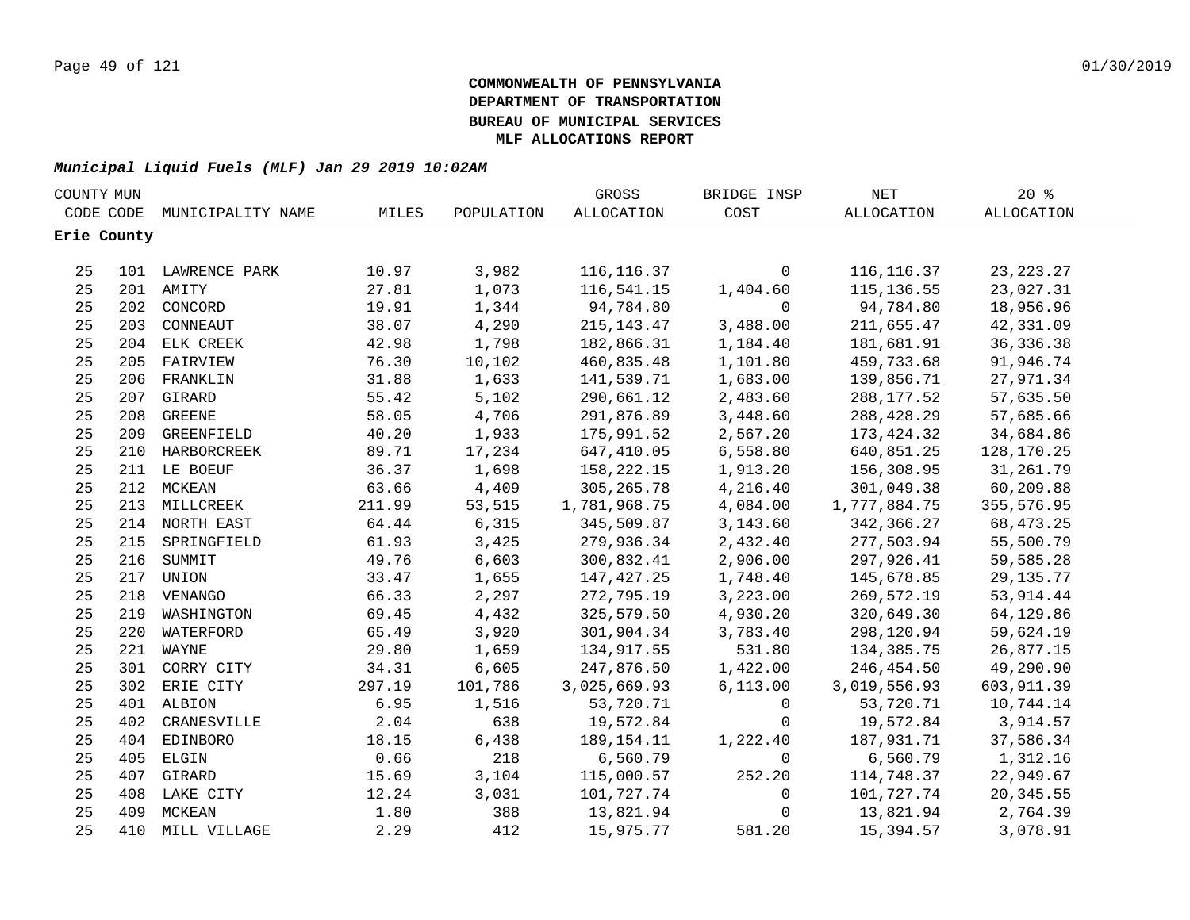**COMMONWEALTH OF PENNSYLVANIA**
**DEPARTMENT OF TRANSPORTATION**
**BUREAU OF MUNICIPAL SERVICES**
**MLF ALLOCATIONS REPORT**

***Municipal Liquid Fuels (MLF) Jan 29 2019 10:02AM***

| COUNTY CODE | MUN CODE | MUNICIPALITY NAME | MILES | POPULATION | GROSS ALLOCATION | BRIDGE INSP COST | NET ALLOCATION | 20 % ALLOCATION |
|---|---|---|---|---|---|---|---|---|
| **Erie County** | | | | | | | | |
| 25 | 101 | LAWRENCE PARK | 10.97 | 3,982 | 116,116.37 | 0 | 116,116.37 | 23,223.27 |
| 25 | 201 | AMITY | 27.81 | 1,073 | 116,541.15 | 1,404.60 | 115,136.55 | 23,027.31 |
| 25 | 202 | CONCORD | 19.91 | 1,344 | 94,784.80 | 0 | 94,784.80 | 18,956.96 |
| 25 | 203 | CONNEAUT | 38.07 | 4,290 | 215,143.47 | 3,488.00 | 211,655.47 | 42,331.09 |
| 25 | 204 | ELK CREEK | 42.98 | 1,798 | 182,866.31 | 1,184.40 | 181,681.91 | 36,336.38 |
| 25 | 205 | FAIRVIEW | 76.30 | 10,102 | 460,835.48 | 1,101.80 | 459,733.68 | 91,946.74 |
| 25 | 206 | FRANKLIN | 31.88 | 1,633 | 141,539.71 | 1,683.00 | 139,856.71 | 27,971.34 |
| 25 | 207 | GIRARD | 55.42 | 5,102 | 290,661.12 | 2,483.60 | 288,177.52 | 57,635.50 |
| 25 | 208 | GREENE | 58.05 | 4,706 | 291,876.89 | 3,448.60 | 288,428.29 | 57,685.66 |
| 25 | 209 | GREENFIELD | 40.20 | 1,933 | 175,991.52 | 2,567.20 | 173,424.32 | 34,684.86 |
| 25 | 210 | HARBORCREEK | 89.71 | 17,234 | 647,410.05 | 6,558.80 | 640,851.25 | 128,170.25 |
| 25 | 211 | LE BOEUF | 36.37 | 1,698 | 158,222.15 | 1,913.20 | 156,308.95 | 31,261.79 |
| 25 | 212 | MCKEAN | 63.66 | 4,409 | 305,265.78 | 4,216.40 | 301,049.38 | 60,209.88 |
| 25 | 213 | MILLCREEK | 211.99 | 53,515 | 1,781,968.75 | 4,084.00 | 1,777,884.75 | 355,576.95 |
| 25 | 214 | NORTH EAST | 64.44 | 6,315 | 345,509.87 | 3,143.60 | 342,366.27 | 68,473.25 |
| 25 | 215 | SPRINGFIELD | 61.93 | 3,425 | 279,936.34 | 2,432.40 | 277,503.94 | 55,500.79 |
| 25 | 216 | SUMMIT | 49.76 | 6,603 | 300,832.41 | 2,906.00 | 297,926.41 | 59,585.28 |
| 25 | 217 | UNION | 33.47 | 1,655 | 147,427.25 | 1,748.40 | 145,678.85 | 29,135.77 |
| 25 | 218 | VENANGO | 66.33 | 2,297 | 272,795.19 | 3,223.00 | 269,572.19 | 53,914.44 |
| 25 | 219 | WASHINGTON | 69.45 | 4,432 | 325,579.50 | 4,930.20 | 320,649.30 | 64,129.86 |
| 25 | 220 | WATERFORD | 65.49 | 3,920 | 301,904.34 | 3,783.40 | 298,120.94 | 59,624.19 |
| 25 | 221 | WAYNE | 29.80 | 1,659 | 134,917.55 | 531.80 | 134,385.75 | 26,877.15 |
| 25 | 301 | CORRY CITY | 34.31 | 6,605 | 247,876.50 | 1,422.00 | 246,454.50 | 49,290.90 |
| 25 | 302 | ERIE CITY | 297.19 | 101,786 | 3,025,669.93 | 6,113.00 | 3,019,556.93 | 603,911.39 |
| 25 | 401 | ALBION | 6.95 | 1,516 | 53,720.71 | 0 | 53,720.71 | 10,744.14 |
| 25 | 402 | CRANESVILLE | 2.04 | 638 | 19,572.84 | 0 | 19,572.84 | 3,914.57 |
| 25 | 404 | EDINBORO | 18.15 | 6,438 | 189,154.11 | 1,222.40 | 187,931.71 | 37,586.34 |
| 25 | 405 | ELGIN | 0.66 | 218 | 6,560.79 | 0 | 6,560.79 | 1,312.16 |
| 25 | 407 | GIRARD | 15.69 | 3,104 | 115,000.57 | 252.20 | 114,748.37 | 22,949.67 |
| 25 | 408 | LAKE CITY | 12.24 | 3,031 | 101,727.74 | 0 | 101,727.74 | 20,345.55 |
| 25 | 409 | MCKEAN | 1.80 | 388 | 13,821.94 | 0 | 13,821.94 | 2,764.39 |
| 25 | 410 | MILL VILLAGE | 2.29 | 412 | 15,975.77 | 581.20 | 15,394.57 | 3,078.91 |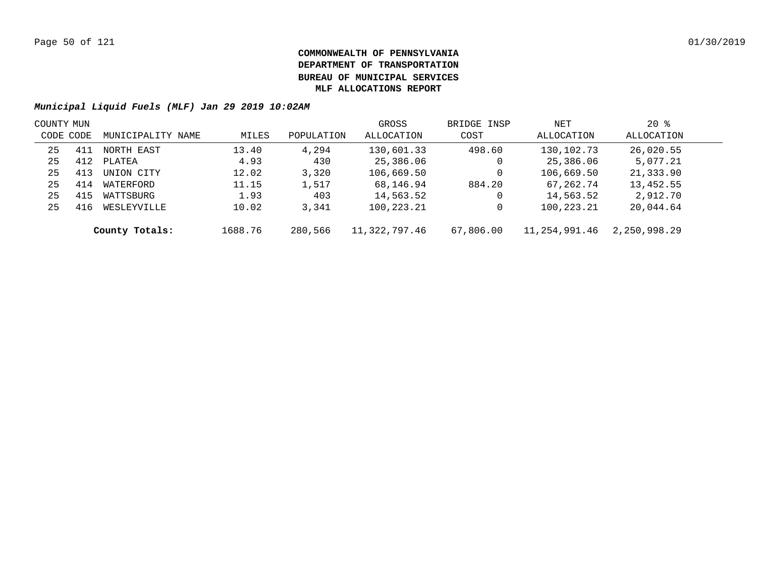**COMMONWEALTH OF PENNSYLVANIA**
**DEPARTMENT OF TRANSPORTATION**
**BUREAU OF MUNICIPAL SERVICES**
**MLF ALLOCATIONS REPORT**

***Municipal Liquid Fuels (MLF) Jan 29 2019 10:02AM***

| COUNTY CODE | MUN CODE | MUNICIPALITY NAME | MILES | POPULATION | GROSS ALLOCATION | BRIDGE INSP COST | NET ALLOCATION | 20 % ALLOCATION |
|---|---|---|---|---|---|---|---|---|
| 25 | 411 | NORTH EAST | 13.40 | 4,294 | 130,601.33 | 498.60 | 130,102.73 | 26,020.55 |
| 25 | 412 | PLATEA | 4.93 | 430 | 25,386.06 | 0 | 25,386.06 | 5,077.21 |
| 25 | 413 | UNION CITY | 12.02 | 3,320 | 106,669.50 | 0 | 106,669.50 | 21,333.90 |
| 25 | 414 | WATERFORD | 11.15 | 1,517 | 68,146.94 | 884.20 | 67,262.74 | 13,452.55 |
| 25 | 415 | WATTSBURG | 1.93 | 403 | 14,563.52 | 0 | 14,563.52 | 2,912.70 |
| 25 | 416 | WESLEYVILLE | 10.02 | 3,341 | 100,223.21 | 0 | 100,223.21 | 20,044.64 |
| | | **County Totals:** | 1688.76 | 280,566 | 11,322,797.46 | 67,806.00 | 11,254,991.46 | 2,250,998.29 |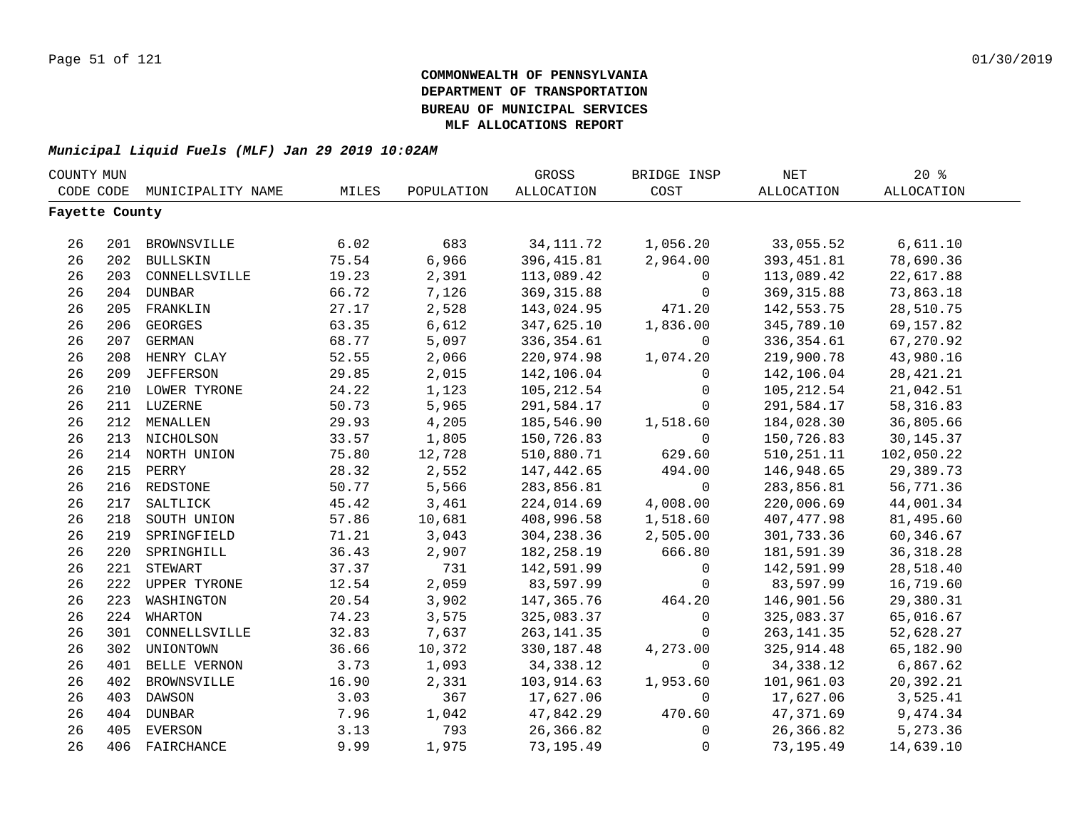**COMMONWEALTH OF PENNSYLVANIA**
**DEPARTMENT OF TRANSPORTATION**
**BUREAU OF MUNICIPAL SERVICES**
**MLF ALLOCATIONS REPORT**

***Municipal Liquid Fuels (MLF) Jan 29 2019 10:02AM***

| COUNTY CODE | MUN CODE | MUNICIPALITY NAME | MILES | POPULATION | GROSS ALLOCATION | BRIDGE INSP COST | NET ALLOCATION | 20 % ALLOCATION |
|---|---|---|---|---|---|---|---|---|
| **Fayette County** | | | | | | | | |
| 26 | 201 | BROWNSVILLE | 6.02 | 683 | 34,111.72 | 1,056.20 | 33,055.52 | 6,611.10 |
| 26 | 202 | BULLSKIN | 75.54 | 6,966 | 396,415.81 | 2,964.00 | 393,451.81 | 78,690.36 |
| 26 | 203 | CONNELLSVILLE | 19.23 | 2,391 | 113,089.42 | 0 | 113,089.42 | 22,617.88 |
| 26 | 204 | DUNBAR | 66.72 | 7,126 | 369,315.88 | 0 | 369,315.88 | 73,863.18 |
| 26 | 205 | FRANKLIN | 27.17 | 2,528 | 143,024.95 | 471.20 | 142,553.75 | 28,510.75 |
| 26 | 206 | GEORGES | 63.35 | 6,612 | 347,625.10 | 1,836.00 | 345,789.10 | 69,157.82 |
| 26 | 207 | GERMAN | 68.77 | 5,097 | 336,354.61 | 0 | 336,354.61 | 67,270.92 |
| 26 | 208 | HENRY CLAY | 52.55 | 2,066 | 220,974.98 | 1,074.20 | 219,900.78 | 43,980.16 |
| 26 | 209 | JEFFERSON | 29.85 | 2,015 | 142,106.04 | 0 | 142,106.04 | 28,421.21 |
| 26 | 210 | LOWER TYRONE | 24.22 | 1,123 | 105,212.54 | 0 | 105,212.54 | 21,042.51 |
| 26 | 211 | LUZERNE | 50.73 | 5,965 | 291,584.17 | 0 | 291,584.17 | 58,316.83 |
| 26 | 212 | MENALLEN | 29.93 | 4,205 | 185,546.90 | 1,518.60 | 184,028.30 | 36,805.66 |
| 26 | 213 | NICHOLSON | 33.57 | 1,805 | 150,726.83 | 0 | 150,726.83 | 30,145.37 |
| 26 | 214 | NORTH UNION | 75.80 | 12,728 | 510,880.71 | 629.60 | 510,251.11 | 102,050.22 |
| 26 | 215 | PERRY | 28.32 | 2,552 | 147,442.65 | 494.00 | 146,948.65 | 29,389.73 |
| 26 | 216 | REDSTONE | 50.77 | 5,566 | 283,856.81 | 0 | 283,856.81 | 56,771.36 |
| 26 | 217 | SALTLICK | 45.42 | 3,461 | 224,014.69 | 4,008.00 | 220,006.69 | 44,001.34 |
| 26 | 218 | SOUTH UNION | 57.86 | 10,681 | 408,996.58 | 1,518.60 | 407,477.98 | 81,495.60 |
| 26 | 219 | SPRINGFIELD | 71.21 | 3,043 | 304,238.36 | 2,505.00 | 301,733.36 | 60,346.67 |
| 26 | 220 | SPRINGHILL | 36.43 | 2,907 | 182,258.19 | 666.80 | 181,591.39 | 36,318.28 |
| 26 | 221 | STEWART | 37.37 | 731 | 142,591.99 | 0 | 142,591.99 | 28,518.40 |
| 26 | 222 | UPPER TYRONE | 12.54 | 2,059 | 83,597.99 | 0 | 83,597.99 | 16,719.60 |
| 26 | 223 | WASHINGTON | 20.54 | 3,902 | 147,365.76 | 464.20 | 146,901.56 | 29,380.31 |
| 26 | 224 | WHARTON | 74.23 | 3,575 | 325,083.37 | 0 | 325,083.37 | 65,016.67 |
| 26 | 301 | CONNELLSVILLE | 32.83 | 7,637 | 263,141.35 | 0 | 263,141.35 | 52,628.27 |
| 26 | 302 | UNIONTOWN | 36.66 | 10,372 | 330,187.48 | 4,273.00 | 325,914.48 | 65,182.90 |
| 26 | 401 | BELLE VERNON | 3.73 | 1,093 | 34,338.12 | 0 | 34,338.12 | 6,867.62 |
| 26 | 402 | BROWNSVILLE | 16.90 | 2,331 | 103,914.63 | 1,953.60 | 101,961.03 | 20,392.21 |
| 26 | 403 | DAWSON | 3.03 | 367 | 17,627.06 | 0 | 17,627.06 | 3,525.41 |
| 26 | 404 | DUNBAR | 7.96 | 1,042 | 47,842.29 | 470.60 | 47,371.69 | 9,474.34 |
| 26 | 405 | EVERSON | 3.13 | 793 | 26,366.82 | 0 | 26,366.82 | 5,273.36 |
| 26 | 406 | FAIRCHANCE | 9.99 | 1,975 | 73,195.49 | 0 | 73,195.49 | 14,639.10 |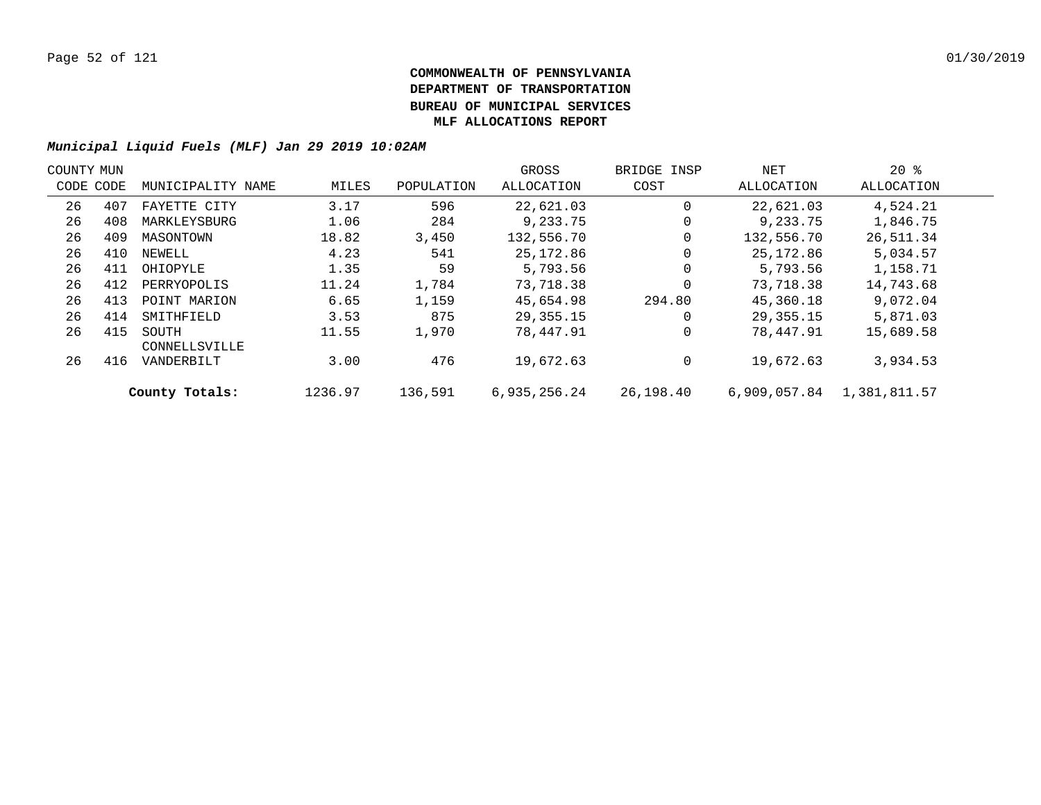**COMMONWEALTH OF PENNSYLVANIA**
**DEPARTMENT OF TRANSPORTATION**
**BUREAU OF MUNICIPAL SERVICES**
**MLF ALLOCATIONS REPORT**

***Municipal Liquid Fuels (MLF) Jan 29 2019 10:02AM***

| COUNTY CODE | MUN CODE | MUNICIPALITY NAME | MILES | POPULATION | GROSS ALLOCATION | BRIDGE INSP COST | NET ALLOCATION | 20 % ALLOCATION |
|---|---|---|---|---|---|---|---|---|
| 26 | 407 | FAYETTE CITY | 3.17 | 596 | 22,621.03 | 0 | 22,621.03 | 4,524.21 |
| 26 | 408 | MARKLEYSBURG | 1.06 | 284 | 9,233.75 | 0 | 9,233.75 | 1,846.75 |
| 26 | 409 | MASONTOWN | 18.82 | 3,450 | 132,556.70 | 0 | 132,556.70 | 26,511.34 |
| 26 | 410 | NEWELL | 4.23 | 541 | 25,172.86 | 0 | 25,172.86 | 5,034.57 |
| 26 | 411 | OHIOPYLE | 1.35 | 59 | 5,793.56 | 0 | 5,793.56 | 1,158.71 |
| 26 | 412 | PERRYOPOLIS | 11.24 | 1,784 | 73,718.38 | 0 | 73,718.38 | 14,743.68 |
| 26 | 413 | POINT MARION | 6.65 | 1,159 | 45,654.98 | 294.80 | 45,360.18 | 9,072.04 |
| 26 | 414 | SMITHFIELD | 3.53 | 875 | 29,355.15 | 0 | 29,355.15 | 5,871.03 |
| 26 | 415 | SOUTH CONNELLSVILLE | 11.55 | 1,970 | 78,447.91 | 0 | 78,447.91 | 15,689.58 |
| 26 | 416 | VANDERBILT | 3.00 | 476 | 19,672.63 | 0 | 19,672.63 | 3,934.53 |
| | | **County Totals:** | 1236.97 | 136,591 | 6,935,256.24 | 26,198.40 | 6,909,057.84 | 1,381,811.57 |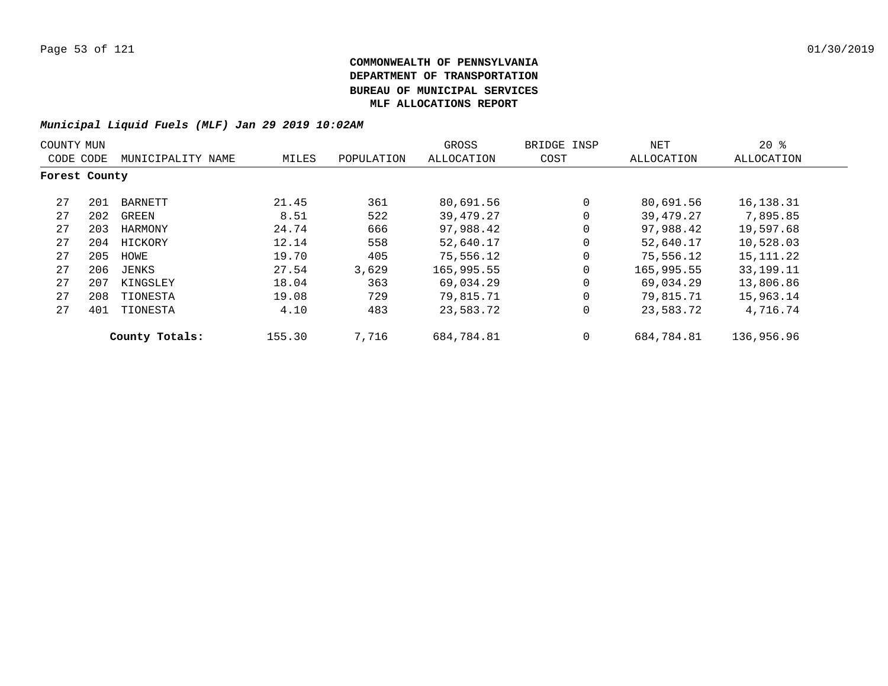**COMMONWEALTH OF PENNSYLVANIA**
**DEPARTMENT OF TRANSPORTATION**
**BUREAU OF MUNICIPAL SERVICES**
**MLF ALLOCATIONS REPORT**

***Municipal Liquid Fuels (MLF) Jan 29 2019 10:02AM***

| COUNTY CODE | MUN CODE | MUNICIPALITY NAME | MILES | POPULATION | GROSS ALLOCATION | BRIDGE INSP COST | NET ALLOCATION | 20 % ALLOCATION |
|---|---|---|---|---|---|---|---|---|
| **Forest County** | | | | | | | | |
| 27 | 201 | BARNETT | 21.45 | 361 | 80,691.56 | 0 | 80,691.56 | 16,138.31 |
| 27 | 202 | GREEN | 8.51 | 522 | 39,479.27 | 0 | 39,479.27 | 7,895.85 |
| 27 | 203 | HARMONY | 24.74 | 666 | 97,988.42 | 0 | 97,988.42 | 19,597.68 |
| 27 | 204 | HICKORY | 12.14 | 558 | 52,640.17 | 0 | 52,640.17 | 10,528.03 |
| 27 | 205 | HOWE | 19.70 | 405 | 75,556.12 | 0 | 75,556.12 | 15,111.22 |
| 27 | 206 | JENKS | 27.54 | 3,629 | 165,995.55 | 0 | 165,995.55 | 33,199.11 |
| 27 | 207 | KINGSLEY | 18.04 | 363 | 69,034.29 | 0 | 69,034.29 | 13,806.86 |
| 27 | 208 | TIONESTA | 19.08 | 729 | 79,815.71 | 0 | 79,815.71 | 15,963.14 |
| 27 | 401 | TIONESTA | 4.10 | 483 | 23,583.72 | 0 | 23,583.72 | 4,716.74 |
| | | **County Totals:** | 155.30 | 7,716 | 684,784.81 | 0 | 684,784.81 | 136,956.96 |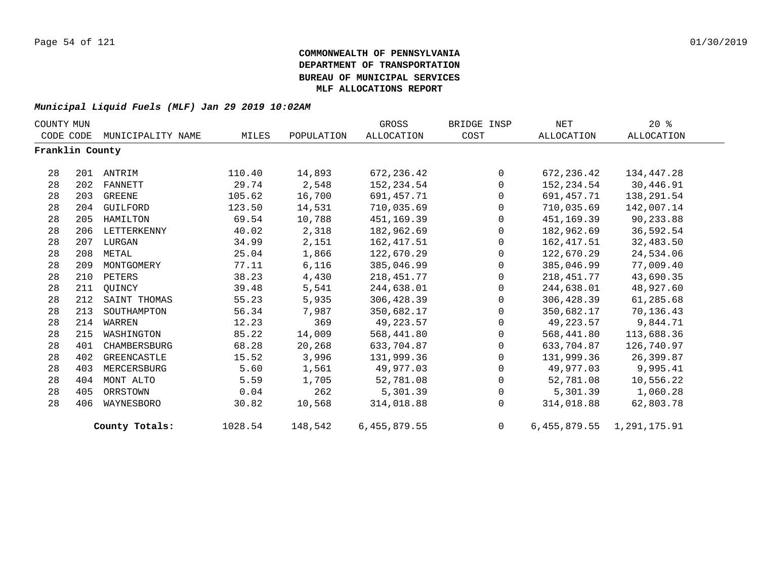# COMMONWEALTH OF PENNSYLVANIA
# DEPARTMENT OF TRANSPORTATION
# BUREAU OF MUNICIPAL SERVICES
# MLF ALLOCATIONS REPORT

***Municipal Liquid Fuels (MLF) Jan 29 2019 10:02AM***

| COUNTY CODE | MUN CODE | MUNICIPALITY NAME | MILES | POPULATION | GROSS ALLOCATION | BRIDGE INSP COST | NET ALLOCATION | 20 % ALLOCATION |
|---|---|---|---|---|---|---|---|---|
| **Franklin County** | | | | | | | | |
| 28 | 201 | ANTRIM | 110.40 | 14,893 | 672,236.42 | 0 | 672,236.42 | 134,447.28 |
| 28 | 202 | FANNETT | 29.74 | 2,548 | 152,234.54 | 0 | 152,234.54 | 30,446.91 |
| 28 | 203 | GREENE | 105.62 | 16,700 | 691,457.71 | 0 | 691,457.71 | 138,291.54 |
| 28 | 204 | GUILFORD | 123.50 | 14,531 | 710,035.69 | 0 | 710,035.69 | 142,007.14 |
| 28 | 205 | HAMILTON | 69.54 | 10,788 | 451,169.39 | 0 | 451,169.39 | 90,233.88 |
| 28 | 206 | LETTERKENNY | 40.02 | 2,318 | 182,962.69 | 0 | 182,962.69 | 36,592.54 |
| 28 | 207 | LURGAN | 34.99 | 2,151 | 162,417.51 | 0 | 162,417.51 | 32,483.50 |
| 28 | 208 | METAL | 25.04 | 1,866 | 122,670.29 | 0 | 122,670.29 | 24,534.06 |
| 28 | 209 | MONTGOMERY | 77.11 | 6,116 | 385,046.99 | 0 | 385,046.99 | 77,009.40 |
| 28 | 210 | PETERS | 38.23 | 4,430 | 218,451.77 | 0 | 218,451.77 | 43,690.35 |
| 28 | 211 | QUINCY | 39.48 | 5,541 | 244,638.01 | 0 | 244,638.01 | 48,927.60 |
| 28 | 212 | SAINT THOMAS | 55.23 | 5,935 | 306,428.39 | 0 | 306,428.39 | 61,285.68 |
| 28 | 213 | SOUTHAMPTON | 56.34 | 7,987 | 350,682.17 | 0 | 350,682.17 | 70,136.43 |
| 28 | 214 | WARREN | 12.23 | 369 | 49,223.57 | 0 | 49,223.57 | 9,844.71 |
| 28 | 215 | WASHINGTON | 85.22 | 14,009 | 568,441.80 | 0 | 568,441.80 | 113,688.36 |
| 28 | 401 | CHAMBERSBURG | 68.28 | 20,268 | 633,704.87 | 0 | 633,704.87 | 126,740.97 |
| 28 | 402 | GREENCASTLE | 15.52 | 3,996 | 131,999.36 | 0 | 131,999.36 | 26,399.87 |
| 28 | 403 | MERCERSBURG | 5.60 | 1,561 | 49,977.03 | 0 | 49,977.03 | 9,995.41 |
| 28 | 404 | MONT ALTO | 5.59 | 1,705 | 52,781.08 | 0 | 52,781.08 | 10,556.22 |
| 28 | 405 | ORRSTOWN | 0.04 | 262 | 5,301.39 | 0 | 5,301.39 | 1,060.28 |
| 28 | 406 | WAYNESBORO | 30.82 | 10,568 | 314,018.88 | 0 | 314,018.88 | 62,803.78 |
| | | **County Totals:** | 1028.54 | 148,542 | 6,455,879.55 | 0 | 6,455,879.55 | 1,291,175.91 |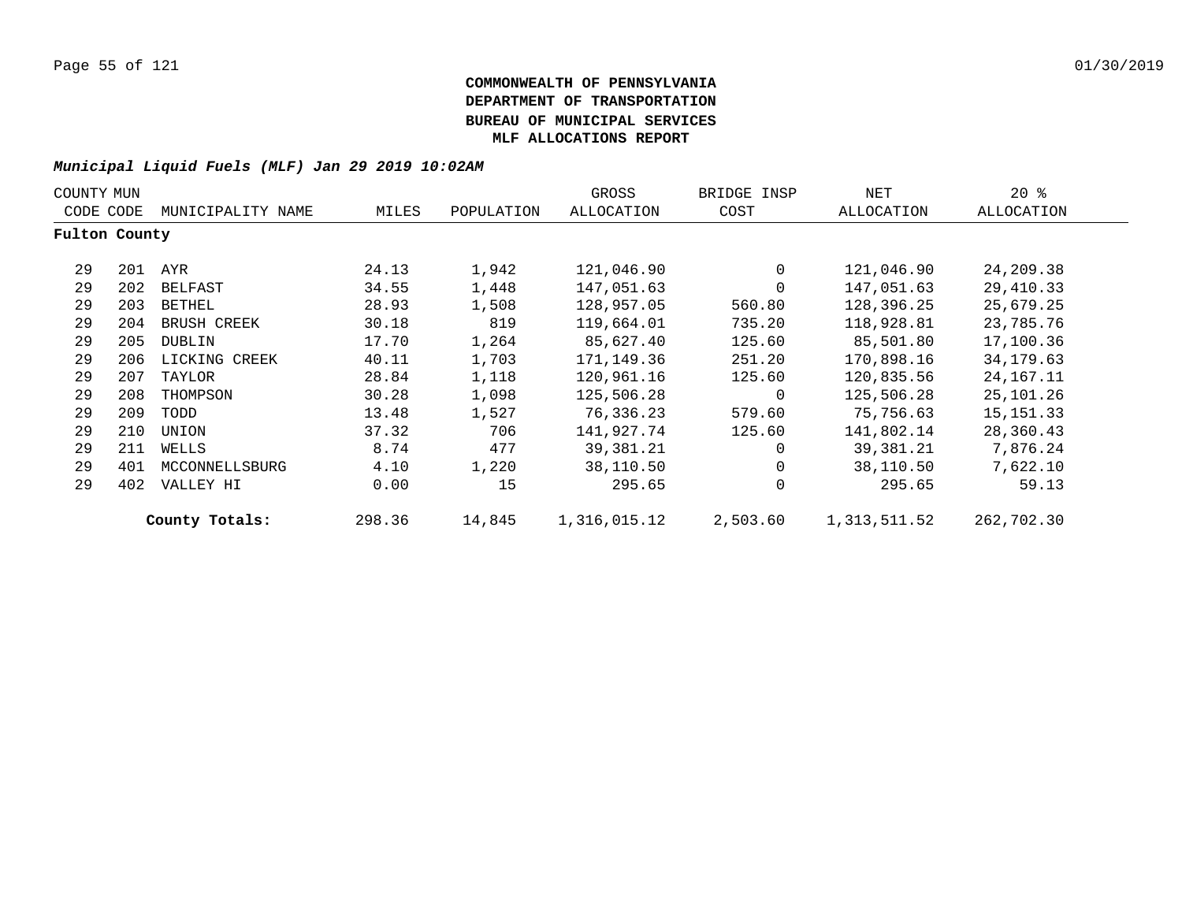**COMMONWEALTH OF PENNSYLVANIA**
**DEPARTMENT OF TRANSPORTATION**
**BUREAU OF MUNICIPAL SERVICES**
**MLF ALLOCATIONS REPORT**

***Municipal Liquid Fuels (MLF) Jan 29 2019 10:02AM***

| COUNTY CODE | MUN CODE | MUNICIPALITY NAME | MILES | POPULATION | GROSS ALLOCATION | BRIDGE INSP COST | NET ALLOCATION | 20 % ALLOCATION |
|---|---|---|---|---|---|---|---|---|
| **Fulton County** | | | | | | | | |
| 29 | 201 | AYR | 24.13 | 1,942 | 121,046.90 | 0 | 121,046.90 | 24,209.38 |
| 29 | 202 | BELFAST | 34.55 | 1,448 | 147,051.63 | 0 | 147,051.63 | 29,410.33 |
| 29 | 203 | BETHEL | 28.93 | 1,508 | 128,957.05 | 560.80 | 128,396.25 | 25,679.25 |
| 29 | 204 | BRUSH CREEK | 30.18 | 819 | 119,664.01 | 735.20 | 118,928.81 | 23,785.76 |
| 29 | 205 | DUBLIN | 17.70 | 1,264 | 85,627.40 | 125.60 | 85,501.80 | 17,100.36 |
| 29 | 206 | LICKING CREEK | 40.11 | 1,703 | 171,149.36 | 251.20 | 170,898.16 | 34,179.63 |
| 29 | 207 | TAYLOR | 28.84 | 1,118 | 120,961.16 | 125.60 | 120,835.56 | 24,167.11 |
| 29 | 208 | THOMPSON | 30.28 | 1,098 | 125,506.28 | 0 | 125,506.28 | 25,101.26 |
| 29 | 209 | TODD | 13.48 | 1,527 | 76,336.23 | 579.60 | 75,756.63 | 15,151.33 |
| 29 | 210 | UNION | 37.32 | 706 | 141,927.74 | 125.60 | 141,802.14 | 28,360.43 |
| 29 | 211 | WELLS | 8.74 | 477 | 39,381.21 | 0 | 39,381.21 | 7,876.24 |
| 29 | 401 | MCCONNELLSBURG | 4.10 | 1,220 | 38,110.50 | 0 | 38,110.50 | 7,622.10 |
| 29 | 402 | VALLEY HI | 0.00 | 15 | 295.65 | 0 | 295.65 | 59.13 |
| | | **County Totals:** | 298.36 | 14,845 | 1,316,015.12 | 2,503.60 | 1,313,511.52 | 262,702.30 |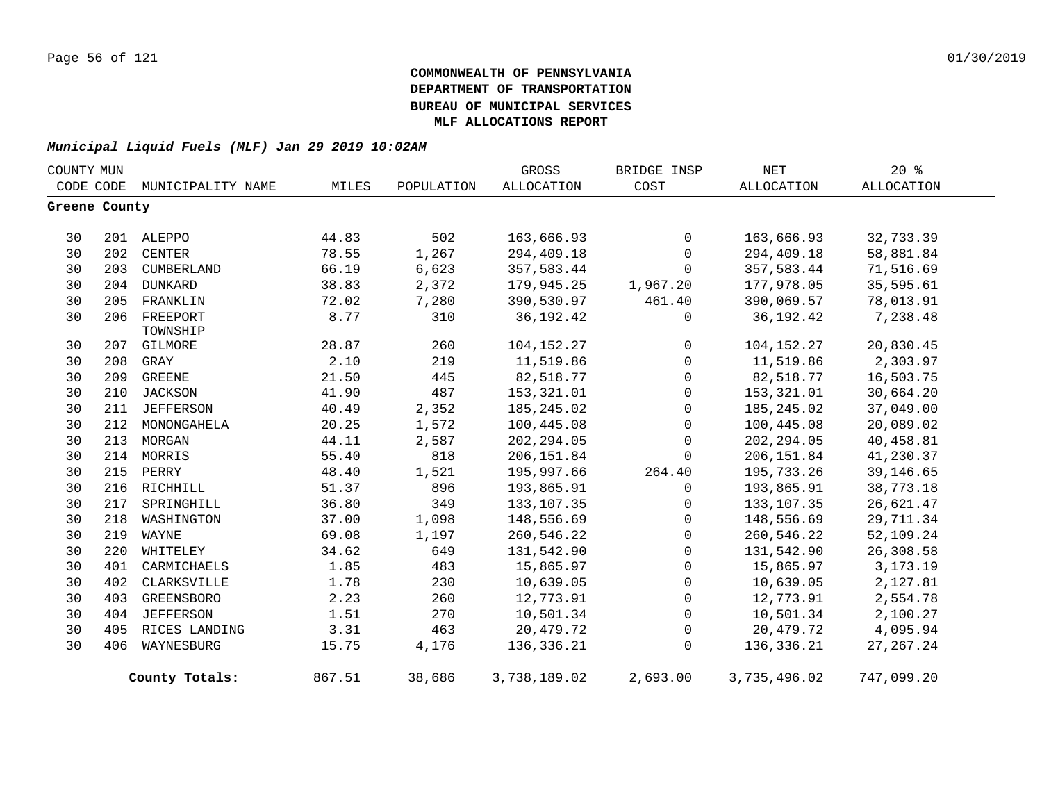**COMMONWEALTH OF PENNSYLVANIA**
**DEPARTMENT OF TRANSPORTATION**
**BUREAU OF MUNICIPAL SERVICES**
**MLF ALLOCATIONS REPORT**

***Municipal Liquid Fuels (MLF) Jan 29 2019 10:02AM***

| COUNTY CODE | MUN CODE | MUNICIPALITY NAME | MILES | POPULATION | GROSS ALLOCATION | BRIDGE INSP COST | NET ALLOCATION | 20 % ALLOCATION |
|---|---|---|---|---|---|---|---|---|
| **Greene County** | | | | | | | | |
| 30 | 201 | ALEPPO | 44.83 | 502 | 163,666.93 | 0 | 163,666.93 | 32,733.39 |
| 30 | 202 | CENTER | 78.55 | 1,267 | 294,409.18 | 0 | 294,409.18 | 58,881.84 |
| 30 | 203 | CUMBERLAND | 66.19 | 6,623 | 357,583.44 | 0 | 357,583.44 | 71,516.69 |
| 30 | 204 | DUNKARD | 38.83 | 2,372 | 179,945.25 | 1,967.20 | 177,978.05 | 35,595.61 |
| 30 | 205 | FRANKLIN | 72.02 | 7,280 | 390,530.97 | 461.40 | 390,069.57 | 78,013.91 |
| 30 | 206 | FREEPORT TOWNSHIP | 8.77 | 310 | 36,192.42 | 0 | 36,192.42 | 7,238.48 |
| 30 | 207 | GILMORE | 28.87 | 260 | 104,152.27 | 0 | 104,152.27 | 20,830.45 |
| 30 | 208 | GRAY | 2.10 | 219 | 11,519.86 | 0 | 11,519.86 | 2,303.97 |
| 30 | 209 | GREENE | 21.50 | 445 | 82,518.77 | 0 | 82,518.77 | 16,503.75 |
| 30 | 210 | JACKSON | 41.90 | 487 | 153,321.01 | 0 | 153,321.01 | 30,664.20 |
| 30 | 211 | JEFFERSON | 40.49 | 2,352 | 185,245.02 | 0 | 185,245.02 | 37,049.00 |
| 30 | 212 | MONONGAHELA | 20.25 | 1,572 | 100,445.08 | 0 | 100,445.08 | 20,089.02 |
| 30 | 213 | MORGAN | 44.11 | 2,587 | 202,294.05 | 0 | 202,294.05 | 40,458.81 |
| 30 | 214 | MORRIS | 55.40 | 818 | 206,151.84 | 0 | 206,151.84 | 41,230.37 |
| 30 | 215 | PERRY | 48.40 | 1,521 | 195,997.66 | 264.40 | 195,733.26 | 39,146.65 |
| 30 | 216 | RICHHILL | 51.37 | 896 | 193,865.91 | 0 | 193,865.91 | 38,773.18 |
| 30 | 217 | SPRINGHILL | 36.80 | 349 | 133,107.35 | 0 | 133,107.35 | 26,621.47 |
| 30 | 218 | WASHINGTON | 37.00 | 1,098 | 148,556.69 | 0 | 148,556.69 | 29,711.34 |
| 30 | 219 | WAYNE | 69.08 | 1,197 | 260,546.22 | 0 | 260,546.22 | 52,109.24 |
| 30 | 220 | WHITELEY | 34.62 | 649 | 131,542.90 | 0 | 131,542.90 | 26,308.58 |
| 30 | 401 | CARMICHAELS | 1.85 | 483 | 15,865.97 | 0 | 15,865.97 | 3,173.19 |
| 30 | 402 | CLARKSVILLE | 1.78 | 230 | 10,639.05 | 0 | 10,639.05 | 2,127.81 |
| 30 | 403 | GREENSBORO | 2.23 | 260 | 12,773.91 | 0 | 12,773.91 | 2,554.78 |
| 30 | 404 | JEFFERSON | 1.51 | 270 | 10,501.34 | 0 | 10,501.34 | 2,100.27 |
| 30 | 405 | RICES LANDING | 3.31 | 463 | 20,479.72 | 0 | 20,479.72 | 4,095.94 |
| 30 | 406 | WAYNESBURG | 15.75 | 4,176 | 136,336.21 | 0 | 136,336.21 | 27,267.24 |
| | | **County Totals:** | 867.51 | 38,686 | 3,738,189.02 | 2,693.00 | 3,735,496.02 | 747,099.20 |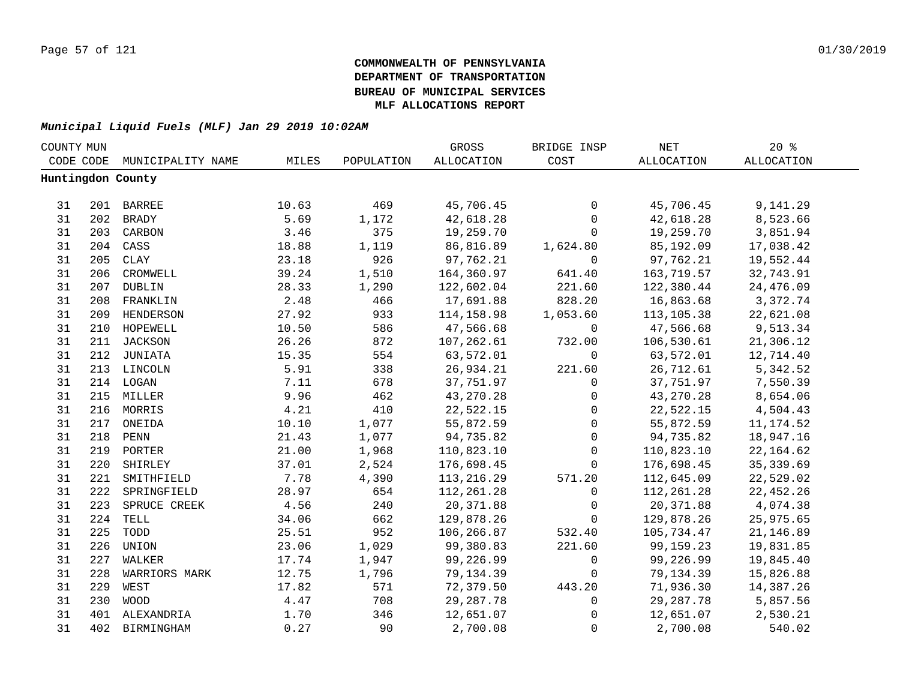**COMMONWEALTH OF PENNSYLVANIA**
**DEPARTMENT OF TRANSPORTATION**
**BUREAU OF MUNICIPAL SERVICES**
**MLF ALLOCATIONS REPORT**

***Municipal Liquid Fuels (MLF) Jan 29 2019 10:02AM***

| COUNTY CODE | MUN CODE | MUNICIPALITY NAME | MILES | POPULATION | GROSS ALLOCATION | BRIDGE INSP COST | NET ALLOCATION | 20 % ALLOCATION |
|---|---|---|---|---|---|---|---|---|
| **Huntingdon County** | | | | | | | | |
| 31 | 201 | BARREE | 10.63 | 469 | 45,706.45 | 0 | 45,706.45 | 9,141.29 |
| 31 | 202 | BRADY | 5.69 | 1,172 | 42,618.28 | 0 | 42,618.28 | 8,523.66 |
| 31 | 203 | CARBON | 3.46 | 375 | 19,259.70 | 0 | 19,259.70 | 3,851.94 |
| 31 | 204 | CASS | 18.88 | 1,119 | 86,816.89 | 1,624.80 | 85,192.09 | 17,038.42 |
| 31 | 205 | CLAY | 23.18 | 926 | 97,762.21 | 0 | 97,762.21 | 19,552.44 |
| 31 | 206 | CROMWELL | 39.24 | 1,510 | 164,360.97 | 641.40 | 163,719.57 | 32,743.91 |
| 31 | 207 | DUBLIN | 28.33 | 1,290 | 122,602.04 | 221.60 | 122,380.44 | 24,476.09 |
| 31 | 208 | FRANKLIN | 2.48 | 466 | 17,691.88 | 828.20 | 16,863.68 | 3,372.74 |
| 31 | 209 | HENDERSON | 27.92 | 933 | 114,158.98 | 1,053.60 | 113,105.38 | 22,621.08 |
| 31 | 210 | HOPEWELL | 10.50 | 586 | 47,566.68 | 0 | 47,566.68 | 9,513.34 |
| 31 | 211 | JACKSON | 26.26 | 872 | 107,262.61 | 732.00 | 106,530.61 | 21,306.12 |
| 31 | 212 | JUNIATA | 15.35 | 554 | 63,572.01 | 0 | 63,572.01 | 12,714.40 |
| 31 | 213 | LINCOLN | 5.91 | 338 | 26,934.21 | 221.60 | 26,712.61 | 5,342.52 |
| 31 | 214 | LOGAN | 7.11 | 678 | 37,751.97 | 0 | 37,751.97 | 7,550.39 |
| 31 | 215 | MILLER | 9.96 | 462 | 43,270.28 | 0 | 43,270.28 | 8,654.06 |
| 31 | 216 | MORRIS | 4.21 | 410 | 22,522.15 | 0 | 22,522.15 | 4,504.43 |
| 31 | 217 | ONEIDA | 10.10 | 1,077 | 55,872.59 | 0 | 55,872.59 | 11,174.52 |
| 31 | 218 | PENN | 21.43 | 1,077 | 94,735.82 | 0 | 94,735.82 | 18,947.16 |
| 31 | 219 | PORTER | 21.00 | 1,968 | 110,823.10 | 0 | 110,823.10 | 22,164.62 |
| 31 | 220 | SHIRLEY | 37.01 | 2,524 | 176,698.45 | 0 | 176,698.45 | 35,339.69 |
| 31 | 221 | SMITHFIELD | 7.78 | 4,390 | 113,216.29 | 571.20 | 112,645.09 | 22,529.02 |
| 31 | 222 | SPRINGFIELD | 28.97 | 654 | 112,261.28 | 0 | 112,261.28 | 22,452.26 |
| 31 | 223 | SPRUCE CREEK | 4.56 | 240 | 20,371.88 | 0 | 20,371.88 | 4,074.38 |
| 31 | 224 | TELL | 34.06 | 662 | 129,878.26 | 0 | 129,878.26 | 25,975.65 |
| 31 | 225 | TODD | 25.51 | 952 | 106,266.87 | 532.40 | 105,734.47 | 21,146.89 |
| 31 | 226 | UNION | 23.06 | 1,029 | 99,380.83 | 221.60 | 99,159.23 | 19,831.85 |
| 31 | 227 | WALKER | 17.74 | 1,947 | 99,226.99 | 0 | 99,226.99 | 19,845.40 |
| 31 | 228 | WARRIORS MARK | 12.75 | 1,796 | 79,134.39 | 0 | 79,134.39 | 15,826.88 |
| 31 | 229 | WEST | 17.82 | 571 | 72,379.50 | 443.20 | 71,936.30 | 14,387.26 |
| 31 | 230 | WOOD | 4.47 | 708 | 29,287.78 | 0 | 29,287.78 | 5,857.56 |
| 31 | 401 | ALEXANDRIA | 1.70 | 346 | 12,651.07 | 0 | 12,651.07 | 2,530.21 |
| 31 | 402 | BIRMINGHAM | 0.27 | 90 | 2,700.08 | 0 | 2,700.08 | 540.02 |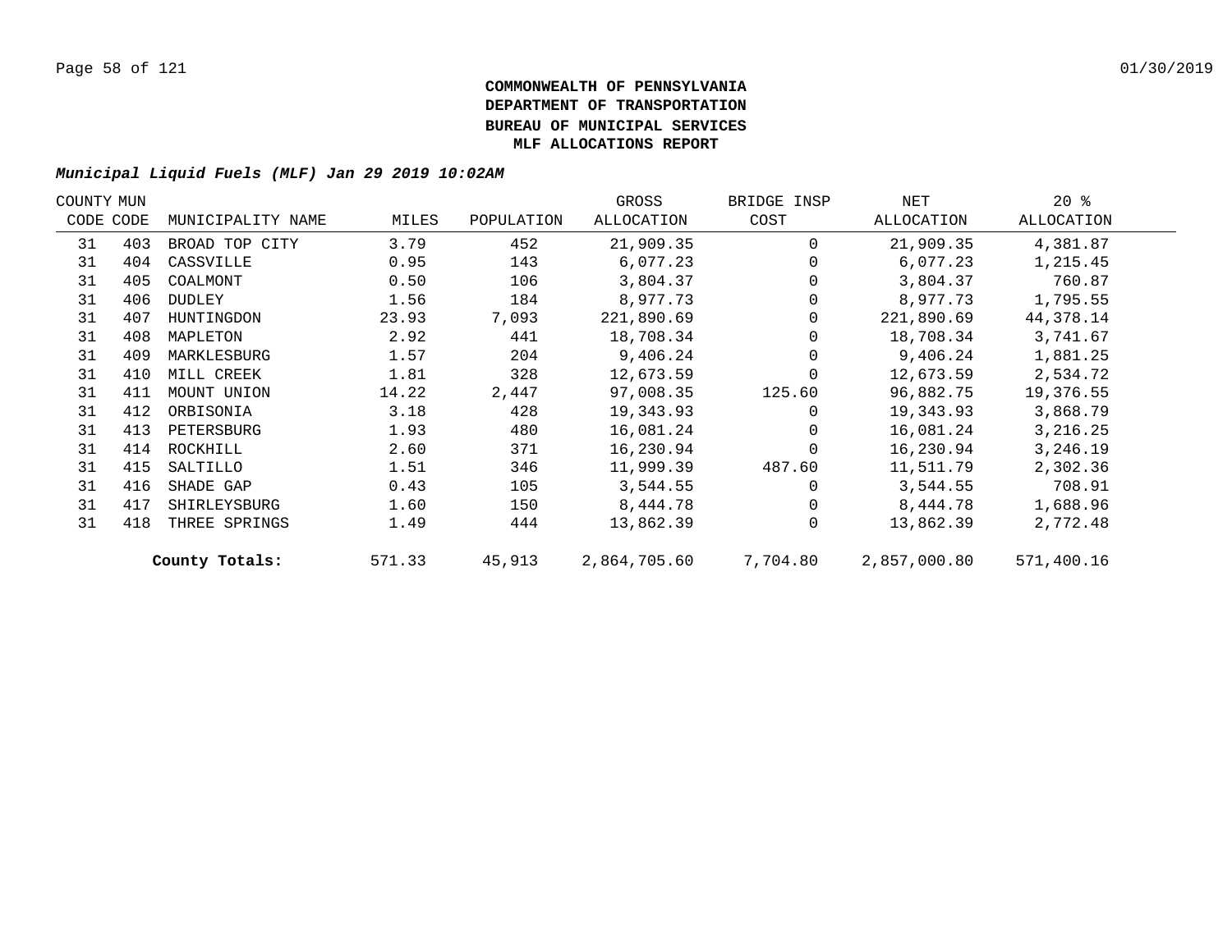**COMMONWEALTH OF PENNSYLVANIA**
**DEPARTMENT OF TRANSPORTATION**
**BUREAU OF MUNICIPAL SERVICES**
**MLF ALLOCATIONS REPORT**

***Municipal Liquid Fuels (MLF) Jan 29 2019 10:02AM***

| COUNTY CODE | MUN CODE | MUNICIPALITY NAME | MILES | POPULATION | GROSS ALLOCATION | BRIDGE INSP COST | NET ALLOCATION | 20 % ALLOCATION |
|---|---|---|---|---|---|---|---|---|
| 31 | 403 | BROAD TOP CITY | 3.79 | 452 | 21,909.35 | 0 | 21,909.35 | 4,381.87 |
| 31 | 404 | CASSVILLE | 0.95 | 143 | 6,077.23 | 0 | 6,077.23 | 1,215.45 |
| 31 | 405 | COALMONT | 0.50 | 106 | 3,804.37 | 0 | 3,804.37 | 760.87 |
| 31 | 406 | DUDLEY | 1.56 | 184 | 8,977.73 | 0 | 8,977.73 | 1,795.55 |
| 31 | 407 | HUNTINGDON | 23.93 | 7,093 | 221,890.69 | 0 | 221,890.69 | 44,378.14 |
| 31 | 408 | MAPLETON | 2.92 | 441 | 18,708.34 | 0 | 18,708.34 | 3,741.67 |
| 31 | 409 | MARKLESBURG | 1.57 | 204 | 9,406.24 | 0 | 9,406.24 | 1,881.25 |
| 31 | 410 | MILL CREEK | 1.81 | 328 | 12,673.59 | 0 | 12,673.59 | 2,534.72 |
| 31 | 411 | MOUNT UNION | 14.22 | 2,447 | 97,008.35 | 125.60 | 96,882.75 | 19,376.55 |
| 31 | 412 | ORBISONIA | 3.18 | 428 | 19,343.93 | 0 | 19,343.93 | 3,868.79 |
| 31 | 413 | PETERSBURG | 1.93 | 480 | 16,081.24 | 0 | 16,081.24 | 3,216.25 |
| 31 | 414 | ROCKHILL | 2.60 | 371 | 16,230.94 | 0 | 16,230.94 | 3,246.19 |
| 31 | 415 | SALTILLO | 1.51 | 346 | 11,999.39 | 487.60 | 11,511.79 | 2,302.36 |
| 31 | 416 | SHADE GAP | 0.43 | 105 | 3,544.55 | 0 | 3,544.55 | 708.91 |
| 31 | 417 | SHIRLEYSBURG | 1.60 | 150 | 8,444.78 | 0 | 8,444.78 | 1,688.96 |
| 31 | 418 | THREE SPRINGS | 1.49 | 444 | 13,862.39 | 0 | 13,862.39 | 2,772.48 |
| | | **County Totals:** | 571.33 | 45,913 | 2,864,705.60 | 7,704.80 | 2,857,000.80 | 571,400.16 |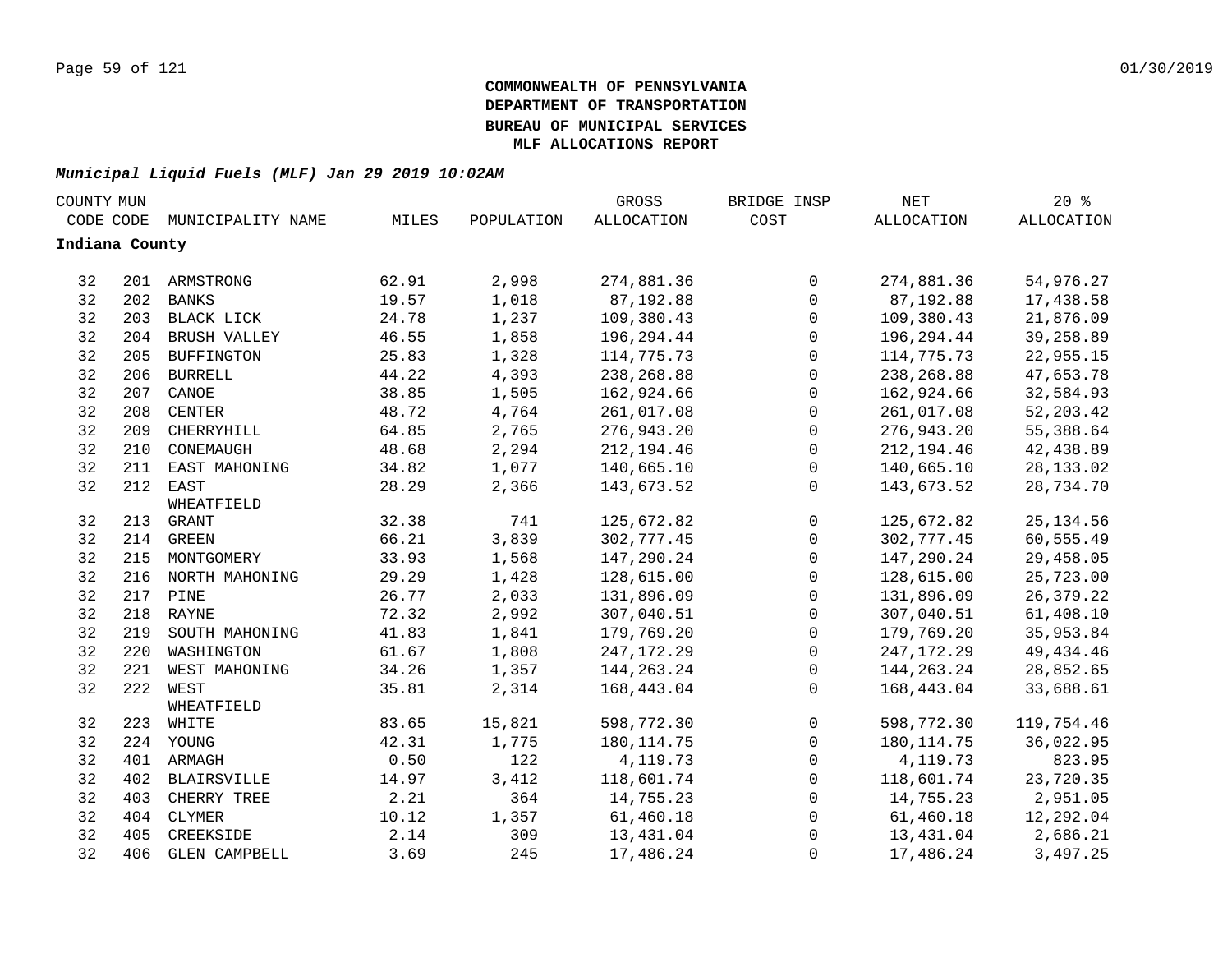**COMMONWEALTH OF PENNSYLVANIA**
**DEPARTMENT OF TRANSPORTATION**
**BUREAU OF MUNICIPAL SERVICES**
**MLF ALLOCATIONS REPORT**

***Municipal Liquid Fuels (MLF) Jan 29 2019 10:02AM***

| COUNTY CODE | MUN CODE | MUNICIPALITY NAME | MILES | POPULATION | GROSS ALLOCATION | BRIDGE INSP COST | NET ALLOCATION | 20 % ALLOCATION |
|---|---|---|---|---|---|---|---|---|
| **Indiana County** | | | | | | | | |
| 32 | 201 | ARMSTRONG | 62.91 | 2,998 | 274,881.36 | 0 | 274,881.36 | 54,976.27 |
| 32 | 202 | BANKS | 19.57 | 1,018 | 87,192.88 | 0 | 87,192.88 | 17,438.58 |
| 32 | 203 | BLACK LICK | 24.78 | 1,237 | 109,380.43 | 0 | 109,380.43 | 21,876.09 |
| 32 | 204 | BRUSH VALLEY | 46.55 | 1,858 | 196,294.44 | 0 | 196,294.44 | 39,258.89 |
| 32 | 205 | BUFFINGTON | 25.83 | 1,328 | 114,775.73 | 0 | 114,775.73 | 22,955.15 |
| 32 | 206 | BURRELL | 44.22 | 4,393 | 238,268.88 | 0 | 238,268.88 | 47,653.78 |
| 32 | 207 | CANOE | 38.85 | 1,505 | 162,924.66 | 0 | 162,924.66 | 32,584.93 |
| 32 | 208 | CENTER | 48.72 | 4,764 | 261,017.08 | 0 | 261,017.08 | 52,203.42 |
| 32 | 209 | CHERRYHILL | 64.85 | 2,765 | 276,943.20 | 0 | 276,943.20 | 55,388.64 |
| 32 | 210 | CONEMAUGH | 48.68 | 2,294 | 212,194.46 | 0 | 212,194.46 | 42,438.89 |
| 32 | 211 | EAST MAHONING | 34.82 | 1,077 | 140,665.10 | 0 | 140,665.10 | 28,133.02 |
| 32 | 212 | EAST WHEATFIELD | 28.29 | 2,366 | 143,673.52 | 0 | 143,673.52 | 28,734.70 |
| 32 | 213 | GRANT | 32.38 | 741 | 125,672.82 | 0 | 125,672.82 | 25,134.56 |
| 32 | 214 | GREEN | 66.21 | 3,839 | 302,777.45 | 0 | 302,777.45 | 60,555.49 |
| 32 | 215 | MONTGOMERY | 33.93 | 1,568 | 147,290.24 | 0 | 147,290.24 | 29,458.05 |
| 32 | 216 | NORTH MAHONING | 29.29 | 1,428 | 128,615.00 | 0 | 128,615.00 | 25,723.00 |
| 32 | 217 | PINE | 26.77 | 2,033 | 131,896.09 | 0 | 131,896.09 | 26,379.22 |
| 32 | 218 | RAYNE | 72.32 | 2,992 | 307,040.51 | 0 | 307,040.51 | 61,408.10 |
| 32 | 219 | SOUTH MAHONING | 41.83 | 1,841 | 179,769.20 | 0 | 179,769.20 | 35,953.84 |
| 32 | 220 | WASHINGTON | 61.67 | 1,808 | 247,172.29 | 0 | 247,172.29 | 49,434.46 |
| 32 | 221 | WEST MAHONING | 34.26 | 1,357 | 144,263.24 | 0 | 144,263.24 | 28,852.65 |
| 32 | 222 | WEST WHEATFIELD | 35.81 | 2,314 | 168,443.04 | 0 | 168,443.04 | 33,688.61 |
| 32 | 223 | WHITE | 83.65 | 15,821 | 598,772.30 | 0 | 598,772.30 | 119,754.46 |
| 32 | 224 | YOUNG | 42.31 | 1,775 | 180,114.75 | 0 | 180,114.75 | 36,022.95 |
| 32 | 401 | ARMAGH | 0.50 | 122 | 4,119.73 | 0 | 4,119.73 | 823.95 |
| 32 | 402 | BLAIRSVILLE | 14.97 | 3,412 | 118,601.74 | 0 | 118,601.74 | 23,720.35 |
| 32 | 403 | CHERRY TREE | 2.21 | 364 | 14,755.23 | 0 | 14,755.23 | 2,951.05 |
| 32 | 404 | CLYMER | 10.12 | 1,357 | 61,460.18 | 0 | 61,460.18 | 12,292.04 |
| 32 | 405 | CREEKSIDE | 2.14 | 309 | 13,431.04 | 0 | 13,431.04 | 2,686.21 |
| 32 | 406 | GLEN CAMPBELL | 3.69 | 245 | 17,486.24 | 0 | 17,486.24 | 3,497.25 |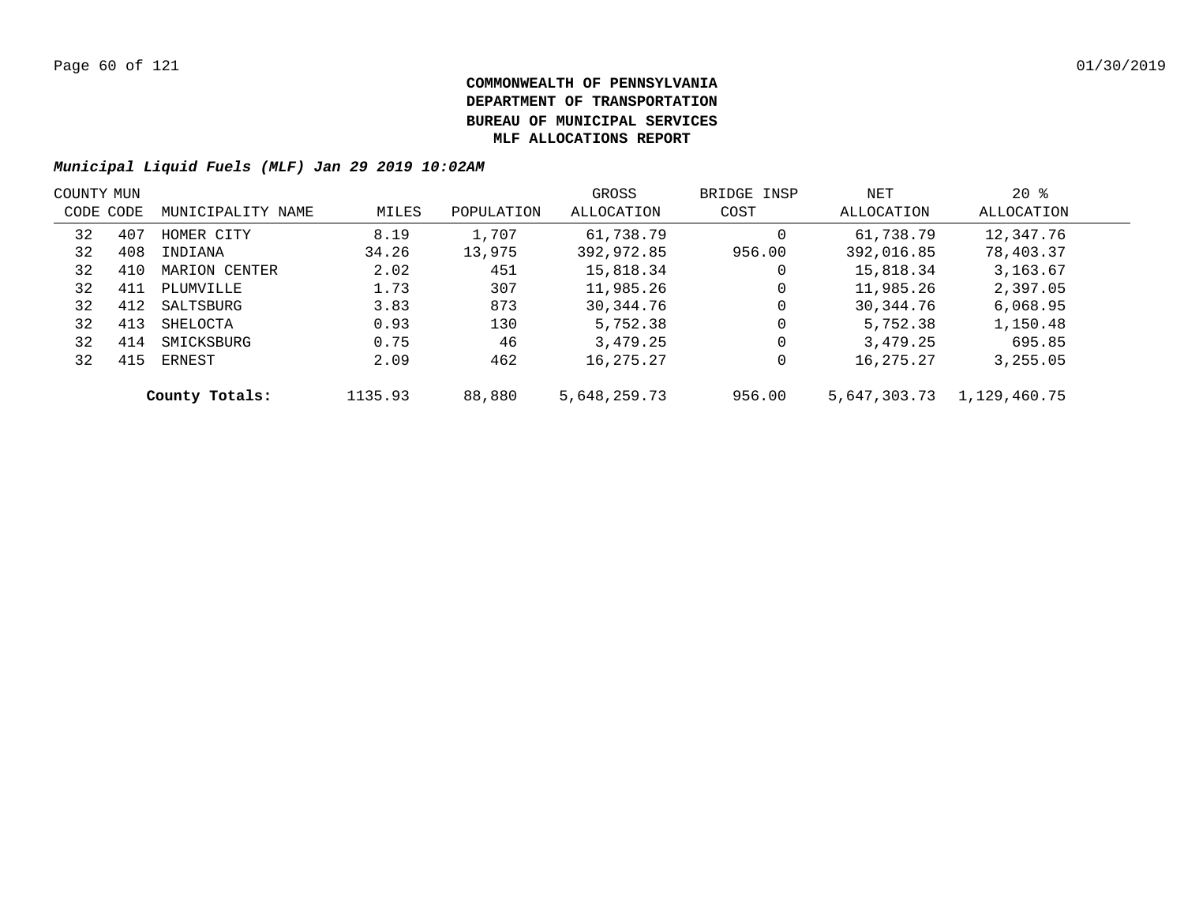# COMMONWEALTH OF PENNSYLVANIA
# DEPARTMENT OF TRANSPORTATION
# BUREAU OF MUNICIPAL SERVICES
# MLF ALLOCATIONS REPORT

***Municipal Liquid Fuels (MLF) Jan 29 2019 10:02AM***

| COUNTY CODE | MUN CODE | MUNICIPALITY NAME | MILES | POPULATION | GROSS ALLOCATION | BRIDGE INSP COST | NET ALLOCATION | 20 % ALLOCATION |
|---|---|---|---|---|---|---|---|---|
| 32 | 407 | HOMER CITY | 8.19 | 1,707 | 61,738.79 | 0 | 61,738.79 | 12,347.76 |
| 32 | 408 | INDIANA | 34.26 | 13,975 | 392,972.85 | 956.00 | 392,016.85 | 78,403.37 |
| 32 | 410 | MARION CENTER | 2.02 | 451 | 15,818.34 | 0 | 15,818.34 | 3,163.67 |
| 32 | 411 | PLUMVILLE | 1.73 | 307 | 11,985.26 | 0 | 11,985.26 | 2,397.05 |
| 32 | 412 | SALTSBURG | 3.83 | 873 | 30,344.76 | 0 | 30,344.76 | 6,068.95 |
| 32 | 413 | SHELOCTA | 0.93 | 130 | 5,752.38 | 0 | 5,752.38 | 1,150.48 |
| 32 | 414 | SMICKSBURG | 0.75 | 46 | 3,479.25 | 0 | 3,479.25 | 695.85 |
| 32 | 415 | ERNEST | 2.09 | 462 | 16,275.27 | 0 | 16,275.27 | 3,255.05 |
| | | **County Totals:** | 1135.93 | 88,880 | 5,648,259.73 | 956.00 | 5,647,303.73 | 1,129,460.75 |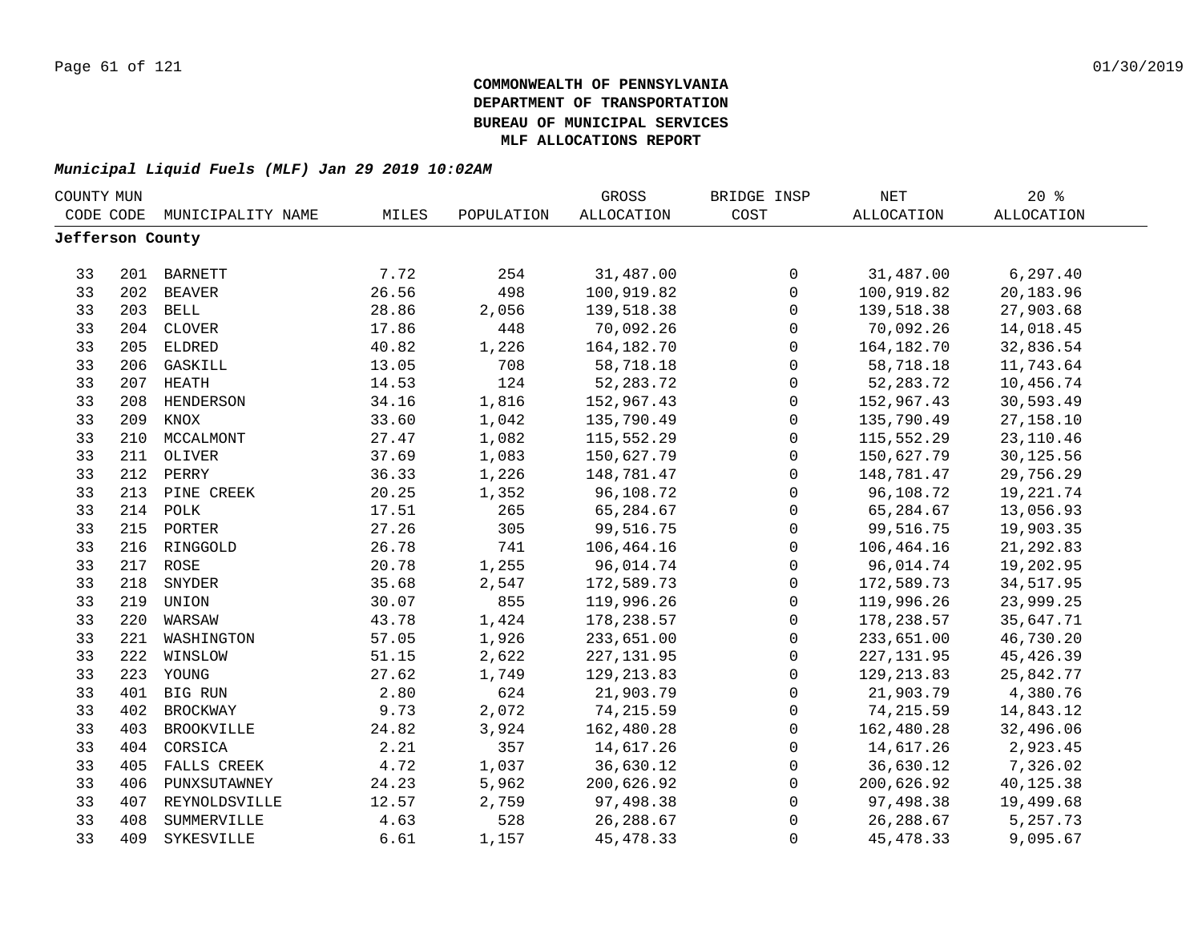**COMMONWEALTH OF PENNSYLVANIA**
**DEPARTMENT OF TRANSPORTATION**
**BUREAU OF MUNICIPAL SERVICES**
**MLF ALLOCATIONS REPORT**

***Municipal Liquid Fuels (MLF) Jan 29 2019 10:02AM***

| COUNTY CODE | MUN CODE | MUNICIPALITY NAME | MILES | POPULATION | GROSS ALLOCATION | BRIDGE INSP COST | NET ALLOCATION | 20 % ALLOCATION |
|---|---|---|---|---|---|---|---|---|
| **Jefferson County** | | | | | | | | |
| 33 | 201 | BARNETT | 7.72 | 254 | 31,487.00 | 0 | 31,487.00 | 6,297.40 |
| 33 | 202 | BEAVER | 26.56 | 498 | 100,919.82 | 0 | 100,919.82 | 20,183.96 |
| 33 | 203 | BELL | 28.86 | 2,056 | 139,518.38 | 0 | 139,518.38 | 27,903.68 |
| 33 | 204 | CLOVER | 17.86 | 448 | 70,092.26 | 0 | 70,092.26 | 14,018.45 |
| 33 | 205 | ELDRED | 40.82 | 1,226 | 164,182.70 | 0 | 164,182.70 | 32,836.54 |
| 33 | 206 | GASKILL | 13.05 | 708 | 58,718.18 | 0 | 58,718.18 | 11,743.64 |
| 33 | 207 | HEATH | 14.53 | 124 | 52,283.72 | 0 | 52,283.72 | 10,456.74 |
| 33 | 208 | HENDERSON | 34.16 | 1,816 | 152,967.43 | 0 | 152,967.43 | 30,593.49 |
| 33 | 209 | KNOX | 33.60 | 1,042 | 135,790.49 | 0 | 135,790.49 | 27,158.10 |
| 33 | 210 | MCCALMONT | 27.47 | 1,082 | 115,552.29 | 0 | 115,552.29 | 23,110.46 |
| 33 | 211 | OLIVER | 37.69 | 1,083 | 150,627.79 | 0 | 150,627.79 | 30,125.56 |
| 33 | 212 | PERRY | 36.33 | 1,226 | 148,781.47 | 0 | 148,781.47 | 29,756.29 |
| 33 | 213 | PINE CREEK | 20.25 | 1,352 | 96,108.72 | 0 | 96,108.72 | 19,221.74 |
| 33 | 214 | POLK | 17.51 | 265 | 65,284.67 | 0 | 65,284.67 | 13,056.93 |
| 33 | 215 | PORTER | 27.26 | 305 | 99,516.75 | 0 | 99,516.75 | 19,903.35 |
| 33 | 216 | RINGGOLD | 26.78 | 741 | 106,464.16 | 0 | 106,464.16 | 21,292.83 |
| 33 | 217 | ROSE | 20.78 | 1,255 | 96,014.74 | 0 | 96,014.74 | 19,202.95 |
| 33 | 218 | SNYDER | 35.68 | 2,547 | 172,589.73 | 0 | 172,589.73 | 34,517.95 |
| 33 | 219 | UNION | 30.07 | 855 | 119,996.26 | 0 | 119,996.26 | 23,999.25 |
| 33 | 220 | WARSAW | 43.78 | 1,424 | 178,238.57 | 0 | 178,238.57 | 35,647.71 |
| 33 | 221 | WASHINGTON | 57.05 | 1,926 | 233,651.00 | 0 | 233,651.00 | 46,730.20 |
| 33 | 222 | WINSLOW | 51.15 | 2,622 | 227,131.95 | 0 | 227,131.95 | 45,426.39 |
| 33 | 223 | YOUNG | 27.62 | 1,749 | 129,213.83 | 0 | 129,213.83 | 25,842.77 |
| 33 | 401 | BIG RUN | 2.80 | 624 | 21,903.79 | 0 | 21,903.79 | 4,380.76 |
| 33 | 402 | BROCKWAY | 9.73 | 2,072 | 74,215.59 | 0 | 74,215.59 | 14,843.12 |
| 33 | 403 | BROOKVILLE | 24.82 | 3,924 | 162,480.28 | 0 | 162,480.28 | 32,496.06 |
| 33 | 404 | CORSICA | 2.21 | 357 | 14,617.26 | 0 | 14,617.26 | 2,923.45 |
| 33 | 405 | FALLS CREEK | 4.72 | 1,037 | 36,630.12 | 0 | 36,630.12 | 7,326.02 |
| 33 | 406 | PUNXSUTAWNEY | 24.23 | 5,962 | 200,626.92 | 0 | 200,626.92 | 40,125.38 |
| 33 | 407 | REYNOLDSVILLE | 12.57 | 2,759 | 97,498.38 | 0 | 97,498.38 | 19,499.68 |
| 33 | 408 | SUMMERVILLE | 4.63 | 528 | 26,288.67 | 0 | 26,288.67 | 5,257.73 |
| 33 | 409 | SYKESVILLE | 6.61 | 1,157 | 45,478.33 | 0 | 45,478.33 | 9,095.67 |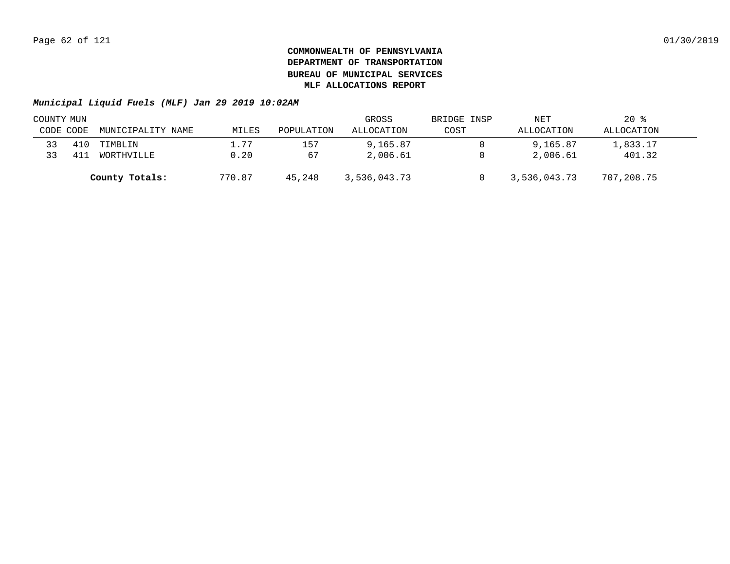**COMMONWEALTH OF PENNSYLVANIA**
**DEPARTMENT OF TRANSPORTATION**
**BUREAU OF MUNICIPAL SERVICES**
**MLF ALLOCATIONS REPORT**

***Municipal Liquid Fuels (MLF) Jan 29 2019 10:02AM***

| COUNTY CODE | MUN CODE | MUNICIPALITY NAME | MILES | POPULATION | GROSS ALLOCATION | BRIDGE INSP COST | NET ALLOCATION | 20 % ALLOCATION |
|---|---|---|---|---|---|---|---|---|
| 33 | 410 | TIMBLIN | 1.77 | 157 | 9,165.87 | 0 | 9,165.87 | 1,833.17 |
| 33 | 411 | WORTHVILLE | 0.20 | 67 | 2,006.61 | 0 | 2,006.61 | 401.32 |
| | | **County Totals:** | 770.87 | 45,248 | 3,536,043.73 | 0 | 3,536,043.73 | 707,208.75 |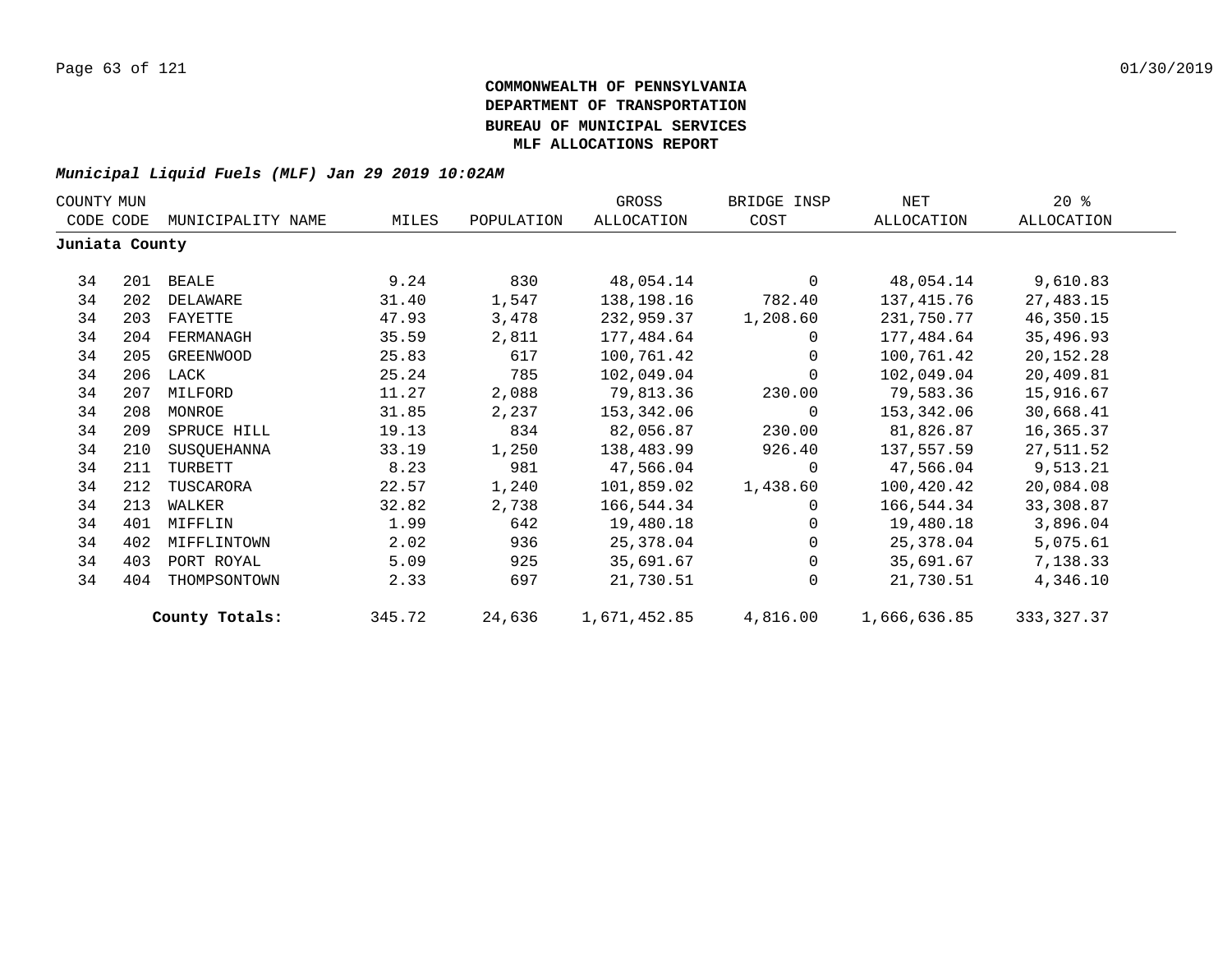**COMMONWEALTH OF PENNSYLVANIA**
**DEPARTMENT OF TRANSPORTATION**
**BUREAU OF MUNICIPAL SERVICES**
**MLF ALLOCATIONS REPORT**

***Municipal Liquid Fuels (MLF) Jan 29 2019 10:02AM***

| COUNTY CODE | MUN CODE | MUNICIPALITY NAME | MILES | POPULATION | GROSS ALLOCATION | BRIDGE INSP COST | NET ALLOCATION | 20 % ALLOCATION |
|---|---|---|---|---|---|---|---|---|
| **Juniata County** | | | | | | | | |
| 34 | 201 | BEALE | 9.24 | 830 | 48,054.14 | 0 | 48,054.14 | 9,610.83 |
| 34 | 202 | DELAWARE | 31.40 | 1,547 | 138,198.16 | 782.40 | 137,415.76 | 27,483.15 |
| 34 | 203 | FAYETTE | 47.93 | 3,478 | 232,959.37 | 1,208.60 | 231,750.77 | 46,350.15 |
| 34 | 204 | FERMANAGH | 35.59 | 2,811 | 177,484.64 | 0 | 177,484.64 | 35,496.93 |
| 34 | 205 | GREENWOOD | 25.83 | 617 | 100,761.42 | 0 | 100,761.42 | 20,152.28 |
| 34 | 206 | LACK | 25.24 | 785 | 102,049.04 | 0 | 102,049.04 | 20,409.81 |
| 34 | 207 | MILFORD | 11.27 | 2,088 | 79,813.36 | 230.00 | 79,583.36 | 15,916.67 |
| 34 | 208 | MONROE | 31.85 | 2,237 | 153,342.06 | 0 | 153,342.06 | 30,668.41 |
| 34 | 209 | SPRUCE HILL | 19.13 | 834 | 82,056.87 | 230.00 | 81,826.87 | 16,365.37 |
| 34 | 210 | SUSQUEHANNA | 33.19 | 1,250 | 138,483.99 | 926.40 | 137,557.59 | 27,511.52 |
| 34 | 211 | TURBETT | 8.23 | 981 | 47,566.04 | 0 | 47,566.04 | 9,513.21 |
| 34 | 212 | TUSCARORA | 22.57 | 1,240 | 101,859.02 | 1,438.60 | 100,420.42 | 20,084.08 |
| 34 | 213 | WALKER | 32.82 | 2,738 | 166,544.34 | 0 | 166,544.34 | 33,308.87 |
| 34 | 401 | MIFFLIN | 1.99 | 642 | 19,480.18 | 0 | 19,480.18 | 3,896.04 |
| 34 | 402 | MIFFLINTOWN | 2.02 | 936 | 25,378.04 | 0 | 25,378.04 | 5,075.61 |
| 34 | 403 | PORT ROYAL | 5.09 | 925 | 35,691.67 | 0 | 35,691.67 | 7,138.33 |
| 34 | 404 | THOMPSONTOWN | 2.33 | 697 | 21,730.51 | 0 | 21,730.51 | 4,346.10 |
| | | **County Totals:** | 345.72 | 24,636 | 1,671,452.85 | 4,816.00 | 1,666,636.85 | 333,327.37 |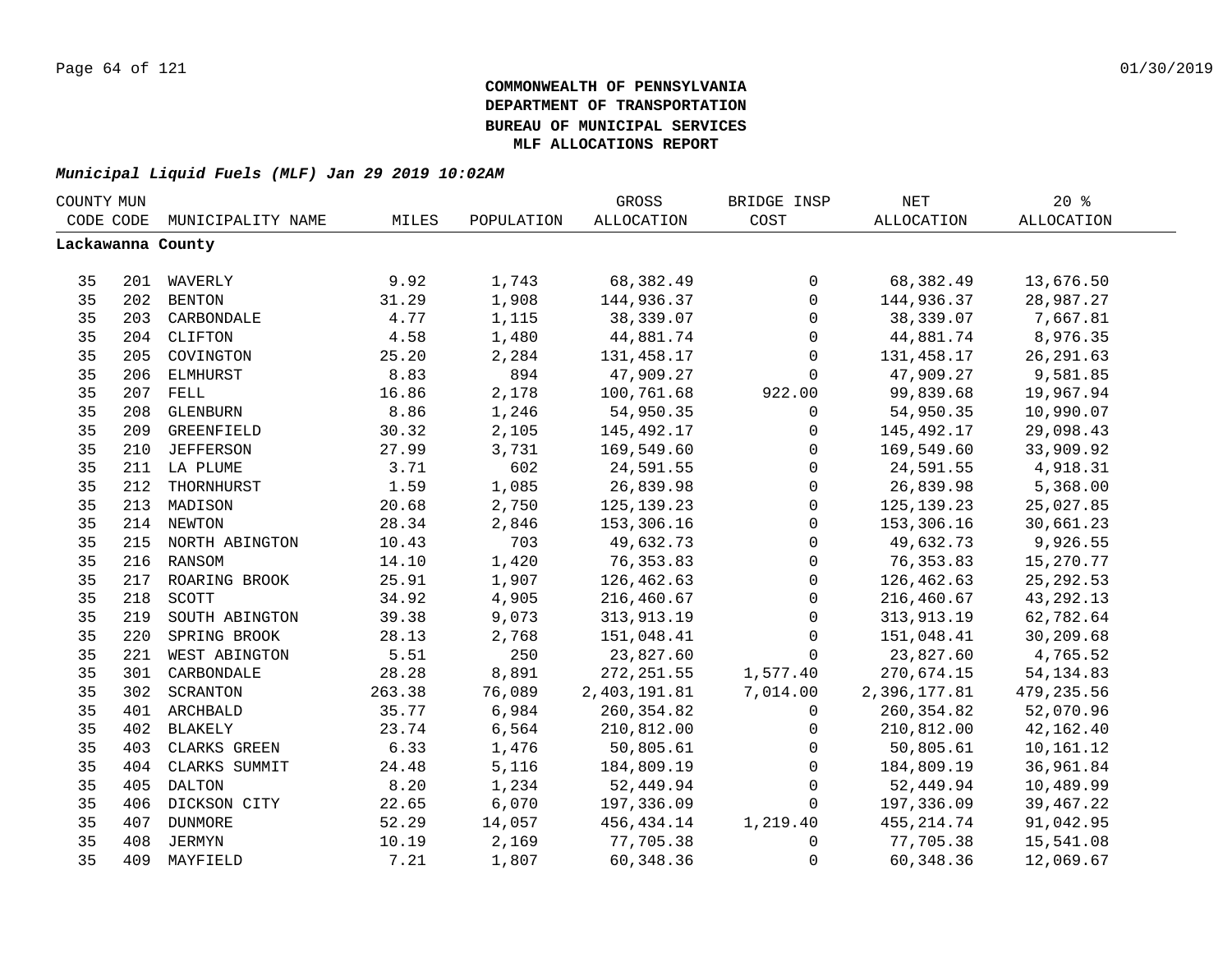**COMMONWEALTH OF PENNSYLVANIA**
**DEPARTMENT OF TRANSPORTATION**
**BUREAU OF MUNICIPAL SERVICES**
**MLF ALLOCATIONS REPORT**

***Municipal Liquid Fuels (MLF) Jan 29 2019 10:02AM***

| COUNTY CODE | MUN CODE | MUNICIPALITY NAME | MILES | POPULATION | GROSS ALLOCATION | BRIDGE INSP COST | NET ALLOCATION | 20 % ALLOCATION |
|---|---|---|---|---|---|---|---|---|
| **Lackawanna County** | | | | | | | | |
| 35 | 201 | WAVERLY | 9.92 | 1,743 | 68,382.49 | 0 | 68,382.49 | 13,676.50 |
| 35 | 202 | BENTON | 31.29 | 1,908 | 144,936.37 | 0 | 144,936.37 | 28,987.27 |
| 35 | 203 | CARBONDALE | 4.77 | 1,115 | 38,339.07 | 0 | 38,339.07 | 7,667.81 |
| 35 | 204 | CLIFTON | 4.58 | 1,480 | 44,881.74 | 0 | 44,881.74 | 8,976.35 |
| 35 | 205 | COVINGTON | 25.20 | 2,284 | 131,458.17 | 0 | 131,458.17 | 26,291.63 |
| 35 | 206 | ELMHURST | 8.83 | 894 | 47,909.27 | 0 | 47,909.27 | 9,581.85 |
| 35 | 207 | FELL | 16.86 | 2,178 | 100,761.68 | 922.00 | 99,839.68 | 19,967.94 |
| 35 | 208 | GLENBURN | 8.86 | 1,246 | 54,950.35 | 0 | 54,950.35 | 10,990.07 |
| 35 | 209 | GREENFIELD | 30.32 | 2,105 | 145,492.17 | 0 | 145,492.17 | 29,098.43 |
| 35 | 210 | JEFFERSON | 27.99 | 3,731 | 169,549.60 | 0 | 169,549.60 | 33,909.92 |
| 35 | 211 | LA PLUME | 3.71 | 602 | 24,591.55 | 0 | 24,591.55 | 4,918.31 |
| 35 | 212 | THORNHURST | 1.59 | 1,085 | 26,839.98 | 0 | 26,839.98 | 5,368.00 |
| 35 | 213 | MADISON | 20.68 | 2,750 | 125,139.23 | 0 | 125,139.23 | 25,027.85 |
| 35 | 214 | NEWTON | 28.34 | 2,846 | 153,306.16 | 0 | 153,306.16 | 30,661.23 |
| 35 | 215 | NORTH ABINGTON | 10.43 | 703 | 49,632.73 | 0 | 49,632.73 | 9,926.55 |
| 35 | 216 | RANSOM | 14.10 | 1,420 | 76,353.83 | 0 | 76,353.83 | 15,270.77 |
| 35 | 217 | ROARING BROOK | 25.91 | 1,907 | 126,462.63 | 0 | 126,462.63 | 25,292.53 |
| 35 | 218 | SCOTT | 34.92 | 4,905 | 216,460.67 | 0 | 216,460.67 | 43,292.13 |
| 35 | 219 | SOUTH ABINGTON | 39.38 | 9,073 | 313,913.19 | 0 | 313,913.19 | 62,782.64 |
| 35 | 220 | SPRING BROOK | 28.13 | 2,768 | 151,048.41 | 0 | 151,048.41 | 30,209.68 |
| 35 | 221 | WEST ABINGTON | 5.51 | 250 | 23,827.60 | 0 | 23,827.60 | 4,765.52 |
| 35 | 301 | CARBONDALE | 28.28 | 8,891 | 272,251.55 | 1,577.40 | 270,674.15 | 54,134.83 |
| 35 | 302 | SCRANTON | 263.38 | 76,089 | 2,403,191.81 | 7,014.00 | 2,396,177.81 | 479,235.56 |
| 35 | 401 | ARCHBALD | 35.77 | 6,984 | 260,354.82 | 0 | 260,354.82 | 52,070.96 |
| 35 | 402 | BLAKELY | 23.74 | 6,564 | 210,812.00 | 0 | 210,812.00 | 42,162.40 |
| 35 | 403 | CLARKS GREEN | 6.33 | 1,476 | 50,805.61 | 0 | 50,805.61 | 10,161.12 |
| 35 | 404 | CLARKS SUMMIT | 24.48 | 5,116 | 184,809.19 | 0 | 184,809.19 | 36,961.84 |
| 35 | 405 | DALTON | 8.20 | 1,234 | 52,449.94 | 0 | 52,449.94 | 10,489.99 |
| 35 | 406 | DICKSON CITY | 22.65 | 6,070 | 197,336.09 | 0 | 197,336.09 | 39,467.22 |
| 35 | 407 | DUNMORE | 52.29 | 14,057 | 456,434.14 | 1,219.40 | 455,214.74 | 91,042.95 |
| 35 | 408 | JERMYN | 10.19 | 2,169 | 77,705.38 | 0 | 77,705.38 | 15,541.08 |
| 35 | 409 | MAYFIELD | 7.21 | 1,807 | 60,348.36 | 0 | 60,348.36 | 12,069.67 |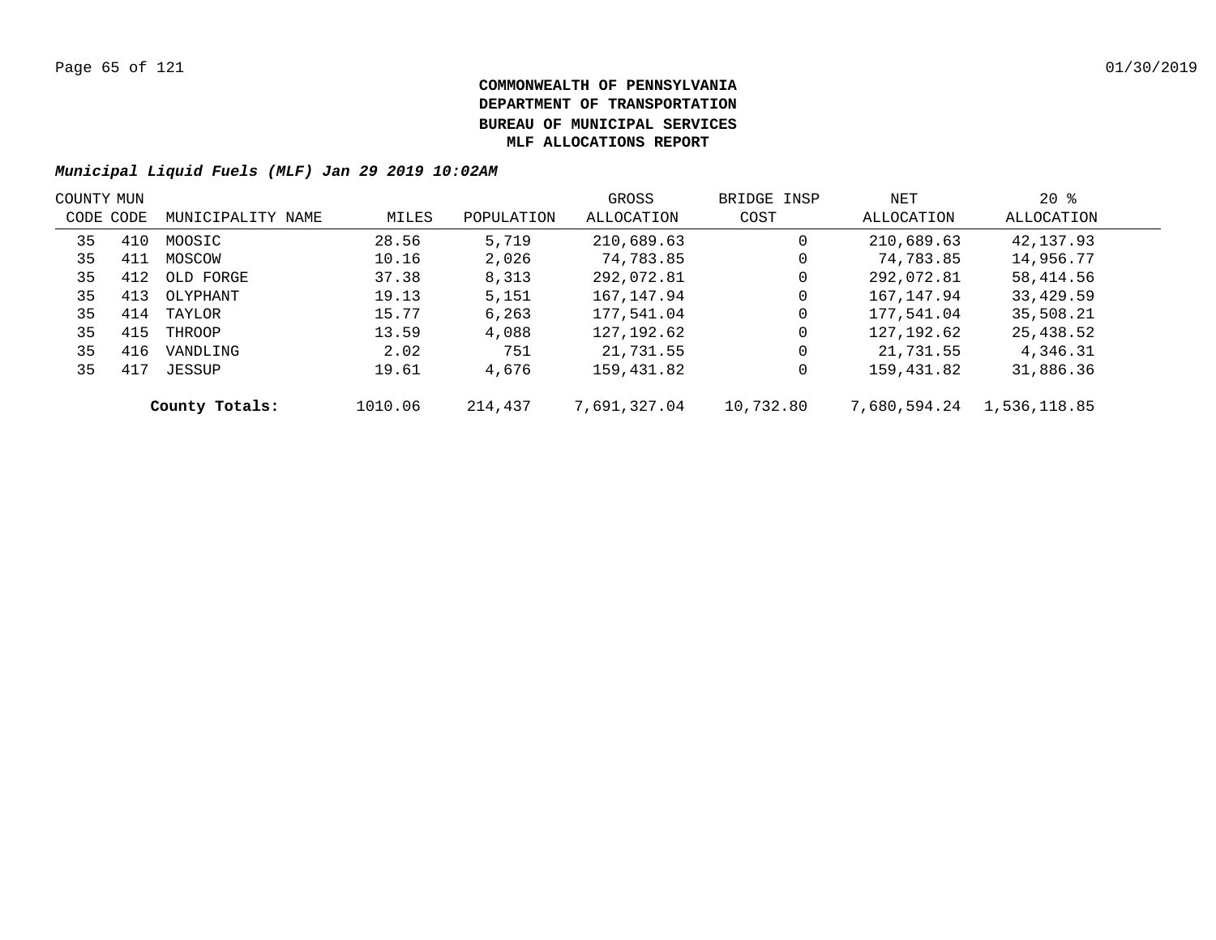**COMMONWEALTH OF PENNSYLVANIA**
**DEPARTMENT OF TRANSPORTATION**
**BUREAU OF MUNICIPAL SERVICES**
**MLF ALLOCATIONS REPORT**

***Municipal Liquid Fuels (MLF) Jan 29 2019 10:02AM***

| COUNTY CODE | MUN CODE | MUNICIPALITY NAME | MILES | POPULATION | GROSS ALLOCATION | BRIDGE INSP COST | NET ALLOCATION | 20 % ALLOCATION |
|---|---|---|---|---|---|---|---|---|
| 35 | 410 | MOOSIC | 28.56 | 5,719 | 210,689.63 | 0 | 210,689.63 | 42,137.93 |
| 35 | 411 | MOSCOW | 10.16 | 2,026 | 74,783.85 | 0 | 74,783.85 | 14,956.77 |
| 35 | 412 | OLD FORGE | 37.38 | 8,313 | 292,072.81 | 0 | 292,072.81 | 58,414.56 |
| 35 | 413 | OLYPHANT | 19.13 | 5,151 | 167,147.94 | 0 | 167,147.94 | 33,429.59 |
| 35 | 414 | TAYLOR | 15.77 | 6,263 | 177,541.04 | 0 | 177,541.04 | 35,508.21 |
| 35 | 415 | THROOP | 13.59 | 4,088 | 127,192.62 | 0 | 127,192.62 | 25,438.52 |
| 35 | 416 | VANDLING | 2.02 | 751 | 21,731.55 | 0 | 21,731.55 | 4,346.31 |
| 35 | 417 | JESSUP | 19.61 | 4,676 | 159,431.82 | 0 | 159,431.82 | 31,886.36 |
| | | **County Totals:** | 1010.06 | 214,437 | 7,691,327.04 | 10,732.80 | 7,680,594.24 | 1,536,118.85 |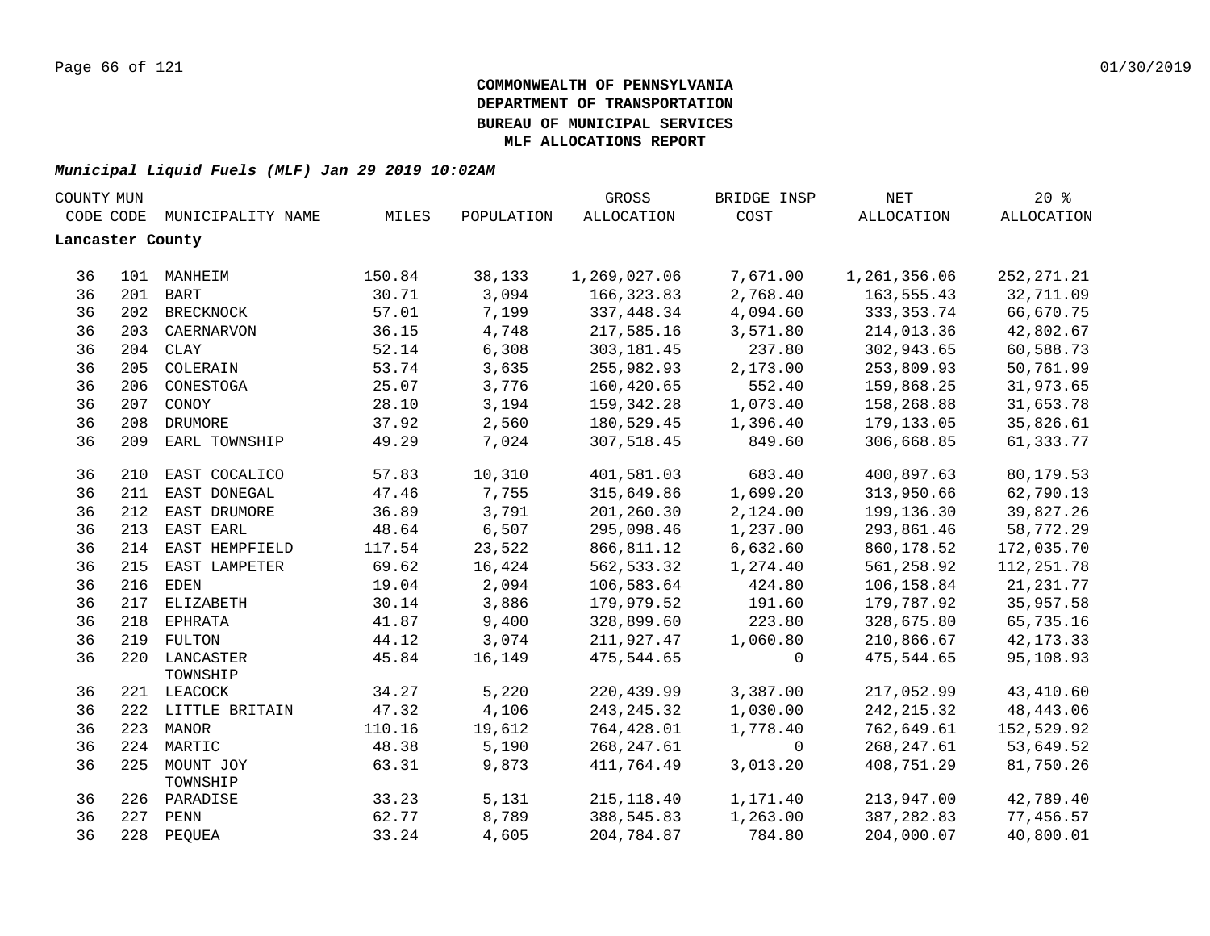**COMMONWEALTH OF PENNSYLVANIA**
**DEPARTMENT OF TRANSPORTATION**
**BUREAU OF MUNICIPAL SERVICES**
**MLF ALLOCATIONS REPORT**

***Municipal Liquid Fuels (MLF) Jan 29 2019 10:02AM***

| COUNTY CODE | MUN CODE | MUNICIPALITY NAME | MILES | POPULATION | GROSS ALLOCATION | BRIDGE INSP COST | NET ALLOCATION | 20 % ALLOCATION |
|---|---|---|---|---|---|---|---|---|
| **Lancaster County** | | | | | | | | |
| 36 | 101 | MANHEIM | 150.84 | 38,133 | 1,269,027.06 | 7,671.00 | 1,261,356.06 | 252,271.21 |
| 36 | 201 | BART | 30.71 | 3,094 | 166,323.83 | 2,768.40 | 163,555.43 | 32,711.09 |
| 36 | 202 | BRECKNOCK | 57.01 | 7,199 | 337,448.34 | 4,094.60 | 333,353.74 | 66,670.75 |
| 36 | 203 | CAERNARVON | 36.15 | 4,748 | 217,585.16 | 3,571.80 | 214,013.36 | 42,802.67 |
| 36 | 204 | CLAY | 52.14 | 6,308 | 303,181.45 | 237.80 | 302,943.65 | 60,588.73 |
| 36 | 205 | COLERAIN | 53.74 | 3,635 | 255,982.93 | 2,173.00 | 253,809.93 | 50,761.99 |
| 36 | 206 | CONESTOGA | 25.07 | 3,776 | 160,420.65 | 552.40 | 159,868.25 | 31,973.65 |
| 36 | 207 | CONOY | 28.10 | 3,194 | 159,342.28 | 1,073.40 | 158,268.88 | 31,653.78 |
| 36 | 208 | DRUMORE | 37.92 | 2,560 | 180,529.45 | 1,396.40 | 179,133.05 | 35,826.61 |
| 36 | 209 | EARL TOWNSHIP | 49.29 | 7,024 | 307,518.45 | 849.60 | 306,668.85 | 61,333.77 |
| 36 | 210 | EAST COCALICO | 57.83 | 10,310 | 401,581.03 | 683.40 | 400,897.63 | 80,179.53 |
| 36 | 211 | EAST DONEGAL | 47.46 | 7,755 | 315,649.86 | 1,699.20 | 313,950.66 | 62,790.13 |
| 36 | 212 | EAST DRUMORE | 36.89 | 3,791 | 201,260.30 | 2,124.00 | 199,136.30 | 39,827.26 |
| 36 | 213 | EAST EARL | 48.64 | 6,507 | 295,098.46 | 1,237.00 | 293,861.46 | 58,772.29 |
| 36 | 214 | EAST HEMPFIELD | 117.54 | 23,522 | 866,811.12 | 6,632.60 | 860,178.52 | 172,035.70 |
| 36 | 215 | EAST LAMPETER | 69.62 | 16,424 | 562,533.32 | 1,274.40 | 561,258.92 | 112,251.78 |
| 36 | 216 | EDEN | 19.04 | 2,094 | 106,583.64 | 424.80 | 106,158.84 | 21,231.77 |
| 36 | 217 | ELIZABETH | 30.14 | 3,886 | 179,979.52 | 191.60 | 179,787.92 | 35,957.58 |
| 36 | 218 | EPHRATA | 41.87 | 9,400 | 328,899.60 | 223.80 | 328,675.80 | 65,735.16 |
| 36 | 219 | FULTON | 44.12 | 3,074 | 211,927.47 | 1,060.80 | 210,866.67 | 42,173.33 |
| 36 | 220 | LANCASTER TOWNSHIP | 45.84 | 16,149 | 475,544.65 | 0 | 475,544.65 | 95,108.93 |
| 36 | 221 | LEACOCK | 34.27 | 5,220 | 220,439.99 | 3,387.00 | 217,052.99 | 43,410.60 |
| 36 | 222 | LITTLE BRITAIN | 47.32 | 4,106 | 243,245.32 | 1,030.00 | 242,215.32 | 48,443.06 |
| 36 | 223 | MANOR | 110.16 | 19,612 | 764,428.01 | 1,778.40 | 762,649.61 | 152,529.92 |
| 36 | 224 | MARTIC | 48.38 | 5,190 | 268,247.61 | 0 | 268,247.61 | 53,649.52 |
| 36 | 225 | MOUNT JOY TOWNSHIP | 63.31 | 9,873 | 411,764.49 | 3,013.20 | 408,751.29 | 81,750.26 |
| 36 | 226 | PARADISE | 33.23 | 5,131 | 215,118.40 | 1,171.40 | 213,947.00 | 42,789.40 |
| 36 | 227 | PENN | 62.77 | 8,789 | 388,545.83 | 1,263.00 | 387,282.83 | 77,456.57 |
| 36 | 228 | PEQUEA | 33.24 | 4,605 | 204,784.87 | 784.80 | 204,000.07 | 40,800.01 |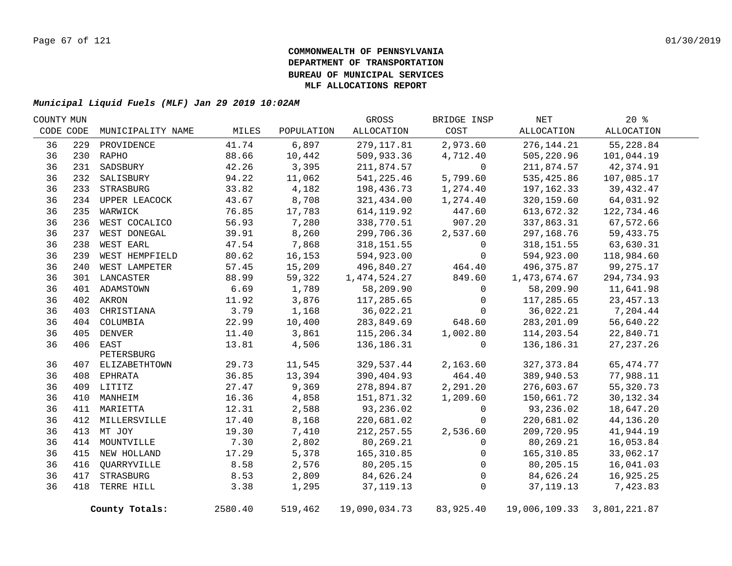**COMMONWEALTH OF PENNSYLVANIA**
**DEPARTMENT OF TRANSPORTATION**
**BUREAU OF MUNICIPAL SERVICES**
**MLF ALLOCATIONS REPORT**

***Municipal Liquid Fuels (MLF) Jan 29 2019 10:02AM***

| COUNTY CODE | MUN CODE | MUNICIPALITY NAME | MILES | POPULATION | GROSS ALLOCATION | BRIDGE INSP COST | NET ALLOCATION | 20 % ALLOCATION |
|---|---|---|---|---|---|---|---|---|
| 36 | 229 | PROVIDENCE | 41.74 | 6,897 | 279,117.81 | 2,973.60 | 276,144.21 | 55,228.84 |
| 36 | 230 | RAPHO | 88.66 | 10,442 | 509,933.36 | 4,712.40 | 505,220.96 | 101,044.19 |
| 36 | 231 | SADSBURY | 42.26 | 3,395 | 211,874.57 | 0 | 211,874.57 | 42,374.91 |
| 36 | 232 | SALISBURY | 94.22 | 11,062 | 541,225.46 | 5,799.60 | 535,425.86 | 107,085.17 |
| 36 | 233 | STRASBURG | 33.82 | 4,182 | 198,436.73 | 1,274.40 | 197,162.33 | 39,432.47 |
| 36 | 234 | UPPER LEACOCK | 43.67 | 8,708 | 321,434.00 | 1,274.40 | 320,159.60 | 64,031.92 |
| 36 | 235 | WARWICK | 76.85 | 17,783 | 614,119.92 | 447.60 | 613,672.32 | 122,734.46 |
| 36 | 236 | WEST COCALICO | 56.93 | 7,280 | 338,770.51 | 907.20 | 337,863.31 | 67,572.66 |
| 36 | 237 | WEST DONEGAL | 39.91 | 8,260 | 299,706.36 | 2,537.60 | 297,168.76 | 59,433.75 |
| 36 | 238 | WEST EARL | 47.54 | 7,868 | 318,151.55 | 0 | 318,151.55 | 63,630.31 |
| 36 | 239 | WEST HEMPFIELD | 80.62 | 16,153 | 594,923.00 | 0 | 594,923.00 | 118,984.60 |
| 36 | 240 | WEST LAMPETER | 57.45 | 15,209 | 496,840.27 | 464.40 | 496,375.87 | 99,275.17 |
| 36 | 301 | LANCASTER | 88.99 | 59,322 | 1,474,524.27 | 849.60 | 1,473,674.67 | 294,734.93 |
| 36 | 401 | ADAMSTOWN | 6.69 | 1,789 | 58,209.90 | 0 | 58,209.90 | 11,641.98 |
| 36 | 402 | AKRON | 11.92 | 3,876 | 117,285.65 | 0 | 117,285.65 | 23,457.13 |
| 36 | 403 | CHRISTIANA | 3.79 | 1,168 | 36,022.21 | 0 | 36,022.21 | 7,204.44 |
| 36 | 404 | COLUMBIA | 22.99 | 10,400 | 283,849.69 | 648.60 | 283,201.09 | 56,640.22 |
| 36 | 405 | DENVER | 11.40 | 3,861 | 115,206.34 | 1,002.80 | 114,203.54 | 22,840.71 |
| 36 | 406 | EAST PETERSBURG | 13.81 | 4,506 | 136,186.31 | 0 | 136,186.31 | 27,237.26 |
| 36 | 407 | ELIZABETHTOWN | 29.73 | 11,545 | 329,537.44 | 2,163.60 | 327,373.84 | 65,474.77 |
| 36 | 408 | EPHRATA | 36.85 | 13,394 | 390,404.93 | 464.40 | 389,940.53 | 77,988.11 |
| 36 | 409 | LITITZ | 27.47 | 9,369 | 278,894.87 | 2,291.20 | 276,603.67 | 55,320.73 |
| 36 | 410 | MANHEIM | 16.36 | 4,858 | 151,871.32 | 1,209.60 | 150,661.72 | 30,132.34 |
| 36 | 411 | MARIETTA | 12.31 | 2,588 | 93,236.02 | 0 | 93,236.02 | 18,647.20 |
| 36 | 412 | MILLERSVILLE | 17.40 | 8,168 | 220,681.02 | 0 | 220,681.02 | 44,136.20 |
| 36 | 413 | MT JOY | 19.30 | 7,410 | 212,257.55 | 2,536.60 | 209,720.95 | 41,944.19 |
| 36 | 414 | MOUNTVILLE | 7.30 | 2,802 | 80,269.21 | 0 | 80,269.21 | 16,053.84 |
| 36 | 415 | NEW HOLLAND | 17.29 | 5,378 | 165,310.85 | 0 | 165,310.85 | 33,062.17 |
| 36 | 416 | QUARRYVILLE | 8.58 | 2,576 | 80,205.15 | 0 | 80,205.15 | 16,041.03 |
| 36 | 417 | STRASBURG | 8.53 | 2,809 | 84,626.24 | 0 | 84,626.24 | 16,925.25 |
| 36 | 418 | TERRE HILL | 3.38 | 1,295 | 37,119.13 | 0 | 37,119.13 | 7,423.83 |
| | | **County Totals:** | 2580.40 | 519,462 | 19,090,034.73 | 83,925.40 | 19,006,109.33 | 3,801,221.87 |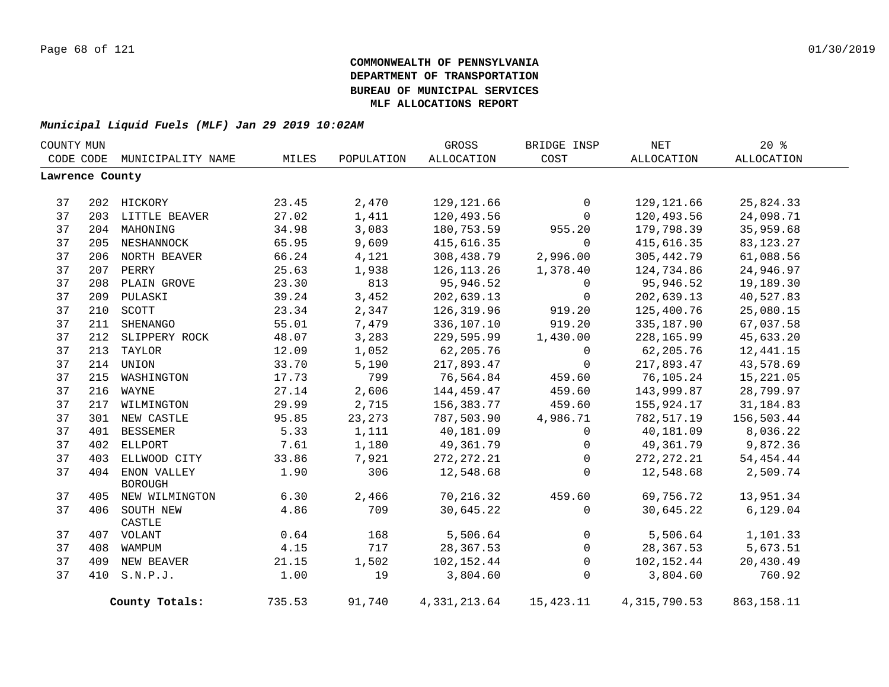# COMMONWEALTH OF PENNSYLVANIA
# DEPARTMENT OF TRANSPORTATION
# BUREAU OF MUNICIPAL SERVICES
# MLF ALLOCATIONS REPORT

***Municipal Liquid Fuels (MLF) Jan 29 2019 10:02AM***

| COUNTY CODE | MUN CODE | MUNICIPALITY NAME | MILES | POPULATION | GROSS ALLOCATION | BRIDGE INSP COST | NET ALLOCATION | 20 % ALLOCATION |
|---|---|---|---|---|---|---|---|---|
| **Lawrence County** | | | | | | | | |
| 37 | 202 | HICKORY | 23.45 | 2,470 | 129,121.66 | 0 | 129,121.66 | 25,824.33 |
| 37 | 203 | LITTLE BEAVER | 27.02 | 1,411 | 120,493.56 | 0 | 120,493.56 | 24,098.71 |
| 37 | 204 | MAHONING | 34.98 | 3,083 | 180,753.59 | 955.20 | 179,798.39 | 35,959.68 |
| 37 | 205 | NESHANNOCK | 65.95 | 9,609 | 415,616.35 | 0 | 415,616.35 | 83,123.27 |
| 37 | 206 | NORTH BEAVER | 66.24 | 4,121 | 308,438.79 | 2,996.00 | 305,442.79 | 61,088.56 |
| 37 | 207 | PERRY | 25.63 | 1,938 | 126,113.26 | 1,378.40 | 124,734.86 | 24,946.97 |
| 37 | 208 | PLAIN GROVE | 23.30 | 813 | 95,946.52 | 0 | 95,946.52 | 19,189.30 |
| 37 | 209 | PULASKI | 39.24 | 3,452 | 202,639.13 | 0 | 202,639.13 | 40,527.83 |
| 37 | 210 | SCOTT | 23.34 | 2,347 | 126,319.96 | 919.20 | 125,400.76 | 25,080.15 |
| 37 | 211 | SHENANGO | 55.01 | 7,479 | 336,107.10 | 919.20 | 335,187.90 | 67,037.58 |
| 37 | 212 | SLIPPERY ROCK | 48.07 | 3,283 | 229,595.99 | 1,430.00 | 228,165.99 | 45,633.20 |
| 37 | 213 | TAYLOR | 12.09 | 1,052 | 62,205.76 | 0 | 62,205.76 | 12,441.15 |
| 37 | 214 | UNION | 33.70 | 5,190 | 217,893.47 | 0 | 217,893.47 | 43,578.69 |
| 37 | 215 | WASHINGTON | 17.73 | 799 | 76,564.84 | 459.60 | 76,105.24 | 15,221.05 |
| 37 | 216 | WAYNE | 27.14 | 2,606 | 144,459.47 | 459.60 | 143,999.87 | 28,799.97 |
| 37 | 217 | WILMINGTON | 29.99 | 2,715 | 156,383.77 | 459.60 | 155,924.17 | 31,184.83 |
| 37 | 301 | NEW CASTLE | 95.85 | 23,273 | 787,503.90 | 4,986.71 | 782,517.19 | 156,503.44 |
| 37 | 401 | BESSEMER | 5.33 | 1,111 | 40,181.09 | 0 | 40,181.09 | 8,036.22 |
| 37 | 402 | ELLPORT | 7.61 | 1,180 | 49,361.79 | 0 | 49,361.79 | 9,872.36 |
| 37 | 403 | ELLWOOD CITY | 33.86 | 7,921 | 272,272.21 | 0 | 272,272.21 | 54,454.44 |
| 37 | 404 | ENON VALLEY BOROUGH | 1.90 | 306 | 12,548.68 | 0 | 12,548.68 | 2,509.74 |
| 37 | 405 | NEW WILMINGTON | 6.30 | 2,466 | 70,216.32 | 459.60 | 69,756.72 | 13,951.34 |
| 37 | 406 | SOUTH NEW CASTLE | 4.86 | 709 | 30,645.22 | 0 | 30,645.22 | 6,129.04 |
| 37 | 407 | VOLANT | 0.64 | 168 | 5,506.64 | 0 | 5,506.64 | 1,101.33 |
| 37 | 408 | WAMPUM | 4.15 | 717 | 28,367.53 | 0 | 28,367.53 | 5,673.51 |
| 37 | 409 | NEW BEAVER | 21.15 | 1,502 | 102,152.44 | 0 | 102,152.44 | 20,430.49 |
| 37 | 410 | S.N.P.J. | 1.00 | 19 | 3,804.60 | 0 | 3,804.60 | 760.92 |
| | | **County Totals:** | 735.53 | 91,740 | 4,331,213.64 | 15,423.11 | 4,315,790.53 | 863,158.11 |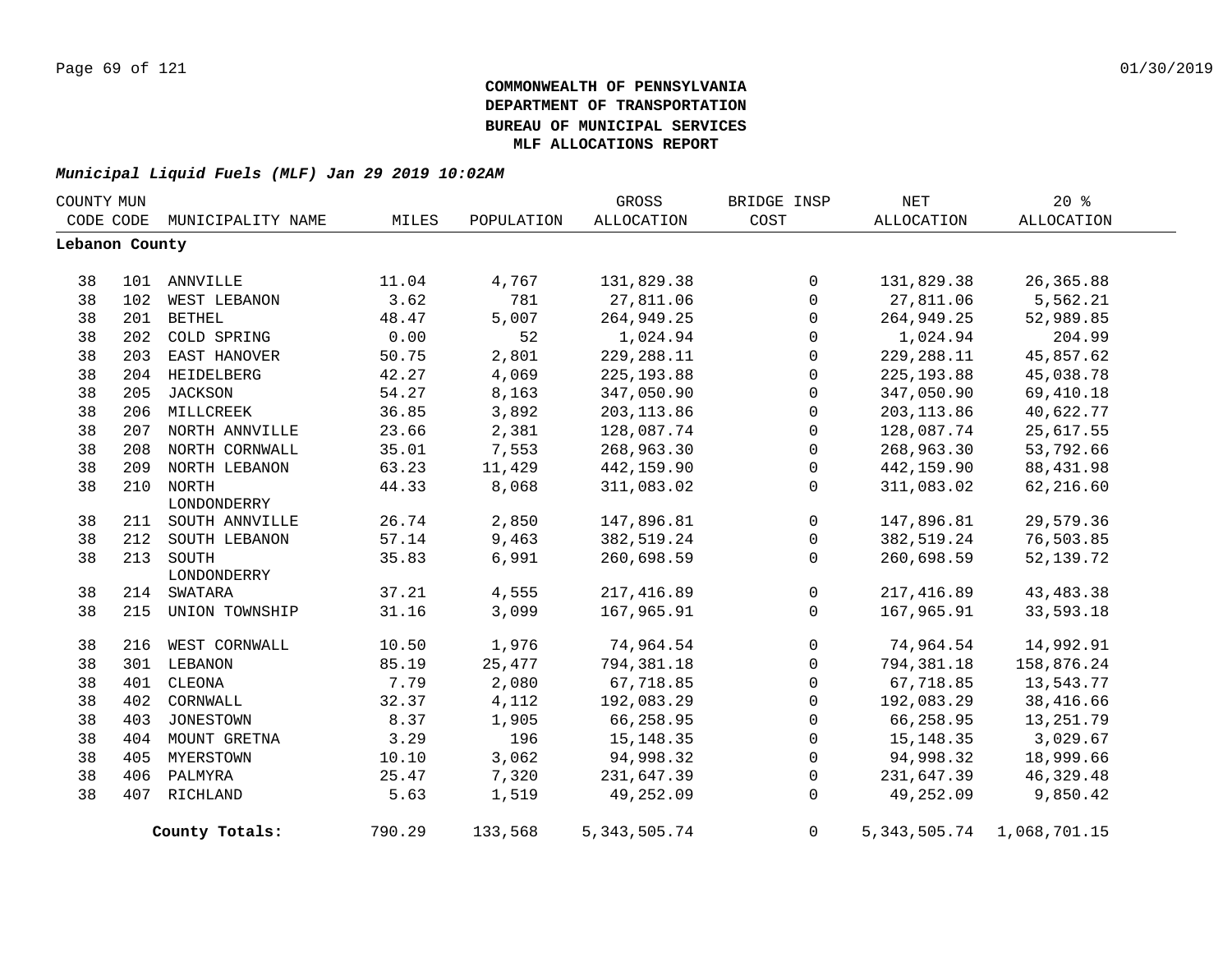**COMMONWEALTH OF PENNSYLVANIA**
**DEPARTMENT OF TRANSPORTATION**
**BUREAU OF MUNICIPAL SERVICES**
**MLF ALLOCATIONS REPORT**

***Municipal Liquid Fuels (MLF) Jan 29 2019 10:02AM***

| COUNTY CODE | MUN CODE | MUNICIPALITY NAME | MILES | POPULATION | GROSS ALLOCATION | BRIDGE INSP COST | NET ALLOCATION | 20 % ALLOCATION |
|---|---|---|---|---|---|---|---|---|
| **Lebanon County** | | | | | | | | |
| 38 | 101 | ANNVILLE | 11.04 | 4,767 | 131,829.38 | 0 | 131,829.38 | 26,365.88 |
| 38 | 102 | WEST LEBANON | 3.62 | 781 | 27,811.06 | 0 | 27,811.06 | 5,562.21 |
| 38 | 201 | BETHEL | 48.47 | 5,007 | 264,949.25 | 0 | 264,949.25 | 52,989.85 |
| 38 | 202 | COLD SPRING | 0.00 | 52 | 1,024.94 | 0 | 1,024.94 | 204.99 |
| 38 | 203 | EAST HANOVER | 50.75 | 2,801 | 229,288.11 | 0 | 229,288.11 | 45,857.62 |
| 38 | 204 | HEIDELBERG | 42.27 | 4,069 | 225,193.88 | 0 | 225,193.88 | 45,038.78 |
| 38 | 205 | JACKSON | 54.27 | 8,163 | 347,050.90 | 0 | 347,050.90 | 69,410.18 |
| 38 | 206 | MILLCREEK | 36.85 | 3,892 | 203,113.86 | 0 | 203,113.86 | 40,622.77 |
| 38 | 207 | NORTH ANNVILLE | 23.66 | 2,381 | 128,087.74 | 0 | 128,087.74 | 25,617.55 |
| 38 | 208 | NORTH CORNWALL | 35.01 | 7,553 | 268,963.30 | 0 | 268,963.30 | 53,792.66 |
| 38 | 209 | NORTH LEBANON | 63.23 | 11,429 | 442,159.90 | 0 | 442,159.90 | 88,431.98 |
| 38 | 210 | NORTH LONDONDERRY | 44.33 | 8,068 | 311,083.02 | 0 | 311,083.02 | 62,216.60 |
| 38 | 211 | SOUTH ANNVILLE | 26.74 | 2,850 | 147,896.81 | 0 | 147,896.81 | 29,579.36 |
| 38 | 212 | SOUTH LEBANON | 57.14 | 9,463 | 382,519.24 | 0 | 382,519.24 | 76,503.85 |
| 38 | 213 | SOUTH LONDONDERRY | 35.83 | 6,991 | 260,698.59 | 0 | 260,698.59 | 52,139.72 |
| 38 | 214 | SWATARA | 37.21 | 4,555 | 217,416.89 | 0 | 217,416.89 | 43,483.38 |
| 38 | 215 | UNION TOWNSHIP | 31.16 | 3,099 | 167,965.91 | 0 | 167,965.91 | 33,593.18 |
| 38 | 216 | WEST CORNWALL | 10.50 | 1,976 | 74,964.54 | 0 | 74,964.54 | 14,992.91 |
| 38 | 301 | LEBANON | 85.19 | 25,477 | 794,381.18 | 0 | 794,381.18 | 158,876.24 |
| 38 | 401 | CLEONA | 7.79 | 2,080 | 67,718.85 | 0 | 67,718.85 | 13,543.77 |
| 38 | 402 | CORNWALL | 32.37 | 4,112 | 192,083.29 | 0 | 192,083.29 | 38,416.66 |
| 38 | 403 | JONESTOWN | 8.37 | 1,905 | 66,258.95 | 0 | 66,258.95 | 13,251.79 |
| 38 | 404 | MOUNT GRETNA | 3.29 | 196 | 15,148.35 | 0 | 15,148.35 | 3,029.67 |
| 38 | 405 | MYERSTOWN | 10.10 | 3,062 | 94,998.32 | 0 | 94,998.32 | 18,999.66 |
| 38 | 406 | PALMYRA | 25.47 | 7,320 | 231,647.39 | 0 | 231,647.39 | 46,329.48 |
| 38 | 407 | RICHLAND | 5.63 | 1,519 | 49,252.09 | 0 | 49,252.09 | 9,850.42 |
| | | **County Totals:** | 790.29 | 133,568 | 5,343,505.74 | 0 | 5,343,505.74 | 1,068,701.15 |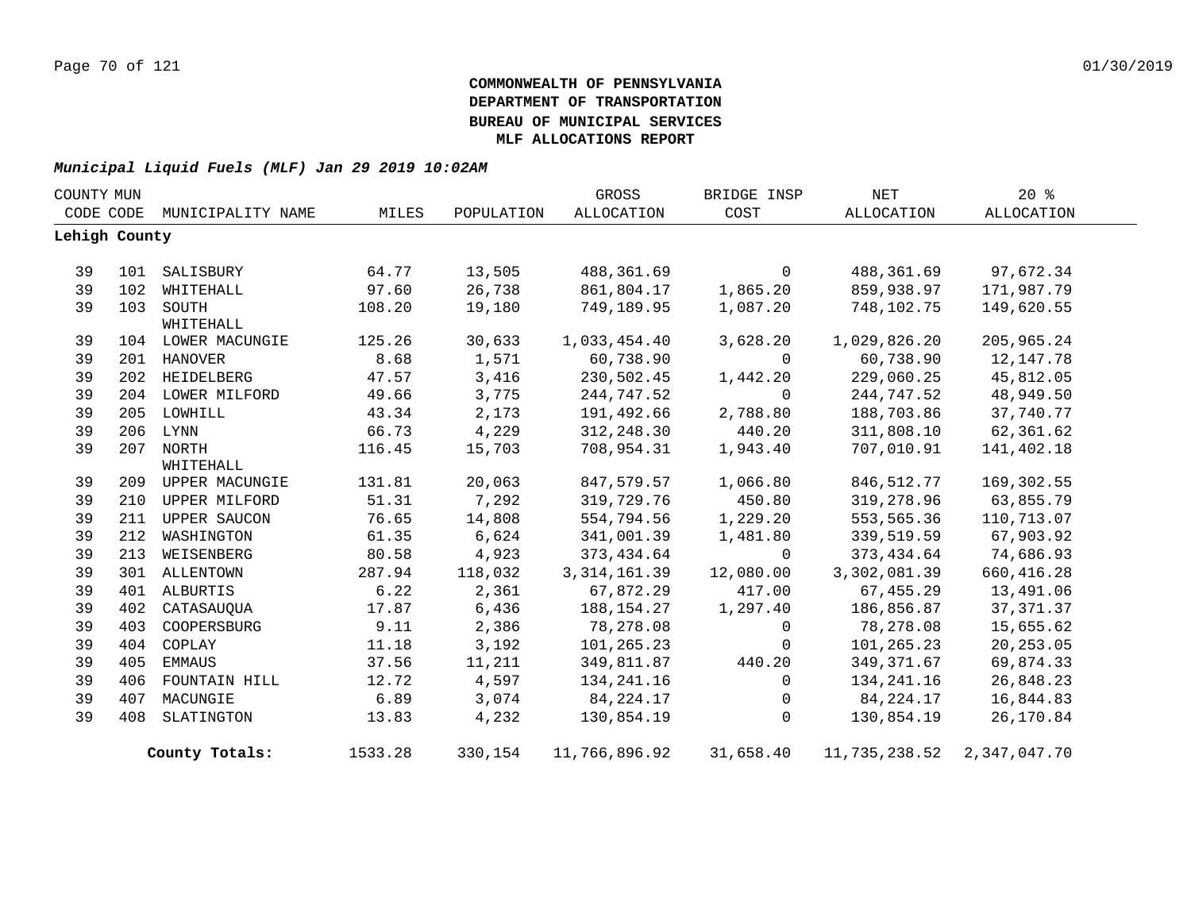**COMMONWEALTH OF PENNSYLVANIA**
**DEPARTMENT OF TRANSPORTATION**
**BUREAU OF MUNICIPAL SERVICES**
**MLF ALLOCATIONS REPORT**

***Municipal Liquid Fuels (MLF) Jan 29 2019 10:02AM***

| COUNTY CODE | MUN CODE | MUNICIPALITY NAME | MILES | POPULATION | GROSS ALLOCATION | BRIDGE INSP COST | NET ALLOCATION | 20 % ALLOCATION |
|---|---|---|---|---|---|---|---|---|
| **Lehigh County** | | | | | | | | |
| 39 | 101 | SALISBURY | 64.77 | 13,505 | 488,361.69 | 0 | 488,361.69 | 97,672.34 |
| 39 | 102 | WHITEHALL | 97.60 | 26,738 | 861,804.17 | 1,865.20 | 859,938.97 | 171,987.79 |
| 39 | 103 | SOUTH WHITEHALL | 108.20 | 19,180 | 749,189.95 | 1,087.20 | 748,102.75 | 149,620.55 |
| 39 | 104 | LOWER MACUNGIE | 125.26 | 30,633 | 1,033,454.40 | 3,628.20 | 1,029,826.20 | 205,965.24 |
| 39 | 201 | HANOVER | 8.68 | 1,571 | 60,738.90 | 0 | 60,738.90 | 12,147.78 |
| 39 | 202 | HEIDELBERG | 47.57 | 3,416 | 230,502.45 | 1,442.20 | 229,060.25 | 45,812.05 |
| 39 | 204 | LOWER MILFORD | 49.66 | 3,775 | 244,747.52 | 0 | 244,747.52 | 48,949.50 |
| 39 | 205 | LOWHILL | 43.34 | 2,173 | 191,492.66 | 2,788.80 | 188,703.86 | 37,740.77 |
| 39 | 206 | LYNN | 66.73 | 4,229 | 312,248.30 | 440.20 | 311,808.10 | 62,361.62 |
| 39 | 207 | NORTH WHITEHALL | 116.45 | 15,703 | 708,954.31 | 1,943.40 | 707,010.91 | 141,402.18 |
| 39 | 209 | UPPER MACUNGIE | 131.81 | 20,063 | 847,579.57 | 1,066.80 | 846,512.77 | 169,302.55 |
| 39 | 210 | UPPER MILFORD | 51.31 | 7,292 | 319,729.76 | 450.80 | 319,278.96 | 63,855.79 |
| 39 | 211 | UPPER SAUCON | 76.65 | 14,808 | 554,794.56 | 1,229.20 | 553,565.36 | 110,713.07 |
| 39 | 212 | WASHINGTON | 61.35 | 6,624 | 341,001.39 | 1,481.80 | 339,519.59 | 67,903.92 |
| 39 | 213 | WEISENBERG | 80.58 | 4,923 | 373,434.64 | 0 | 373,434.64 | 74,686.93 |
| 39 | 301 | ALLENTOWN | 287.94 | 118,032 | 3,314,161.39 | 12,080.00 | 3,302,081.39 | 660,416.28 |
| 39 | 401 | ALBURTIS | 6.22 | 2,361 | 67,872.29 | 417.00 | 67,455.29 | 13,491.06 |
| 39 | 402 | CATASAUQUA | 17.87 | 6,436 | 188,154.27 | 1,297.40 | 186,856.87 | 37,371.37 |
| 39 | 403 | COOPERSBURG | 9.11 | 2,386 | 78,278.08 | 0 | 78,278.08 | 15,655.62 |
| 39 | 404 | COPLAY | 11.18 | 3,192 | 101,265.23 | 0 | 101,265.23 | 20,253.05 |
| 39 | 405 | EMMAUS | 37.56 | 11,211 | 349,811.87 | 440.20 | 349,371.67 | 69,874.33 |
| 39 | 406 | FOUNTAIN HILL | 12.72 | 4,597 | 134,241.16 | 0 | 134,241.16 | 26,848.23 |
| 39 | 407 | MACUNGIE | 6.89 | 3,074 | 84,224.17 | 0 | 84,224.17 | 16,844.83 |
| 39 | 408 | SLATINGTON | 13.83 | 4,232 | 130,854.19 | 0 | 130,854.19 | 26,170.84 |
| | | **County Totals:** | 1533.28 | 330,154 | 11,766,896.92 | 31,658.40 | 11,735,238.52 | 2,347,047.70 |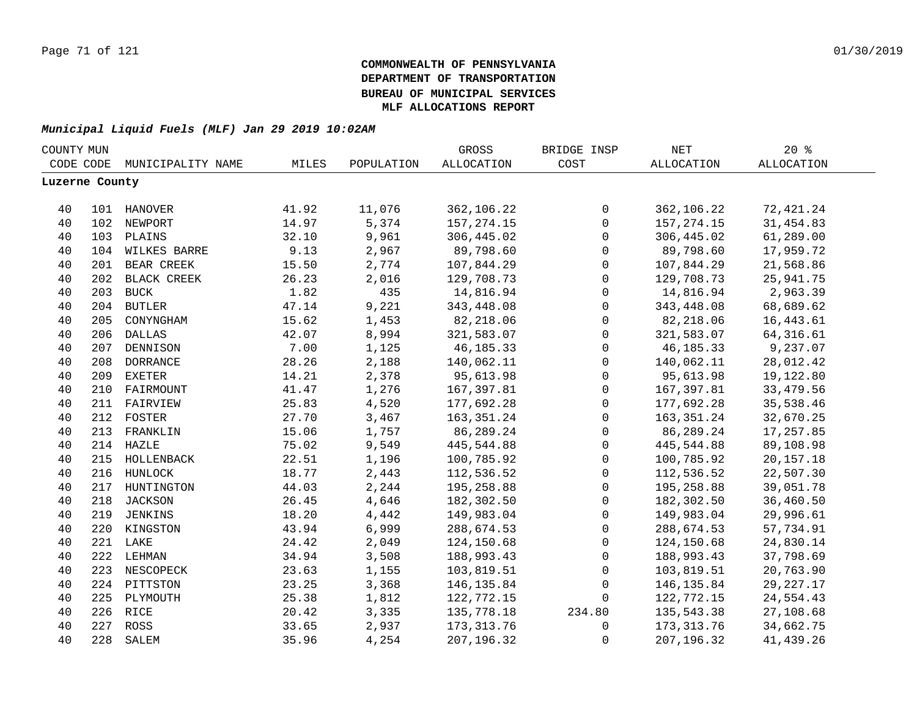**COMMONWEALTH OF PENNSYLVANIA**
**DEPARTMENT OF TRANSPORTATION**
**BUREAU OF MUNICIPAL SERVICES**
**MLF ALLOCATIONS REPORT**

***Municipal Liquid Fuels (MLF) Jan 29 2019 10:02AM***

| COUNTY CODE | MUN CODE | MUNICIPALITY NAME | MILES | POPULATION | GROSS ALLOCATION | BRIDGE INSP COST | NET ALLOCATION | 20 % ALLOCATION |
|---|---|---|---|---|---|---|---|---|
| **Luzerne County** | | | | | | | | |
| 40 | 101 | HANOVER | 41.92 | 11,076 | 362,106.22 | 0 | 362,106.22 | 72,421.24 |
| 40 | 102 | NEWPORT | 14.97 | 5,374 | 157,274.15 | 0 | 157,274.15 | 31,454.83 |
| 40 | 103 | PLAINS | 32.10 | 9,961 | 306,445.02 | 0 | 306,445.02 | 61,289.00 |
| 40 | 104 | WILKES BARRE | 9.13 | 2,967 | 89,798.60 | 0 | 89,798.60 | 17,959.72 |
| 40 | 201 | BEAR CREEK | 15.50 | 2,774 | 107,844.29 | 0 | 107,844.29 | 21,568.86 |
| 40 | 202 | BLACK CREEK | 26.23 | 2,016 | 129,708.73 | 0 | 129,708.73 | 25,941.75 |
| 40 | 203 | BUCK | 1.82 | 435 | 14,816.94 | 0 | 14,816.94 | 2,963.39 |
| 40 | 204 | BUTLER | 47.14 | 9,221 | 343,448.08 | 0 | 343,448.08 | 68,689.62 |
| 40 | 205 | CONYNGHAM | 15.62 | 1,453 | 82,218.06 | 0 | 82,218.06 | 16,443.61 |
| 40 | 206 | DALLAS | 42.07 | 8,994 | 321,583.07 | 0 | 321,583.07 | 64,316.61 |
| 40 | 207 | DENNISON | 7.00 | 1,125 | 46,185.33 | 0 | 46,185.33 | 9,237.07 |
| 40 | 208 | DORRANCE | 28.26 | 2,188 | 140,062.11 | 0 | 140,062.11 | 28,012.42 |
| 40 | 209 | EXETER | 14.21 | 2,378 | 95,613.98 | 0 | 95,613.98 | 19,122.80 |
| 40 | 210 | FAIRMOUNT | 41.47 | 1,276 | 167,397.81 | 0 | 167,397.81 | 33,479.56 |
| 40 | 211 | FAIRVIEW | 25.83 | 4,520 | 177,692.28 | 0 | 177,692.28 | 35,538.46 |
| 40 | 212 | FOSTER | 27.70 | 3,467 | 163,351.24 | 0 | 163,351.24 | 32,670.25 |
| 40 | 213 | FRANKLIN | 15.06 | 1,757 | 86,289.24 | 0 | 86,289.24 | 17,257.85 |
| 40 | 214 | HAZLE | 75.02 | 9,549 | 445,544.88 | 0 | 445,544.88 | 89,108.98 |
| 40 | 215 | HOLLENBACK | 22.51 | 1,196 | 100,785.92 | 0 | 100,785.92 | 20,157.18 |
| 40 | 216 | HUNLOCK | 18.77 | 2,443 | 112,536.52 | 0 | 112,536.52 | 22,507.30 |
| 40 | 217 | HUNTINGTON | 44.03 | 2,244 | 195,258.88 | 0 | 195,258.88 | 39,051.78 |
| 40 | 218 | JACKSON | 26.45 | 4,646 | 182,302.50 | 0 | 182,302.50 | 36,460.50 |
| 40 | 219 | JENKINS | 18.20 | 4,442 | 149,983.04 | 0 | 149,983.04 | 29,996.61 |
| 40 | 220 | KINGSTON | 43.94 | 6,999 | 288,674.53 | 0 | 288,674.53 | 57,734.91 |
| 40 | 221 | LAKE | 24.42 | 2,049 | 124,150.68 | 0 | 124,150.68 | 24,830.14 |
| 40 | 222 | LEHMAN | 34.94 | 3,508 | 188,993.43 | 0 | 188,993.43 | 37,798.69 |
| 40 | 223 | NESCOPECK | 23.63 | 1,155 | 103,819.51 | 0 | 103,819.51 | 20,763.90 |
| 40 | 224 | PITTSTON | 23.25 | 3,368 | 146,135.84 | 0 | 146,135.84 | 29,227.17 |
| 40 | 225 | PLYMOUTH | 25.38 | 1,812 | 122,772.15 | 0 | 122,772.15 | 24,554.43 |
| 40 | 226 | RICE | 20.42 | 3,335 | 135,778.18 | 234.80 | 135,543.38 | 27,108.68 |
| 40 | 227 | ROSS | 33.65 | 2,937 | 173,313.76 | 0 | 173,313.76 | 34,662.75 |
| 40 | 228 | SALEM | 35.96 | 4,254 | 207,196.32 | 0 | 207,196.32 | 41,439.26 |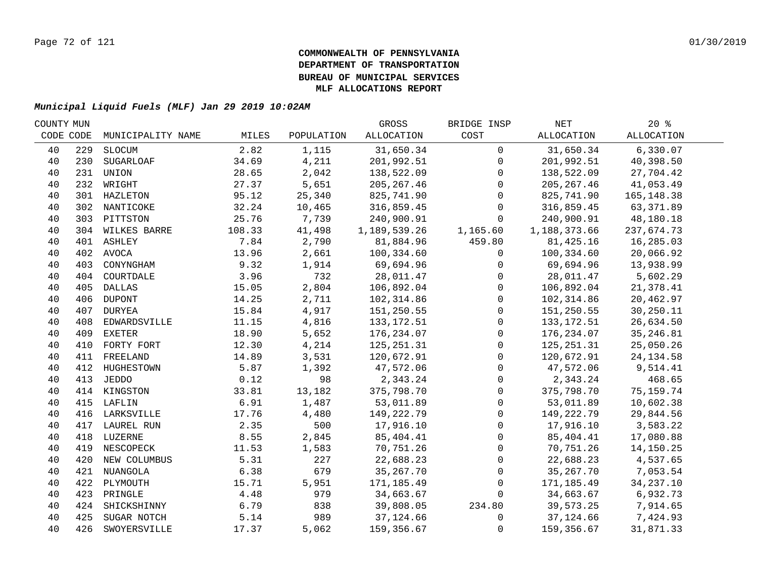**COMMONWEALTH OF PENNSYLVANIA**
**DEPARTMENT OF TRANSPORTATION**
**BUREAU OF MUNICIPAL SERVICES**
**MLF ALLOCATIONS REPORT**

***Municipal Liquid Fuels (MLF) Jan 29 2019 10:02AM***

| COUNTY CODE | MUN CODE | MUNICIPALITY NAME | MILES | POPULATION | GROSS ALLOCATION | BRIDGE INSP COST | NET ALLOCATION | 20 % ALLOCATION |
|---|---|---|---|---|---|---|---|---|
| 40 | 229 | SLOCUM | 2.82 | 1,115 | 31,650.34 | 0 | 31,650.34 | 6,330.07 |
| 40 | 230 | SUGARLOAF | 34.69 | 4,211 | 201,992.51 | 0 | 201,992.51 | 40,398.50 |
| 40 | 231 | UNION | 28.65 | 2,042 | 138,522.09 | 0 | 138,522.09 | 27,704.42 |
| 40 | 232 | WRIGHT | 27.37 | 5,651 | 205,267.46 | 0 | 205,267.46 | 41,053.49 |
| 40 | 301 | HAZLETON | 95.12 | 25,340 | 825,741.90 | 0 | 825,741.90 | 165,148.38 |
| 40 | 302 | NANTICOKE | 32.24 | 10,465 | 316,859.45 | 0 | 316,859.45 | 63,371.89 |
| 40 | 303 | PITTSTON | 25.76 | 7,739 | 240,900.91 | 0 | 240,900.91 | 48,180.18 |
| 40 | 304 | WILKES BARRE | 108.33 | 41,498 | 1,189,539.26 | 1,165.60 | 1,188,373.66 | 237,674.73 |
| 40 | 401 | ASHLEY | 7.84 | 2,790 | 81,884.96 | 459.80 | 81,425.16 | 16,285.03 |
| 40 | 402 | AVOCA | 13.96 | 2,661 | 100,334.60 | 0 | 100,334.60 | 20,066.92 |
| 40 | 403 | CONYNGHAM | 9.32 | 1,914 | 69,694.96 | 0 | 69,694.96 | 13,938.99 |
| 40 | 404 | COURTDALE | 3.96 | 732 | 28,011.47 | 0 | 28,011.47 | 5,602.29 |
| 40 | 405 | DALLAS | 15.05 | 2,804 | 106,892.04 | 0 | 106,892.04 | 21,378.41 |
| 40 | 406 | DUPONT | 14.25 | 2,711 | 102,314.86 | 0 | 102,314.86 | 20,462.97 |
| 40 | 407 | DURYEA | 15.84 | 4,917 | 151,250.55 | 0 | 151,250.55 | 30,250.11 |
| 40 | 408 | EDWARDSVILLE | 11.15 | 4,816 | 133,172.51 | 0 | 133,172.51 | 26,634.50 |
| 40 | 409 | EXETER | 18.90 | 5,652 | 176,234.07 | 0 | 176,234.07 | 35,246.81 |
| 40 | 410 | FORTY FORT | 12.30 | 4,214 | 125,251.31 | 0 | 125,251.31 | 25,050.26 |
| 40 | 411 | FREELAND | 14.89 | 3,531 | 120,672.91 | 0 | 120,672.91 | 24,134.58 |
| 40 | 412 | HUGHESTOWN | 5.87 | 1,392 | 47,572.06 | 0 | 47,572.06 | 9,514.41 |
| 40 | 413 | JEDDO | 0.12 | 98 | 2,343.24 | 0 | 2,343.24 | 468.65 |
| 40 | 414 | KINGSTON | 33.81 | 13,182 | 375,798.70 | 0 | 375,798.70 | 75,159.74 |
| 40 | 415 | LAFLIN | 6.91 | 1,487 | 53,011.89 | 0 | 53,011.89 | 10,602.38 |
| 40 | 416 | LARKSVILLE | 17.76 | 4,480 | 149,222.79 | 0 | 149,222.79 | 29,844.56 |
| 40 | 417 | LAUREL RUN | 2.35 | 500 | 17,916.10 | 0 | 17,916.10 | 3,583.22 |
| 40 | 418 | LUZERNE | 8.55 | 2,845 | 85,404.41 | 0 | 85,404.41 | 17,080.88 |
| 40 | 419 | NESCOPECK | 11.53 | 1,583 | 70,751.26 | 0 | 70,751.26 | 14,150.25 |
| 40 | 420 | NEW COLUMBUS | 5.31 | 227 | 22,688.23 | 0 | 22,688.23 | 4,537.65 |
| 40 | 421 | NUANGOLA | 6.38 | 679 | 35,267.70 | 0 | 35,267.70 | 7,053.54 |
| 40 | 422 | PLYMOUTH | 15.71 | 5,951 | 171,185.49 | 0 | 171,185.49 | 34,237.10 |
| 40 | 423 | PRINGLE | 4.48 | 979 | 34,663.67 | 0 | 34,663.67 | 6,932.73 |
| 40 | 424 | SHICKSHINNY | 6.79 | 838 | 39,808.05 | 234.80 | 39,573.25 | 7,914.65 |
| 40 | 425 | SUGAR NOTCH | 5.14 | 989 | 37,124.66 | 0 | 37,124.66 | 7,424.93 |
| 40 | 426 | SWOYERSVILLE | 17.37 | 5,062 | 159,356.67 | 0 | 159,356.67 | 31,871.33 |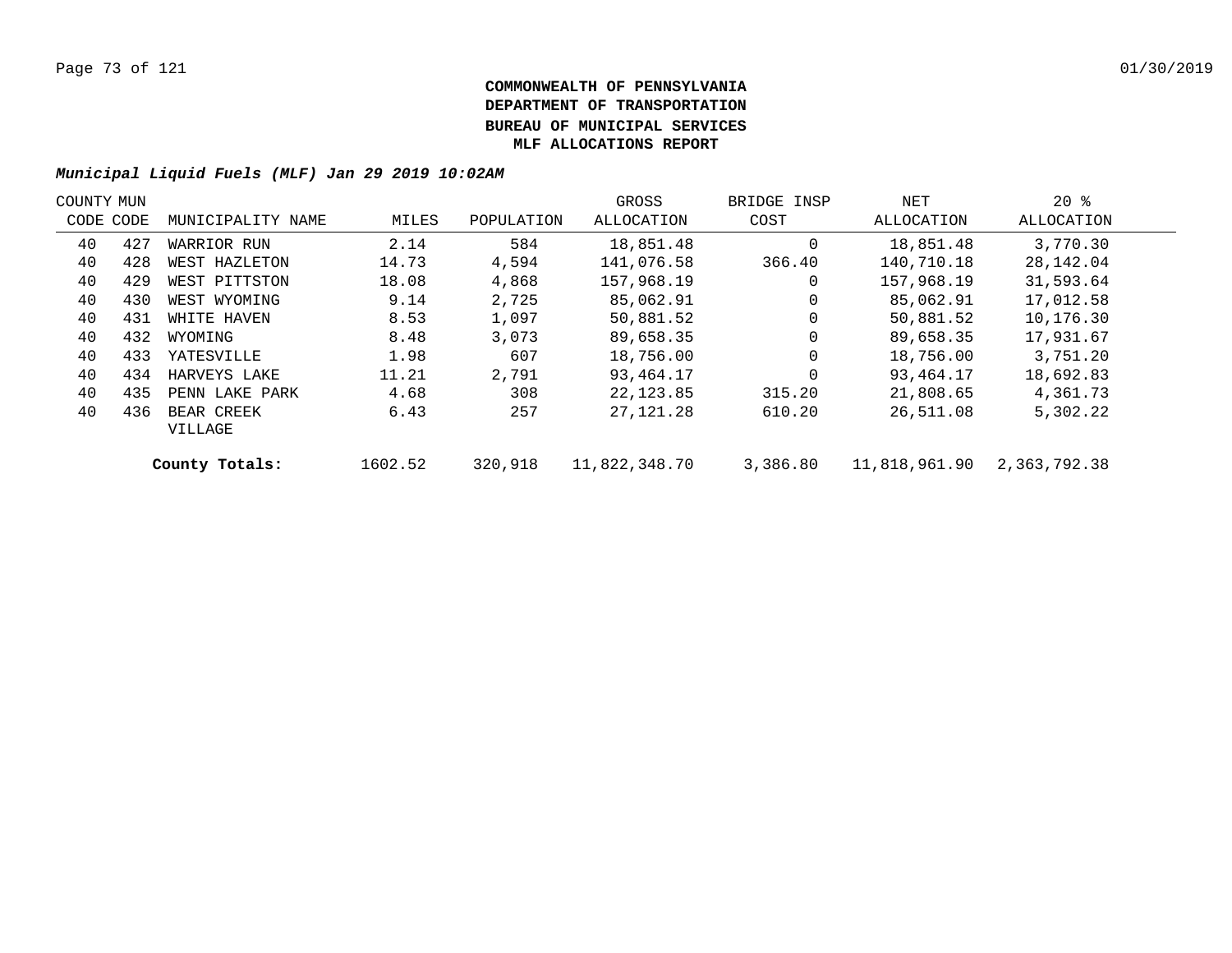**COMMONWEALTH OF PENNSYLVANIA**
**DEPARTMENT OF TRANSPORTATION**
**BUREAU OF MUNICIPAL SERVICES**
**MLF ALLOCATIONS REPORT**

***Municipal Liquid Fuels (MLF) Jan 29 2019 10:02AM***

| COUNTY CODE | MUN CODE | MUNICIPALITY NAME | MILES | POPULATION | GROSS ALLOCATION | BRIDGE INSP COST | NET ALLOCATION | 20 % ALLOCATION |
|---|---|---|---|---|---|---|---|---|
| 40 | 427 | WARRIOR RUN | 2.14 | 584 | 18,851.48 | 0 | 18,851.48 | 3,770.30 |
| 40 | 428 | WEST HAZLETON | 14.73 | 4,594 | 141,076.58 | 366.40 | 140,710.18 | 28,142.04 |
| 40 | 429 | WEST PITTSTON | 18.08 | 4,868 | 157,968.19 | 0 | 157,968.19 | 31,593.64 |
| 40 | 430 | WEST WYOMING | 9.14 | 2,725 | 85,062.91 | 0 | 85,062.91 | 17,012.58 |
| 40 | 431 | WHITE HAVEN | 8.53 | 1,097 | 50,881.52 | 0 | 50,881.52 | 10,176.30 |
| 40 | 432 | WYOMING | 8.48 | 3,073 | 89,658.35 | 0 | 89,658.35 | 17,931.67 |
| 40 | 433 | YATESVILLE | 1.98 | 607 | 18,756.00 | 0 | 18,756.00 | 3,751.20 |
| 40 | 434 | HARVEYS LAKE | 11.21 | 2,791 | 93,464.17 | 0 | 93,464.17 | 18,692.83 |
| 40 | 435 | PENN LAKE PARK | 4.68 | 308 | 22,123.85 | 315.20 | 21,808.65 | 4,361.73 |
| 40 | 436 | BEAR CREEK VILLAGE | 6.43 | 257 | 27,121.28 | 610.20 | 26,511.08 | 5,302.22 |
| | | **County Totals:** | 1602.52 | 320,918 | 11,822,348.70 | 3,386.80 | 11,818,961.90 | 2,363,792.38 |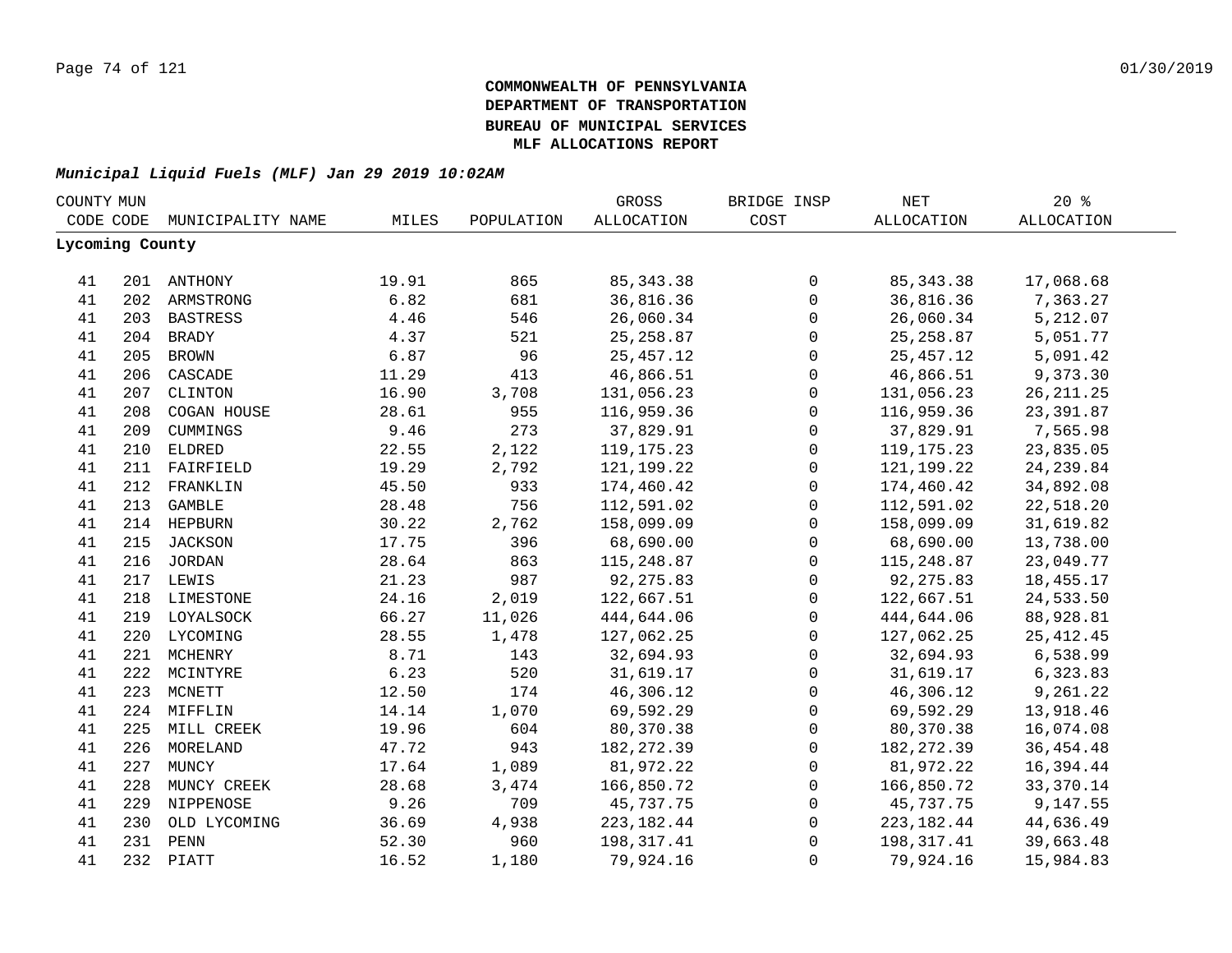**COMMONWEALTH OF PENNSYLVANIA**
**DEPARTMENT OF TRANSPORTATION**
**BUREAU OF MUNICIPAL SERVICES**
**MLF ALLOCATIONS REPORT**

***Municipal Liquid Fuels (MLF) Jan 29 2019 10:02AM***

| COUNTY CODE | MUN CODE | MUNICIPALITY NAME | MILES | POPULATION | GROSS ALLOCATION | BRIDGE INSP COST | NET ALLOCATION | 20 % ALLOCATION |
|---|---|---|---|---|---|---|---|---|
| **Lycoming County** | | | | | | | | |
| 41 | 201 | ANTHONY | 19.91 | 865 | 85,343.38 | 0 | 85,343.38 | 17,068.68 |
| 41 | 202 | ARMSTRONG | 6.82 | 681 | 36,816.36 | 0 | 36,816.36 | 7,363.27 |
| 41 | 203 | BASTRESS | 4.46 | 546 | 26,060.34 | 0 | 26,060.34 | 5,212.07 |
| 41 | 204 | BRADY | 4.37 | 521 | 25,258.87 | 0 | 25,258.87 | 5,051.77 |
| 41 | 205 | BROWN | 6.87 | 96 | 25,457.12 | 0 | 25,457.12 | 5,091.42 |
| 41 | 206 | CASCADE | 11.29 | 413 | 46,866.51 | 0 | 46,866.51 | 9,373.30 |
| 41 | 207 | CLINTON | 16.90 | 3,708 | 131,056.23 | 0 | 131,056.23 | 26,211.25 |
| 41 | 208 | COGAN HOUSE | 28.61 | 955 | 116,959.36 | 0 | 116,959.36 | 23,391.87 |
| 41 | 209 | CUMMINGS | 9.46 | 273 | 37,829.91 | 0 | 37,829.91 | 7,565.98 |
| 41 | 210 | ELDRED | 22.55 | 2,122 | 119,175.23 | 0 | 119,175.23 | 23,835.05 |
| 41 | 211 | FAIRFIELD | 19.29 | 2,792 | 121,199.22 | 0 | 121,199.22 | 24,239.84 |
| 41 | 212 | FRANKLIN | 45.50 | 933 | 174,460.42 | 0 | 174,460.42 | 34,892.08 |
| 41 | 213 | GAMBLE | 28.48 | 756 | 112,591.02 | 0 | 112,591.02 | 22,518.20 |
| 41 | 214 | HEPBURN | 30.22 | 2,762 | 158,099.09 | 0 | 158,099.09 | 31,619.82 |
| 41 | 215 | JACKSON | 17.75 | 396 | 68,690.00 | 0 | 68,690.00 | 13,738.00 |
| 41 | 216 | JORDAN | 28.64 | 863 | 115,248.87 | 0 | 115,248.87 | 23,049.77 |
| 41 | 217 | LEWIS | 21.23 | 987 | 92,275.83 | 0 | 92,275.83 | 18,455.17 |
| 41 | 218 | LIMESTONE | 24.16 | 2,019 | 122,667.51 | 0 | 122,667.51 | 24,533.50 |
| 41 | 219 | LOYALSOCK | 66.27 | 11,026 | 444,644.06 | 0 | 444,644.06 | 88,928.81 |
| 41 | 220 | LYCOMING | 28.55 | 1,478 | 127,062.25 | 0 | 127,062.25 | 25,412.45 |
| 41 | 221 | MCHENRY | 8.71 | 143 | 32,694.93 | 0 | 32,694.93 | 6,538.99 |
| 41 | 222 | MCINTYRE | 6.23 | 520 | 31,619.17 | 0 | 31,619.17 | 6,323.83 |
| 41 | 223 | MCNETT | 12.50 | 174 | 46,306.12 | 0 | 46,306.12 | 9,261.22 |
| 41 | 224 | MIFFLIN | 14.14 | 1,070 | 69,592.29 | 0 | 69,592.29 | 13,918.46 |
| 41 | 225 | MILL CREEK | 19.96 | 604 | 80,370.38 | 0 | 80,370.38 | 16,074.08 |
| 41 | 226 | MORELAND | 47.72 | 943 | 182,272.39 | 0 | 182,272.39 | 36,454.48 |
| 41 | 227 | MUNCY | 17.64 | 1,089 | 81,972.22 | 0 | 81,972.22 | 16,394.44 |
| 41 | 228 | MUNCY CREEK | 28.68 | 3,474 | 166,850.72 | 0 | 166,850.72 | 33,370.14 |
| 41 | 229 | NIPPENOSE | 9.26 | 709 | 45,737.75 | 0 | 45,737.75 | 9,147.55 |
| 41 | 230 | OLD LYCOMING | 36.69 | 4,938 | 223,182.44 | 0 | 223,182.44 | 44,636.49 |
| 41 | 231 | PENN | 52.30 | 960 | 198,317.41 | 0 | 198,317.41 | 39,663.48 |
| 41 | 232 | PIATT | 16.52 | 1,180 | 79,924.16 | 0 | 79,924.16 | 15,984.83 |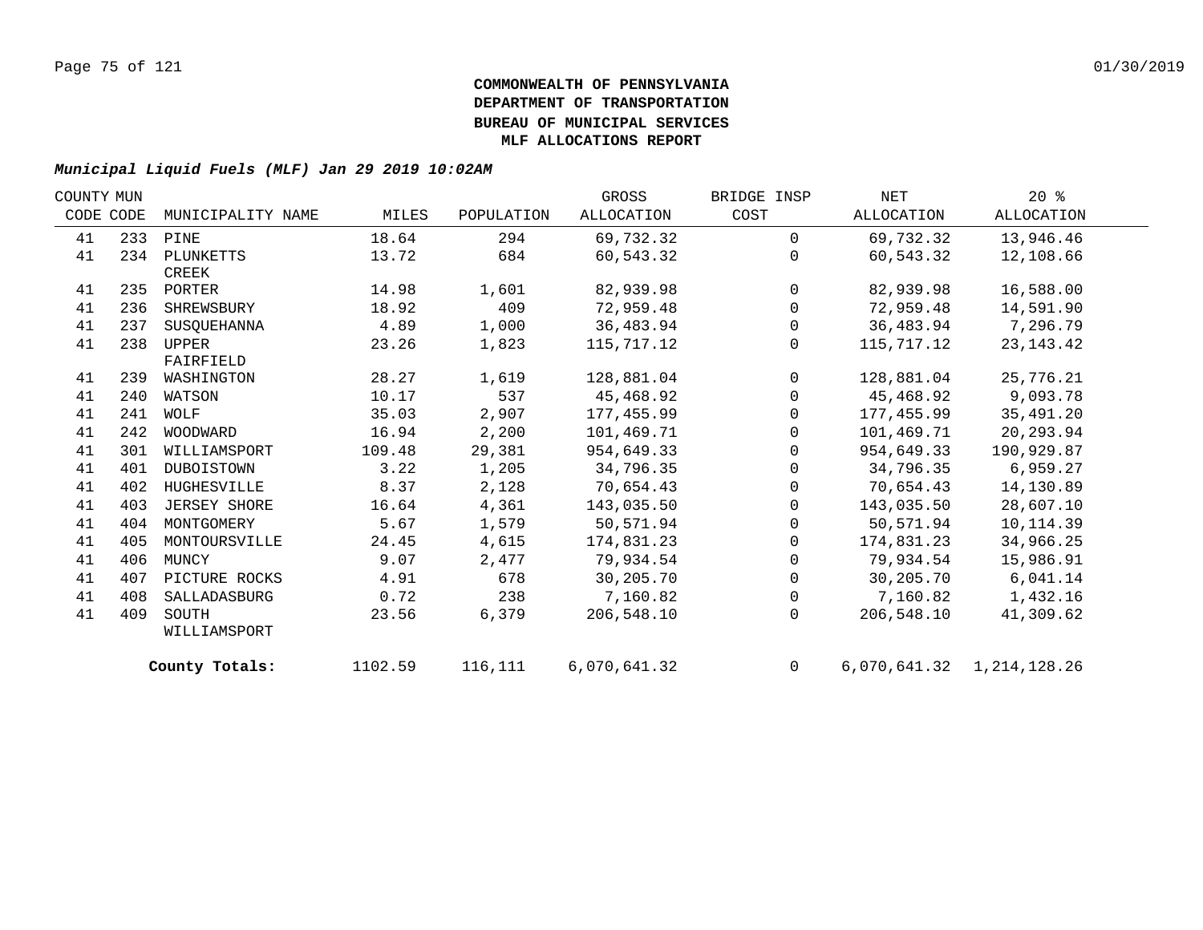**COMMONWEALTH OF PENNSYLVANIA**
**DEPARTMENT OF TRANSPORTATION**
**BUREAU OF MUNICIPAL SERVICES**
**MLF ALLOCATIONS REPORT**

***Municipal Liquid Fuels (MLF) Jan 29 2019 10:02AM***

| COUNTY CODE | MUN CODE | MUNICIPALITY NAME | MILES | POPULATION | GROSS ALLOCATION | BRIDGE INSP COST | NET ALLOCATION | 20 % ALLOCATION |
|---|---|---|---|---|---|---|---|---|
| 41 | 233 | PINE | 18.64 | 294 | 69,732.32 | 0 | 69,732.32 | 13,946.46 |
| 41 | 234 | PLUNKETTS CREEK | 13.72 | 684 | 60,543.32 | 0 | 60,543.32 | 12,108.66 |
| 41 | 235 | PORTER | 14.98 | 1,601 | 82,939.98 | 0 | 82,939.98 | 16,588.00 |
| 41 | 236 | SHREWSBURY | 18.92 | 409 | 72,959.48 | 0 | 72,959.48 | 14,591.90 |
| 41 | 237 | SUSQUEHANNA | 4.89 | 1,000 | 36,483.94 | 0 | 36,483.94 | 7,296.79 |
| 41 | 238 | UPPER FAIRFIELD | 23.26 | 1,823 | 115,717.12 | 0 | 115,717.12 | 23,143.42 |
| 41 | 239 | WASHINGTON | 28.27 | 1,619 | 128,881.04 | 0 | 128,881.04 | 25,776.21 |
| 41 | 240 | WATSON | 10.17 | 537 | 45,468.92 | 0 | 45,468.92 | 9,093.78 |
| 41 | 241 | WOLF | 35.03 | 2,907 | 177,455.99 | 0 | 177,455.99 | 35,491.20 |
| 41 | 242 | WOODWARD | 16.94 | 2,200 | 101,469.71 | 0 | 101,469.71 | 20,293.94 |
| 41 | 301 | WILLIAMSPORT | 109.48 | 29,381 | 954,649.33 | 0 | 954,649.33 | 190,929.87 |
| 41 | 401 | DUBOISTOWN | 3.22 | 1,205 | 34,796.35 | 0 | 34,796.35 | 6,959.27 |
| 41 | 402 | HUGHESVILLE | 8.37 | 2,128 | 70,654.43 | 0 | 70,654.43 | 14,130.89 |
| 41 | 403 | JERSEY SHORE | 16.64 | 4,361 | 143,035.50 | 0 | 143,035.50 | 28,607.10 |
| 41 | 404 | MONTGOMERY | 5.67 | 1,579 | 50,571.94 | 0 | 50,571.94 | 10,114.39 |
| 41 | 405 | MONTOURSVILLE | 24.45 | 4,615 | 174,831.23 | 0 | 174,831.23 | 34,966.25 |
| 41 | 406 | MUNCY | 9.07 | 2,477 | 79,934.54 | 0 | 79,934.54 | 15,986.91 |
| 41 | 407 | PICTURE ROCKS | 4.91 | 678 | 30,205.70 | 0 | 30,205.70 | 6,041.14 |
| 41 | 408 | SALLADASBURG | 0.72 | 238 | 7,160.82 | 0 | 7,160.82 | 1,432.16 |
| 41 | 409 | SOUTH WILLIAMSPORT | 23.56 | 6,379 | 206,548.10 | 0 | 206,548.10 | 41,309.62 |
| | | **County Totals:** | 1102.59 | 116,111 | 6,070,641.32 | 0 | 6,070,641.32 | 1,214,128.26 |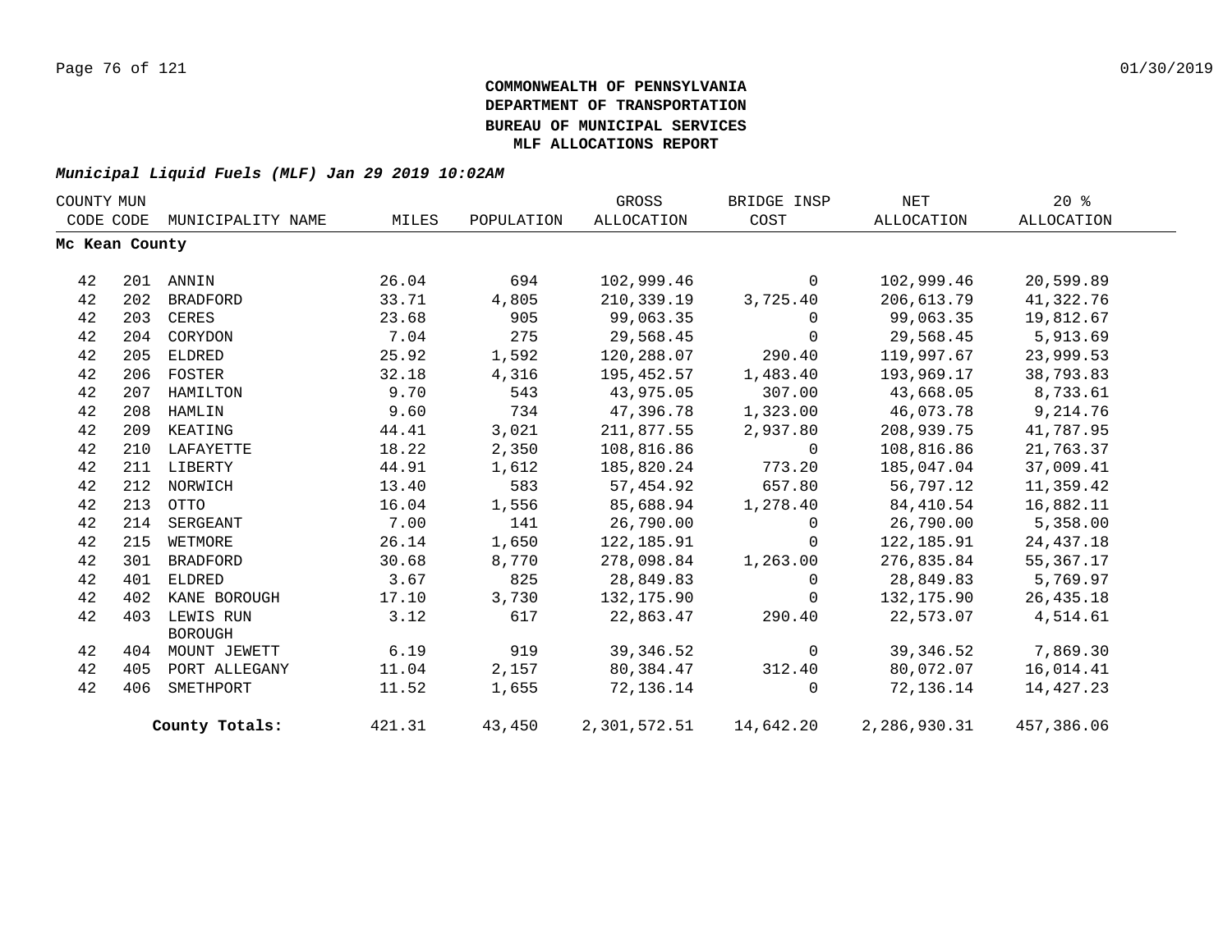**COMMONWEALTH OF PENNSYLVANIA**
**DEPARTMENT OF TRANSPORTATION**
**BUREAU OF MUNICIPAL SERVICES**
**MLF ALLOCATIONS REPORT**

***Municipal Liquid Fuels (MLF) Jan 29 2019 10:02AM***

| COUNTY CODE | MUN CODE | MUNICIPALITY NAME | MILES | POPULATION | GROSS ALLOCATION | BRIDGE INSP COST | NET ALLOCATION | 20 % ALLOCATION |
|---|---|---|---|---|---|---|---|---|
| **Mc Kean County** | | | | | | | | |
| 42 | 201 | ANNIN | 26.04 | 694 | 102,999.46 | 0 | 102,999.46 | 20,599.89 |
| 42 | 202 | BRADFORD | 33.71 | 4,805 | 210,339.19 | 3,725.40 | 206,613.79 | 41,322.76 |
| 42 | 203 | CERES | 23.68 | 905 | 99,063.35 | 0 | 99,063.35 | 19,812.67 |
| 42 | 204 | CORYDON | 7.04 | 275 | 29,568.45 | 0 | 29,568.45 | 5,913.69 |
| 42 | 205 | ELDRED | 25.92 | 1,592 | 120,288.07 | 290.40 | 119,997.67 | 23,999.53 |
| 42 | 206 | FOSTER | 32.18 | 4,316 | 195,452.57 | 1,483.40 | 193,969.17 | 38,793.83 |
| 42 | 207 | HAMILTON | 9.70 | 543 | 43,975.05 | 307.00 | 43,668.05 | 8,733.61 |
| 42 | 208 | HAMLIN | 9.60 | 734 | 47,396.78 | 1,323.00 | 46,073.78 | 9,214.76 |
| 42 | 209 | KEATING | 44.41 | 3,021 | 211,877.55 | 2,937.80 | 208,939.75 | 41,787.95 |
| 42 | 210 | LAFAYETTE | 18.22 | 2,350 | 108,816.86 | 0 | 108,816.86 | 21,763.37 |
| 42 | 211 | LIBERTY | 44.91 | 1,612 | 185,820.24 | 773.20 | 185,047.04 | 37,009.41 |
| 42 | 212 | NORWICH | 13.40 | 583 | 57,454.92 | 657.80 | 56,797.12 | 11,359.42 |
| 42 | 213 | OTTO | 16.04 | 1,556 | 85,688.94 | 1,278.40 | 84,410.54 | 16,882.11 |
| 42 | 214 | SERGEANT | 7.00 | 141 | 26,790.00 | 0 | 26,790.00 | 5,358.00 |
| 42 | 215 | WETMORE | 26.14 | 1,650 | 122,185.91 | 0 | 122,185.91 | 24,437.18 |
| 42 | 301 | BRADFORD | 30.68 | 8,770 | 278,098.84 | 1,263.00 | 276,835.84 | 55,367.17 |
| 42 | 401 | ELDRED | 3.67 | 825 | 28,849.83 | 0 | 28,849.83 | 5,769.97 |
| 42 | 402 | KANE BOROUGH | 17.10 | 3,730 | 132,175.90 | 0 | 132,175.90 | 26,435.18 |
| 42 | 403 | LEWIS RUN BOROUGH | 3.12 | 617 | 22,863.47 | 290.40 | 22,573.07 | 4,514.61 |
| 42 | 404 | MOUNT JEWETT | 6.19 | 919 | 39,346.52 | 0 | 39,346.52 | 7,869.30 |
| 42 | 405 | PORT ALLEGANY | 11.04 | 2,157 | 80,384.47 | 312.40 | 80,072.07 | 16,014.41 |
| 42 | 406 | SMETHPORT | 11.52 | 1,655 | 72,136.14 | 0 | 72,136.14 | 14,427.23 |
| | | **County Totals:** | 421.31 | 43,450 | 2,301,572.51 | 14,642.20 | 2,286,930.31 | 457,386.06 |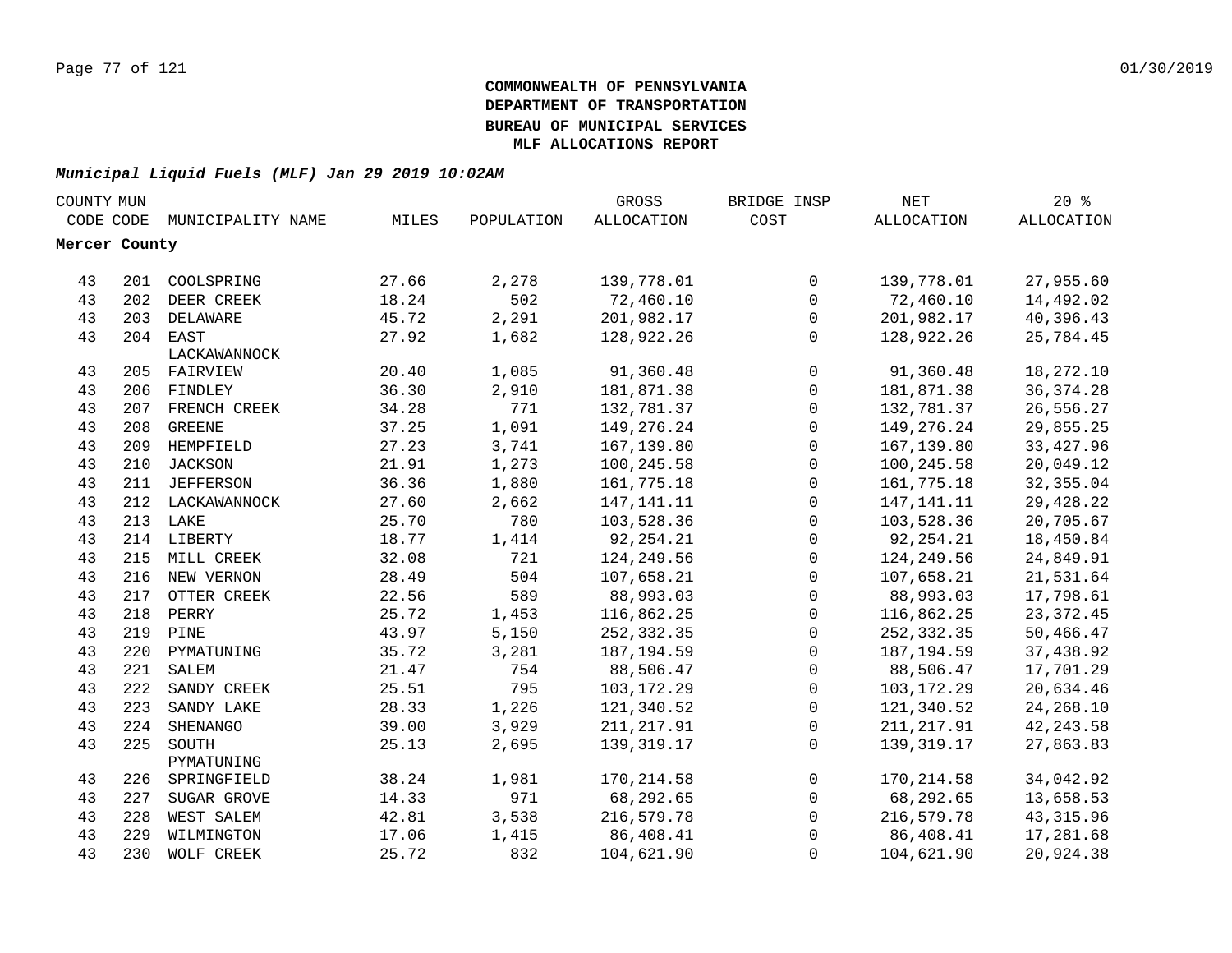**COMMONWEALTH OF PENNSYLVANIA**
**DEPARTMENT OF TRANSPORTATION**
**BUREAU OF MUNICIPAL SERVICES**
**MLF ALLOCATIONS REPORT**

***Municipal Liquid Fuels (MLF) Jan 29 2019 10:02AM***

| COUNTY CODE | MUN CODE | MUNICIPALITY NAME | MILES | POPULATION | GROSS ALLOCATION | BRIDGE INSP COST | NET ALLOCATION | 20 % ALLOCATION |
|---|---|---|---|---|---|---|---|---|
| **Mercer County** | | | | | | | | |
| 43 | 201 | COOLSPRING | 27.66 | 2,278 | 139,778.01 | 0 | 139,778.01 | 27,955.60 |
| 43 | 202 | DEER CREEK | 18.24 | 502 | 72,460.10 | 0 | 72,460.10 | 14,492.02 |
| 43 | 203 | DELAWARE | 45.72 | 2,291 | 201,982.17 | 0 | 201,982.17 | 40,396.43 |
| 43 | 204 | EAST LACKAWANNOCK | 27.92 | 1,682 | 128,922.26 | 0 | 128,922.26 | 25,784.45 |
| 43 | 205 | FAIRVIEW | 20.40 | 1,085 | 91,360.48 | 0 | 91,360.48 | 18,272.10 |
| 43 | 206 | FINDLEY | 36.30 | 2,910 | 181,871.38 | 0 | 181,871.38 | 36,374.28 |
| 43 | 207 | FRENCH CREEK | 34.28 | 771 | 132,781.37 | 0 | 132,781.37 | 26,556.27 |
| 43 | 208 | GREENE | 37.25 | 1,091 | 149,276.24 | 0 | 149,276.24 | 29,855.25 |
| 43 | 209 | HEMPFIELD | 27.23 | 3,741 | 167,139.80 | 0 | 167,139.80 | 33,427.96 |
| 43 | 210 | JACKSON | 21.91 | 1,273 | 100,245.58 | 0 | 100,245.58 | 20,049.12 |
| 43 | 211 | JEFFERSON | 36.36 | 1,880 | 161,775.18 | 0 | 161,775.18 | 32,355.04 |
| 43 | 212 | LACKAWANNOCK | 27.60 | 2,662 | 147,141.11 | 0 | 147,141.11 | 29,428.22 |
| 43 | 213 | LAKE | 25.70 | 780 | 103,528.36 | 0 | 103,528.36 | 20,705.67 |
| 43 | 214 | LIBERTY | 18.77 | 1,414 | 92,254.21 | 0 | 92,254.21 | 18,450.84 |
| 43 | 215 | MILL CREEK | 32.08 | 721 | 124,249.56 | 0 | 124,249.56 | 24,849.91 |
| 43 | 216 | NEW VERNON | 28.49 | 504 | 107,658.21 | 0 | 107,658.21 | 21,531.64 |
| 43 | 217 | OTTER CREEK | 22.56 | 589 | 88,993.03 | 0 | 88,993.03 | 17,798.61 |
| 43 | 218 | PERRY | 25.72 | 1,453 | 116,862.25 | 0 | 116,862.25 | 23,372.45 |
| 43 | 219 | PINE | 43.97 | 5,150 | 252,332.35 | 0 | 252,332.35 | 50,466.47 |
| 43 | 220 | PYMATUNING | 35.72 | 3,281 | 187,194.59 | 0 | 187,194.59 | 37,438.92 |
| 43 | 221 | SALEM | 21.47 | 754 | 88,506.47 | 0 | 88,506.47 | 17,701.29 |
| 43 | 222 | SANDY CREEK | 25.51 | 795 | 103,172.29 | 0 | 103,172.29 | 20,634.46 |
| 43 | 223 | SANDY LAKE | 28.33 | 1,226 | 121,340.52 | 0 | 121,340.52 | 24,268.10 |
| 43 | 224 | SHENANGO | 39.00 | 3,929 | 211,217.91 | 0 | 211,217.91 | 42,243.58 |
| 43 | 225 | SOUTH PYMATUNING | 25.13 | 2,695 | 139,319.17 | 0 | 139,319.17 | 27,863.83 |
| 43 | 226 | SPRINGFIELD | 38.24 | 1,981 | 170,214.58 | 0 | 170,214.58 | 34,042.92 |
| 43 | 227 | SUGAR GROVE | 14.33 | 971 | 68,292.65 | 0 | 68,292.65 | 13,658.53 |
| 43 | 228 | WEST SALEM | 42.81 | 3,538 | 216,579.78 | 0 | 216,579.78 | 43,315.96 |
| 43 | 229 | WILMINGTON | 17.06 | 1,415 | 86,408.41 | 0 | 86,408.41 | 17,281.68 |
| 43 | 230 | WOLF CREEK | 25.72 | 832 | 104,621.90 | 0 | 104,621.90 | 20,924.38 |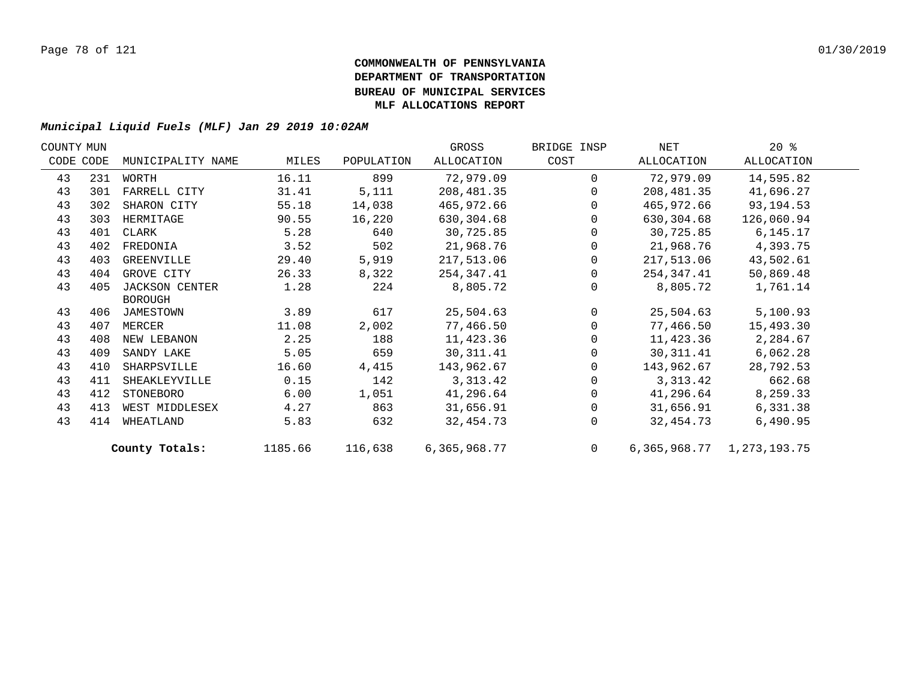**COMMONWEALTH OF PENNSYLVANIA**
**DEPARTMENT OF TRANSPORTATION**
**BUREAU OF MUNICIPAL SERVICES**
**MLF ALLOCATIONS REPORT**

***Municipal Liquid Fuels (MLF) Jan 29 2019 10:02AM***

| COUNTY CODE | MUN CODE | MUNICIPALITY NAME | MILES | POPULATION | GROSS ALLOCATION | BRIDGE INSP COST | NET ALLOCATION | 20 % ALLOCATION |
|---|---|---|---|---|---|---|---|---|
| 43 | 231 | WORTH | 16.11 | 899 | 72,979.09 | 0 | 72,979.09 | 14,595.82 |
| 43 | 301 | FARRELL CITY | 31.41 | 5,111 | 208,481.35 | 0 | 208,481.35 | 41,696.27 |
| 43 | 302 | SHARON CITY | 55.18 | 14,038 | 465,972.66 | 0 | 465,972.66 | 93,194.53 |
| 43 | 303 | HERMITAGE | 90.55 | 16,220 | 630,304.68 | 0 | 630,304.68 | 126,060.94 |
| 43 | 401 | CLARK | 5.28 | 640 | 30,725.85 | 0 | 30,725.85 | 6,145.17 |
| 43 | 402 | FREDONIA | 3.52 | 502 | 21,968.76 | 0 | 21,968.76 | 4,393.75 |
| 43 | 403 | GREENVILLE | 29.40 | 5,919 | 217,513.06 | 0 | 217,513.06 | 43,502.61 |
| 43 | 404 | GROVE CITY | 26.33 | 8,322 | 254,347.41 | 0 | 254,347.41 | 50,869.48 |
| 43 | 405 | JACKSON CENTER BOROUGH | 1.28 | 224 | 8,805.72 | 0 | 8,805.72 | 1,761.14 |
| 43 | 406 | JAMESTOWN | 3.89 | 617 | 25,504.63 | 0 | 25,504.63 | 5,100.93 |
| 43 | 407 | MERCER | 11.08 | 2,002 | 77,466.50 | 0 | 77,466.50 | 15,493.30 |
| 43 | 408 | NEW LEBANON | 2.25 | 188 | 11,423.36 | 0 | 11,423.36 | 2,284.67 |
| 43 | 409 | SANDY LAKE | 5.05 | 659 | 30,311.41 | 0 | 30,311.41 | 6,062.28 |
| 43 | 410 | SHARPSVILLE | 16.60 | 4,415 | 143,962.67 | 0 | 143,962.67 | 28,792.53 |
| 43 | 411 | SHEAKLEYVILLE | 0.15 | 142 | 3,313.42 | 0 | 3,313.42 | 662.68 |
| 43 | 412 | STONEBORO | 6.00 | 1,051 | 41,296.64 | 0 | 41,296.64 | 8,259.33 |
| 43 | 413 | WEST MIDDLESEX | 4.27 | 863 | 31,656.91 | 0 | 31,656.91 | 6,331.38 |
| 43 | 414 | WHEATLAND | 5.83 | 632 | 32,454.73 | 0 | 32,454.73 | 6,490.95 |
| | | **County Totals:** | 1185.66 | 116,638 | 6,365,968.77 | 0 | 6,365,968.77 | 1,273,193.75 |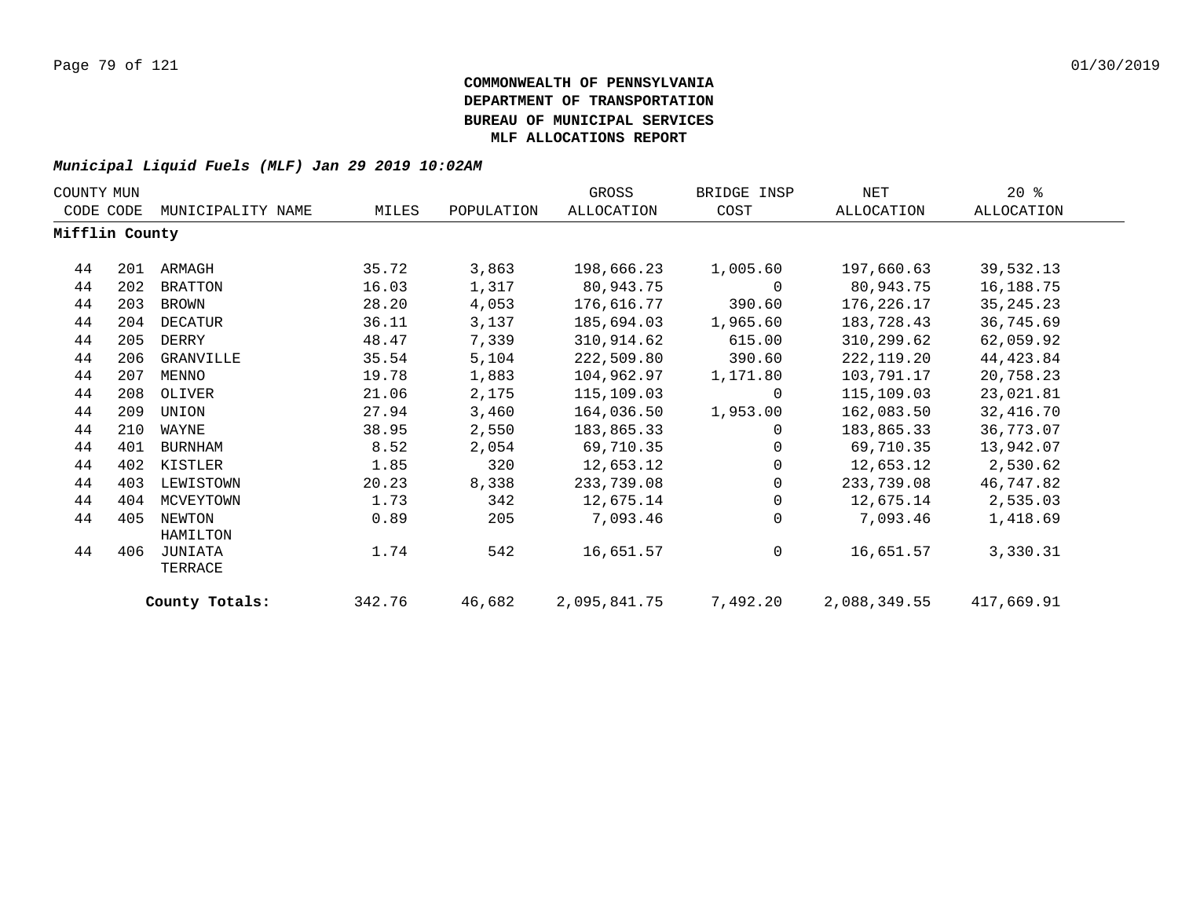**COMMONWEALTH OF PENNSYLVANIA**
**DEPARTMENT OF TRANSPORTATION**
**BUREAU OF MUNICIPAL SERVICES**
**MLF ALLOCATIONS REPORT**

***Municipal Liquid Fuels (MLF) Jan 29 2019 10:02AM***

| COUNTY CODE | MUN CODE | MUNICIPALITY NAME | MILES | POPULATION | GROSS ALLOCATION | BRIDGE INSP COST | NET ALLOCATION | 20 % ALLOCATION |
|---|---|---|---|---|---|---|---|---|
| **Mifflin County** | | | | | | | | |
| 44 | 201 | ARMAGH | 35.72 | 3,863 | 198,666.23 | 1,005.60 | 197,660.63 | 39,532.13 |
| 44 | 202 | BRATTON | 16.03 | 1,317 | 80,943.75 | 0 | 80,943.75 | 16,188.75 |
| 44 | 203 | BROWN | 28.20 | 4,053 | 176,616.77 | 390.60 | 176,226.17 | 35,245.23 |
| 44 | 204 | DECATUR | 36.11 | 3,137 | 185,694.03 | 1,965.60 | 183,728.43 | 36,745.69 |
| 44 | 205 | DERRY | 48.47 | 7,339 | 310,914.62 | 615.00 | 310,299.62 | 62,059.92 |
| 44 | 206 | GRANVILLE | 35.54 | 5,104 | 222,509.80 | 390.60 | 222,119.20 | 44,423.84 |
| 44 | 207 | MENNO | 19.78 | 1,883 | 104,962.97 | 1,171.80 | 103,791.17 | 20,758.23 |
| 44 | 208 | OLIVER | 21.06 | 2,175 | 115,109.03 | 0 | 115,109.03 | 23,021.81 |
| 44 | 209 | UNION | 27.94 | 3,460 | 164,036.50 | 1,953.00 | 162,083.50 | 32,416.70 |
| 44 | 210 | WAYNE | 38.95 | 2,550 | 183,865.33 | 0 | 183,865.33 | 36,773.07 |
| 44 | 401 | BURNHAM | 8.52 | 2,054 | 69,710.35 | 0 | 69,710.35 | 13,942.07 |
| 44 | 402 | KISTLER | 1.85 | 320 | 12,653.12 | 0 | 12,653.12 | 2,530.62 |
| 44 | 403 | LEWISTOWN | 20.23 | 8,338 | 233,739.08 | 0 | 233,739.08 | 46,747.82 |
| 44 | 404 | MCVEYTOWN | 1.73 | 342 | 12,675.14 | 0 | 12,675.14 | 2,535.03 |
| 44 | 405 | NEWTON HAMILTON | 0.89 | 205 | 7,093.46 | 0 | 7,093.46 | 1,418.69 |
| 44 | 406 | JUNIATA TERRACE | 1.74 | 542 | 16,651.57 | 0 | 16,651.57 | 3,330.31 |
| | | **County Totals:** | 342.76 | 46,682 | 2,095,841.75 | 7,492.20 | 2,088,349.55 | 417,669.91 |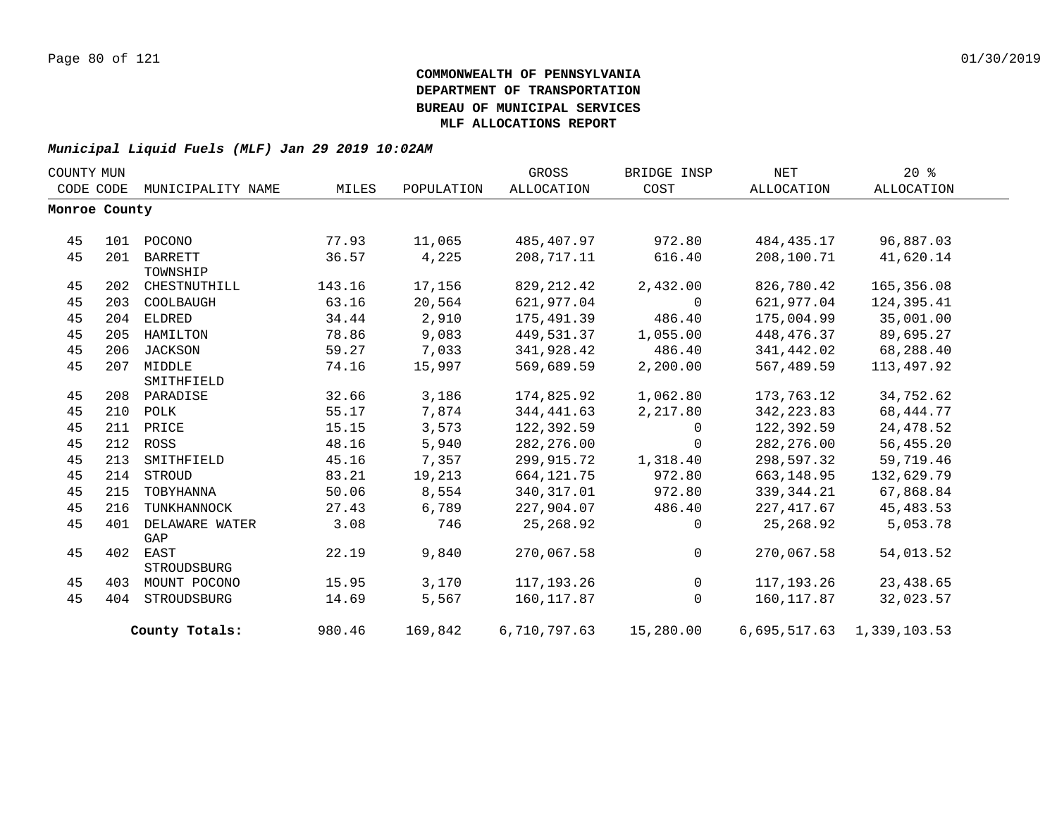**COMMONWEALTH OF PENNSYLVANIA**
**DEPARTMENT OF TRANSPORTATION**
**BUREAU OF MUNICIPAL SERVICES**
**MLF ALLOCATIONS REPORT**

***Municipal Liquid Fuels (MLF) Jan 29 2019 10:02AM***

| COUNTY CODE | MUN CODE | MUNICIPALITY NAME | MILES | POPULATION | GROSS ALLOCATION | BRIDGE INSP COST | NET ALLOCATION | 20 % ALLOCATION |
|---|---|---|---|---|---|---|---|---|
| **Monroe County** | | | | | | | | |
| 45 | 101 | POCONO | 77.93 | 11,065 | 485,407.97 | 972.80 | 484,435.17 | 96,887.03 |
| 45 | 201 | BARRETT TOWNSHIP | 36.57 | 4,225 | 208,717.11 | 616.40 | 208,100.71 | 41,620.14 |
| 45 | 202 | CHESTNUTHILL | 143.16 | 17,156 | 829,212.42 | 2,432.00 | 826,780.42 | 165,356.08 |
| 45 | 203 | COOLBAUGH | 63.16 | 20,564 | 621,977.04 | 0 | 621,977.04 | 124,395.41 |
| 45 | 204 | ELDRED | 34.44 | 2,910 | 175,491.39 | 486.40 | 175,004.99 | 35,001.00 |
| 45 | 205 | HAMILTON | 78.86 | 9,083 | 449,531.37 | 1,055.00 | 448,476.37 | 89,695.27 |
| 45 | 206 | JACKSON | 59.27 | 7,033 | 341,928.42 | 486.40 | 341,442.02 | 68,288.40 |
| 45 | 207 | MIDDLE SMITHFIELD | 74.16 | 15,997 | 569,689.59 | 2,200.00 | 567,489.59 | 113,497.92 |
| 45 | 208 | PARADISE | 32.66 | 3,186 | 174,825.92 | 1,062.80 | 173,763.12 | 34,752.62 |
| 45 | 210 | POLK | 55.17 | 7,874 | 344,441.63 | 2,217.80 | 342,223.83 | 68,444.77 |
| 45 | 211 | PRICE | 15.15 | 3,573 | 122,392.59 | 0 | 122,392.59 | 24,478.52 |
| 45 | 212 | ROSS | 48.16 | 5,940 | 282,276.00 | 0 | 282,276.00 | 56,455.20 |
| 45 | 213 | SMITHFIELD | 45.16 | 7,357 | 299,915.72 | 1,318.40 | 298,597.32 | 59,719.46 |
| 45 | 214 | STROUD | 83.21 | 19,213 | 664,121.75 | 972.80 | 663,148.95 | 132,629.79 |
| 45 | 215 | TOBYHANNA | 50.06 | 8,554 | 340,317.01 | 972.80 | 339,344.21 | 67,868.84 |
| 45 | 216 | TUNKHANNOCK | 27.43 | 6,789 | 227,904.07 | 486.40 | 227,417.67 | 45,483.53 |
| 45 | 401 | DELAWARE WATER GAP | 3.08 | 746 | 25,268.92 | 0 | 25,268.92 | 5,053.78 |
| 45 | 402 | EAST STROUDSBURG | 22.19 | 9,840 | 270,067.58 | 0 | 270,067.58 | 54,013.52 |
| 45 | 403 | MOUNT POCONO | 15.95 | 3,170 | 117,193.26 | 0 | 117,193.26 | 23,438.65 |
| 45 | 404 | STROUDSBURG | 14.69 | 5,567 | 160,117.87 | 0 | 160,117.87 | 32,023.57 |
| | | **County Totals:** | 980.46 | 169,842 | 6,710,797.63 | 15,280.00 | 6,695,517.63 | 1,339,103.53 |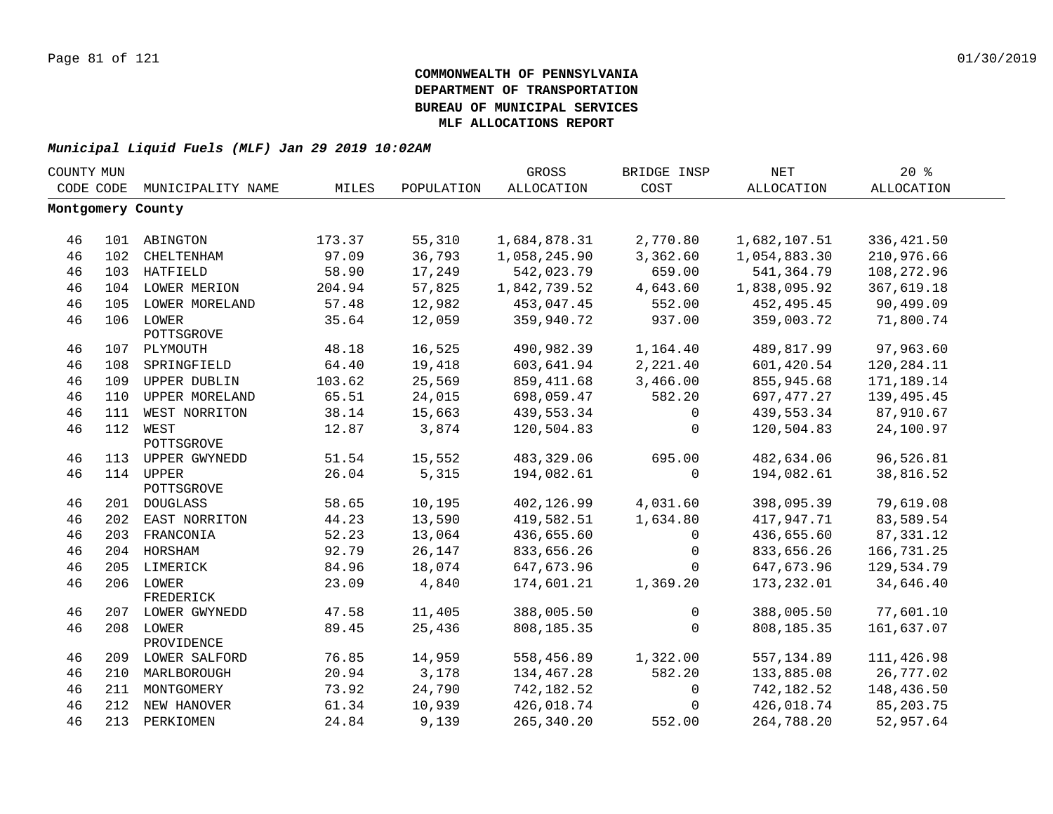**COMMONWEALTH OF PENNSYLVANIA**
**DEPARTMENT OF TRANSPORTATION**
**BUREAU OF MUNICIPAL SERVICES**
**MLF ALLOCATIONS REPORT**

***Municipal Liquid Fuels (MLF) Jan 29 2019 10:02AM***

| COUNTY CODE | MUN CODE | MUNICIPALITY NAME | MILES | POPULATION | GROSS ALLOCATION | BRIDGE INSP COST | NET ALLOCATION | 20 % ALLOCATION |
|---|---|---|---|---|---|---|---|---|
| **Montgomery County** | | | | | | | | |
| 46 | 101 | ABINGTON | 173.37 | 55,310 | 1,684,878.31 | 2,770.80 | 1,682,107.51 | 336,421.50 |
| 46 | 102 | CHELTENHAM | 97.09 | 36,793 | 1,058,245.90 | 3,362.60 | 1,054,883.30 | 210,976.66 |
| 46 | 103 | HATFIELD | 58.90 | 17,249 | 542,023.79 | 659.00 | 541,364.79 | 108,272.96 |
| 46 | 104 | LOWER MERION | 204.94 | 57,825 | 1,842,739.52 | 4,643.60 | 1,838,095.92 | 367,619.18 |
| 46 | 105 | LOWER MORELAND | 57.48 | 12,982 | 453,047.45 | 552.00 | 452,495.45 | 90,499.09 |
| 46 | 106 | LOWER POTTSGROVE | 35.64 | 12,059 | 359,940.72 | 937.00 | 359,003.72 | 71,800.74 |
| 46 | 107 | PLYMOUTH | 48.18 | 16,525 | 490,982.39 | 1,164.40 | 489,817.99 | 97,963.60 |
| 46 | 108 | SPRINGFIELD | 64.40 | 19,418 | 603,641.94 | 2,221.40 | 601,420.54 | 120,284.11 |
| 46 | 109 | UPPER DUBLIN | 103.62 | 25,569 | 859,411.68 | 3,466.00 | 855,945.68 | 171,189.14 |
| 46 | 110 | UPPER MORELAND | 65.51 | 24,015 | 698,059.47 | 582.20 | 697,477.27 | 139,495.45 |
| 46 | 111 | WEST NORRITON | 38.14 | 15,663 | 439,553.34 | 0 | 439,553.34 | 87,910.67 |
| 46 | 112 | WEST POTTSGROVE | 12.87 | 3,874 | 120,504.83 | 0 | 120,504.83 | 24,100.97 |
| 46 | 113 | UPPER GWYNEDD | 51.54 | 15,552 | 483,329.06 | 695.00 | 482,634.06 | 96,526.81 |
| 46 | 114 | UPPER POTTSGROVE | 26.04 | 5,315 | 194,082.61 | 0 | 194,082.61 | 38,816.52 |
| 46 | 201 | DOUGLASS | 58.65 | 10,195 | 402,126.99 | 4,031.60 | 398,095.39 | 79,619.08 |
| 46 | 202 | EAST NORRITON | 44.23 | 13,590 | 419,582.51 | 1,634.80 | 417,947.71 | 83,589.54 |
| 46 | 203 | FRANCONIA | 52.23 | 13,064 | 436,655.60 | 0 | 436,655.60 | 87,331.12 |
| 46 | 204 | HORSHAM | 92.79 | 26,147 | 833,656.26 | 0 | 833,656.26 | 166,731.25 |
| 46 | 205 | LIMERICK | 84.96 | 18,074 | 647,673.96 | 0 | 647,673.96 | 129,534.79 |
| 46 | 206 | LOWER FREDERICK | 23.09 | 4,840 | 174,601.21 | 1,369.20 | 173,232.01 | 34,646.40 |
| 46 | 207 | LOWER GWYNEDD | 47.58 | 11,405 | 388,005.50 | 0 | 388,005.50 | 77,601.10 |
| 46 | 208 | LOWER PROVIDENCE | 89.45 | 25,436 | 808,185.35 | 0 | 808,185.35 | 161,637.07 |
| 46 | 209 | LOWER SALFORD | 76.85 | 14,959 | 558,456.89 | 1,322.00 | 557,134.89 | 111,426.98 |
| 46 | 210 | MARLBOROUGH | 20.94 | 3,178 | 134,467.28 | 582.20 | 133,885.08 | 26,777.02 |
| 46 | 211 | MONTGOMERY | 73.92 | 24,790 | 742,182.52 | 0 | 742,182.52 | 148,436.50 |
| 46 | 212 | NEW HANOVER | 61.34 | 10,939 | 426,018.74 | 0 | 426,018.74 | 85,203.75 |
| 46 | 213 | PERKIOMEN | 24.84 | 9,139 | 265,340.20 | 552.00 | 264,788.20 | 52,957.64 |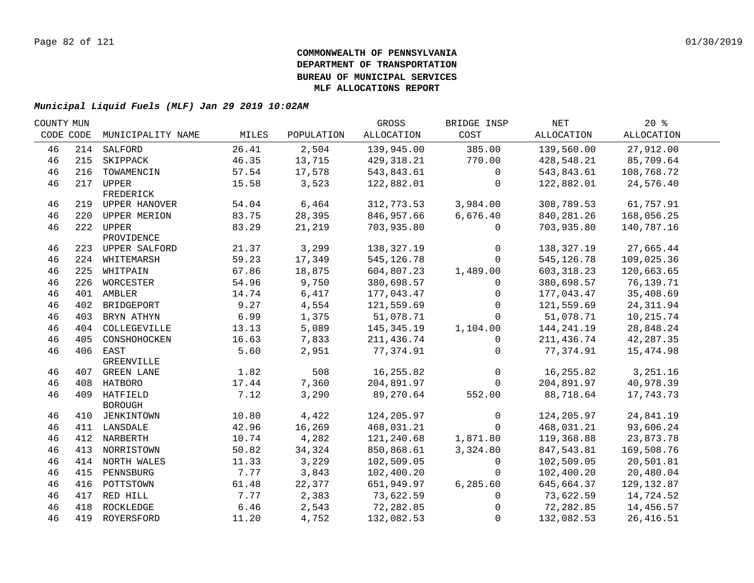**COMMONWEALTH OF PENNSYLVANIA**
**DEPARTMENT OF TRANSPORTATION**
**BUREAU OF MUNICIPAL SERVICES**
**MLF ALLOCATIONS REPORT**

***Municipal Liquid Fuels (MLF) Jan 29 2019 10:02AM***

| COUNTY CODE | MUN CODE | MUNICIPALITY NAME | MILES | POPULATION | GROSS ALLOCATION | BRIDGE INSP COST | NET ALLOCATION | 20 % ALLOCATION |
|---|---|---|---|---|---|---|---|---|
| 46 | 214 | SALFORD | 26.41 | 2,504 | 139,945.00 | 385.00 | 139,560.00 | 27,912.00 |
| 46 | 215 | SKIPPACK | 46.35 | 13,715 | 429,318.21 | 770.00 | 428,548.21 | 85,709.64 |
| 46 | 216 | TOWAMENCIN | 57.54 | 17,578 | 543,843.61 | 0 | 543,843.61 | 108,768.72 |
| 46 | 217 | UPPER FREDERICK | 15.58 | 3,523 | 122,882.01 | 0 | 122,882.01 | 24,576.40 |
| 46 | 219 | UPPER HANOVER | 54.04 | 6,464 | 312,773.53 | 3,984.00 | 308,789.53 | 61,757.91 |
| 46 | 220 | UPPER MERION | 83.75 | 28,395 | 846,957.66 | 6,676.40 | 840,281.26 | 168,056.25 |
| 46 | 222 | UPPER PROVIDENCE | 83.29 | 21,219 | 703,935.80 | 0 | 703,935.80 | 140,787.16 |
| 46 | 223 | UPPER SALFORD | 21.37 | 3,299 | 138,327.19 | 0 | 138,327.19 | 27,665.44 |
| 46 | 224 | WHITEMARSH | 59.23 | 17,349 | 545,126.78 | 0 | 545,126.78 | 109,025.36 |
| 46 | 225 | WHITPAIN | 67.86 | 18,875 | 604,807.23 | 1,489.00 | 603,318.23 | 120,663.65 |
| 46 | 226 | WORCESTER | 54.96 | 9,750 | 380,698.57 | 0 | 380,698.57 | 76,139.71 |
| 46 | 401 | AMBLER | 14.74 | 6,417 | 177,043.47 | 0 | 177,043.47 | 35,408.69 |
| 46 | 402 | BRIDGEPORT | 9.27 | 4,554 | 121,559.69 | 0 | 121,559.69 | 24,311.94 |
| 46 | 403 | BRYN ATHYN | 6.99 | 1,375 | 51,078.71 | 0 | 51,078.71 | 10,215.74 |
| 46 | 404 | COLLEGEVILLE | 13.13 | 5,089 | 145,345.19 | 1,104.00 | 144,241.19 | 28,848.24 |
| 46 | 405 | CONSHOHOCKEN | 16.63 | 7,833 | 211,436.74 | 0 | 211,436.74 | 42,287.35 |
| 46 | 406 | EAST GREENVILLE | 5.60 | 2,951 | 77,374.91 | 0 | 77,374.91 | 15,474.98 |
| 46 | 407 | GREEN LANE | 1.82 | 508 | 16,255.82 | 0 | 16,255.82 | 3,251.16 |
| 46 | 408 | HATBORO | 17.44 | 7,360 | 204,891.97 | 0 | 204,891.97 | 40,978.39 |
| 46 | 409 | HATFIELD BOROUGH | 7.12 | 3,290 | 89,270.64 | 552.00 | 88,718.64 | 17,743.73 |
| 46 | 410 | JENKINTOWN | 10.80 | 4,422 | 124,205.97 | 0 | 124,205.97 | 24,841.19 |
| 46 | 411 | LANSDALE | 42.96 | 16,269 | 468,031.21 | 0 | 468,031.21 | 93,606.24 |
| 46 | 412 | NARBERTH | 10.74 | 4,282 | 121,240.68 | 1,871.80 | 119,368.88 | 23,873.78 |
| 46 | 413 | NORRISTOWN | 50.82 | 34,324 | 850,868.61 | 3,324.80 | 847,543.81 | 169,508.76 |
| 46 | 414 | NORTH WALES | 11.33 | 3,229 | 102,509.05 | 0 | 102,509.05 | 20,501.81 |
| 46 | 415 | PENNSBURG | 7.77 | 3,843 | 102,400.20 | 0 | 102,400.20 | 20,480.04 |
| 46 | 416 | POTTSTOWN | 61.48 | 22,377 | 651,949.97 | 6,285.60 | 645,664.37 | 129,132.87 |
| 46 | 417 | RED HILL | 7.77 | 2,383 | 73,622.59 | 0 | 73,622.59 | 14,724.52 |
| 46 | 418 | ROCKLEDGE | 6.46 | 2,543 | 72,282.85 | 0 | 72,282.85 | 14,456.57 |
| 46 | 419 | ROYERSFORD | 11.20 | 4,752 | 132,082.53 | 0 | 132,082.53 | 26,416.51 |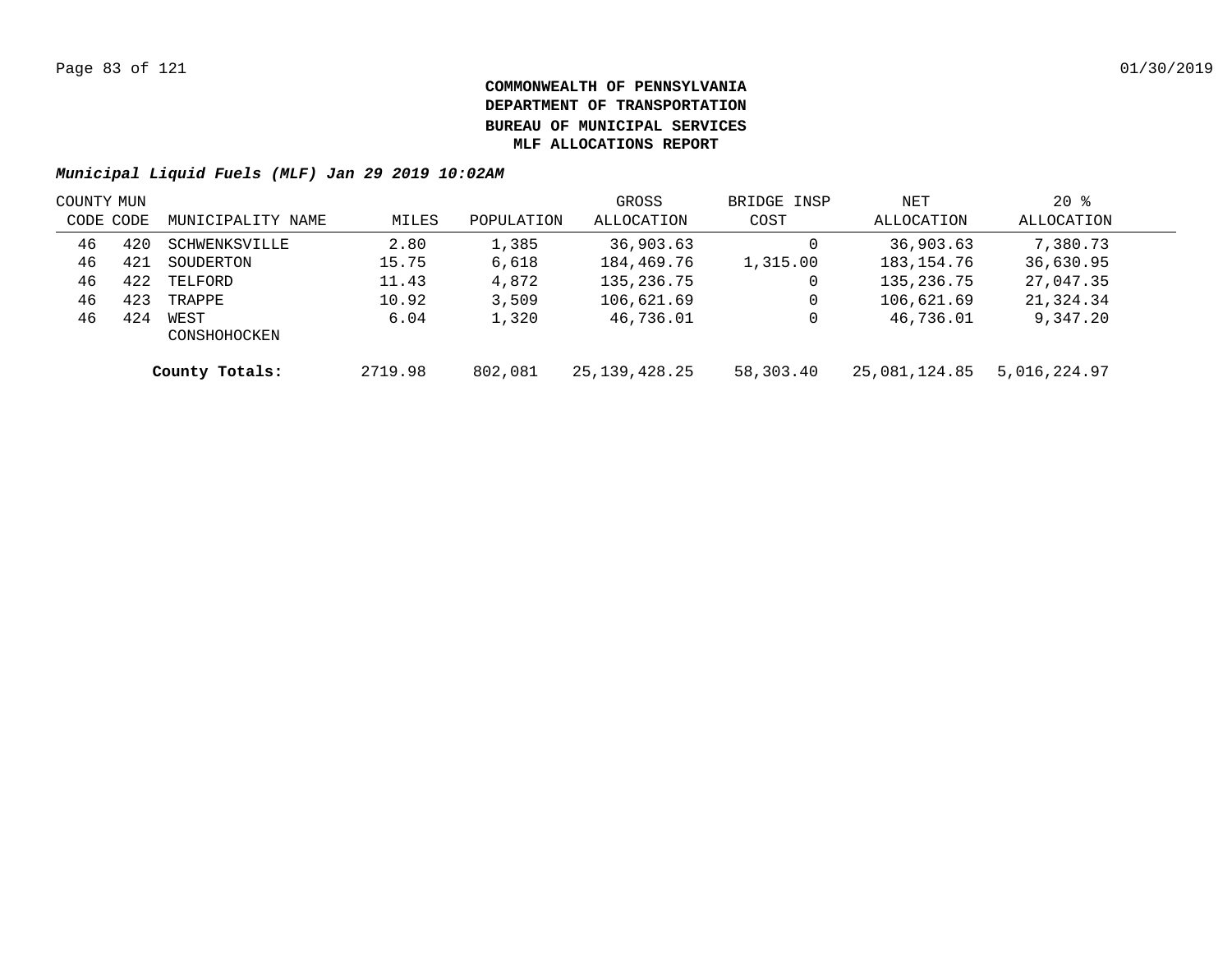**COMMONWEALTH OF PENNSYLVANIA**
**DEPARTMENT OF TRANSPORTATION**
**BUREAU OF MUNICIPAL SERVICES**
**MLF ALLOCATIONS REPORT**

***Municipal Liquid Fuels (MLF) Jan 29 2019 10:02AM***

| COUNTY CODE | MUN CODE | MUNICIPALITY NAME | MILES | POPULATION | GROSS ALLOCATION | BRIDGE INSP COST | NET ALLOCATION | 20 % ALLOCATION |
|---|---|---|---|---|---|---|---|---|
| 46 | 420 | SCHWENKSVILLE | 2.80 | 1,385 | 36,903.63 | 0 | 36,903.63 | 7,380.73 |
| 46 | 421 | SOUDERTON | 15.75 | 6,618 | 184,469.76 | 1,315.00 | 183,154.76 | 36,630.95 |
| 46 | 422 | TELFORD | 11.43 | 4,872 | 135,236.75 | 0 | 135,236.75 | 27,047.35 |
| 46 | 423 | TRAPPE | 10.92 | 3,509 | 106,621.69 | 0 | 106,621.69 | 21,324.34 |
| 46 | 424 | WEST CONSHOHOCKEN | 6.04 | 1,320 | 46,736.01 | 0 | 46,736.01 | 9,347.20 |
| | | **County Totals:** | 2719.98 | 802,081 | 25,139,428.25 | 58,303.40 | 25,081,124.85 | 5,016,224.97 |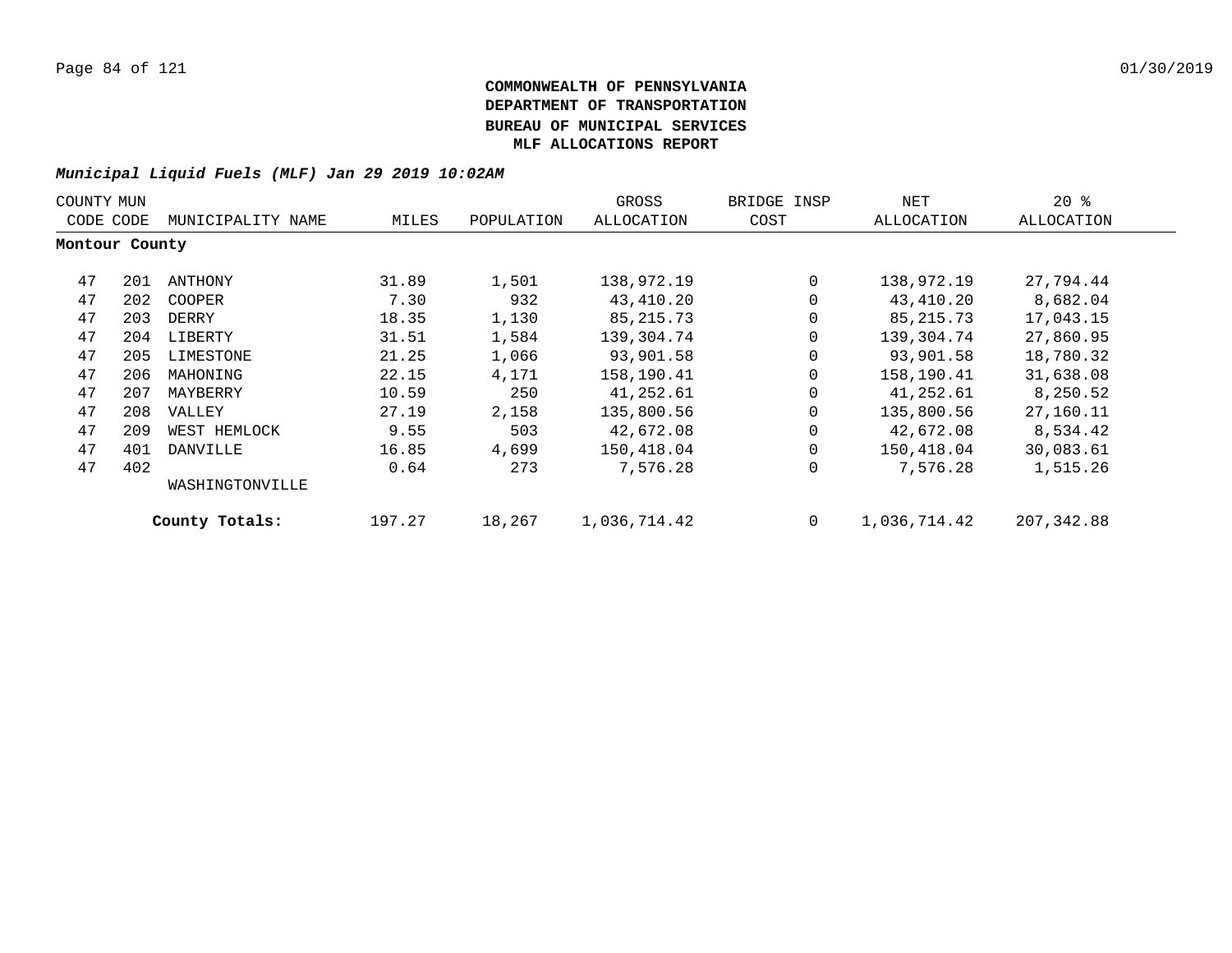**COMMONWEALTH OF PENNSYLVANIA**
**DEPARTMENT OF TRANSPORTATION**
**BUREAU OF MUNICIPAL SERVICES**
**MLF ALLOCATIONS REPORT**

***Municipal Liquid Fuels (MLF) Jan 29 2019 10:02AM***

| COUNTY CODE | MUN CODE | MUNICIPALITY NAME | MILES | POPULATION | GROSS ALLOCATION | BRIDGE INSP COST | NET ALLOCATION | 20 % ALLOCATION |
|---|---|---|---|---|---|---|---|---|
| **Montour County** | | | | | | | | |
| 47 | 201 | ANTHONY | 31.89 | 1,501 | 138,972.19 | 0 | 138,972.19 | 27,794.44 |
| 47 | 202 | COOPER | 7.30 | 932 | 43,410.20 | 0 | 43,410.20 | 8,682.04 |
| 47 | 203 | DERRY | 18.35 | 1,130 | 85,215.73 | 0 | 85,215.73 | 17,043.15 |
| 47 | 204 | LIBERTY | 31.51 | 1,584 | 139,304.74 | 0 | 139,304.74 | 27,860.95 |
| 47 | 205 | LIMESTONE | 21.25 | 1,066 | 93,901.58 | 0 | 93,901.58 | 18,780.32 |
| 47 | 206 | MAHONING | 22.15 | 4,171 | 158,190.41 | 0 | 158,190.41 | 31,638.08 |
| 47 | 207 | MAYBERRY | 10.59 | 250 | 41,252.61 | 0 | 41,252.61 | 8,250.52 |
| 47 | 208 | VALLEY | 27.19 | 2,158 | 135,800.56 | 0 | 135,800.56 | 27,160.11 |
| 47 | 209 | WEST HEMLOCK | 9.55 | 503 | 42,672.08 | 0 | 42,672.08 | 8,534.42 |
| 47 | 401 | DANVILLE | 16.85 | 4,699 | 150,418.04 | 0 | 150,418.04 | 30,083.61 |
| 47 | 402 | WASHINGTONVILLE | 0.64 | 273 | 7,576.28 | 0 | 7,576.28 | 1,515.26 |
| | | **County Totals:** | 197.27 | 18,267 | 1,036,714.42 | 0 | 1,036,714.42 | 207,342.88 |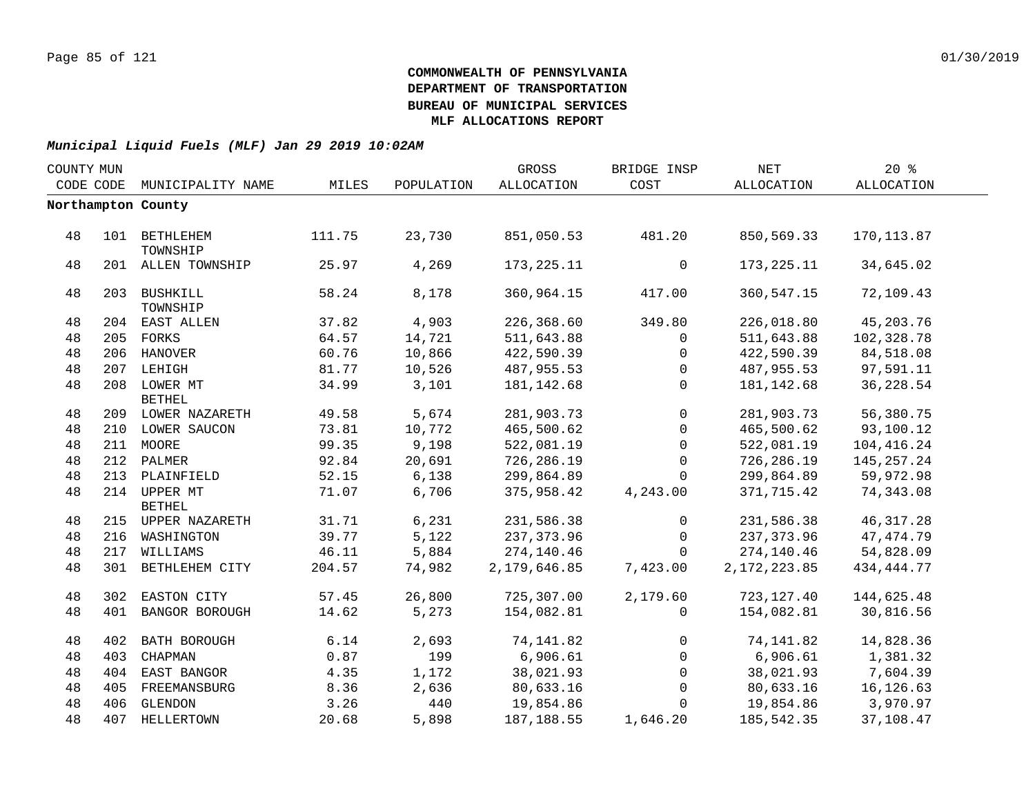**COMMONWEALTH OF PENNSYLVANIA**
**DEPARTMENT OF TRANSPORTATION**
**BUREAU OF MUNICIPAL SERVICES**
**MLF ALLOCATIONS REPORT**

*Municipal Liquid Fuels (MLF) Jan 29 2019 10:02AM*

| COUNTY CODE | MUN CODE | MUNICIPALITY NAME | MILES | POPULATION | GROSS ALLOCATION | BRIDGE INSP COST | NET ALLOCATION | 20 % ALLOCATION |
|---|---|---|---|---|---|---|---|---|
| **Northampton County** | | | | | | | | |
| 48 | 101 | BETHLEHEM TOWNSHIP | 111.75 | 23,730 | 851,050.53 | 481.20 | 850,569.33 | 170,113.87 |
| 48 | 201 | ALLEN TOWNSHIP | 25.97 | 4,269 | 173,225.11 | 0 | 173,225.11 | 34,645.02 |
| 48 | 203 | BUSHKILL TOWNSHIP | 58.24 | 8,178 | 360,964.15 | 417.00 | 360,547.15 | 72,109.43 |
| 48 | 204 | EAST ALLEN | 37.82 | 4,903 | 226,368.60 | 349.80 | 226,018.80 | 45,203.76 |
| 48 | 205 | FORKS | 64.57 | 14,721 | 511,643.88 | 0 | 511,643.88 | 102,328.78 |
| 48 | 206 | HANOVER | 60.76 | 10,866 | 422,590.39 | 0 | 422,590.39 | 84,518.08 |
| 48 | 207 | LEHIGH | 81.77 | 10,526 | 487,955.53 | 0 | 487,955.53 | 97,591.11 |
| 48 | 208 | LOWER MT BETHEL | 34.99 | 3,101 | 181,142.68 | 0 | 181,142.68 | 36,228.54 |
| 48 | 209 | LOWER NAZARETH | 49.58 | 5,674 | 281,903.73 | 0 | 281,903.73 | 56,380.75 |
| 48 | 210 | LOWER SAUCON | 73.81 | 10,772 | 465,500.62 | 0 | 465,500.62 | 93,100.12 |
| 48 | 211 | MOORE | 99.35 | 9,198 | 522,081.19 | 0 | 522,081.19 | 104,416.24 |
| 48 | 212 | PALMER | 92.84 | 20,691 | 726,286.19 | 0 | 726,286.19 | 145,257.24 |
| 48 | 213 | PLAINFIELD | 52.15 | 6,138 | 299,864.89 | 0 | 299,864.89 | 59,972.98 |
| 48 | 214 | UPPER MT BETHEL | 71.07 | 6,706 | 375,958.42 | 4,243.00 | 371,715.42 | 74,343.08 |
| 48 | 215 | UPPER NAZARETH | 31.71 | 6,231 | 231,586.38 | 0 | 231,586.38 | 46,317.28 |
| 48 | 216 | WASHINGTON | 39.77 | 5,122 | 237,373.96 | 0 | 237,373.96 | 47,474.79 |
| 48 | 217 | WILLIAMS | 46.11 | 5,884 | 274,140.46 | 0 | 274,140.46 | 54,828.09 |
| 48 | 301 | BETHLEHEM CITY | 204.57 | 74,982 | 2,179,646.85 | 7,423.00 | 2,172,223.85 | 434,444.77 |
| 48 | 302 | EASTON CITY | 57.45 | 26,800 | 725,307.00 | 2,179.60 | 723,127.40 | 144,625.48 |
| 48 | 401 | BANGOR BOROUGH | 14.62 | 5,273 | 154,082.81 | 0 | 154,082.81 | 30,816.56 |
| 48 | 402 | BATH BOROUGH | 6.14 | 2,693 | 74,141.82 | 0 | 74,141.82 | 14,828.36 |
| 48 | 403 | CHAPMAN | 0.87 | 199 | 6,906.61 | 0 | 6,906.61 | 1,381.32 |
| 48 | 404 | EAST BANGOR | 4.35 | 1,172 | 38,021.93 | 0 | 38,021.93 | 7,604.39 |
| 48 | 405 | FREEMANSBURG | 8.36 | 2,636 | 80,633.16 | 0 | 80,633.16 | 16,126.63 |
| 48 | 406 | GLENDON | 3.26 | 440 | 19,854.86 | 0 | 19,854.86 | 3,970.97 |
| 48 | 407 | HELLERTOWN | 20.68 | 5,898 | 187,188.55 | 1,646.20 | 185,542.35 | 37,108.47 |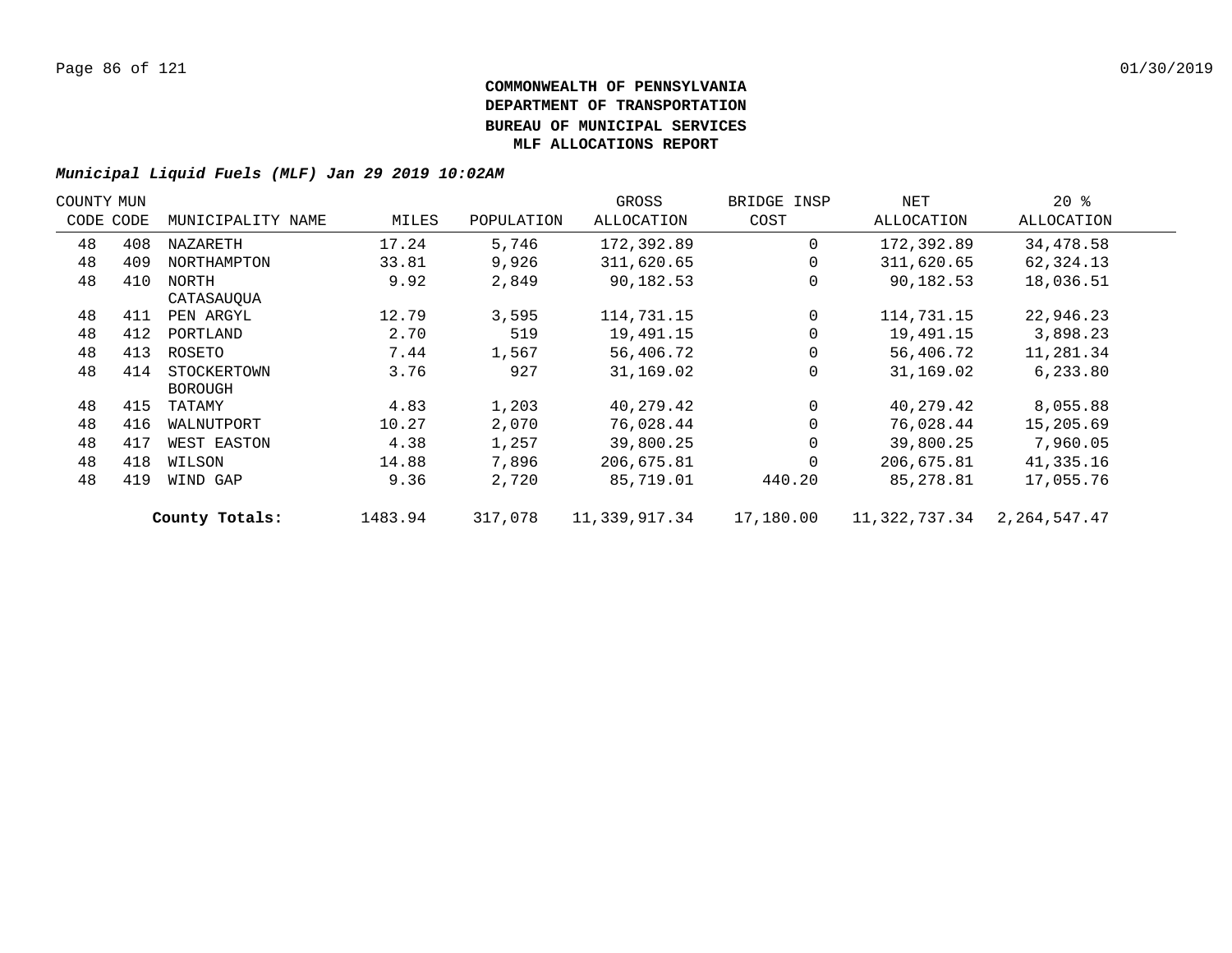**COMMONWEALTH OF PENNSYLVANIA**
**DEPARTMENT OF TRANSPORTATION**
**BUREAU OF MUNICIPAL SERVICES**
**MLF ALLOCATIONS REPORT**

***Municipal Liquid Fuels (MLF) Jan 29 2019 10:02AM***

| COUNTY CODE | MUN CODE | MUNICIPALITY NAME | MILES | POPULATION | GROSS ALLOCATION | BRIDGE INSP COST | NET ALLOCATION | 20 % ALLOCATION |
|---|---|---|---|---|---|---|---|---|
| 48 | 408 | NAZARETH | 17.24 | 5,746 | 172,392.89 | 0 | 172,392.89 | 34,478.58 |
| 48 | 409 | NORTHAMPTON | 33.81 | 9,926 | 311,620.65 | 0 | 311,620.65 | 62,324.13 |
| 48 | 410 | NORTH CATASAUQUA | 9.92 | 2,849 | 90,182.53 | 0 | 90,182.53 | 18,036.51 |
| 48 | 411 | PEN ARGYL | 12.79 | 3,595 | 114,731.15 | 0 | 114,731.15 | 22,946.23 |
| 48 | 412 | PORTLAND | 2.70 | 519 | 19,491.15 | 0 | 19,491.15 | 3,898.23 |
| 48 | 413 | ROSETO | 7.44 | 1,567 | 56,406.72 | 0 | 56,406.72 | 11,281.34 |
| 48 | 414 | STOCKERTOWN BOROUGH | 3.76 | 927 | 31,169.02 | 0 | 31,169.02 | 6,233.80 |
| 48 | 415 | TATAMY | 4.83 | 1,203 | 40,279.42 | 0 | 40,279.42 | 8,055.88 |
| 48 | 416 | WALNUTPORT | 10.27 | 2,070 | 76,028.44 | 0 | 76,028.44 | 15,205.69 |
| 48 | 417 | WEST EASTON | 4.38 | 1,257 | 39,800.25 | 0 | 39,800.25 | 7,960.05 |
| 48 | 418 | WILSON | 14.88 | 7,896 | 206,675.81 | 0 | 206,675.81 | 41,335.16 |
| 48 | 419 | WIND GAP | 9.36 | 2,720 | 85,719.01 | 440.20 | 85,278.81 | 17,055.76 |
| | | **County Totals:** | 1483.94 | 317,078 | 11,339,917.34 | 17,180.00 | 11,322,737.34 | 2,264,547.47 |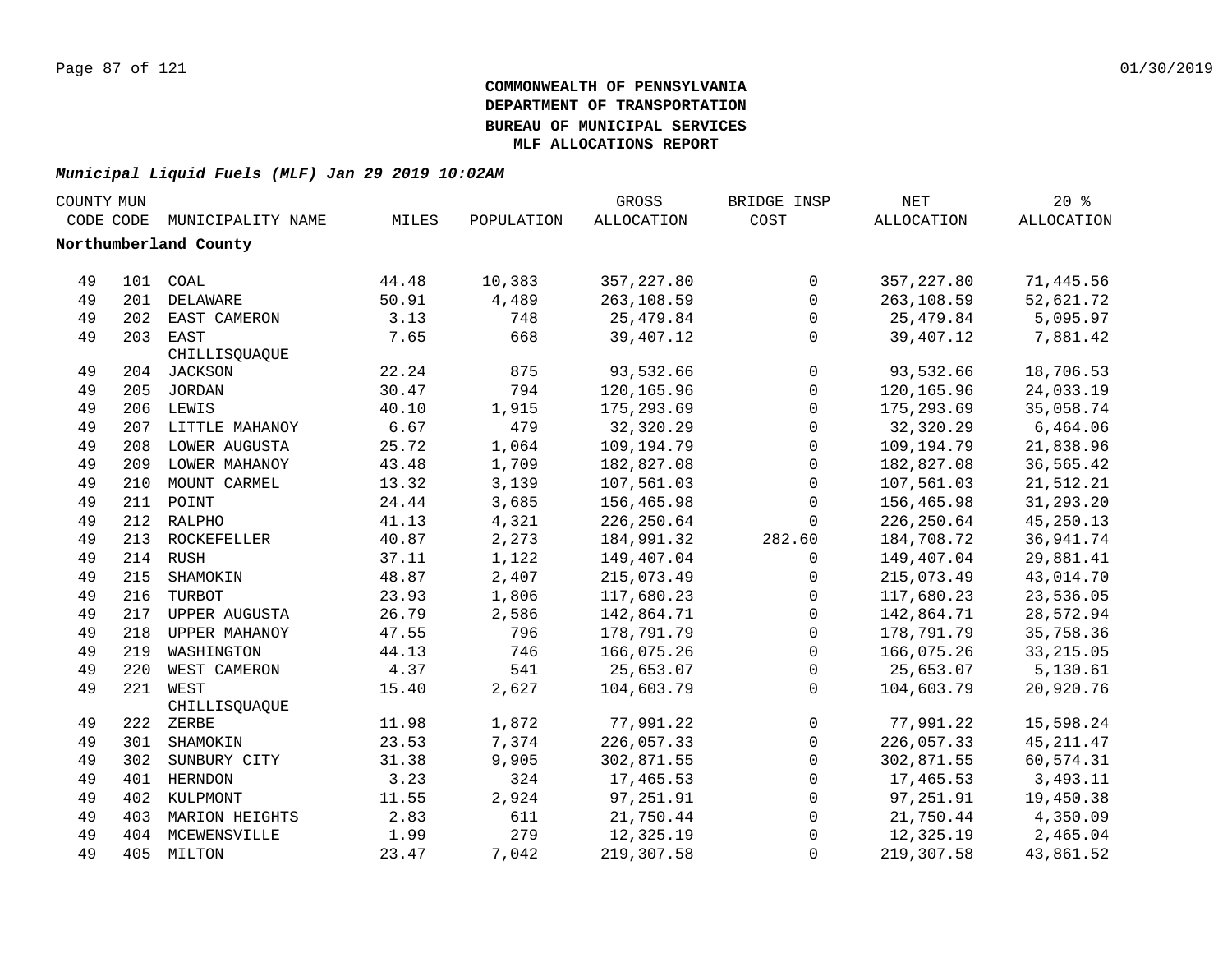**COMMONWEALTH OF PENNSYLVANIA**
**DEPARTMENT OF TRANSPORTATION**
**BUREAU OF MUNICIPAL SERVICES**
**MLF ALLOCATIONS REPORT**

***Municipal Liquid Fuels (MLF) Jan 29 2019 10:02AM***

| COUNTY CODE | MUN CODE | MUNICIPALITY NAME | MILES | POPULATION | GROSS ALLOCATION | BRIDGE INSP COST | NET ALLOCATION | 20 % ALLOCATION |
|---|---|---|---|---|---|---|---|---|
| **Northumberland County** | | | | | | | | |
| 49 | 101 | COAL | 44.48 | 10,383 | 357,227.80 | 0 | 357,227.80 | 71,445.56 |
| 49 | 201 | DELAWARE | 50.91 | 4,489 | 263,108.59 | 0 | 263,108.59 | 52,621.72 |
| 49 | 202 | EAST CAMERON | 3.13 | 748 | 25,479.84 | 0 | 25,479.84 | 5,095.97 |
| 49 | 203 | EAST CHILLISQUAQUE | 7.65 | 668 | 39,407.12 | 0 | 39,407.12 | 7,881.42 |
| 49 | 204 | JACKSON | 22.24 | 875 | 93,532.66 | 0 | 93,532.66 | 18,706.53 |
| 49 | 205 | JORDAN | 30.47 | 794 | 120,165.96 | 0 | 120,165.96 | 24,033.19 |
| 49 | 206 | LEWIS | 40.10 | 1,915 | 175,293.69 | 0 | 175,293.69 | 35,058.74 |
| 49 | 207 | LITTLE MAHANOY | 6.67 | 479 | 32,320.29 | 0 | 32,320.29 | 6,464.06 |
| 49 | 208 | LOWER AUGUSTA | 25.72 | 1,064 | 109,194.79 | 0 | 109,194.79 | 21,838.96 |
| 49 | 209 | LOWER MAHANOY | 43.48 | 1,709 | 182,827.08 | 0 | 182,827.08 | 36,565.42 |
| 49 | 210 | MOUNT CARMEL | 13.32 | 3,139 | 107,561.03 | 0 | 107,561.03 | 21,512.21 |
| 49 | 211 | POINT | 24.44 | 3,685 | 156,465.98 | 0 | 156,465.98 | 31,293.20 |
| 49 | 212 | RALPHO | 41.13 | 4,321 | 226,250.64 | 0 | 226,250.64 | 45,250.13 |
| 49 | 213 | ROCKEFELLER | 40.87 | 2,273 | 184,991.32 | 282.60 | 184,708.72 | 36,941.74 |
| 49 | 214 | RUSH | 37.11 | 1,122 | 149,407.04 | 0 | 149,407.04 | 29,881.41 |
| 49 | 215 | SHAMOKIN | 48.87 | 2,407 | 215,073.49 | 0 | 215,073.49 | 43,014.70 |
| 49 | 216 | TURBOT | 23.93 | 1,806 | 117,680.23 | 0 | 117,680.23 | 23,536.05 |
| 49 | 217 | UPPER AUGUSTA | 26.79 | 2,586 | 142,864.71 | 0 | 142,864.71 | 28,572.94 |
| 49 | 218 | UPPER MAHANOY | 47.55 | 796 | 178,791.79 | 0 | 178,791.79 | 35,758.36 |
| 49 | 219 | WASHINGTON | 44.13 | 746 | 166,075.26 | 0 | 166,075.26 | 33,215.05 |
| 49 | 220 | WEST CAMERON | 4.37 | 541 | 25,653.07 | 0 | 25,653.07 | 5,130.61 |
| 49 | 221 | WEST CHILLISQUAQUE | 15.40 | 2,627 | 104,603.79 | 0 | 104,603.79 | 20,920.76 |
| 49 | 222 | ZERBE | 11.98 | 1,872 | 77,991.22 | 0 | 77,991.22 | 15,598.24 |
| 49 | 301 | SHAMOKIN | 23.53 | 7,374 | 226,057.33 | 0 | 226,057.33 | 45,211.47 |
| 49 | 302 | SUNBURY CITY | 31.38 | 9,905 | 302,871.55 | 0 | 302,871.55 | 60,574.31 |
| 49 | 401 | HERNDON | 3.23 | 324 | 17,465.53 | 0 | 17,465.53 | 3,493.11 |
| 49 | 402 | KULPMONT | 11.55 | 2,924 | 97,251.91 | 0 | 97,251.91 | 19,450.38 |
| 49 | 403 | MARION HEIGHTS | 2.83 | 611 | 21,750.44 | 0 | 21,750.44 | 4,350.09 |
| 49 | 404 | MCEWENSVILLE | 1.99 | 279 | 12,325.19 | 0 | 12,325.19 | 2,465.04 |
| 49 | 405 | MILTON | 23.47 | 7,042 | 219,307.58 | 0 | 219,307.58 | 43,861.52 |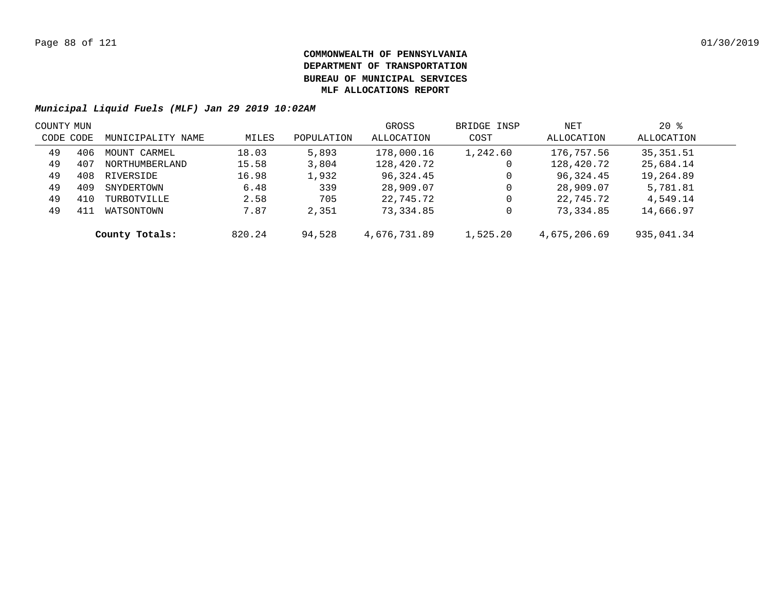**COMMONWEALTH OF PENNSYLVANIA**
**DEPARTMENT OF TRANSPORTATION**
**BUREAU OF MUNICIPAL SERVICES**
**MLF ALLOCATIONS REPORT**

***Municipal Liquid Fuels (MLF) Jan 29 2019 10:02AM***

| COUNTY CODE | MUN CODE | MUNICIPALITY NAME | MILES | POPULATION | GROSS ALLOCATION | BRIDGE INSP COST | NET ALLOCATION | 20 % ALLOCATION |
|---|---|---|---|---|---|---|---|---|
| 49 | 406 | MOUNT CARMEL | 18.03 | 5,893 | 178,000.16 | 1,242.60 | 176,757.56 | 35,351.51 |
| 49 | 407 | NORTHUMBERLAND | 15.58 | 3,804 | 128,420.72 | 0 | 128,420.72 | 25,684.14 |
| 49 | 408 | RIVERSIDE | 16.98 | 1,932 | 96,324.45 | 0 | 96,324.45 | 19,264.89 |
| 49 | 409 | SNYDERTOWN | 6.48 | 339 | 28,909.07 | 0 | 28,909.07 | 5,781.81 |
| 49 | 410 | TURBOTVILLE | 2.58 | 705 | 22,745.72 | 0 | 22,745.72 | 4,549.14 |
| 49 | 411 | WATSONTOWN | 7.87 | 2,351 | 73,334.85 | 0 | 73,334.85 | 14,666.97 |
| | | **County Totals:** | 820.24 | 94,528 | 4,676,731.89 | 1,525.20 | 4,675,206.69 | 935,041.34 |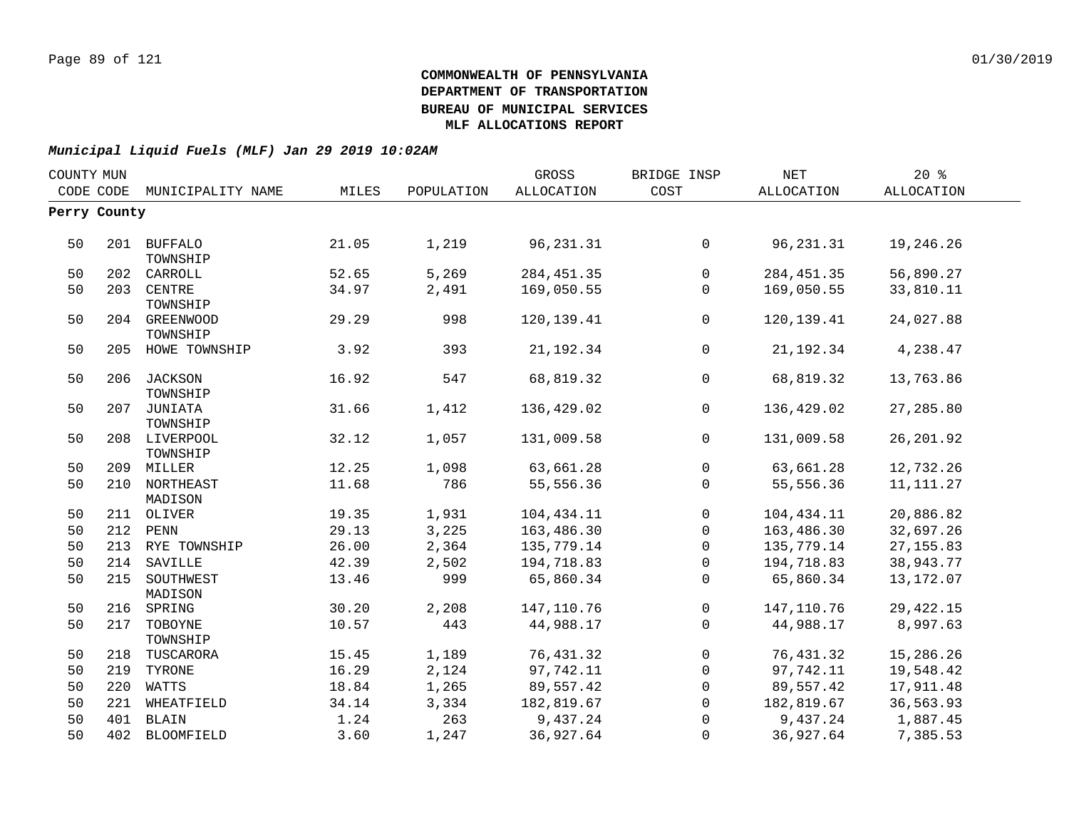**COMMONWEALTH OF PENNSYLVANIA**
**DEPARTMENT OF TRANSPORTATION**
**BUREAU OF MUNICIPAL SERVICES**
**MLF ALLOCATIONS REPORT**

***Municipal Liquid Fuels (MLF) Jan 29 2019 10:02AM***

| COUNTY CODE | MUN CODE | MUNICIPALITY NAME | MILES | POPULATION | GROSS ALLOCATION | BRIDGE INSP COST | NET ALLOCATION | 20 % ALLOCATION |
|---|---|---|---|---|---|---|---|---|
| **Perry County** | | | | | | | | |
| 50 | 201 | BUFFALO TOWNSHIP | 21.05 | 1,219 | 96,231.31 | 0 | 96,231.31 | 19,246.26 |
| 50 | 202 | CARROLL | 52.65 | 5,269 | 284,451.35 | 0 | 284,451.35 | 56,890.27 |
| 50 | 203 | CENTRE TOWNSHIP | 34.97 | 2,491 | 169,050.55 | 0 | 169,050.55 | 33,810.11 |
| 50 | 204 | GREENWOOD TOWNSHIP | 29.29 | 998 | 120,139.41 | 0 | 120,139.41 | 24,027.88 |
| 50 | 205 | HOWE TOWNSHIP | 3.92 | 393 | 21,192.34 | 0 | 21,192.34 | 4,238.47 |
| 50 | 206 | JACKSON TOWNSHIP | 16.92 | 547 | 68,819.32 | 0 | 68,819.32 | 13,763.86 |
| 50 | 207 | JUNIATA TOWNSHIP | 31.66 | 1,412 | 136,429.02 | 0 | 136,429.02 | 27,285.80 |
| 50 | 208 | LIVERPOOL TOWNSHIP | 32.12 | 1,057 | 131,009.58 | 0 | 131,009.58 | 26,201.92 |
| 50 | 209 | MILLER | 12.25 | 1,098 | 63,661.28 | 0 | 63,661.28 | 12,732.26 |
| 50 | 210 | NORTHEAST MADISON | 11.68 | 786 | 55,556.36 | 0 | 55,556.36 | 11,111.27 |
| 50 | 211 | OLIVER | 19.35 | 1,931 | 104,434.11 | 0 | 104,434.11 | 20,886.82 |
| 50 | 212 | PENN | 29.13 | 3,225 | 163,486.30 | 0 | 163,486.30 | 32,697.26 |
| 50 | 213 | RYE TOWNSHIP | 26.00 | 2,364 | 135,779.14 | 0 | 135,779.14 | 27,155.83 |
| 50 | 214 | SAVILLE | 42.39 | 2,502 | 194,718.83 | 0 | 194,718.83 | 38,943.77 |
| 50 | 215 | SOUTHWEST MADISON | 13.46 | 999 | 65,860.34 | 0 | 65,860.34 | 13,172.07 |
| 50 | 216 | SPRING | 30.20 | 2,208 | 147,110.76 | 0 | 147,110.76 | 29,422.15 |
| 50 | 217 | TOBOYNE TOWNSHIP | 10.57 | 443 | 44,988.17 | 0 | 44,988.17 | 8,997.63 |
| 50 | 218 | TUSCARORA | 15.45 | 1,189 | 76,431.32 | 0 | 76,431.32 | 15,286.26 |
| 50 | 219 | TYRONE | 16.29 | 2,124 | 97,742.11 | 0 | 97,742.11 | 19,548.42 |
| 50 | 220 | WATTS | 18.84 | 1,265 | 89,557.42 | 0 | 89,557.42 | 17,911.48 |
| 50 | 221 | WHEATFIELD | 34.14 | 3,334 | 182,819.67 | 0 | 182,819.67 | 36,563.93 |
| 50 | 401 | BLAIN | 1.24 | 263 | 9,437.24 | 0 | 9,437.24 | 1,887.45 |
| 50 | 402 | BLOOMFIELD | 3.60 | 1,247 | 36,927.64 | 0 | 36,927.64 | 7,385.53 |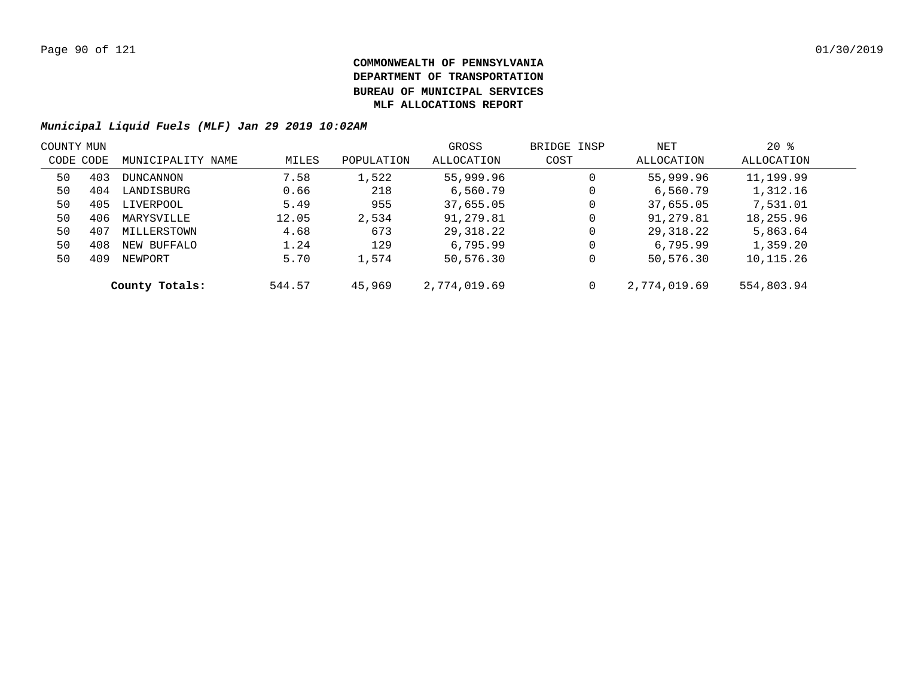**COMMONWEALTH OF PENNSYLVANIA**
**DEPARTMENT OF TRANSPORTATION**
**BUREAU OF MUNICIPAL SERVICES**
**MLF ALLOCATIONS REPORT**

***Municipal Liquid Fuels (MLF) Jan 29 2019 10:02AM***

| COUNTY CODE | MUN CODE | MUNICIPALITY NAME | MILES | POPULATION | GROSS ALLOCATION | BRIDGE INSP COST | NET ALLOCATION | 20 % ALLOCATION |
|---|---|---|---|---|---|---|---|---|
| 50 | 403 | DUNCANNON | 7.58 | 1,522 | 55,999.96 | 0 | 55,999.96 | 11,199.99 |
| 50 | 404 | LANDISBURG | 0.66 | 218 | 6,560.79 | 0 | 6,560.79 | 1,312.16 |
| 50 | 405 | LIVERPOOL | 5.49 | 955 | 37,655.05 | 0 | 37,655.05 | 7,531.01 |
| 50 | 406 | MARYSVILLE | 12.05 | 2,534 | 91,279.81 | 0 | 91,279.81 | 18,255.96 |
| 50 | 407 | MILLERSTOWN | 4.68 | 673 | 29,318.22 | 0 | 29,318.22 | 5,863.64 |
| 50 | 408 | NEW BUFFALO | 1.24 | 129 | 6,795.99 | 0 | 6,795.99 | 1,359.20 |
| 50 | 409 | NEWPORT | 5.70 | 1,574 | 50,576.30 | 0 | 50,576.30 | 10,115.26 |
| | | **County Totals:** | 544.57 | 45,969 | 2,774,019.69 | 0 | 2,774,019.69 | 554,803.94 |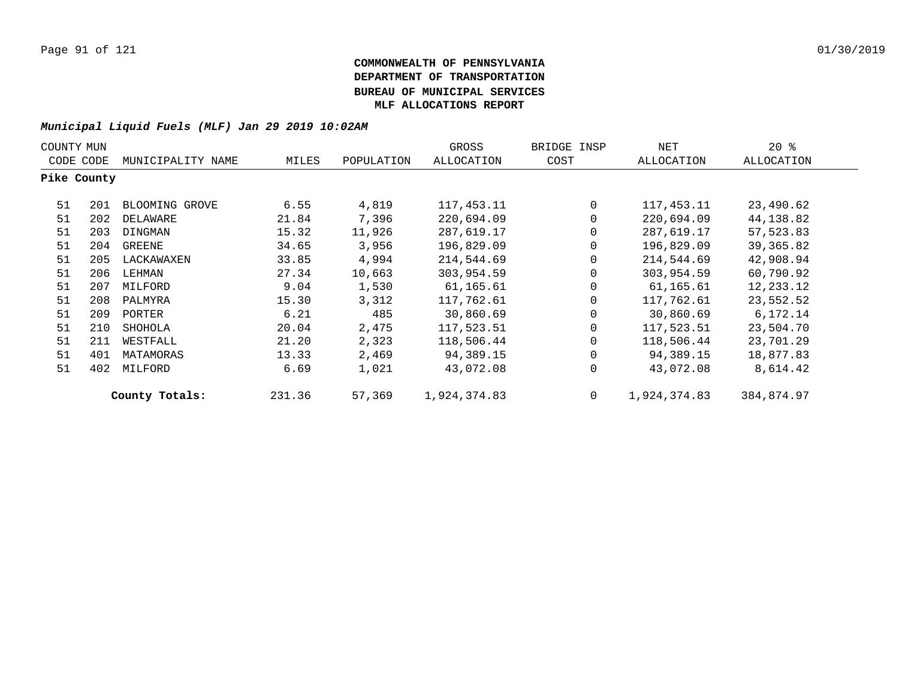**COMMONWEALTH OF PENNSYLVANIA**
**DEPARTMENT OF TRANSPORTATION**
**BUREAU OF MUNICIPAL SERVICES**
**MLF ALLOCATIONS REPORT**

***Municipal Liquid Fuels (MLF) Jan 29 2019 10:02AM***

| COUNTY CODE | MUN CODE | MUNICIPALITY NAME | MILES | POPULATION | GROSS ALLOCATION | BRIDGE INSP COST | NET ALLOCATION | 20 % ALLOCATION |
|---|---|---|---|---|---|---|---|---|
| **Pike County** | | | | | | | | |
| 51 | 201 | BLOOMING GROVE | 6.55 | 4,819 | 117,453.11 | 0 | 117,453.11 | 23,490.62 |
| 51 | 202 | DELAWARE | 21.84 | 7,396 | 220,694.09 | 0 | 220,694.09 | 44,138.82 |
| 51 | 203 | DINGMAN | 15.32 | 11,926 | 287,619.17 | 0 | 287,619.17 | 57,523.83 |
| 51 | 204 | GREENE | 34.65 | 3,956 | 196,829.09 | 0 | 196,829.09 | 39,365.82 |
| 51 | 205 | LACKAWAXEN | 33.85 | 4,994 | 214,544.69 | 0 | 214,544.69 | 42,908.94 |
| 51 | 206 | LEHMAN | 27.34 | 10,663 | 303,954.59 | 0 | 303,954.59 | 60,790.92 |
| 51 | 207 | MILFORD | 9.04 | 1,530 | 61,165.61 | 0 | 61,165.61 | 12,233.12 |
| 51 | 208 | PALMYRA | 15.30 | 3,312 | 117,762.61 | 0 | 117,762.61 | 23,552.52 |
| 51 | 209 | PORTER | 6.21 | 485 | 30,860.69 | 0 | 30,860.69 | 6,172.14 |
| 51 | 210 | SHOHOLA | 20.04 | 2,475 | 117,523.51 | 0 | 117,523.51 | 23,504.70 |
| 51 | 211 | WESTFALL | 21.20 | 2,323 | 118,506.44 | 0 | 118,506.44 | 23,701.29 |
| 51 | 401 | MATAMORAS | 13.33 | 2,469 | 94,389.15 | 0 | 94,389.15 | 18,877.83 |
| 51 | 402 | MILFORD | 6.69 | 1,021 | 43,072.08 | 0 | 43,072.08 | 8,614.42 |
| | | **County Totals:** | 231.36 | 57,369 | 1,924,374.83 | 0 | 1,924,374.83 | 384,874.97 |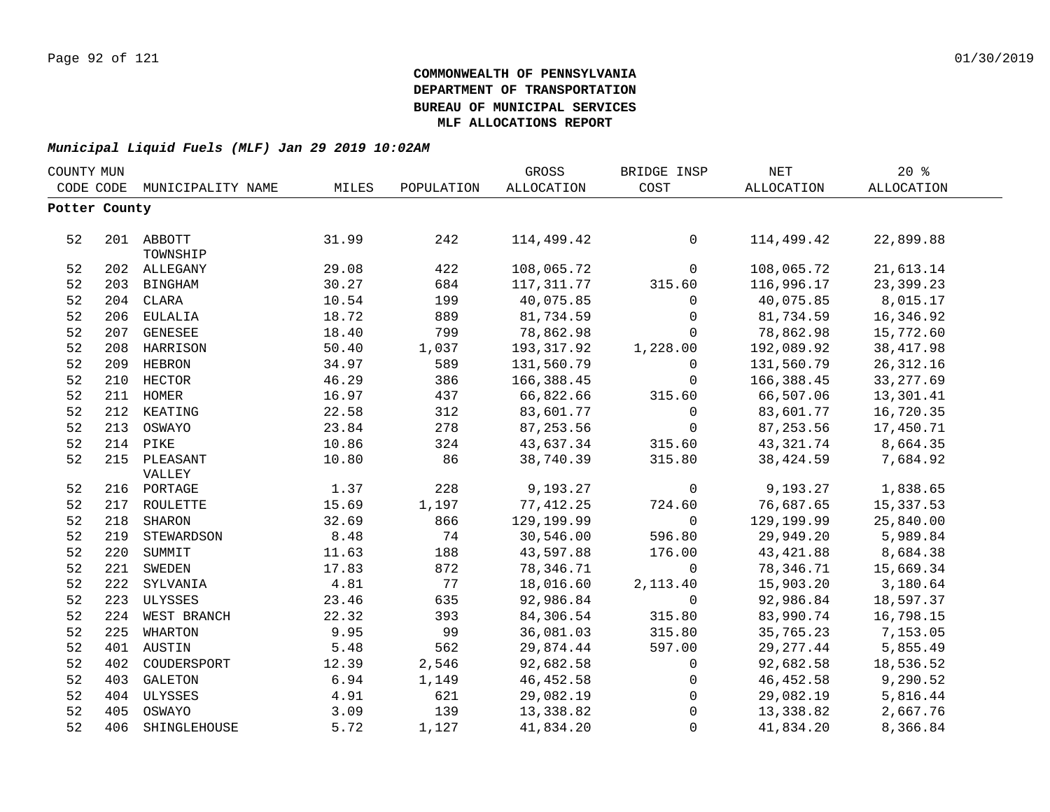**COMMONWEALTH OF PENNSYLVANIA**
**DEPARTMENT OF TRANSPORTATION**
**BUREAU OF MUNICIPAL SERVICES**
**MLF ALLOCATIONS REPORT**

***Municipal Liquid Fuels (MLF) Jan 29 2019 10:02AM***

| COUNTY CODE | MUN CODE | MUNICIPALITY NAME | MILES | POPULATION | GROSS ALLOCATION | BRIDGE INSP COST | NET ALLOCATION | 20 % ALLOCATION |
|---|---|---|---|---|---|---|---|---|
| **Potter County** | | | | | | | | |
| 52 | 201 | ABBOTT TOWNSHIP | 31.99 | 242 | 114,499.42 | 0 | 114,499.42 | 22,899.88 |
| 52 | 202 | ALLEGANY | 29.08 | 422 | 108,065.72 | 0 | 108,065.72 | 21,613.14 |
| 52 | 203 | BINGHAM | 30.27 | 684 | 117,311.77 | 315.60 | 116,996.17 | 23,399.23 |
| 52 | 204 | CLARA | 10.54 | 199 | 40,075.85 | 0 | 40,075.85 | 8,015.17 |
| 52 | 206 | EULALIA | 18.72 | 889 | 81,734.59 | 0 | 81,734.59 | 16,346.92 |
| 52 | 207 | GENESEE | 18.40 | 799 | 78,862.98 | 0 | 78,862.98 | 15,772.60 |
| 52 | 208 | HARRISON | 50.40 | 1,037 | 193,317.92 | 1,228.00 | 192,089.92 | 38,417.98 |
| 52 | 209 | HEBRON | 34.97 | 589 | 131,560.79 | 0 | 131,560.79 | 26,312.16 |
| 52 | 210 | HECTOR | 46.29 | 386 | 166,388.45 | 0 | 166,388.45 | 33,277.69 |
| 52 | 211 | HOMER | 16.97 | 437 | 66,822.66 | 315.60 | 66,507.06 | 13,301.41 |
| 52 | 212 | KEATING | 22.58 | 312 | 83,601.77 | 0 | 83,601.77 | 16,720.35 |
| 52 | 213 | OSWAYO | 23.84 | 278 | 87,253.56 | 0 | 87,253.56 | 17,450.71 |
| 52 | 214 | PIKE | 10.86 | 324 | 43,637.34 | 315.60 | 43,321.74 | 8,664.35 |
| 52 | 215 | PLEASANT VALLEY | 10.80 | 86 | 38,740.39 | 315.80 | 38,424.59 | 7,684.92 |
| 52 | 216 | PORTAGE | 1.37 | 228 | 9,193.27 | 0 | 9,193.27 | 1,838.65 |
| 52 | 217 | ROULETTE | 15.69 | 1,197 | 77,412.25 | 724.60 | 76,687.65 | 15,337.53 |
| 52 | 218 | SHARON | 32.69 | 866 | 129,199.99 | 0 | 129,199.99 | 25,840.00 |
| 52 | 219 | STEWARDSON | 8.48 | 74 | 30,546.00 | 596.80 | 29,949.20 | 5,989.84 |
| 52 | 220 | SUMMIT | 11.63 | 188 | 43,597.88 | 176.00 | 43,421.88 | 8,684.38 |
| 52 | 221 | SWEDEN | 17.83 | 872 | 78,346.71 | 0 | 78,346.71 | 15,669.34 |
| 52 | 222 | SYLVANIA | 4.81 | 77 | 18,016.60 | 2,113.40 | 15,903.20 | 3,180.64 |
| 52 | 223 | ULYSSES | 23.46 | 635 | 92,986.84 | 0 | 92,986.84 | 18,597.37 |
| 52 | 224 | WEST BRANCH | 22.32 | 393 | 84,306.54 | 315.80 | 83,990.74 | 16,798.15 |
| 52 | 225 | WHARTON | 9.95 | 99 | 36,081.03 | 315.80 | 35,765.23 | 7,153.05 |
| 52 | 401 | AUSTIN | 5.48 | 562 | 29,874.44 | 597.00 | 29,277.44 | 5,855.49 |
| 52 | 402 | COUDERSPORT | 12.39 | 2,546 | 92,682.58 | 0 | 92,682.58 | 18,536.52 |
| 52 | 403 | GALETON | 6.94 | 1,149 | 46,452.58 | 0 | 46,452.58 | 9,290.52 |
| 52 | 404 | ULYSSES | 4.91 | 621 | 29,082.19 | 0 | 29,082.19 | 5,816.44 |
| 52 | 405 | OSWAYO | 3.09 | 139 | 13,338.82 | 0 | 13,338.82 | 2,667.76 |
| 52 | 406 | SHINGLEHOUSE | 5.72 | 1,127 | 41,834.20 | 0 | 41,834.20 | 8,366.84 |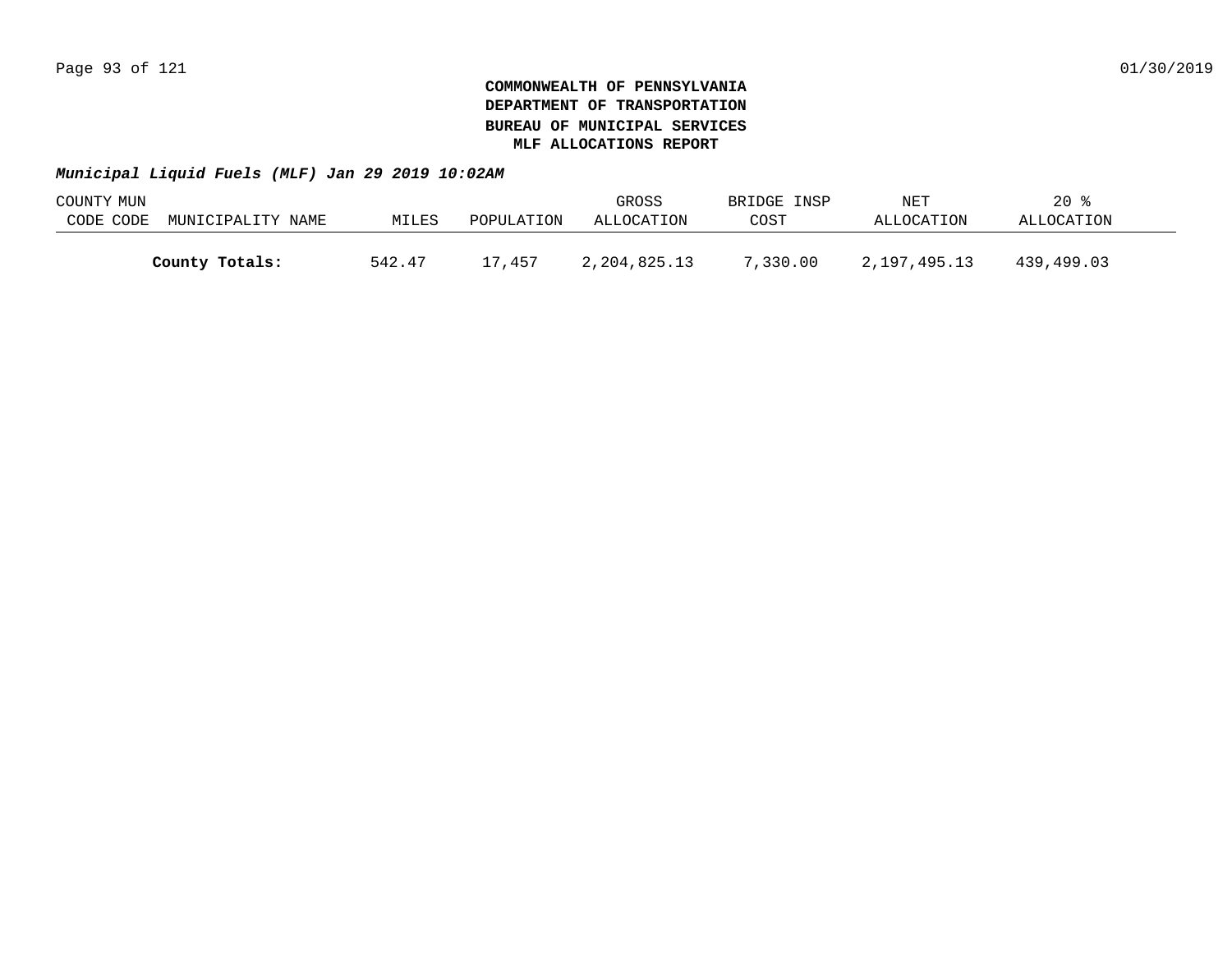**COMMONWEALTH OF PENNSYLVANIA**
**DEPARTMENT OF TRANSPORTATION**
**BUREAU OF MUNICIPAL SERVICES**
**MLF ALLOCATIONS REPORT**

***Municipal Liquid Fuels (MLF) Jan 29 2019 10:02AM***

| COUNTY CODE | MUN CODE | MUNICIPALITY NAME | MILES | POPULATION | GROSS ALLOCATION | BRIDGE INSP COST | NET ALLOCATION | 20 % ALLOCATION |
|---|---|---|---|---|---|---|---|---|
| | | **County Totals:** | 542.47 | 17,457 | 2,204,825.13 | 7,330.00 | 2,197,495.13 | 439,499.03 |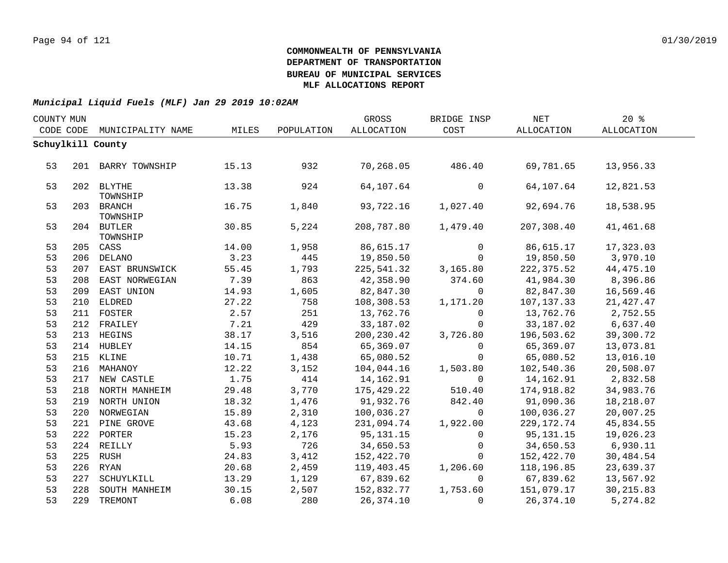**COMMONWEALTH OF PENNSYLVANIA**
**DEPARTMENT OF TRANSPORTATION**
**BUREAU OF MUNICIPAL SERVICES**
**MLF ALLOCATIONS REPORT**

***Municipal Liquid Fuels (MLF) Jan 29 2019 10:02AM***

| COUNTY CODE | MUN CODE | MUNICIPALITY NAME | MILES | POPULATION | GROSS ALLOCATION | BRIDGE INSP COST | NET ALLOCATION | 20 % ALLOCATION |
|---|---|---|---|---|---|---|---|---|
| **Schuylkill County** | | | | | | | | |
| 53 | 201 | BARRY TOWNSHIP | 15.13 | 932 | 70,268.05 | 486.40 | 69,781.65 | 13,956.33 |
| 53 | 202 | BLYTHE TOWNSHIP | 13.38 | 924 | 64,107.64 | 0 | 64,107.64 | 12,821.53 |
| 53 | 203 | BRANCH TOWNSHIP | 16.75 | 1,840 | 93,722.16 | 1,027.40 | 92,694.76 | 18,538.95 |
| 53 | 204 | BUTLER TOWNSHIP | 30.85 | 5,224 | 208,787.80 | 1,479.40 | 207,308.40 | 41,461.68 |
| 53 | 205 | CASS | 14.00 | 1,958 | 86,615.17 | 0 | 86,615.17 | 17,323.03 |
| 53 | 206 | DELANO | 3.23 | 445 | 19,850.50 | 0 | 19,850.50 | 3,970.10 |
| 53 | 207 | EAST BRUNSWICK | 55.45 | 1,793 | 225,541.32 | 3,165.80 | 222,375.52 | 44,475.10 |
| 53 | 208 | EAST NORWEGIAN | 7.39 | 863 | 42,358.90 | 374.60 | 41,984.30 | 8,396.86 |
| 53 | 209 | EAST UNION | 14.93 | 1,605 | 82,847.30 | 0 | 82,847.30 | 16,569.46 |
| 53 | 210 | ELDRED | 27.22 | 758 | 108,308.53 | 1,171.20 | 107,137.33 | 21,427.47 |
| 53 | 211 | FOSTER | 2.57 | 251 | 13,762.76 | 0 | 13,762.76 | 2,752.55 |
| 53 | 212 | FRAILEY | 7.21 | 429 | 33,187.02 | 0 | 33,187.02 | 6,637.40 |
| 53 | 213 | HEGINS | 38.17 | 3,516 | 200,230.42 | 3,726.80 | 196,503.62 | 39,300.72 |
| 53 | 214 | HUBLEY | 14.15 | 854 | 65,369.07 | 0 | 65,369.07 | 13,073.81 |
| 53 | 215 | KLINE | 10.71 | 1,438 | 65,080.52 | 0 | 65,080.52 | 13,016.10 |
| 53 | 216 | MAHANOY | 12.22 | 3,152 | 104,044.16 | 1,503.80 | 102,540.36 | 20,508.07 |
| 53 | 217 | NEW CASTLE | 1.75 | 414 | 14,162.91 | 0 | 14,162.91 | 2,832.58 |
| 53 | 218 | NORTH MANHEIM | 29.48 | 3,770 | 175,429.22 | 510.40 | 174,918.82 | 34,983.76 |
| 53 | 219 | NORTH UNION | 18.32 | 1,476 | 91,932.76 | 842.40 | 91,090.36 | 18,218.07 |
| 53 | 220 | NORWEGIAN | 15.89 | 2,310 | 100,036.27 | 0 | 100,036.27 | 20,007.25 |
| 53 | 221 | PINE GROVE | 43.68 | 4,123 | 231,094.74 | 1,922.00 | 229,172.74 | 45,834.55 |
| 53 | 222 | PORTER | 15.23 | 2,176 | 95,131.15 | 0 | 95,131.15 | 19,026.23 |
| 53 | 224 | REILLY | 5.93 | 726 | 34,650.53 | 0 | 34,650.53 | 6,930.11 |
| 53 | 225 | RUSH | 24.83 | 3,412 | 152,422.70 | 0 | 152,422.70 | 30,484.54 |
| 53 | 226 | RYAN | 20.68 | 2,459 | 119,403.45 | 1,206.60 | 118,196.85 | 23,639.37 |
| 53 | 227 | SCHUYLKILL | 13.29 | 1,129 | 67,839.62 | 0 | 67,839.62 | 13,567.92 |
| 53 | 228 | SOUTH MANHEIM | 30.15 | 2,507 | 152,832.77 | 1,753.60 | 151,079.17 | 30,215.83 |
| 53 | 229 | TREMONT | 6.08 | 280 | 26,374.10 | 0 | 26,374.10 | 5,274.82 |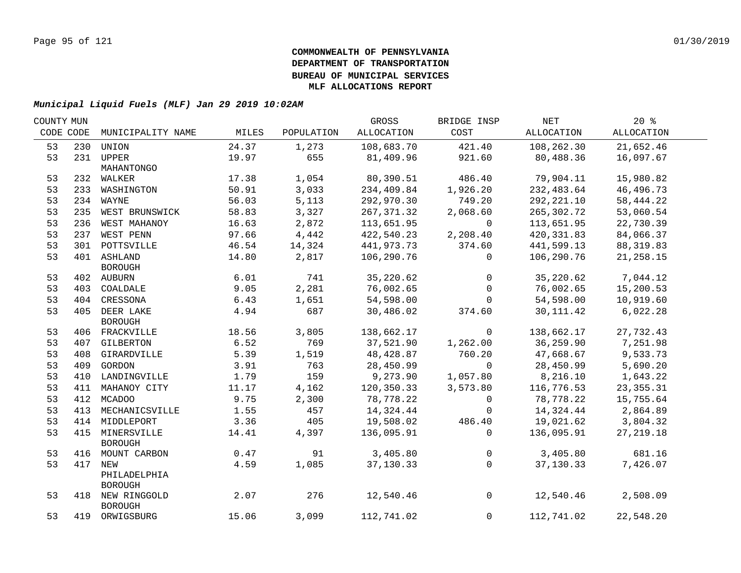**COMMONWEALTH OF PENNSYLVANIA**
**DEPARTMENT OF TRANSPORTATION**
**BUREAU OF MUNICIPAL SERVICES**
**MLF ALLOCATIONS REPORT**

***Municipal Liquid Fuels (MLF) Jan 29 2019 10:02AM***

| COUNTY CODE | MUN CODE | MUNICIPALITY NAME | MILES | POPULATION | GROSS ALLOCATION | BRIDGE INSP COST | NET ALLOCATION | 20 % ALLOCATION |
|---|---|---|---|---|---|---|---|---|
| 53 | 230 | UNION | 24.37 | 1,273 | 108,683.70 | 421.40 | 108,262.30 | 21,652.46 |
| 53 | 231 | UPPER MAHANTONGO | 19.97 | 655 | 81,409.96 | 921.60 | 80,488.36 | 16,097.67 |
| 53 | 232 | WALKER | 17.38 | 1,054 | 80,390.51 | 486.40 | 79,904.11 | 15,980.82 |
| 53 | 233 | WASHINGTON | 50.91 | 3,033 | 234,409.84 | 1,926.20 | 232,483.64 | 46,496.73 |
| 53 | 234 | WAYNE | 56.03 | 5,113 | 292,970.30 | 749.20 | 292,221.10 | 58,444.22 |
| 53 | 235 | WEST BRUNSWICK | 58.83 | 3,327 | 267,371.32 | 2,068.60 | 265,302.72 | 53,060.54 |
| 53 | 236 | WEST MAHANOY | 16.63 | 2,872 | 113,651.95 | 0 | 113,651.95 | 22,730.39 |
| 53 | 237 | WEST PENN | 97.66 | 4,442 | 422,540.23 | 2,208.40 | 420,331.83 | 84,066.37 |
| 53 | 301 | POTTSVILLE | 46.54 | 14,324 | 441,973.73 | 374.60 | 441,599.13 | 88,319.83 |
| 53 | 401 | ASHLAND BOROUGH | 14.80 | 2,817 | 106,290.76 | 0 | 106,290.76 | 21,258.15 |
| 53 | 402 | AUBURN | 6.01 | 741 | 35,220.62 | 0 | 35,220.62 | 7,044.12 |
| 53 | 403 | COALDALE | 9.05 | 2,281 | 76,002.65 | 0 | 76,002.65 | 15,200.53 |
| 53 | 404 | CRESSONA | 6.43 | 1,651 | 54,598.00 | 0 | 54,598.00 | 10,919.60 |
| 53 | 405 | DEER LAKE BOROUGH | 4.94 | 687 | 30,486.02 | 374.60 | 30,111.42 | 6,022.28 |
| 53 | 406 | FRACKVILLE | 18.56 | 3,805 | 138,662.17 | 0 | 138,662.17 | 27,732.43 |
| 53 | 407 | GILBERTON | 6.52 | 769 | 37,521.90 | 1,262.00 | 36,259.90 | 7,251.98 |
| 53 | 408 | GIRARDVILLE | 5.39 | 1,519 | 48,428.87 | 760.20 | 47,668.67 | 9,533.73 |
| 53 | 409 | GORDON | 3.91 | 763 | 28,450.99 | 0 | 28,450.99 | 5,690.20 |
| 53 | 410 | LANDINGVILLE | 1.79 | 159 | 9,273.90 | 1,057.80 | 8,216.10 | 1,643.22 |
| 53 | 411 | MAHANOY CITY | 11.17 | 4,162 | 120,350.33 | 3,573.80 | 116,776.53 | 23,355.31 |
| 53 | 412 | MCADOO | 9.75 | 2,300 | 78,778.22 | 0 | 78,778.22 | 15,755.64 |
| 53 | 413 | MECHANICSVILLE | 1.55 | 457 | 14,324.44 | 0 | 14,324.44 | 2,864.89 |
| 53 | 414 | MIDDLEPORT | 3.36 | 405 | 19,508.02 | 486.40 | 19,021.62 | 3,804.32 |
| 53 | 415 | MINERSVILLE BOROUGH | 14.41 | 4,397 | 136,095.91 | 0 | 136,095.91 | 27,219.18 |
| 53 | 416 | MOUNT CARBON | 0.47 | 91 | 3,405.80 | 0 | 3,405.80 | 681.16 |
| 53 | 417 | NEW PHILADELPHIA BOROUGH | 4.59 | 1,085 | 37,130.33 | 0 | 37,130.33 | 7,426.07 |
| 53 | 418 | NEW RINGGOLD BOROUGH | 2.07 | 276 | 12,540.46 | 0 | 12,540.46 | 2,508.09 |
| 53 | 419 | ORWIGSBURG | 15.06 | 3,099 | 112,741.02 | 0 | 112,741.02 | 22,548.20 |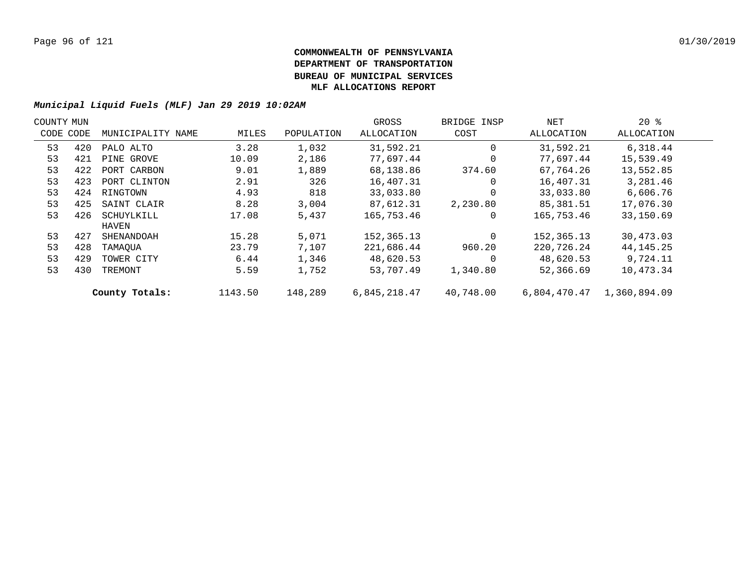**COMMONWEALTH OF PENNSYLVANIA**
**DEPARTMENT OF TRANSPORTATION**
**BUREAU OF MUNICIPAL SERVICES**
**MLF ALLOCATIONS REPORT**

***Municipal Liquid Fuels (MLF) Jan 29 2019 10:02AM***

| COUNTY CODE | MUN CODE | MUNICIPALITY NAME | MILES | POPULATION | GROSS ALLOCATION | BRIDGE INSP COST | NET ALLOCATION | 20 % ALLOCATION |
|---|---|---|---|---|---|---|---|---|
| 53 | 420 | PALO ALTO | 3.28 | 1,032 | 31,592.21 | 0 | 31,592.21 | 6,318.44 |
| 53 | 421 | PINE GROVE | 10.09 | 2,186 | 77,697.44 | 0 | 77,697.44 | 15,539.49 |
| 53 | 422 | PORT CARBON | 9.01 | 1,889 | 68,138.86 | 374.60 | 67,764.26 | 13,552.85 |
| 53 | 423 | PORT CLINTON | 2.91 | 326 | 16,407.31 | 0 | 16,407.31 | 3,281.46 |
| 53 | 424 | RINGTOWN | 4.93 | 818 | 33,033.80 | 0 | 33,033.80 | 6,606.76 |
| 53 | 425 | SAINT CLAIR | 8.28 | 3,004 | 87,612.31 | 2,230.80 | 85,381.51 | 17,076.30 |
| 53 | 426 | SCHUYLKILL HAVEN | 17.08 | 5,437 | 165,753.46 | 0 | 165,753.46 | 33,150.69 |
| 53 | 427 | SHENANDOAH | 15.28 | 5,071 | 152,365.13 | 0 | 152,365.13 | 30,473.03 |
| 53 | 428 | TAMAQUA | 23.79 | 7,107 | 221,686.44 | 960.20 | 220,726.24 | 44,145.25 |
| 53 | 429 | TOWER CITY | 6.44 | 1,346 | 48,620.53 | 0 | 48,620.53 | 9,724.11 |
| 53 | 430 | TREMONT | 5.59 | 1,752 | 53,707.49 | 1,340.80 | 52,366.69 | 10,473.34 |
| | | **County Totals:** | 1143.50 | 148,289 | 6,845,218.47 | 40,748.00 | 6,804,470.47 | 1,360,894.09 |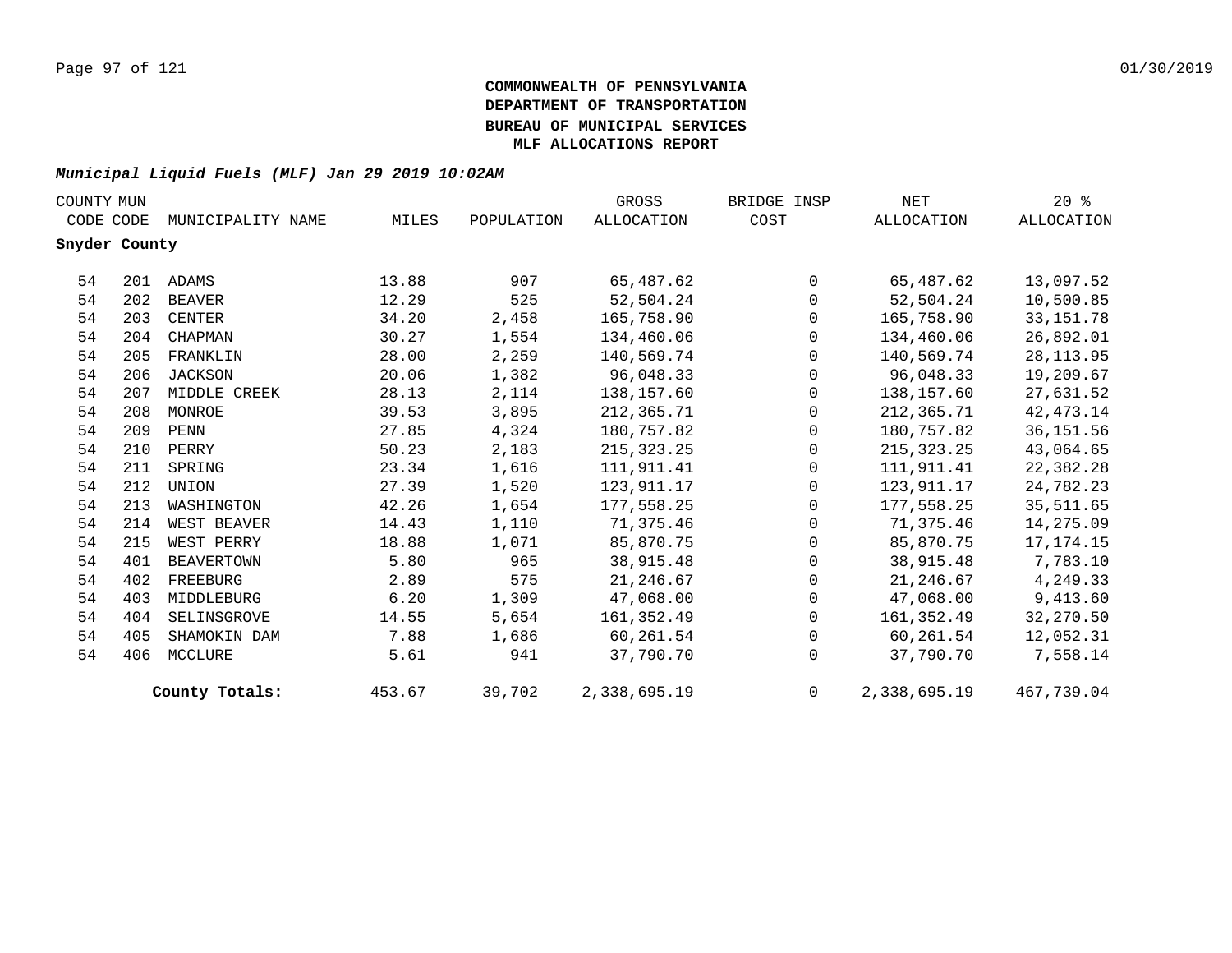**COMMONWEALTH OF PENNSYLVANIA**
**DEPARTMENT OF TRANSPORTATION**
**BUREAU OF MUNICIPAL SERVICES**
**MLF ALLOCATIONS REPORT**

***Municipal Liquid Fuels (MLF) Jan 29 2019 10:02AM***

| COUNTY CODE | MUN CODE | MUNICIPALITY NAME | MILES | POPULATION | GROSS ALLOCATION | BRIDGE INSP COST | NET ALLOCATION | 20 % ALLOCATION |
|---|---|---|---|---|---|---|---|---|
| **Snyder County** | | | | | | | | |
| 54 | 201 | ADAMS | 13.88 | 907 | 65,487.62 | 0 | 65,487.62 | 13,097.52 |
| 54 | 202 | BEAVER | 12.29 | 525 | 52,504.24 | 0 | 52,504.24 | 10,500.85 |
| 54 | 203 | CENTER | 34.20 | 2,458 | 165,758.90 | 0 | 165,758.90 | 33,151.78 |
| 54 | 204 | CHAPMAN | 30.27 | 1,554 | 134,460.06 | 0 | 134,460.06 | 26,892.01 |
| 54 | 205 | FRANKLIN | 28.00 | 2,259 | 140,569.74 | 0 | 140,569.74 | 28,113.95 |
| 54 | 206 | JACKSON | 20.06 | 1,382 | 96,048.33 | 0 | 96,048.33 | 19,209.67 |
| 54 | 207 | MIDDLE CREEK | 28.13 | 2,114 | 138,157.60 | 0 | 138,157.60 | 27,631.52 |
| 54 | 208 | MONROE | 39.53 | 3,895 | 212,365.71 | 0 | 212,365.71 | 42,473.14 |
| 54 | 209 | PENN | 27.85 | 4,324 | 180,757.82 | 0 | 180,757.82 | 36,151.56 |
| 54 | 210 | PERRY | 50.23 | 2,183 | 215,323.25 | 0 | 215,323.25 | 43,064.65 |
| 54 | 211 | SPRING | 23.34 | 1,616 | 111,911.41 | 0 | 111,911.41 | 22,382.28 |
| 54 | 212 | UNION | 27.39 | 1,520 | 123,911.17 | 0 | 123,911.17 | 24,782.23 |
| 54 | 213 | WASHINGTON | 42.26 | 1,654 | 177,558.25 | 0 | 177,558.25 | 35,511.65 |
| 54 | 214 | WEST BEAVER | 14.43 | 1,110 | 71,375.46 | 0 | 71,375.46 | 14,275.09 |
| 54 | 215 | WEST PERRY | 18.88 | 1,071 | 85,870.75 | 0 | 85,870.75 | 17,174.15 |
| 54 | 401 | BEAVERTOWN | 5.80 | 965 | 38,915.48 | 0 | 38,915.48 | 7,783.10 |
| 54 | 402 | FREEBURG | 2.89 | 575 | 21,246.67 | 0 | 21,246.67 | 4,249.33 |
| 54 | 403 | MIDDLEBURG | 6.20 | 1,309 | 47,068.00 | 0 | 47,068.00 | 9,413.60 |
| 54 | 404 | SELINSGROVE | 14.55 | 5,654 | 161,352.49 | 0 | 161,352.49 | 32,270.50 |
| 54 | 405 | SHAMOKIN DAM | 7.88 | 1,686 | 60,261.54 | 0 | 60,261.54 | 12,052.31 |
| 54 | 406 | MCCLURE | 5.61 | 941 | 37,790.70 | 0 | 37,790.70 | 7,558.14 |
| | | **County Totals:** | 453.67 | 39,702 | 2,338,695.19 | 0 | 2,338,695.19 | 467,739.04 |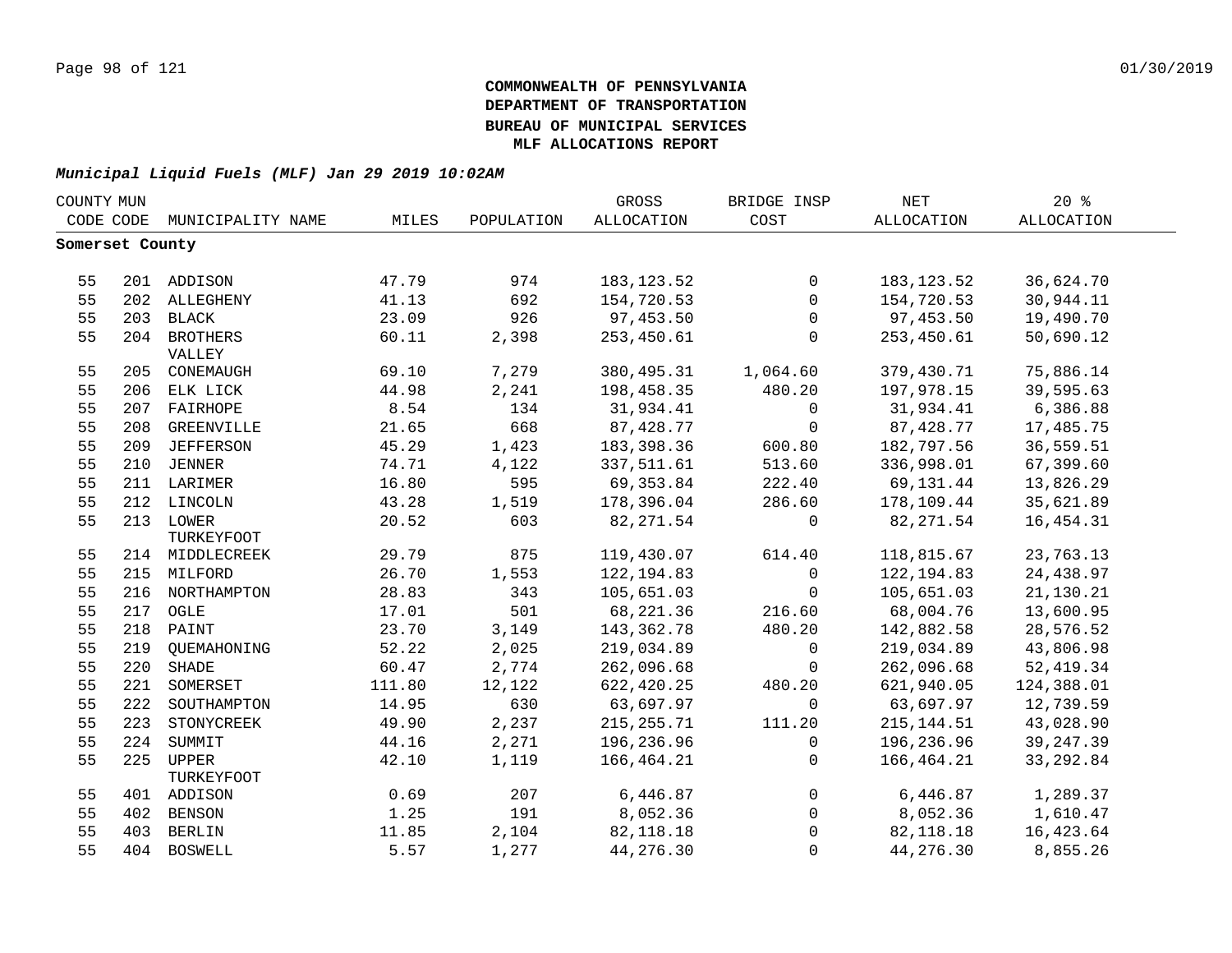**COMMONWEALTH OF PENNSYLVANIA**
**DEPARTMENT OF TRANSPORTATION**
**BUREAU OF MUNICIPAL SERVICES**
**MLF ALLOCATIONS REPORT**

***Municipal Liquid Fuels (MLF) Jan 29 2019 10:02AM***

| COUNTY CODE | MUN CODE | MUNICIPALITY NAME | MILES | POPULATION | GROSS ALLOCATION | BRIDGE INSP COST | NET ALLOCATION | 20 % ALLOCATION |
|---|---|---|---|---|---|---|---|---|
| **Somerset County** | | | | | | | | |
| 55 | 201 | ADDISON | 47.79 | 974 | 183,123.52 | 0 | 183,123.52 | 36,624.70 |
| 55 | 202 | ALLEGHENY | 41.13 | 692 | 154,720.53 | 0 | 154,720.53 | 30,944.11 |
| 55 | 203 | BLACK | 23.09 | 926 | 97,453.50 | 0 | 97,453.50 | 19,490.70 |
| 55 | 204 | BROTHERS VALLEY | 60.11 | 2,398 | 253,450.61 | 0 | 253,450.61 | 50,690.12 |
| 55 | 205 | CONEMAUGH | 69.10 | 7,279 | 380,495.31 | 1,064.60 | 379,430.71 | 75,886.14 |
| 55 | 206 | ELK LICK | 44.98 | 2,241 | 198,458.35 | 480.20 | 197,978.15 | 39,595.63 |
| 55 | 207 | FAIRHOPE | 8.54 | 134 | 31,934.41 | 0 | 31,934.41 | 6,386.88 |
| 55 | 208 | GREENVILLE | 21.65 | 668 | 87,428.77 | 0 | 87,428.77 | 17,485.75 |
| 55 | 209 | JEFFERSON | 45.29 | 1,423 | 183,398.36 | 600.80 | 182,797.56 | 36,559.51 |
| 55 | 210 | JENNER | 74.71 | 4,122 | 337,511.61 | 513.60 | 336,998.01 | 67,399.60 |
| 55 | 211 | LARIMER | 16.80 | 595 | 69,353.84 | 222.40 | 69,131.44 | 13,826.29 |
| 55 | 212 | LINCOLN | 43.28 | 1,519 | 178,396.04 | 286.60 | 178,109.44 | 35,621.89 |
| 55 | 213 | LOWER TURKEYFOOT | 20.52 | 603 | 82,271.54 | 0 | 82,271.54 | 16,454.31 |
| 55 | 214 | MIDDLECREEK | 29.79 | 875 | 119,430.07 | 614.40 | 118,815.67 | 23,763.13 |
| 55 | 215 | MILFORD | 26.70 | 1,553 | 122,194.83 | 0 | 122,194.83 | 24,438.97 |
| 55 | 216 | NORTHAMPTON | 28.83 | 343 | 105,651.03 | 0 | 105,651.03 | 21,130.21 |
| 55 | 217 | OGLE | 17.01 | 501 | 68,221.36 | 216.60 | 68,004.76 | 13,600.95 |
| 55 | 218 | PAINT | 23.70 | 3,149 | 143,362.78 | 480.20 | 142,882.58 | 28,576.52 |
| 55 | 219 | QUEMAHONING | 52.22 | 2,025 | 219,034.89 | 0 | 219,034.89 | 43,806.98 |
| 55 | 220 | SHADE | 60.47 | 2,774 | 262,096.68 | 0 | 262,096.68 | 52,419.34 |
| 55 | 221 | SOMERSET | 111.80 | 12,122 | 622,420.25 | 480.20 | 621,940.05 | 124,388.01 |
| 55 | 222 | SOUTHAMPTON | 14.95 | 630 | 63,697.97 | 0 | 63,697.97 | 12,739.59 |
| 55 | 223 | STONYCREEK | 49.90 | 2,237 | 215,255.71 | 111.20 | 215,144.51 | 43,028.90 |
| 55 | 224 | SUMMIT | 44.16 | 2,271 | 196,236.96 | 0 | 196,236.96 | 39,247.39 |
| 55 | 225 | UPPER TURKEYFOOT | 42.10 | 1,119 | 166,464.21 | 0 | 166,464.21 | 33,292.84 |
| 55 | 401 | ADDISON | 0.69 | 207 | 6,446.87 | 0 | 6,446.87 | 1,289.37 |
| 55 | 402 | BENSON | 1.25 | 191 | 8,052.36 | 0 | 8,052.36 | 1,610.47 |
| 55 | 403 | BERLIN | 11.85 | 2,104 | 82,118.18 | 0 | 82,118.18 | 16,423.64 |
| 55 | 404 | BOSWELL | 5.57 | 1,277 | 44,276.30 | 0 | 44,276.30 | 8,855.26 |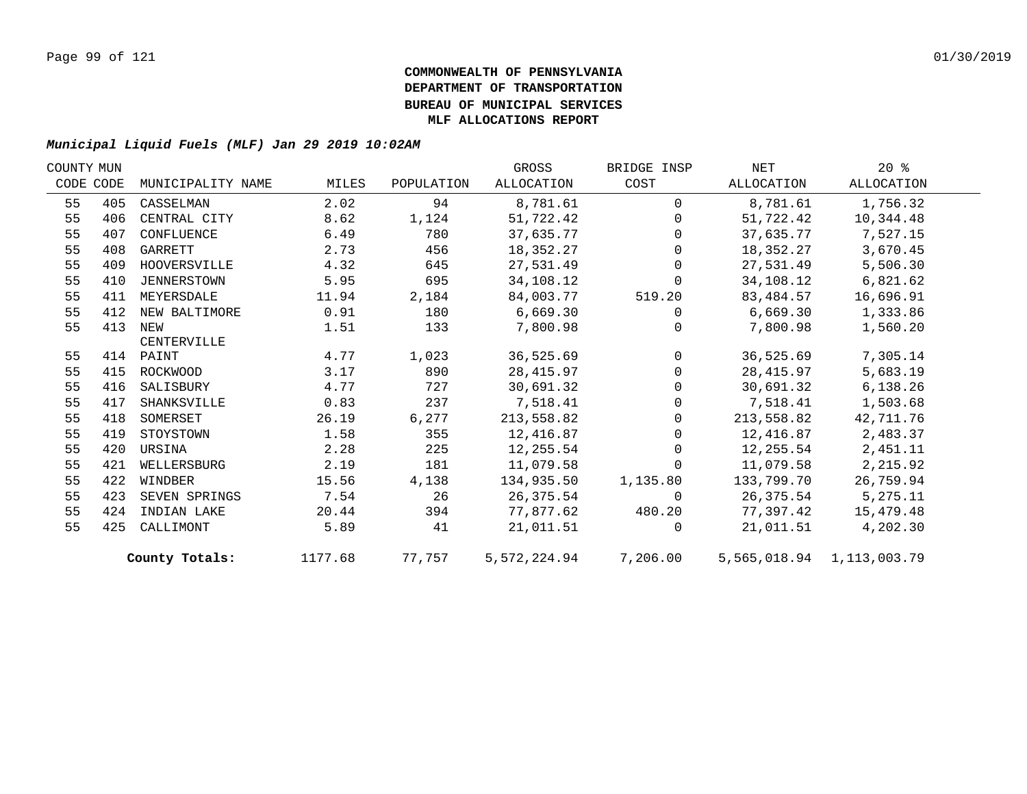**COMMONWEALTH OF PENNSYLVANIA**
**DEPARTMENT OF TRANSPORTATION**
**BUREAU OF MUNICIPAL SERVICES**
**MLF ALLOCATIONS REPORT**

***Municipal Liquid Fuels (MLF) Jan 29 2019 10:02AM***

| COUNTY CODE | MUN CODE | MUNICIPALITY NAME | MILES | POPULATION | GROSS ALLOCATION | BRIDGE INSP COST | NET ALLOCATION | 20 % ALLOCATION |
|---|---|---|---|---|---|---|---|---|
| 55 | 405 | CASSELMAN | 2.02 | 94 | 8,781.61 | 0 | 8,781.61 | 1,756.32 |
| 55 | 406 | CENTRAL CITY | 8.62 | 1,124 | 51,722.42 | 0 | 51,722.42 | 10,344.48 |
| 55 | 407 | CONFLUENCE | 6.49 | 780 | 37,635.77 | 0 | 37,635.77 | 7,527.15 |
| 55 | 408 | GARRETT | 2.73 | 456 | 18,352.27 | 0 | 18,352.27 | 3,670.45 |
| 55 | 409 | HOOVERSVILLE | 4.32 | 645 | 27,531.49 | 0 | 27,531.49 | 5,506.30 |
| 55 | 410 | JENNERSTOWN | 5.95 | 695 | 34,108.12 | 0 | 34,108.12 | 6,821.62 |
| 55 | 411 | MEYERSDALE | 11.94 | 2,184 | 84,003.77 | 519.20 | 83,484.57 | 16,696.91 |
| 55 | 412 | NEW BALTIMORE | 0.91 | 180 | 6,669.30 | 0 | 6,669.30 | 1,333.86 |
| 55 | 413 | NEW CENTERVILLE | 1.51 | 133 | 7,800.98 | 0 | 7,800.98 | 1,560.20 |
| 55 | 414 | PAINT | 4.77 | 1,023 | 36,525.69 | 0 | 36,525.69 | 7,305.14 |
| 55 | 415 | ROCKWOOD | 3.17 | 890 | 28,415.97 | 0 | 28,415.97 | 5,683.19 |
| 55 | 416 | SALISBURY | 4.77 | 727 | 30,691.32 | 0 | 30,691.32 | 6,138.26 |
| 55 | 417 | SHANKSVILLE | 0.83 | 237 | 7,518.41 | 0 | 7,518.41 | 1,503.68 |
| 55 | 418 | SOMERSET | 26.19 | 6,277 | 213,558.82 | 0 | 213,558.82 | 42,711.76 |
| 55 | 419 | STOYSTOWN | 1.58 | 355 | 12,416.87 | 0 | 12,416.87 | 2,483.37 |
| 55 | 420 | URSINA | 2.28 | 225 | 12,255.54 | 0 | 12,255.54 | 2,451.11 |
| 55 | 421 | WELLERSBURG | 2.19 | 181 | 11,079.58 | 0 | 11,079.58 | 2,215.92 |
| 55 | 422 | WINDBER | 15.56 | 4,138 | 134,935.50 | 1,135.80 | 133,799.70 | 26,759.94 |
| 55 | 423 | SEVEN SPRINGS | 7.54 | 26 | 26,375.54 | 0 | 26,375.54 | 5,275.11 |
| 55 | 424 | INDIAN LAKE | 20.44 | 394 | 77,877.62 | 480.20 | 77,397.42 | 15,479.48 |
| 55 | 425 | CALLIMONT | 5.89 | 41 | 21,011.51 | 0 | 21,011.51 | 4,202.30 |
| | | **County Totals:** | 1177.68 | 77,757 | 5,572,224.94 | 7,206.00 | 5,565,018.94 | 1,113,003.79 |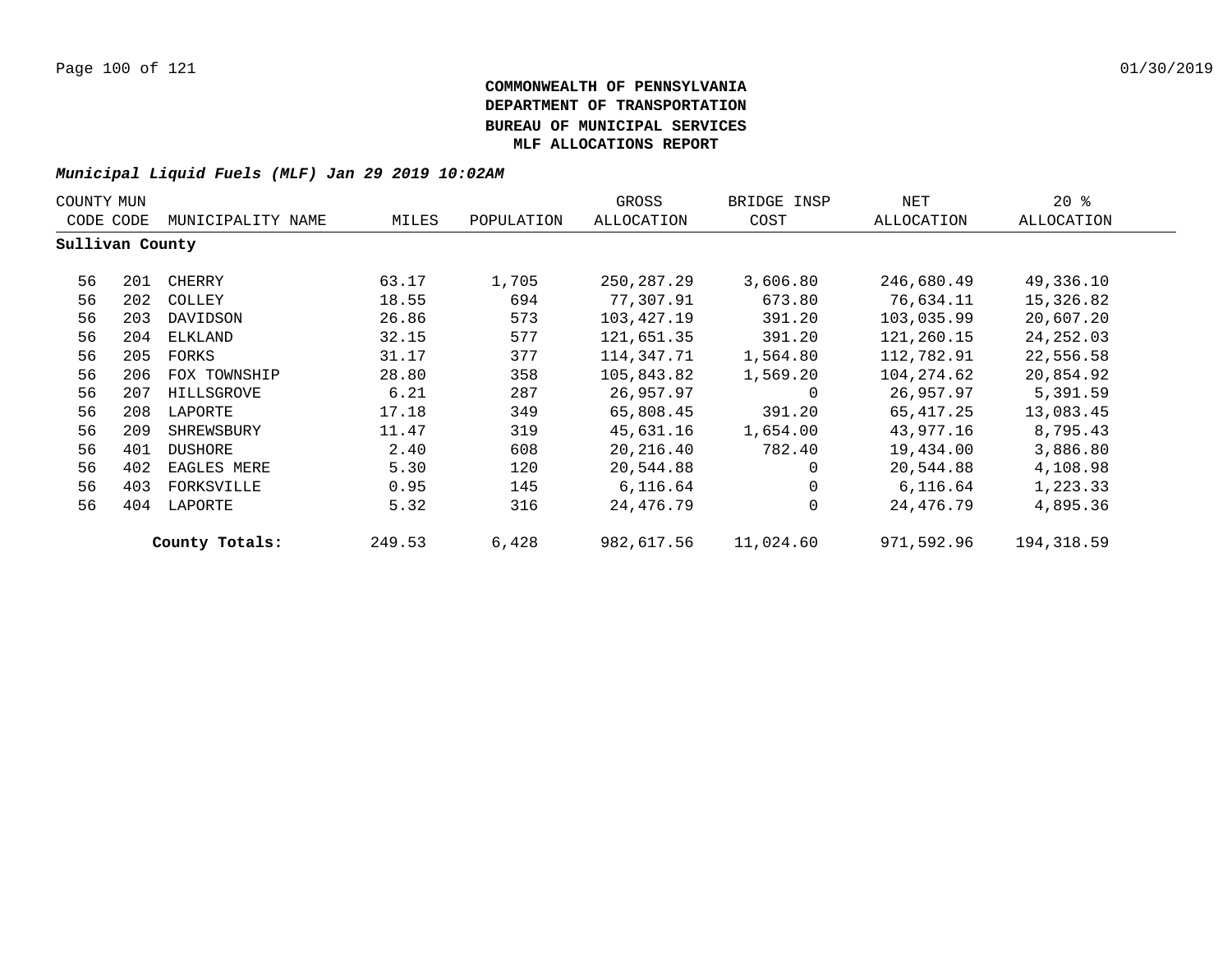**COMMONWEALTH OF PENNSYLVANIA**
**DEPARTMENT OF TRANSPORTATION**
**BUREAU OF MUNICIPAL SERVICES**
**MLF ALLOCATIONS REPORT**

***Municipal Liquid Fuels (MLF) Jan 29 2019 10:02AM***

| COUNTY CODE | MUN CODE | MUNICIPALITY NAME | MILES | POPULATION | GROSS ALLOCATION | BRIDGE INSP COST | NET ALLOCATION | 20 % ALLOCATION |
|---|---|---|---|---|---|---|---|---|
| **Sullivan County** | | | | | | | | |
| 56 | 201 | CHERRY | 63.17 | 1,705 | 250,287.29 | 3,606.80 | 246,680.49 | 49,336.10 |
| 56 | 202 | COLLEY | 18.55 | 694 | 77,307.91 | 673.80 | 76,634.11 | 15,326.82 |
| 56 | 203 | DAVIDSON | 26.86 | 573 | 103,427.19 | 391.20 | 103,035.99 | 20,607.20 |
| 56 | 204 | ELKLAND | 32.15 | 577 | 121,651.35 | 391.20 | 121,260.15 | 24,252.03 |
| 56 | 205 | FORKS | 31.17 | 377 | 114,347.71 | 1,564.80 | 112,782.91 | 22,556.58 |
| 56 | 206 | FOX TOWNSHIP | 28.80 | 358 | 105,843.82 | 1,569.20 | 104,274.62 | 20,854.92 |
| 56 | 207 | HILLSGROVE | 6.21 | 287 | 26,957.97 | 0 | 26,957.97 | 5,391.59 |
| 56 | 208 | LAPORTE | 17.18 | 349 | 65,808.45 | 391.20 | 65,417.25 | 13,083.45 |
| 56 | 209 | SHREWSBURY | 11.47 | 319 | 45,631.16 | 1,654.00 | 43,977.16 | 8,795.43 |
| 56 | 401 | DUSHORE | 2.40 | 608 | 20,216.40 | 782.40 | 19,434.00 | 3,886.80 |
| 56 | 402 | EAGLES MERE | 5.30 | 120 | 20,544.88 | 0 | 20,544.88 | 4,108.98 |
| 56 | 403 | FORKSVILLE | 0.95 | 145 | 6,116.64 | 0 | 6,116.64 | 1,223.33 |
| 56 | 404 | LAPORTE | 5.32 | 316 | 24,476.79 | 0 | 24,476.79 | 4,895.36 |
| | | **County Totals:** | 249.53 | 6,428 | 982,617.56 | 11,024.60 | 971,592.96 | 194,318.59 |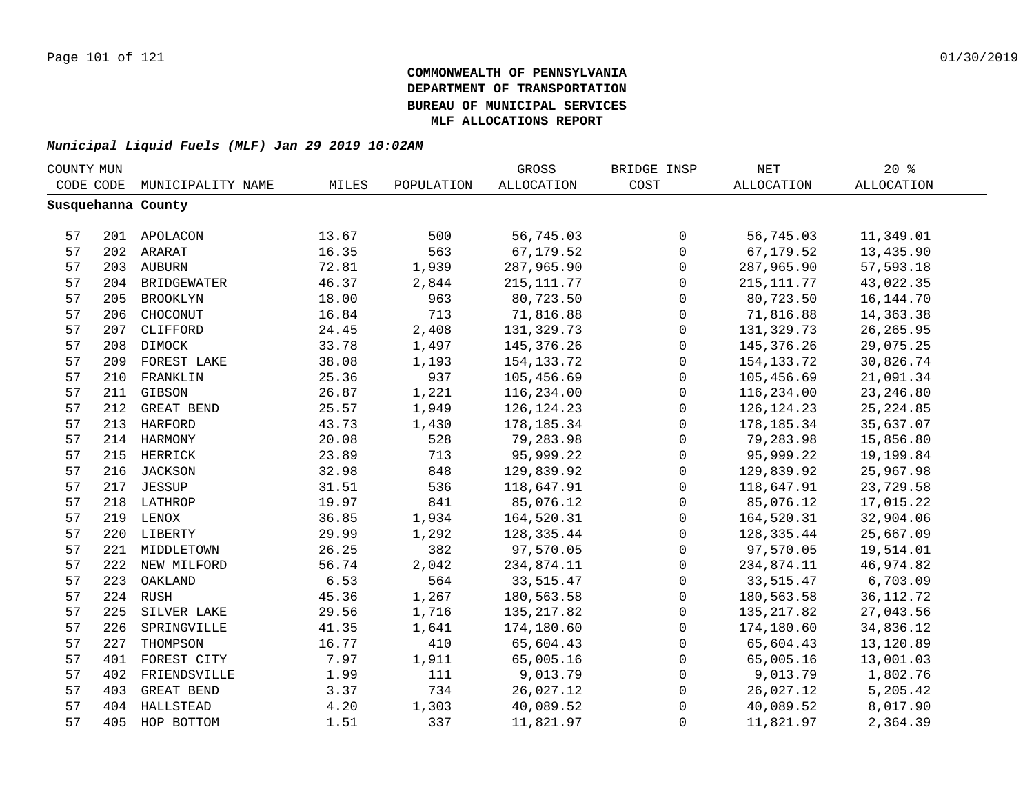**COMMONWEALTH OF PENNSYLVANIA**
**DEPARTMENT OF TRANSPORTATION**
**BUREAU OF MUNICIPAL SERVICES**
**MLF ALLOCATIONS REPORT**

***Municipal Liquid Fuels (MLF) Jan 29 2019 10:02AM***

| COUNTY CODE | MUN CODE | MUNICIPALITY NAME | MILES | POPULATION | GROSS ALLOCATION | BRIDGE INSP COST | NET ALLOCATION | 20 % ALLOCATION |
|---|---|---|---|---|---|---|---|---|
| **Susquehanna County** | | | | | | | | |
| 57 | 201 | APOLACON | 13.67 | 500 | 56,745.03 | 0 | 56,745.03 | 11,349.01 |
| 57 | 202 | ARARAT | 16.35 | 563 | 67,179.52 | 0 | 67,179.52 | 13,435.90 |
| 57 | 203 | AUBURN | 72.81 | 1,939 | 287,965.90 | 0 | 287,965.90 | 57,593.18 |
| 57 | 204 | BRIDGEWATER | 46.37 | 2,844 | 215,111.77 | 0 | 215,111.77 | 43,022.35 |
| 57 | 205 | BROOKLYN | 18.00 | 963 | 80,723.50 | 0 | 80,723.50 | 16,144.70 |
| 57 | 206 | CHOCONUT | 16.84 | 713 | 71,816.88 | 0 | 71,816.88 | 14,363.38 |
| 57 | 207 | CLIFFORD | 24.45 | 2,408 | 131,329.73 | 0 | 131,329.73 | 26,265.95 |
| 57 | 208 | DIMOCK | 33.78 | 1,497 | 145,376.26 | 0 | 145,376.26 | 29,075.25 |
| 57 | 209 | FOREST LAKE | 38.08 | 1,193 | 154,133.72 | 0 | 154,133.72 | 30,826.74 |
| 57 | 210 | FRANKLIN | 25.36 | 937 | 105,456.69 | 0 | 105,456.69 | 21,091.34 |
| 57 | 211 | GIBSON | 26.87 | 1,221 | 116,234.00 | 0 | 116,234.00 | 23,246.80 |
| 57 | 212 | GREAT BEND | 25.57 | 1,949 | 126,124.23 | 0 | 126,124.23 | 25,224.85 |
| 57 | 213 | HARFORD | 43.73 | 1,430 | 178,185.34 | 0 | 178,185.34 | 35,637.07 |
| 57 | 214 | HARMONY | 20.08 | 528 | 79,283.98 | 0 | 79,283.98 | 15,856.80 |
| 57 | 215 | HERRICK | 23.89 | 713 | 95,999.22 | 0 | 95,999.22 | 19,199.84 |
| 57 | 216 | JACKSON | 32.98 | 848 | 129,839.92 | 0 | 129,839.92 | 25,967.98 |
| 57 | 217 | JESSUP | 31.51 | 536 | 118,647.91 | 0 | 118,647.91 | 23,729.58 |
| 57 | 218 | LATHROP | 19.97 | 841 | 85,076.12 | 0 | 85,076.12 | 17,015.22 |
| 57 | 219 | LENOX | 36.85 | 1,934 | 164,520.31 | 0 | 164,520.31 | 32,904.06 |
| 57 | 220 | LIBERTY | 29.99 | 1,292 | 128,335.44 | 0 | 128,335.44 | 25,667.09 |
| 57 | 221 | MIDDLETOWN | 26.25 | 382 | 97,570.05 | 0 | 97,570.05 | 19,514.01 |
| 57 | 222 | NEW MILFORD | 56.74 | 2,042 | 234,874.11 | 0 | 234,874.11 | 46,974.82 |
| 57 | 223 | OAKLAND | 6.53 | 564 | 33,515.47 | 0 | 33,515.47 | 6,703.09 |
| 57 | 224 | RUSH | 45.36 | 1,267 | 180,563.58 | 0 | 180,563.58 | 36,112.72 |
| 57 | 225 | SILVER LAKE | 29.56 | 1,716 | 135,217.82 | 0 | 135,217.82 | 27,043.56 |
| 57 | 226 | SPRINGVILLE | 41.35 | 1,641 | 174,180.60 | 0 | 174,180.60 | 34,836.12 |
| 57 | 227 | THOMPSON | 16.77 | 410 | 65,604.43 | 0 | 65,604.43 | 13,120.89 |
| 57 | 401 | FOREST CITY | 7.97 | 1,911 | 65,005.16 | 0 | 65,005.16 | 13,001.03 |
| 57 | 402 | FRIENDSVILLE | 1.99 | 111 | 9,013.79 | 0 | 9,013.79 | 1,802.76 |
| 57 | 403 | GREAT BEND | 3.37 | 734 | 26,027.12 | 0 | 26,027.12 | 5,205.42 |
| 57 | 404 | HALLSTEAD | 4.20 | 1,303 | 40,089.52 | 0 | 40,089.52 | 8,017.90 |
| 57 | 405 | HOP BOTTOM | 1.51 | 337 | 11,821.97 | 0 | 11,821.97 | 2,364.39 |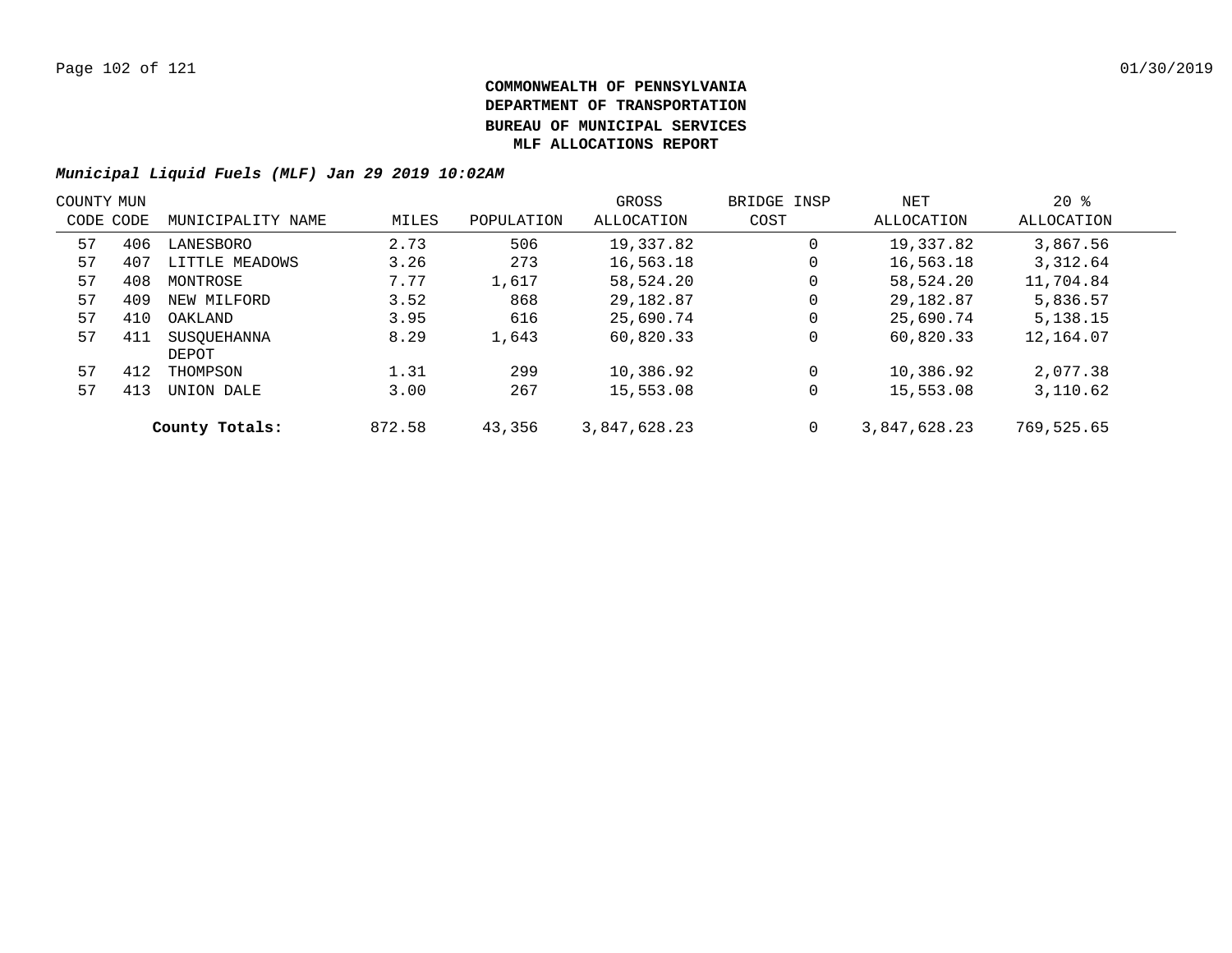# COMMONWEALTH OF PENNSYLVANIA
# DEPARTMENT OF TRANSPORTATION
# BUREAU OF MUNICIPAL SERVICES
# MLF ALLOCATIONS REPORT

***Municipal Liquid Fuels (MLF) Jan 29 2019 10:02AM***

| COUNTY CODE | MUN CODE | MUNICIPALITY NAME | MILES | POPULATION | GROSS ALLOCATION | BRIDGE INSP COST | NET ALLOCATION | 20 % ALLOCATION |
|---|---|---|---|---|---|---|---|---|
| 57 | 406 | LANESBORO | 2.73 | 506 | 19,337.82 | 0 | 19,337.82 | 3,867.56 |
| 57 | 407 | LITTLE MEADOWS | 3.26 | 273 | 16,563.18 | 0 | 16,563.18 | 3,312.64 |
| 57 | 408 | MONTROSE | 7.77 | 1,617 | 58,524.20 | 0 | 58,524.20 | 11,704.84 |
| 57 | 409 | NEW MILFORD | 3.52 | 868 | 29,182.87 | 0 | 29,182.87 | 5,836.57 |
| 57 | 410 | OAKLAND | 3.95 | 616 | 25,690.74 | 0 | 25,690.74 | 5,138.15 |
| 57 | 411 | SUSQUEHANNA DEPOT | 8.29 | 1,643 | 60,820.33 | 0 | 60,820.33 | 12,164.07 |
| 57 | 412 | THOMPSON | 1.31 | 299 | 10,386.92 | 0 | 10,386.92 | 2,077.38 |
| 57 | 413 | UNION DALE | 3.00 | 267 | 15,553.08 | 0 | 15,553.08 | 3,110.62 |
| | | **County Totals:** | 872.58 | 43,356 | 3,847,628.23 | 0 | 3,847,628.23 | 769,525.65 |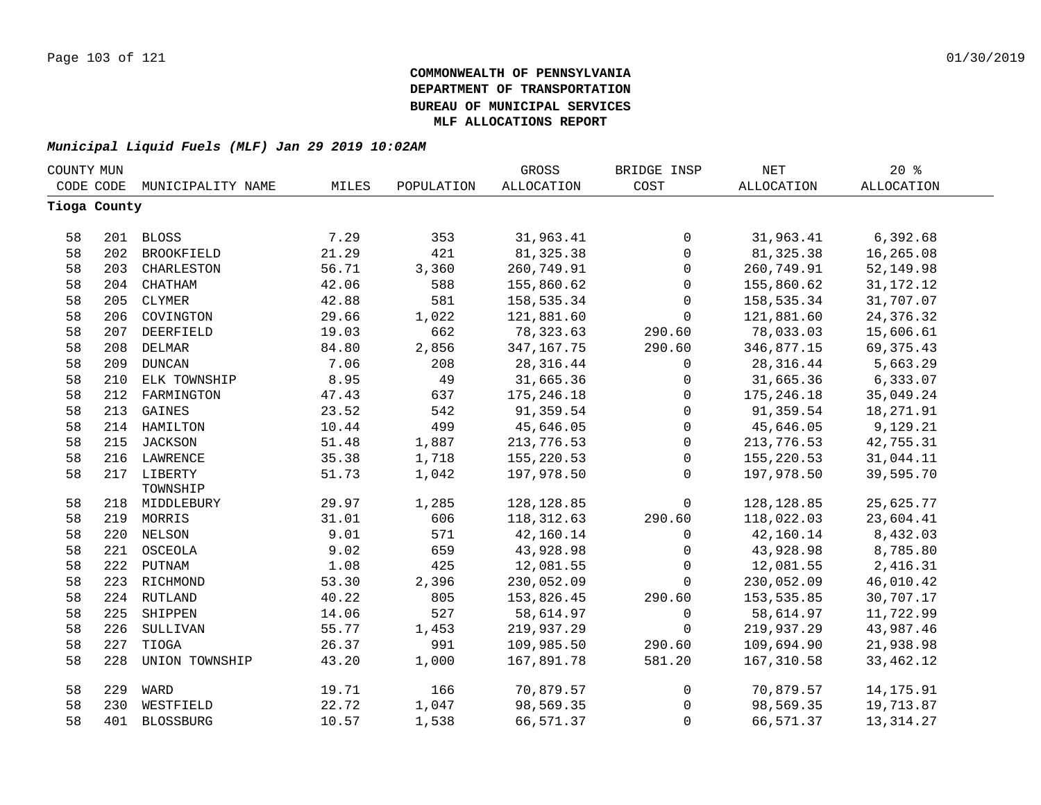**COMMONWEALTH OF PENNSYLVANIA**
**DEPARTMENT OF TRANSPORTATION**
**BUREAU OF MUNICIPAL SERVICES**
**MLF ALLOCATIONS REPORT**

***Municipal Liquid Fuels (MLF) Jan 29 2019 10:02AM***

| COUNTY CODE | MUN CODE | MUNICIPALITY NAME | MILES | POPULATION | GROSS ALLOCATION | BRIDGE INSP COST | NET ALLOCATION | 20 % ALLOCATION |
|---|---|---|---|---|---|---|---|---|
| **Tioga County** | | | | | | | | |
| 58 | 201 | BLOSS | 7.29 | 353 | 31,963.41 | 0 | 31,963.41 | 6,392.68 |
| 58 | 202 | BROOKFIELD | 21.29 | 421 | 81,325.38 | 0 | 81,325.38 | 16,265.08 |
| 58 | 203 | CHARLESTON | 56.71 | 3,360 | 260,749.91 | 0 | 260,749.91 | 52,149.98 |
| 58 | 204 | CHATHAM | 42.06 | 588 | 155,860.62 | 0 | 155,860.62 | 31,172.12 |
| 58 | 205 | CLYMER | 42.88 | 581 | 158,535.34 | 0 | 158,535.34 | 31,707.07 |
| 58 | 206 | COVINGTON | 29.66 | 1,022 | 121,881.60 | 0 | 121,881.60 | 24,376.32 |
| 58 | 207 | DEERFIELD | 19.03 | 662 | 78,323.63 | 290.60 | 78,033.03 | 15,606.61 |
| 58 | 208 | DELMAR | 84.80 | 2,856 | 347,167.75 | 290.60 | 346,877.15 | 69,375.43 |
| 58 | 209 | DUNCAN | 7.06 | 208 | 28,316.44 | 0 | 28,316.44 | 5,663.29 |
| 58 | 210 | ELK TOWNSHIP | 8.95 | 49 | 31,665.36 | 0 | 31,665.36 | 6,333.07 |
| 58 | 212 | FARMINGTON | 47.43 | 637 | 175,246.18 | 0 | 175,246.18 | 35,049.24 |
| 58 | 213 | GAINES | 23.52 | 542 | 91,359.54 | 0 | 91,359.54 | 18,271.91 |
| 58 | 214 | HAMILTON | 10.44 | 499 | 45,646.05 | 0 | 45,646.05 | 9,129.21 |
| 58 | 215 | JACKSON | 51.48 | 1,887 | 213,776.53 | 0 | 213,776.53 | 42,755.31 |
| 58 | 216 | LAWRENCE | 35.38 | 1,718 | 155,220.53 | 0 | 155,220.53 | 31,044.11 |
| 58 | 217 | LIBERTY TOWNSHIP | 51.73 | 1,042 | 197,978.50 | 0 | 197,978.50 | 39,595.70 |
| 58 | 218 | MIDDLEBURY | 29.97 | 1,285 | 128,128.85 | 0 | 128,128.85 | 25,625.77 |
| 58 | 219 | MORRIS | 31.01 | 606 | 118,312.63 | 290.60 | 118,022.03 | 23,604.41 |
| 58 | 220 | NELSON | 9.01 | 571 | 42,160.14 | 0 | 42,160.14 | 8,432.03 |
| 58 | 221 | OSCEOLA | 9.02 | 659 | 43,928.98 | 0 | 43,928.98 | 8,785.80 |
| 58 | 222 | PUTNAM | 1.08 | 425 | 12,081.55 | 0 | 12,081.55 | 2,416.31 |
| 58 | 223 | RICHMOND | 53.30 | 2,396 | 230,052.09 | 0 | 230,052.09 | 46,010.42 |
| 58 | 224 | RUTLAND | 40.22 | 805 | 153,826.45 | 290.60 | 153,535.85 | 30,707.17 |
| 58 | 225 | SHIPPEN | 14.06 | 527 | 58,614.97 | 0 | 58,614.97 | 11,722.99 |
| 58 | 226 | SULLIVAN | 55.77 | 1,453 | 219,937.29 | 0 | 219,937.29 | 43,987.46 |
| 58 | 227 | TIOGA | 26.37 | 991 | 109,985.50 | 290.60 | 109,694.90 | 21,938.98 |
| 58 | 228 | UNION TOWNSHIP | 43.20 | 1,000 | 167,891.78 | 581.20 | 167,310.58 | 33,462.12 |
| 58 | 229 | WARD | 19.71 | 166 | 70,879.57 | 0 | 70,879.57 | 14,175.91 |
| 58 | 230 | WESTFIELD | 22.72 | 1,047 | 98,569.35 | 0 | 98,569.35 | 19,713.87 |
| 58 | 401 | BLOSSBURG | 10.57 | 1,538 | 66,571.37 | 0 | 66,571.37 | 13,314.27 |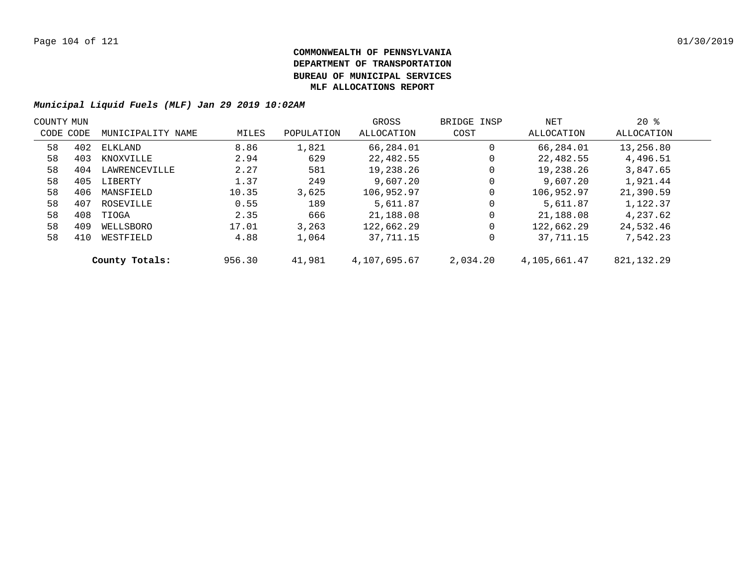# COMMONWEALTH OF PENNSYLVANIA
# DEPARTMENT OF TRANSPORTATION
# BUREAU OF MUNICIPAL SERVICES
# MLF ALLOCATIONS REPORT

***Municipal Liquid Fuels (MLF) Jan 29 2019 10:02AM***

| COUNTY CODE | MUN CODE | MUNICIPALITY NAME | MILES | POPULATION | GROSS ALLOCATION | BRIDGE INSP COST | NET ALLOCATION | 20 % ALLOCATION |
|---|---|---|---|---|---|---|---|---|
| 58 | 402 | ELKLAND | 8.86 | 1,821 | 66,284.01 | 0 | 66,284.01 | 13,256.80 |
| 58 | 403 | KNOXVILLE | 2.94 | 629 | 22,482.55 | 0 | 22,482.55 | 4,496.51 |
| 58 | 404 | LAWRENCEVILLE | 2.27 | 581 | 19,238.26 | 0 | 19,238.26 | 3,847.65 |
| 58 | 405 | LIBERTY | 1.37 | 249 | 9,607.20 | 0 | 9,607.20 | 1,921.44 |
| 58 | 406 | MANSFIELD | 10.35 | 3,625 | 106,952.97 | 0 | 106,952.97 | 21,390.59 |
| 58 | 407 | ROSEVILLE | 0.55 | 189 | 5,611.87 | 0 | 5,611.87 | 1,122.37 |
| 58 | 408 | TIOGA | 2.35 | 666 | 21,188.08 | 0 | 21,188.08 | 4,237.62 |
| 58 | 409 | WELLSBORO | 17.01 | 3,263 | 122,662.29 | 0 | 122,662.29 | 24,532.46 |
| 58 | 410 | WESTFIELD | 4.88 | 1,064 | 37,711.15 | 0 | 37,711.15 | 7,542.23 |
| | | **County Totals:** | 956.30 | 41,981 | 4,107,695.67 | 2,034.20 | 4,105,661.47 | 821,132.29 |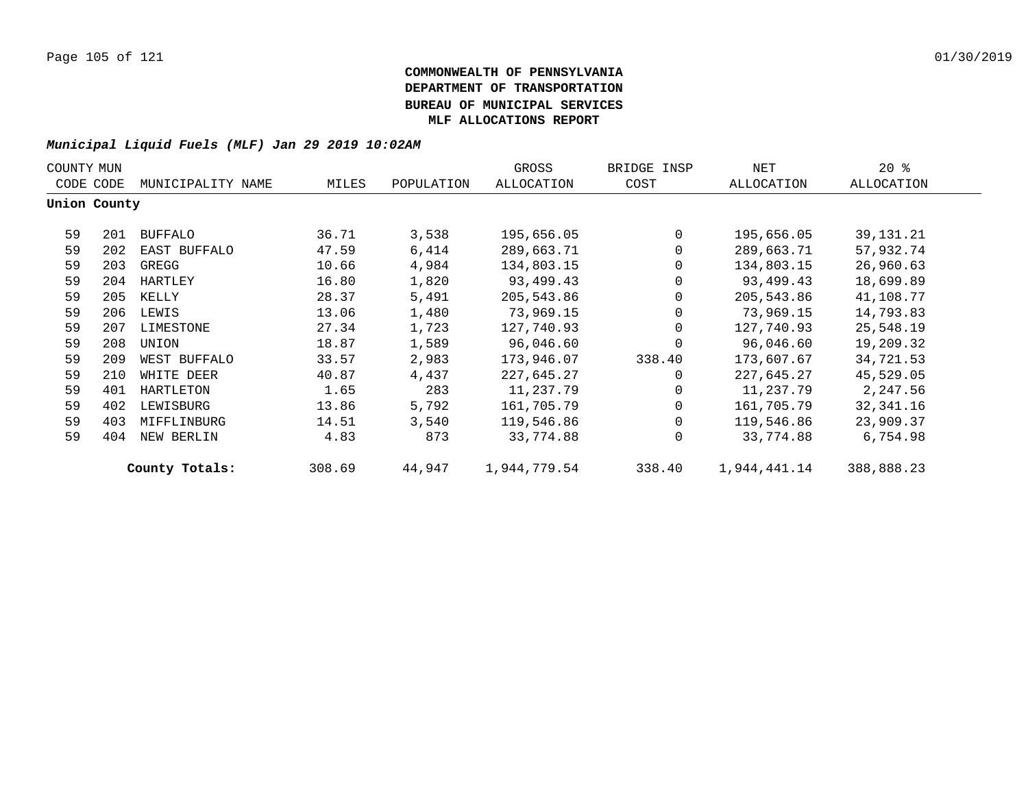**COMMONWEALTH OF PENNSYLVANIA**
**DEPARTMENT OF TRANSPORTATION**
**BUREAU OF MUNICIPAL SERVICES**
**MLF ALLOCATIONS REPORT**

***Municipal Liquid Fuels (MLF) Jan 29 2019 10:02AM***

| COUNTY CODE | MUN CODE | MUNICIPALITY NAME | MILES | POPULATION | GROSS ALLOCATION | BRIDGE INSP COST | NET ALLOCATION | 20 % ALLOCATION |
|---|---|---|---|---|---|---|---|---|
| **Union County** | | | | | | | | |
| 59 | 201 | BUFFALO | 36.71 | 3,538 | 195,656.05 | 0 | 195,656.05 | 39,131.21 |
| 59 | 202 | EAST BUFFALO | 47.59 | 6,414 | 289,663.71 | 0 | 289,663.71 | 57,932.74 |
| 59 | 203 | GREGG | 10.66 | 4,984 | 134,803.15 | 0 | 134,803.15 | 26,960.63 |
| 59 | 204 | HARTLEY | 16.80 | 1,820 | 93,499.43 | 0 | 93,499.43 | 18,699.89 |
| 59 | 205 | KELLY | 28.37 | 5,491 | 205,543.86 | 0 | 205,543.86 | 41,108.77 |
| 59 | 206 | LEWIS | 13.06 | 1,480 | 73,969.15 | 0 | 73,969.15 | 14,793.83 |
| 59 | 207 | LIMESTONE | 27.34 | 1,723 | 127,740.93 | 0 | 127,740.93 | 25,548.19 |
| 59 | 208 | UNION | 18.87 | 1,589 | 96,046.60 | 0 | 96,046.60 | 19,209.32 |
| 59 | 209 | WEST BUFFALO | 33.57 | 2,983 | 173,946.07 | 338.40 | 173,607.67 | 34,721.53 |
| 59 | 210 | WHITE DEER | 40.87 | 4,437 | 227,645.27 | 0 | 227,645.27 | 45,529.05 |
| 59 | 401 | HARTLETON | 1.65 | 283 | 11,237.79 | 0 | 11,237.79 | 2,247.56 |
| 59 | 402 | LEWISBURG | 13.86 | 5,792 | 161,705.79 | 0 | 161,705.79 | 32,341.16 |
| 59 | 403 | MIFFLINBURG | 14.51 | 3,540 | 119,546.86 | 0 | 119,546.86 | 23,909.37 |
| 59 | 404 | NEW BERLIN | 4.83 | 873 | 33,774.88 | 0 | 33,774.88 | 6,754.98 |
| | | **County Totals:** | 308.69 | 44,947 | 1,944,779.54 | 338.40 | 1,944,441.14 | 388,888.23 |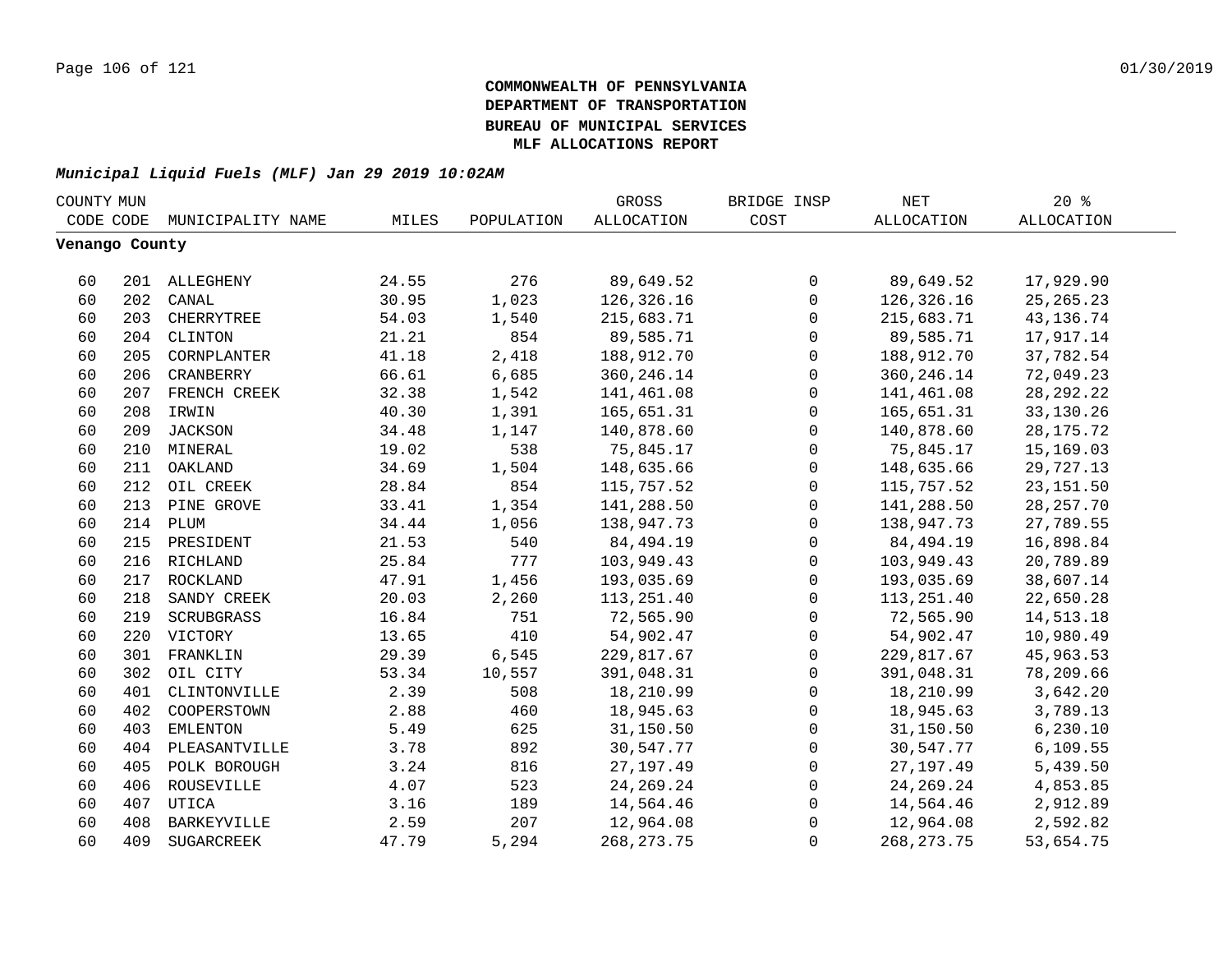**COMMONWEALTH OF PENNSYLVANIA**
**DEPARTMENT OF TRANSPORTATION**
**BUREAU OF MUNICIPAL SERVICES**
**MLF ALLOCATIONS REPORT**

***Municipal Liquid Fuels (MLF) Jan 29 2019 10:02AM***

| COUNTY CODE | MUN CODE | MUNICIPALITY NAME | MILES | POPULATION | GROSS ALLOCATION | BRIDGE INSP COST | NET ALLOCATION | 20 % ALLOCATION |
|---|---|---|---|---|---|---|---|---|
| **Venango County** | | | | | | | | |
| 60 | 201 | ALLEGHENY | 24.55 | 276 | 89,649.52 | 0 | 89,649.52 | 17,929.90 |
| 60 | 202 | CANAL | 30.95 | 1,023 | 126,326.16 | 0 | 126,326.16 | 25,265.23 |
| 60 | 203 | CHERRYTREE | 54.03 | 1,540 | 215,683.71 | 0 | 215,683.71 | 43,136.74 |
| 60 | 204 | CLINTON | 21.21 | 854 | 89,585.71 | 0 | 89,585.71 | 17,917.14 |
| 60 | 205 | CORNPLANTER | 41.18 | 2,418 | 188,912.70 | 0 | 188,912.70 | 37,782.54 |
| 60 | 206 | CRANBERRY | 66.61 | 6,685 | 360,246.14 | 0 | 360,246.14 | 72,049.23 |
| 60 | 207 | FRENCH CREEK | 32.38 | 1,542 | 141,461.08 | 0 | 141,461.08 | 28,292.22 |
| 60 | 208 | IRWIN | 40.30 | 1,391 | 165,651.31 | 0 | 165,651.31 | 33,130.26 |
| 60 | 209 | JACKSON | 34.48 | 1,147 | 140,878.60 | 0 | 140,878.60 | 28,175.72 |
| 60 | 210 | MINERAL | 19.02 | 538 | 75,845.17 | 0 | 75,845.17 | 15,169.03 |
| 60 | 211 | OAKLAND | 34.69 | 1,504 | 148,635.66 | 0 | 148,635.66 | 29,727.13 |
| 60 | 212 | OIL CREEK | 28.84 | 854 | 115,757.52 | 0 | 115,757.52 | 23,151.50 |
| 60 | 213 | PINE GROVE | 33.41 | 1,354 | 141,288.50 | 0 | 141,288.50 | 28,257.70 |
| 60 | 214 | PLUM | 34.44 | 1,056 | 138,947.73 | 0 | 138,947.73 | 27,789.55 |
| 60 | 215 | PRESIDENT | 21.53 | 540 | 84,494.19 | 0 | 84,494.19 | 16,898.84 |
| 60 | 216 | RICHLAND | 25.84 | 777 | 103,949.43 | 0 | 103,949.43 | 20,789.89 |
| 60 | 217 | ROCKLAND | 47.91 | 1,456 | 193,035.69 | 0 | 193,035.69 | 38,607.14 |
| 60 | 218 | SANDY CREEK | 20.03 | 2,260 | 113,251.40 | 0 | 113,251.40 | 22,650.28 |
| 60 | 219 | SCRUBGRASS | 16.84 | 751 | 72,565.90 | 0 | 72,565.90 | 14,513.18 |
| 60 | 220 | VICTORY | 13.65 | 410 | 54,902.47 | 0 | 54,902.47 | 10,980.49 |
| 60 | 301 | FRANKLIN | 29.39 | 6,545 | 229,817.67 | 0 | 229,817.67 | 45,963.53 |
| 60 | 302 | OIL CITY | 53.34 | 10,557 | 391,048.31 | 0 | 391,048.31 | 78,209.66 |
| 60 | 401 | CLINTONVILLE | 2.39 | 508 | 18,210.99 | 0 | 18,210.99 | 3,642.20 |
| 60 | 402 | COOPERSTOWN | 2.88 | 460 | 18,945.63 | 0 | 18,945.63 | 3,789.13 |
| 60 | 403 | EMLENTON | 5.49 | 625 | 31,150.50 | 0 | 31,150.50 | 6,230.10 |
| 60 | 404 | PLEASANTVILLE | 3.78 | 892 | 30,547.77 | 0 | 30,547.77 | 6,109.55 |
| 60 | 405 | POLK BOROUGH | 3.24 | 816 | 27,197.49 | 0 | 27,197.49 | 5,439.50 |
| 60 | 406 | ROUSEVILLE | 4.07 | 523 | 24,269.24 | 0 | 24,269.24 | 4,853.85 |
| 60 | 407 | UTICA | 3.16 | 189 | 14,564.46 | 0 | 14,564.46 | 2,912.89 |
| 60 | 408 | BARKEYVILLE | 2.59 | 207 | 12,964.08 | 0 | 12,964.08 | 2,592.82 |
| 60 | 409 | SUGARCREEK | 47.79 | 5,294 | 268,273.75 | 0 | 268,273.75 | 53,654.75 |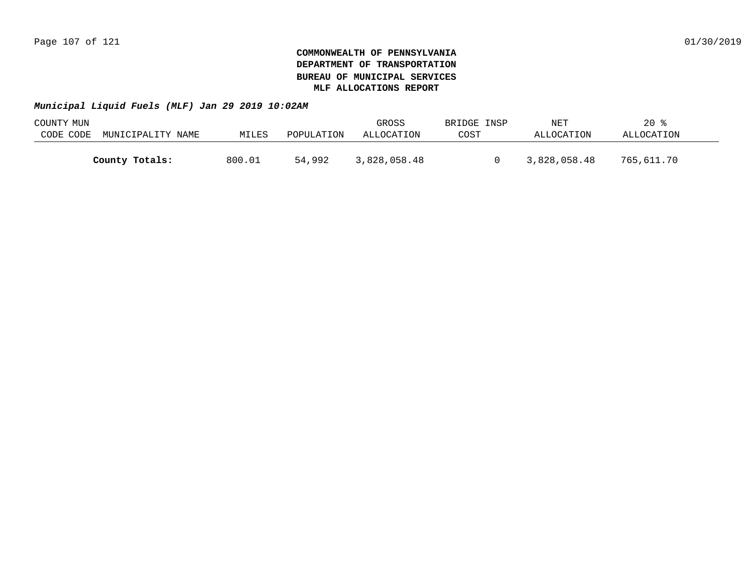**COMMONWEALTH OF PENNSYLVANIA**
**DEPARTMENT OF TRANSPORTATION**
**BUREAU OF MUNICIPAL SERVICES**
**MLF ALLOCATIONS REPORT**

***Municipal Liquid Fuels (MLF) Jan 29 2019 10:02AM***

| COUNTY CODE | MUN CODE | MUNICIPALITY NAME | MILES | POPULATION | GROSS ALLOCATION | BRIDGE INSP COST | NET ALLOCATION | 20 % ALLOCATION |
|---|---|---|---|---|---|---|---|---|
| | | **County Totals:** | 800.01 | 54,992 | 3,828,058.48 | 0 | 3,828,058.48 | 765,611.70 |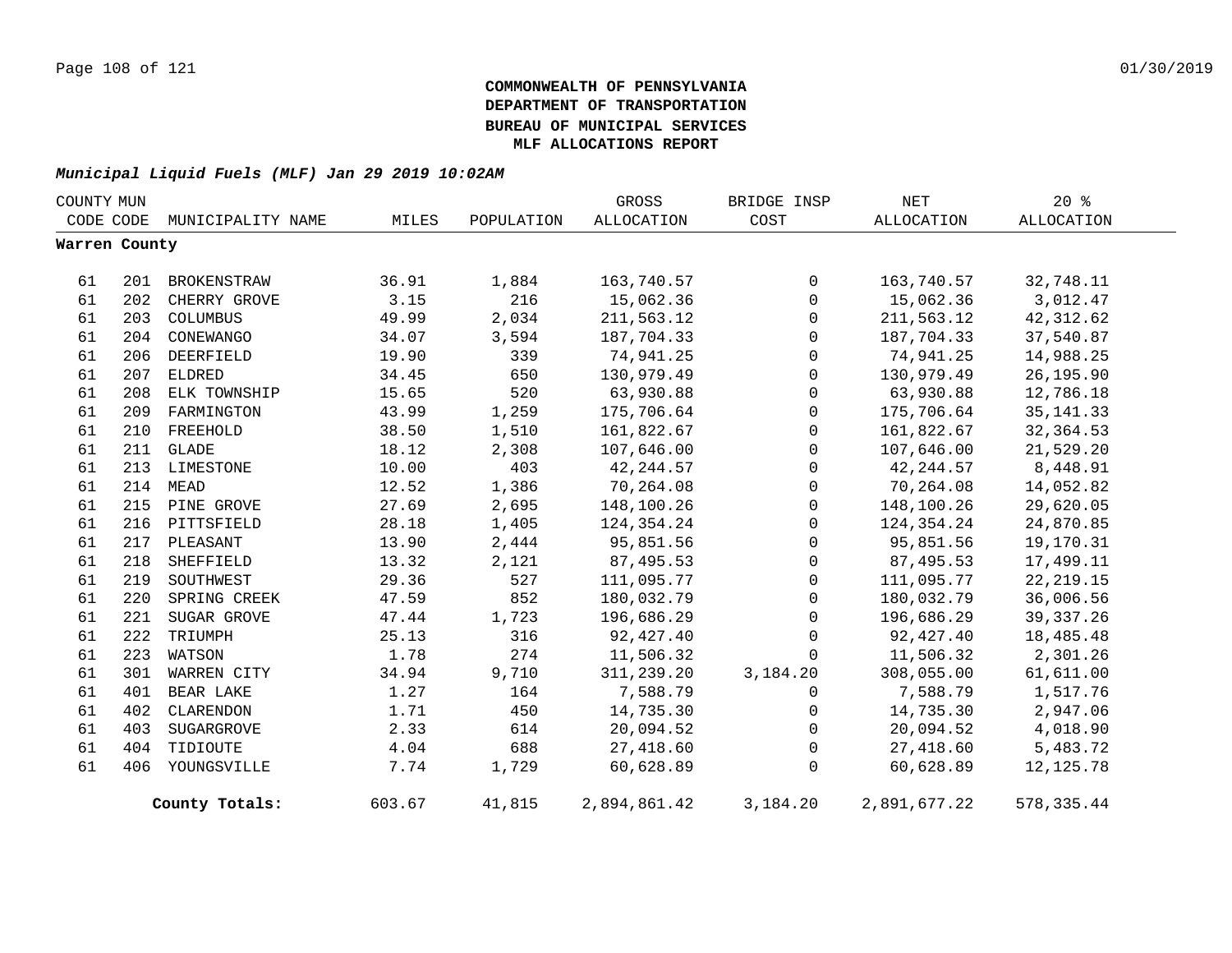**COMMONWEALTH OF PENNSYLVANIA**
**DEPARTMENT OF TRANSPORTATION**
**BUREAU OF MUNICIPAL SERVICES**
**MLF ALLOCATIONS REPORT**

***Municipal Liquid Fuels (MLF) Jan 29 2019 10:02AM***

| COUNTY CODE | MUN CODE | MUNICIPALITY NAME | MILES | POPULATION | GROSS ALLOCATION | BRIDGE INSP COST | NET ALLOCATION | 20 % ALLOCATION |
|---|---|---|---|---|---|---|---|---|
| **Warren County** | | | | | | | | |
| 61 | 201 | BROKENSTRAW | 36.91 | 1,884 | 163,740.57 | 0 | 163,740.57 | 32,748.11 |
| 61 | 202 | CHERRY GROVE | 3.15 | 216 | 15,062.36 | 0 | 15,062.36 | 3,012.47 |
| 61 | 203 | COLUMBUS | 49.99 | 2,034 | 211,563.12 | 0 | 211,563.12 | 42,312.62 |
| 61 | 204 | CONEWANGO | 34.07 | 3,594 | 187,704.33 | 0 | 187,704.33 | 37,540.87 |
| 61 | 206 | DEERFIELD | 19.90 | 339 | 74,941.25 | 0 | 74,941.25 | 14,988.25 |
| 61 | 207 | ELDRED | 34.45 | 650 | 130,979.49 | 0 | 130,979.49 | 26,195.90 |
| 61 | 208 | ELK TOWNSHIP | 15.65 | 520 | 63,930.88 | 0 | 63,930.88 | 12,786.18 |
| 61 | 209 | FARMINGTON | 43.99 | 1,259 | 175,706.64 | 0 | 175,706.64 | 35,141.33 |
| 61 | 210 | FREEHOLD | 38.50 | 1,510 | 161,822.67 | 0 | 161,822.67 | 32,364.53 |
| 61 | 211 | GLADE | 18.12 | 2,308 | 107,646.00 | 0 | 107,646.00 | 21,529.20 |
| 61 | 213 | LIMESTONE | 10.00 | 403 | 42,244.57 | 0 | 42,244.57 | 8,448.91 |
| 61 | 214 | MEAD | 12.52 | 1,386 | 70,264.08 | 0 | 70,264.08 | 14,052.82 |
| 61 | 215 | PINE GROVE | 27.69 | 2,695 | 148,100.26 | 0 | 148,100.26 | 29,620.05 |
| 61 | 216 | PITTSFIELD | 28.18 | 1,405 | 124,354.24 | 0 | 124,354.24 | 24,870.85 |
| 61 | 217 | PLEASANT | 13.90 | 2,444 | 95,851.56 | 0 | 95,851.56 | 19,170.31 |
| 61 | 218 | SHEFFIELD | 13.32 | 2,121 | 87,495.53 | 0 | 87,495.53 | 17,499.11 |
| 61 | 219 | SOUTHWEST | 29.36 | 527 | 111,095.77 | 0 | 111,095.77 | 22,219.15 |
| 61 | 220 | SPRING CREEK | 47.59 | 852 | 180,032.79 | 0 | 180,032.79 | 36,006.56 |
| 61 | 221 | SUGAR GROVE | 47.44 | 1,723 | 196,686.29 | 0 | 196,686.29 | 39,337.26 |
| 61 | 222 | TRIUMPH | 25.13 | 316 | 92,427.40 | 0 | 92,427.40 | 18,485.48 |
| 61 | 223 | WATSON | 1.78 | 274 | 11,506.32 | 0 | 11,506.32 | 2,301.26 |
| 61 | 301 | WARREN CITY | 34.94 | 9,710 | 311,239.20 | 3,184.20 | 308,055.00 | 61,611.00 |
| 61 | 401 | BEAR LAKE | 1.27 | 164 | 7,588.79 | 0 | 7,588.79 | 1,517.76 |
| 61 | 402 | CLARENDON | 1.71 | 450 | 14,735.30 | 0 | 14,735.30 | 2,947.06 |
| 61 | 403 | SUGARGROVE | 2.33 | 614 | 20,094.52 | 0 | 20,094.52 | 4,018.90 |
| 61 | 404 | TIDIOUTE | 4.04 | 688 | 27,418.60 | 0 | 27,418.60 | 5,483.72 |
| 61 | 406 | YOUNGSVILLE | 7.74 | 1,729 | 60,628.89 | 0 | 60,628.89 | 12,125.78 |
| | | **County Totals:** | 603.67 | 41,815 | 2,894,861.42 | 3,184.20 | 2,891,677.22 | 578,335.44 |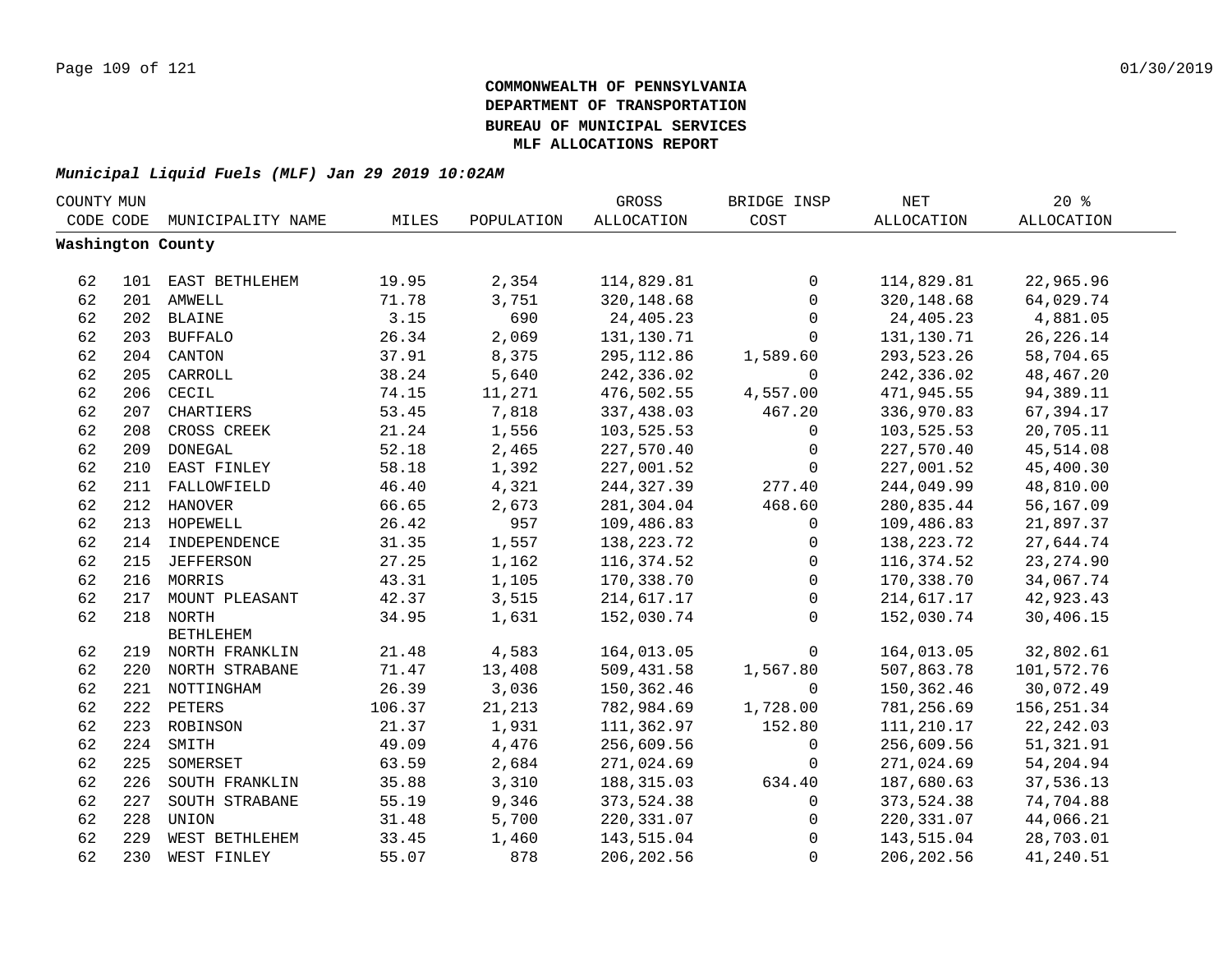**COMMONWEALTH OF PENNSYLVANIA**
**DEPARTMENT OF TRANSPORTATION**
**BUREAU OF MUNICIPAL SERVICES**
**MLF ALLOCATIONS REPORT**

***Municipal Liquid Fuels (MLF) Jan 29 2019 10:02AM***

| COUNTY CODE | MUN CODE | MUNICIPALITY NAME | MILES | POPULATION | GROSS ALLOCATION | BRIDGE INSP COST | NET ALLOCATION | 20 % ALLOCATION |
|---|---|---|---|---|---|---|---|---|
| **Washington County** | | | | | | | | |
| 62 | 101 | EAST BETHLEHEM | 19.95 | 2,354 | 114,829.81 | 0 | 114,829.81 | 22,965.96 |
| 62 | 201 | AMWELL | 71.78 | 3,751 | 320,148.68 | 0 | 320,148.68 | 64,029.74 |
| 62 | 202 | BLAINE | 3.15 | 690 | 24,405.23 | 0 | 24,405.23 | 4,881.05 |
| 62 | 203 | BUFFALO | 26.34 | 2,069 | 131,130.71 | 0 | 131,130.71 | 26,226.14 |
| 62 | 204 | CANTON | 37.91 | 8,375 | 295,112.86 | 1,589.60 | 293,523.26 | 58,704.65 |
| 62 | 205 | CARROLL | 38.24 | 5,640 | 242,336.02 | 0 | 242,336.02 | 48,467.20 |
| 62 | 206 | CECIL | 74.15 | 11,271 | 476,502.55 | 4,557.00 | 471,945.55 | 94,389.11 |
| 62 | 207 | CHARTIERS | 53.45 | 7,818 | 337,438.03 | 467.20 | 336,970.83 | 67,394.17 |
| 62 | 208 | CROSS CREEK | 21.24 | 1,556 | 103,525.53 | 0 | 103,525.53 | 20,705.11 |
| 62 | 209 | DONEGAL | 52.18 | 2,465 | 227,570.40 | 0 | 227,570.40 | 45,514.08 |
| 62 | 210 | EAST FINLEY | 58.18 | 1,392 | 227,001.52 | 0 | 227,001.52 | 45,400.30 |
| 62 | 211 | FALLOWFIELD | 46.40 | 4,321 | 244,327.39 | 277.40 | 244,049.99 | 48,810.00 |
| 62 | 212 | HANOVER | 66.65 | 2,673 | 281,304.04 | 468.60 | 280,835.44 | 56,167.09 |
| 62 | 213 | HOPEWELL | 26.42 | 957 | 109,486.83 | 0 | 109,486.83 | 21,897.37 |
| 62 | 214 | INDEPENDENCE | 31.35 | 1,557 | 138,223.72 | 0 | 138,223.72 | 27,644.74 |
| 62 | 215 | JEFFERSON | 27.25 | 1,162 | 116,374.52 | 0 | 116,374.52 | 23,274.90 |
| 62 | 216 | MORRIS | 43.31 | 1,105 | 170,338.70 | 0 | 170,338.70 | 34,067.74 |
| 62 | 217 | MOUNT PLEASANT | 42.37 | 3,515 | 214,617.17 | 0 | 214,617.17 | 42,923.43 |
| 62 | 218 | NORTH BETHLEHEM | 34.95 | 1,631 | 152,030.74 | 0 | 152,030.74 | 30,406.15 |
| 62 | 219 | NORTH FRANKLIN | 21.48 | 4,583 | 164,013.05 | 0 | 164,013.05 | 32,802.61 |
| 62 | 220 | NORTH STRABANE | 71.47 | 13,408 | 509,431.58 | 1,567.80 | 507,863.78 | 101,572.76 |
| 62 | 221 | NOTTINGHAM | 26.39 | 3,036 | 150,362.46 | 0 | 150,362.46 | 30,072.49 |
| 62 | 222 | PETERS | 106.37 | 21,213 | 782,984.69 | 1,728.00 | 781,256.69 | 156,251.34 |
| 62 | 223 | ROBINSON | 21.37 | 1,931 | 111,362.97 | 152.80 | 111,210.17 | 22,242.03 |
| 62 | 224 | SMITH | 49.09 | 4,476 | 256,609.56 | 0 | 256,609.56 | 51,321.91 |
| 62 | 225 | SOMERSET | 63.59 | 2,684 | 271,024.69 | 0 | 271,024.69 | 54,204.94 |
| 62 | 226 | SOUTH FRANKLIN | 35.88 | 3,310 | 188,315.03 | 634.40 | 187,680.63 | 37,536.13 |
| 62 | 227 | SOUTH STRABANE | 55.19 | 9,346 | 373,524.38 | 0 | 373,524.38 | 74,704.88 |
| 62 | 228 | UNION | 31.48 | 5,700 | 220,331.07 | 0 | 220,331.07 | 44,066.21 |
| 62 | 229 | WEST BETHLEHEM | 33.45 | 1,460 | 143,515.04 | 0 | 143,515.04 | 28,703.01 |
| 62 | 230 | WEST FINLEY | 55.07 | 878 | 206,202.56 | 0 | 206,202.56 | 41,240.51 |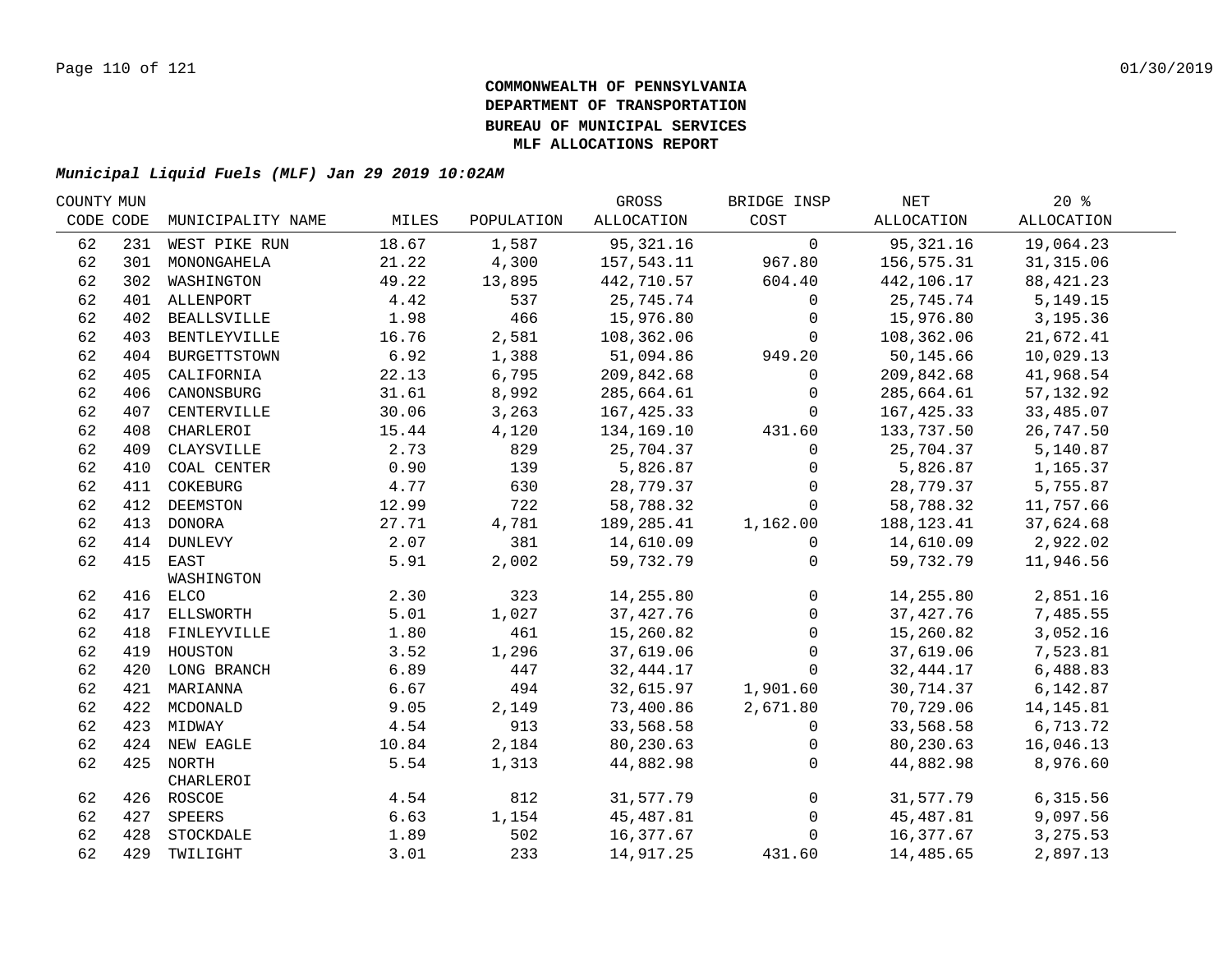**COMMONWEALTH OF PENNSYLVANIA**
**DEPARTMENT OF TRANSPORTATION**
**BUREAU OF MUNICIPAL SERVICES**
**MLF ALLOCATIONS REPORT**

***Municipal Liquid Fuels (MLF) Jan 29 2019 10:02AM***

| COUNTY CODE | MUN CODE | MUNICIPALITY NAME | MILES | POPULATION | GROSS ALLOCATION | BRIDGE INSP COST | NET ALLOCATION | 20 % ALLOCATION |
|---|---|---|---|---|---|---|---|---|
| 62 | 231 | WEST PIKE RUN | 18.67 | 1,587 | 95,321.16 | 0 | 95,321.16 | 19,064.23 |
| 62 | 301 | MONONGAHELA | 21.22 | 4,300 | 157,543.11 | 967.80 | 156,575.31 | 31,315.06 |
| 62 | 302 | WASHINGTON | 49.22 | 13,895 | 442,710.57 | 604.40 | 442,106.17 | 88,421.23 |
| 62 | 401 | ALLENPORT | 4.42 | 537 | 25,745.74 | 0 | 25,745.74 | 5,149.15 |
| 62 | 402 | BEALLSVILLE | 1.98 | 466 | 15,976.80 | 0 | 15,976.80 | 3,195.36 |
| 62 | 403 | BENTLEYVILLE | 16.76 | 2,581 | 108,362.06 | 0 | 108,362.06 | 21,672.41 |
| 62 | 404 | BURGETTSTOWN | 6.92 | 1,388 | 51,094.86 | 949.20 | 50,145.66 | 10,029.13 |
| 62 | 405 | CALIFORNIA | 22.13 | 6,795 | 209,842.68 | 0 | 209,842.68 | 41,968.54 |
| 62 | 406 | CANONSBURG | 31.61 | 8,992 | 285,664.61 | 0 | 285,664.61 | 57,132.92 |
| 62 | 407 | CENTERVILLE | 30.06 | 3,263 | 167,425.33 | 0 | 167,425.33 | 33,485.07 |
| 62 | 408 | CHARLEROI | 15.44 | 4,120 | 134,169.10 | 431.60 | 133,737.50 | 26,747.50 |
| 62 | 409 | CLAYSVILLE | 2.73 | 829 | 25,704.37 | 0 | 25,704.37 | 5,140.87 |
| 62 | 410 | COAL CENTER | 0.90 | 139 | 5,826.87 | 0 | 5,826.87 | 1,165.37 |
| 62 | 411 | COKEBURG | 4.77 | 630 | 28,779.37 | 0 | 28,779.37 | 5,755.87 |
| 62 | 412 | DEEMSTON | 12.99 | 722 | 58,788.32 | 0 | 58,788.32 | 11,757.66 |
| 62 | 413 | DONORA | 27.71 | 4,781 | 189,285.41 | 1,162.00 | 188,123.41 | 37,624.68 |
| 62 | 414 | DUNLEVY | 2.07 | 381 | 14,610.09 | 0 | 14,610.09 | 2,922.02 |
| 62 | 415 | EAST WASHINGTON | 5.91 | 2,002 | 59,732.79 | 0 | 59,732.79 | 11,946.56 |
| 62 | 416 | ELCO | 2.30 | 323 | 14,255.80 | 0 | 14,255.80 | 2,851.16 |
| 62 | 417 | ELLSWORTH | 5.01 | 1,027 | 37,427.76 | 0 | 37,427.76 | 7,485.55 |
| 62 | 418 | FINLEYVILLE | 1.80 | 461 | 15,260.82 | 0 | 15,260.82 | 3,052.16 |
| 62 | 419 | HOUSTON | 3.52 | 1,296 | 37,619.06 | 0 | 37,619.06 | 7,523.81 |
| 62 | 420 | LONG BRANCH | 6.89 | 447 | 32,444.17 | 0 | 32,444.17 | 6,488.83 |
| 62 | 421 | MARIANNA | 6.67 | 494 | 32,615.97 | 1,901.60 | 30,714.37 | 6,142.87 |
| 62 | 422 | MCDONALD | 9.05 | 2,149 | 73,400.86 | 2,671.80 | 70,729.06 | 14,145.81 |
| 62 | 423 | MIDWAY | 4.54 | 913 | 33,568.58 | 0 | 33,568.58 | 6,713.72 |
| 62 | 424 | NEW EAGLE | 10.84 | 2,184 | 80,230.63 | 0 | 80,230.63 | 16,046.13 |
| 62 | 425 | NORTH CHARLEROI | 5.54 | 1,313 | 44,882.98 | 0 | 44,882.98 | 8,976.60 |
| 62 | 426 | ROSCOE | 4.54 | 812 | 31,577.79 | 0 | 31,577.79 | 6,315.56 |
| 62 | 427 | SPEERS | 6.63 | 1,154 | 45,487.81 | 0 | 45,487.81 | 9,097.56 |
| 62 | 428 | STOCKDALE | 1.89 | 502 | 16,377.67 | 0 | 16,377.67 | 3,275.53 |
| 62 | 429 | TWILIGHT | 3.01 | 233 | 14,917.25 | 431.60 | 14,485.65 | 2,897.13 |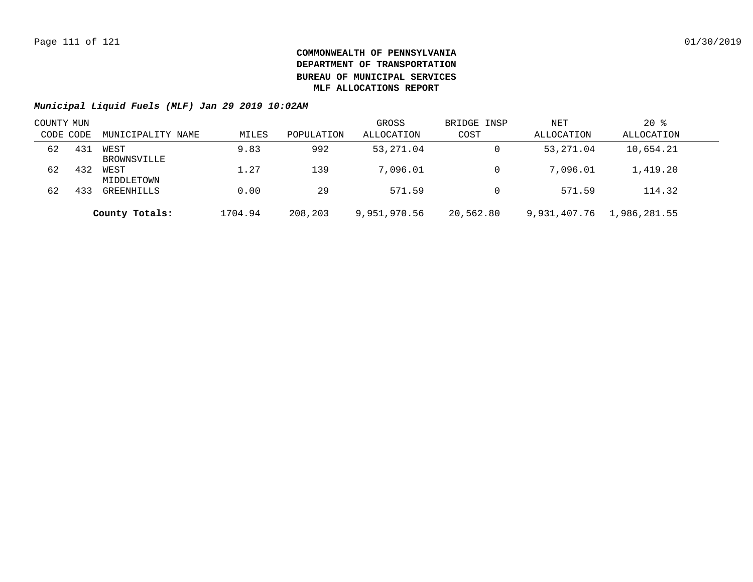**COMMONWEALTH OF PENNSYLVANIA**
**DEPARTMENT OF TRANSPORTATION**
**BUREAU OF MUNICIPAL SERVICES**
**MLF ALLOCATIONS REPORT**

***Municipal Liquid Fuels (MLF) Jan 29 2019 10:02AM***

| COUNTY CODE | MUN CODE | MUNICIPALITY NAME | MILES | POPULATION | GROSS ALLOCATION | BRIDGE INSP COST | NET ALLOCATION | 20 % ALLOCATION |
|---|---|---|---|---|---|---|---|---|
| 62 | 431 | WEST BROWNSVILLE | 9.83 | 992 | 53,271.04 | 0 | 53,271.04 | 10,654.21 |
| 62 | 432 | WEST MIDDLETOWN | 1.27 | 139 | 7,096.01 | 0 | 7,096.01 | 1,419.20 |
| 62 | 433 | GREENHILLS | 0.00 | 29 | 571.59 | 0 | 571.59 | 114.32 |
| | | **County Totals:** | 1704.94 | 208,203 | 9,951,970.56 | 20,562.80 | 9,931,407.76 | 1,986,281.55 |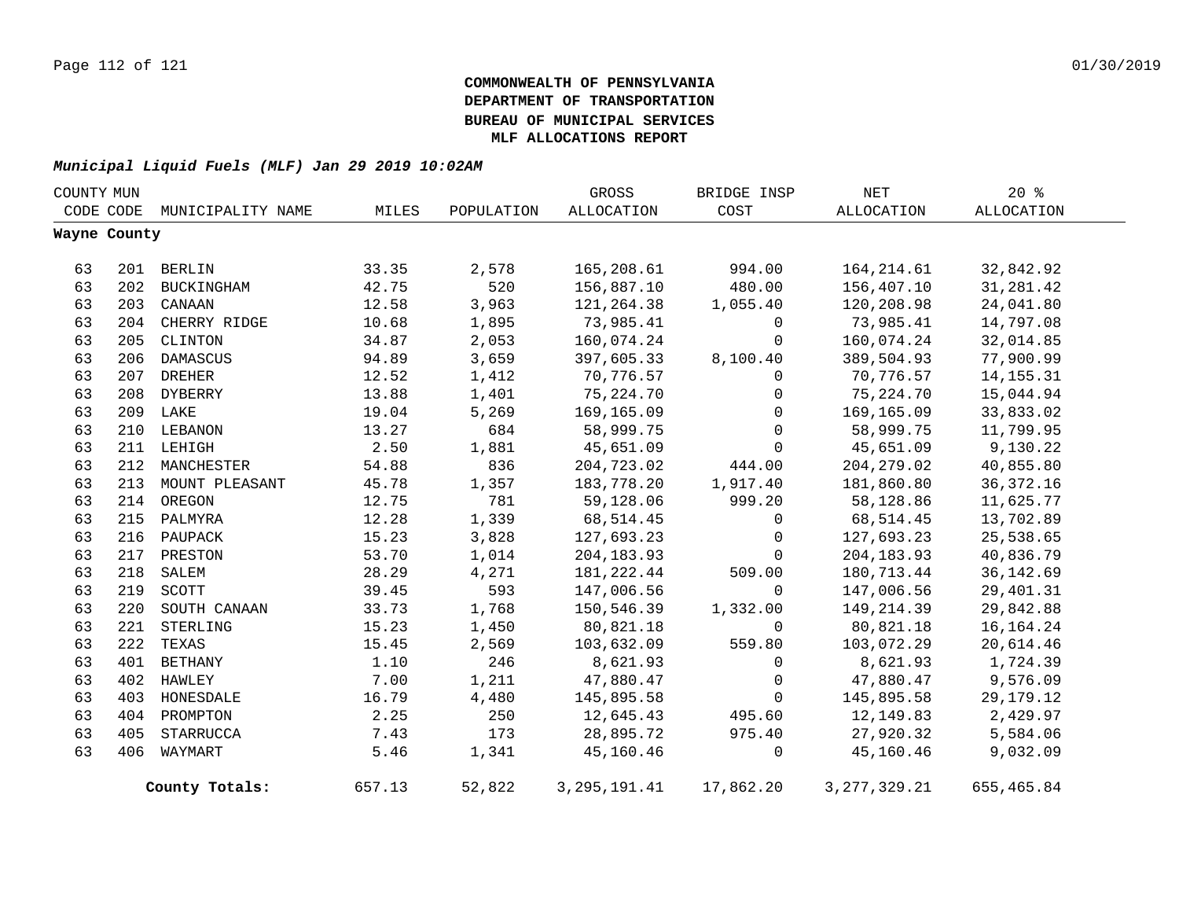**COMMONWEALTH OF PENNSYLVANIA**
**DEPARTMENT OF TRANSPORTATION**
**BUREAU OF MUNICIPAL SERVICES**
**MLF ALLOCATIONS REPORT**

***Municipal Liquid Fuels (MLF) Jan 29 2019 10:02AM***

| COUNTY CODE | MUN CODE | MUNICIPALITY NAME | MILES | POPULATION | GROSS ALLOCATION | BRIDGE INSP COST | NET ALLOCATION | 20 % ALLOCATION |
|---|---|---|---|---|---|---|---|---|
| **Wayne County** | | | | | | | | |
| 63 | 201 | BERLIN | 33.35 | 2,578 | 165,208.61 | 994.00 | 164,214.61 | 32,842.92 |
| 63 | 202 | BUCKINGHAM | 42.75 | 520 | 156,887.10 | 480.00 | 156,407.10 | 31,281.42 |
| 63 | 203 | CANAAN | 12.58 | 3,963 | 121,264.38 | 1,055.40 | 120,208.98 | 24,041.80 |
| 63 | 204 | CHERRY RIDGE | 10.68 | 1,895 | 73,985.41 | 0 | 73,985.41 | 14,797.08 |
| 63 | 205 | CLINTON | 34.87 | 2,053 | 160,074.24 | 0 | 160,074.24 | 32,014.85 |
| 63 | 206 | DAMASCUS | 94.89 | 3,659 | 397,605.33 | 8,100.40 | 389,504.93 | 77,900.99 |
| 63 | 207 | DREHER | 12.52 | 1,412 | 70,776.57 | 0 | 70,776.57 | 14,155.31 |
| 63 | 208 | DYBERRY | 13.88 | 1,401 | 75,224.70 | 0 | 75,224.70 | 15,044.94 |
| 63 | 209 | LAKE | 19.04 | 5,269 | 169,165.09 | 0 | 169,165.09 | 33,833.02 |
| 63 | 210 | LEBANON | 13.27 | 684 | 58,999.75 | 0 | 58,999.75 | 11,799.95 |
| 63 | 211 | LEHIGH | 2.50 | 1,881 | 45,651.09 | 0 | 45,651.09 | 9,130.22 |
| 63 | 212 | MANCHESTER | 54.88 | 836 | 204,723.02 | 444.00 | 204,279.02 | 40,855.80 |
| 63 | 213 | MOUNT PLEASANT | 45.78 | 1,357 | 183,778.20 | 1,917.40 | 181,860.80 | 36,372.16 |
| 63 | 214 | OREGON | 12.75 | 781 | 59,128.06 | 999.20 | 58,128.86 | 11,625.77 |
| 63 | 215 | PALMYRA | 12.28 | 1,339 | 68,514.45 | 0 | 68,514.45 | 13,702.89 |
| 63 | 216 | PAUPACK | 15.23 | 3,828 | 127,693.23 | 0 | 127,693.23 | 25,538.65 |
| 63 | 217 | PRESTON | 53.70 | 1,014 | 204,183.93 | 0 | 204,183.93 | 40,836.79 |
| 63 | 218 | SALEM | 28.29 | 4,271 | 181,222.44 | 509.00 | 180,713.44 | 36,142.69 |
| 63 | 219 | SCOTT | 39.45 | 593 | 147,006.56 | 0 | 147,006.56 | 29,401.31 |
| 63 | 220 | SOUTH CANAAN | 33.73 | 1,768 | 150,546.39 | 1,332.00 | 149,214.39 | 29,842.88 |
| 63 | 221 | STERLING | 15.23 | 1,450 | 80,821.18 | 0 | 80,821.18 | 16,164.24 |
| 63 | 222 | TEXAS | 15.45 | 2,569 | 103,632.09 | 559.80 | 103,072.29 | 20,614.46 |
| 63 | 401 | BETHANY | 1.10 | 246 | 8,621.93 | 0 | 8,621.93 | 1,724.39 |
| 63 | 402 | HAWLEY | 7.00 | 1,211 | 47,880.47 | 0 | 47,880.47 | 9,576.09 |
| 63 | 403 | HONESDALE | 16.79 | 4,480 | 145,895.58 | 0 | 145,895.58 | 29,179.12 |
| 63 | 404 | PROMPTON | 2.25 | 250 | 12,645.43 | 495.60 | 12,149.83 | 2,429.97 |
| 63 | 405 | STARRUCCA | 7.43 | 173 | 28,895.72 | 975.40 | 27,920.32 | 5,584.06 |
| 63 | 406 | WAYMART | 5.46 | 1,341 | 45,160.46 | 0 | 45,160.46 | 9,032.09 |
| | | **County Totals:** | 657.13 | 52,822 | 3,295,191.41 | 17,862.20 | 3,277,329.21 | 655,465.84 |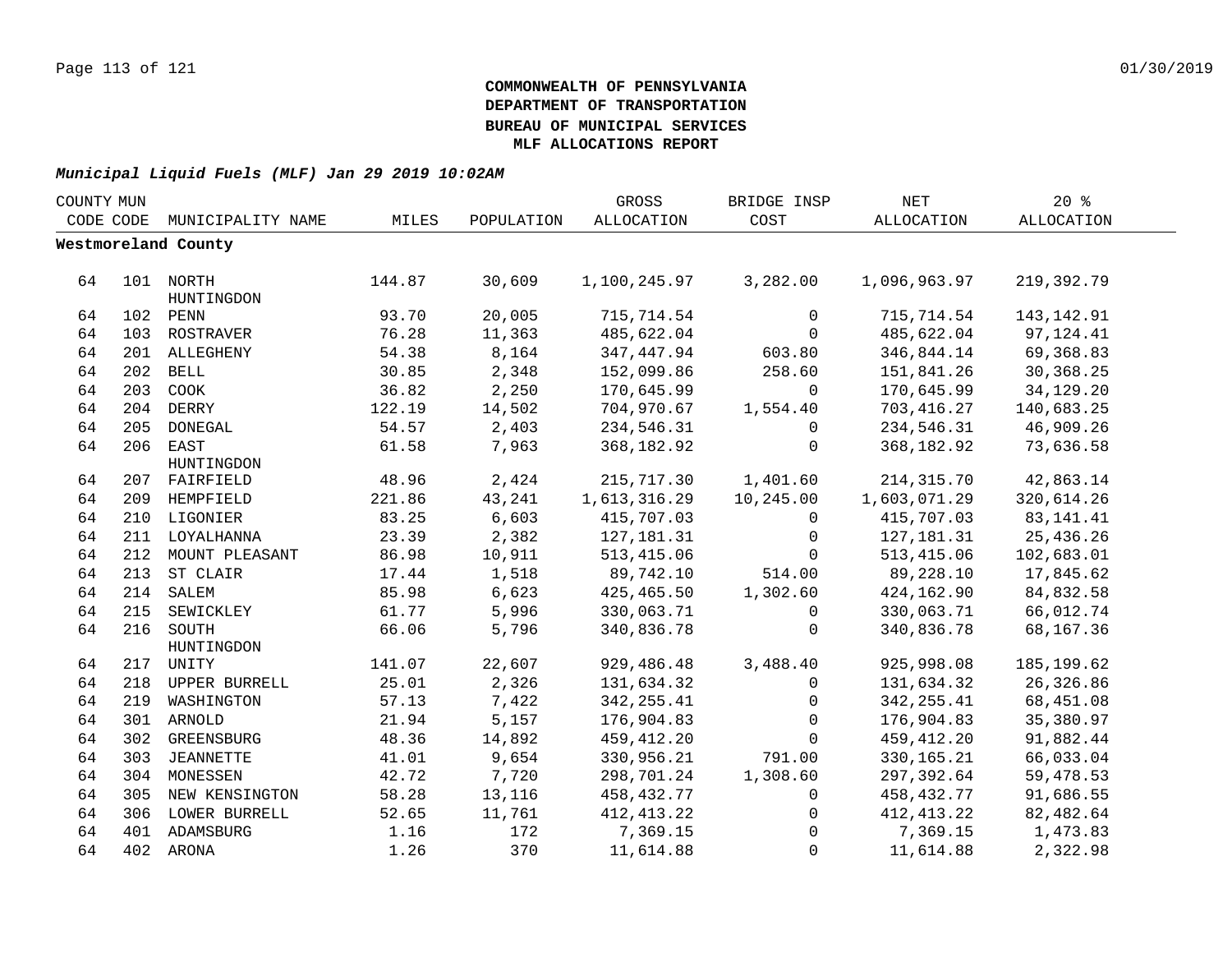**COMMONWEALTH OF PENNSYLVANIA**
**DEPARTMENT OF TRANSPORTATION**
**BUREAU OF MUNICIPAL SERVICES**
**MLF ALLOCATIONS REPORT**

***Municipal Liquid Fuels (MLF) Jan 29 2019 10:02AM***

| COUNTY CODE | MUN CODE | MUNICIPALITY NAME | MILES | POPULATION | GROSS ALLOCATION | BRIDGE INSP COST | NET ALLOCATION | 20 % ALLOCATION |
|---|---|---|---|---|---|---|---|---|
| **Westmoreland County** | | | | | | | | |
| 64 | 101 | NORTH HUNTINGDON | 144.87 | 30,609 | 1,100,245.97 | 3,282.00 | 1,096,963.97 | 219,392.79 |
| 64 | 102 | PENN | 93.70 | 20,005 | 715,714.54 | 0 | 715,714.54 | 143,142.91 |
| 64 | 103 | ROSTRAVER | 76.28 | 11,363 | 485,622.04 | 0 | 485,622.04 | 97,124.41 |
| 64 | 201 | ALLEGHENY | 54.38 | 8,164 | 347,447.94 | 603.80 | 346,844.14 | 69,368.83 |
| 64 | 202 | BELL | 30.85 | 2,348 | 152,099.86 | 258.60 | 151,841.26 | 30,368.25 |
| 64 | 203 | COOK | 36.82 | 2,250 | 170,645.99 | 0 | 170,645.99 | 34,129.20 |
| 64 | 204 | DERRY | 122.19 | 14,502 | 704,970.67 | 1,554.40 | 703,416.27 | 140,683.25 |
| 64 | 205 | DONEGAL | 54.57 | 2,403 | 234,546.31 | 0 | 234,546.31 | 46,909.26 |
| 64 | 206 | EAST HUNTINGDON | 61.58 | 7,963 | 368,182.92 | 0 | 368,182.92 | 73,636.58 |
| 64 | 207 | FAIRFIELD | 48.96 | 2,424 | 215,717.30 | 1,401.60 | 214,315.70 | 42,863.14 |
| 64 | 209 | HEMPFIELD | 221.86 | 43,241 | 1,613,316.29 | 10,245.00 | 1,603,071.29 | 320,614.26 |
| 64 | 210 | LIGONIER | 83.25 | 6,603 | 415,707.03 | 0 | 415,707.03 | 83,141.41 |
| 64 | 211 | LOYALHANNA | 23.39 | 2,382 | 127,181.31 | 0 | 127,181.31 | 25,436.26 |
| 64 | 212 | MOUNT PLEASANT | 86.98 | 10,911 | 513,415.06 | 0 | 513,415.06 | 102,683.01 |
| 64 | 213 | ST CLAIR | 17.44 | 1,518 | 89,742.10 | 514.00 | 89,228.10 | 17,845.62 |
| 64 | 214 | SALEM | 85.98 | 6,623 | 425,465.50 | 1,302.60 | 424,162.90 | 84,832.58 |
| 64 | 215 | SEWICKLEY | 61.77 | 5,996 | 330,063.71 | 0 | 330,063.71 | 66,012.74 |
| 64 | 216 | SOUTH HUNTINGDON | 66.06 | 5,796 | 340,836.78 | 0 | 340,836.78 | 68,167.36 |
| 64 | 217 | UNITY | 141.07 | 22,607 | 929,486.48 | 3,488.40 | 925,998.08 | 185,199.62 |
| 64 | 218 | UPPER BURRELL | 25.01 | 2,326 | 131,634.32 | 0 | 131,634.32 | 26,326.86 |
| 64 | 219 | WASHINGTON | 57.13 | 7,422 | 342,255.41 | 0 | 342,255.41 | 68,451.08 |
| 64 | 301 | ARNOLD | 21.94 | 5,157 | 176,904.83 | 0 | 176,904.83 | 35,380.97 |
| 64 | 302 | GREENSBURG | 48.36 | 14,892 | 459,412.20 | 0 | 459,412.20 | 91,882.44 |
| 64 | 303 | JEANNETTE | 41.01 | 9,654 | 330,956.21 | 791.00 | 330,165.21 | 66,033.04 |
| 64 | 304 | MONESSEN | 42.72 | 7,720 | 298,701.24 | 1,308.60 | 297,392.64 | 59,478.53 |
| 64 | 305 | NEW KENSINGTON | 58.28 | 13,116 | 458,432.77 | 0 | 458,432.77 | 91,686.55 |
| 64 | 306 | LOWER BURRELL | 52.65 | 11,761 | 412,413.22 | 0 | 412,413.22 | 82,482.64 |
| 64 | 401 | ADAMSBURG | 1.16 | 172 | 7,369.15 | 0 | 7,369.15 | 1,473.83 |
| 64 | 402 | ARONA | 1.26 | 370 | 11,614.88 | 0 | 11,614.88 | 2,322.98 |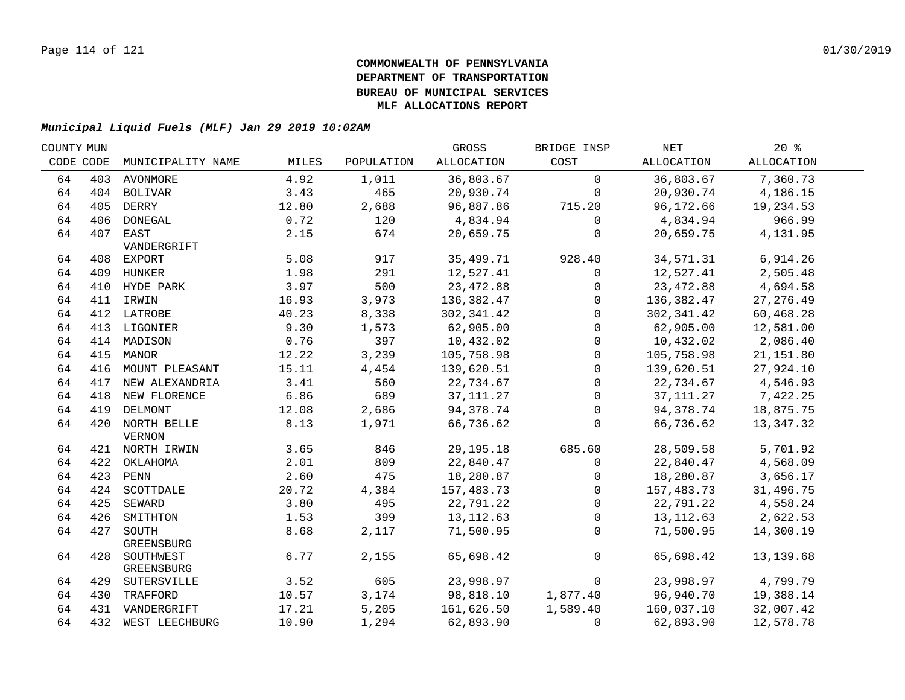**COMMONWEALTH OF PENNSYLVANIA**
**DEPARTMENT OF TRANSPORTATION**
**BUREAU OF MUNICIPAL SERVICES**
**MLF ALLOCATIONS REPORT**

***Municipal Liquid Fuels (MLF) Jan 29 2019 10:02AM***

| COUNTY CODE | MUN CODE | MUNICIPALITY NAME | MILES | POPULATION | GROSS ALLOCATION | BRIDGE INSP COST | NET ALLOCATION | 20 % ALLOCATION |
|---|---|---|---|---|---|---|---|---|
| 64 | 403 | AVONMORE | 4.92 | 1,011 | 36,803.67 | 0 | 36,803.67 | 7,360.73 |
| 64 | 404 | BOLIVAR | 3.43 | 465 | 20,930.74 | 0 | 20,930.74 | 4,186.15 |
| 64 | 405 | DERRY | 12.80 | 2,688 | 96,887.86 | 715.20 | 96,172.66 | 19,234.53 |
| 64 | 406 | DONEGAL | 0.72 | 120 | 4,834.94 | 0 | 4,834.94 | 966.99 |
| 64 | 407 | EAST VANDERGRIFT | 2.15 | 674 | 20,659.75 | 0 | 20,659.75 | 4,131.95 |
| 64 | 408 | EXPORT | 5.08 | 917 | 35,499.71 | 928.40 | 34,571.31 | 6,914.26 |
| 64 | 409 | HUNKER | 1.98 | 291 | 12,527.41 | 0 | 12,527.41 | 2,505.48 |
| 64 | 410 | HYDE PARK | 3.97 | 500 | 23,472.88 | 0 | 23,472.88 | 4,694.58 |
| 64 | 411 | IRWIN | 16.93 | 3,973 | 136,382.47 | 0 | 136,382.47 | 27,276.49 |
| 64 | 412 | LATROBE | 40.23 | 8,338 | 302,341.42 | 0 | 302,341.42 | 60,468.28 |
| 64 | 413 | LIGONIER | 9.30 | 1,573 | 62,905.00 | 0 | 62,905.00 | 12,581.00 |
| 64 | 414 | MADISON | 0.76 | 397 | 10,432.02 | 0 | 10,432.02 | 2,086.40 |
| 64 | 415 | MANOR | 12.22 | 3,239 | 105,758.98 | 0 | 105,758.98 | 21,151.80 |
| 64 | 416 | MOUNT PLEASANT | 15.11 | 4,454 | 139,620.51 | 0 | 139,620.51 | 27,924.10 |
| 64 | 417 | NEW ALEXANDRIA | 3.41 | 560 | 22,734.67 | 0 | 22,734.67 | 4,546.93 |
| 64 | 418 | NEW FLORENCE | 6.86 | 689 | 37,111.27 | 0 | 37,111.27 | 7,422.25 |
| 64 | 419 | DELMONT | 12.08 | 2,686 | 94,378.74 | 0 | 94,378.74 | 18,875.75 |
| 64 | 420 | NORTH BELLE VERNON | 8.13 | 1,971 | 66,736.62 | 0 | 66,736.62 | 13,347.32 |
| 64 | 421 | NORTH IRWIN | 3.65 | 846 | 29,195.18 | 685.60 | 28,509.58 | 5,701.92 |
| 64 | 422 | OKLAHOMA | 2.01 | 809 | 22,840.47 | 0 | 22,840.47 | 4,568.09 |
| 64 | 423 | PENN | 2.60 | 475 | 18,280.87 | 0 | 18,280.87 | 3,656.17 |
| 64 | 424 | SCOTTDALE | 20.72 | 4,384 | 157,483.73 | 0 | 157,483.73 | 31,496.75 |
| 64 | 425 | SEWARD | 3.80 | 495 | 22,791.22 | 0 | 22,791.22 | 4,558.24 |
| 64 | 426 | SMITHTON | 1.53 | 399 | 13,112.63 | 0 | 13,112.63 | 2,622.53 |
| 64 | 427 | SOUTH GREENSBURG | 8.68 | 2,117 | 71,500.95 | 0 | 71,500.95 | 14,300.19 |
| 64 | 428 | SOUTHWEST GREENSBURG | 6.77 | 2,155 | 65,698.42 | 0 | 65,698.42 | 13,139.68 |
| 64 | 429 | SUTERSVILLE | 3.52 | 605 | 23,998.97 | 0 | 23,998.97 | 4,799.79 |
| 64 | 430 | TRAFFORD | 10.57 | 3,174 | 98,818.10 | 1,877.40 | 96,940.70 | 19,388.14 |
| 64 | 431 | VANDERGRIFT | 17.21 | 5,205 | 161,626.50 | 1,589.40 | 160,037.10 | 32,007.42 |
| 64 | 432 | WEST LEECHBURG | 10.90 | 1,294 | 62,893.90 | 0 | 62,893.90 | 12,578.78 |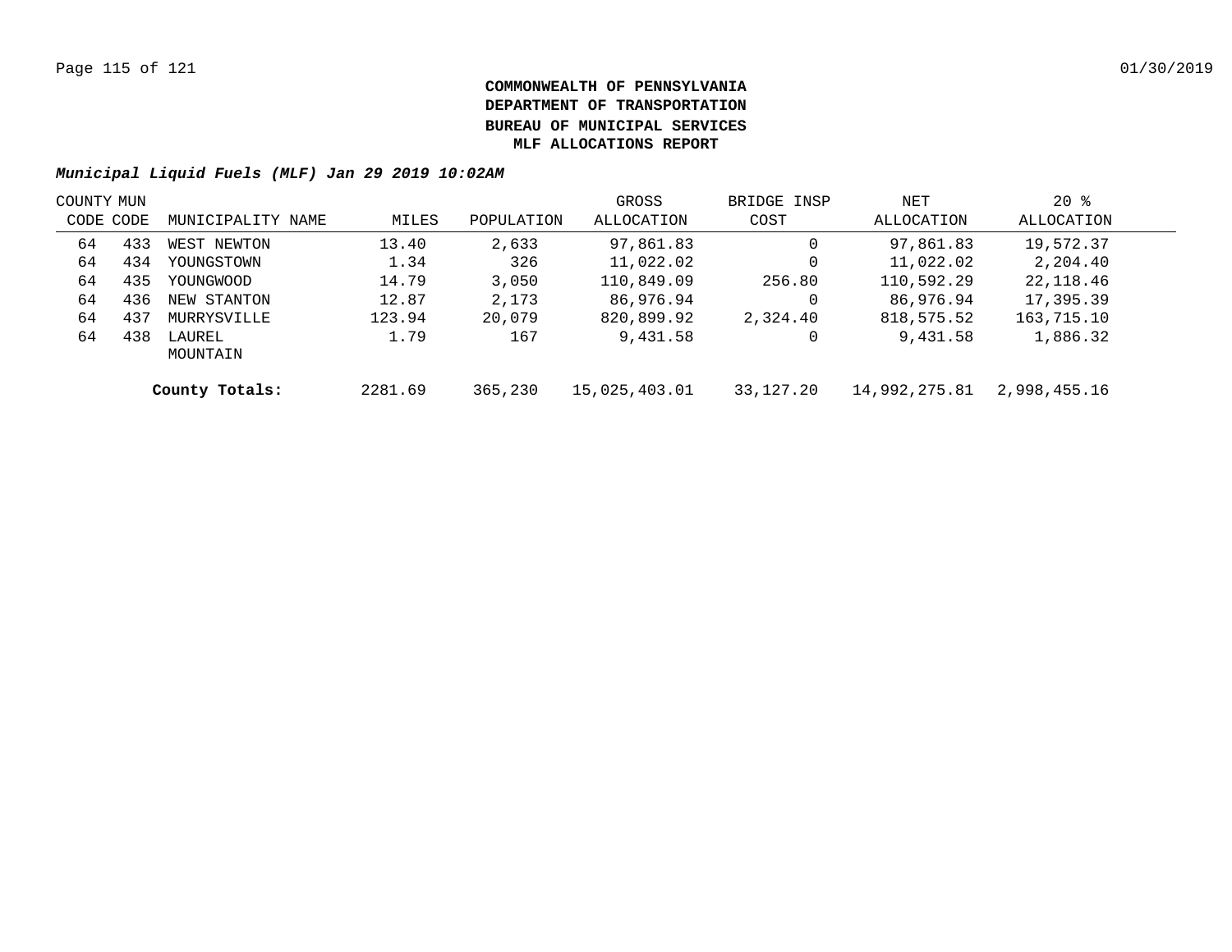**COMMONWEALTH OF PENNSYLVANIA**
**DEPARTMENT OF TRANSPORTATION**
**BUREAU OF MUNICIPAL SERVICES**
**MLF ALLOCATIONS REPORT**

***Municipal Liquid Fuels (MLF) Jan 29 2019 10:02AM***

| COUNTY CODE | MUN CODE | MUNICIPALITY NAME | MILES | POPULATION | GROSS ALLOCATION | BRIDGE INSP COST | NET ALLOCATION | 20 % ALLOCATION |
|---|---|---|---|---|---|---|---|---|
| 64 | 433 | WEST NEWTON | 13.40 | 2,633 | 97,861.83 | 0 | 97,861.83 | 19,572.37 |
| 64 | 434 | YOUNGSTOWN | 1.34 | 326 | 11,022.02 | 0 | 11,022.02 | 2,204.40 |
| 64 | 435 | YOUNGWOOD | 14.79 | 3,050 | 110,849.09 | 256.80 | 110,592.29 | 22,118.46 |
| 64 | 436 | NEW STANTON | 12.87 | 2,173 | 86,976.94 | 0 | 86,976.94 | 17,395.39 |
| 64 | 437 | MURRYSVILLE | 123.94 | 20,079 | 820,899.92 | 2,324.40 | 818,575.52 | 163,715.10 |
| 64 | 438 | LAUREL MOUNTAIN | 1.79 | 167 | 9,431.58 | 0 | 9,431.58 | 1,886.32 |
| | | **County Totals:** | 2281.69 | 365,230 | 15,025,403.01 | 33,127.20 | 14,992,275.81 | 2,998,455.16 |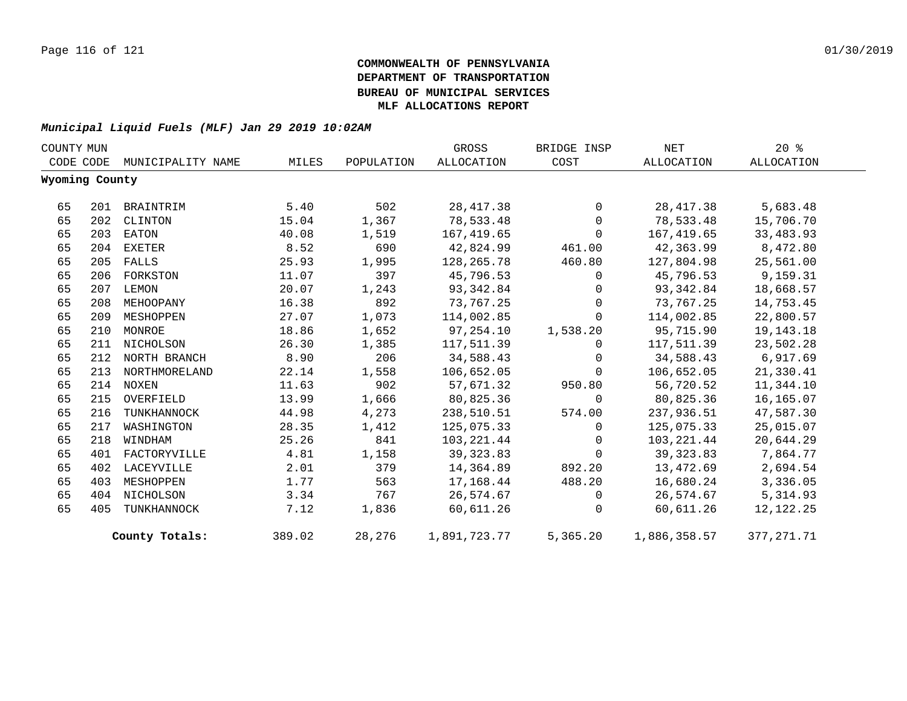**COMMONWEALTH OF PENNSYLVANIA**
**DEPARTMENT OF TRANSPORTATION**
**BUREAU OF MUNICIPAL SERVICES**
**MLF ALLOCATIONS REPORT**

***Municipal Liquid Fuels (MLF) Jan 29 2019 10:02AM***

| COUNTY CODE | MUN CODE | MUNICIPALITY NAME | MILES | POPULATION | GROSS ALLOCATION | BRIDGE INSP COST | NET ALLOCATION | 20 % ALLOCATION |
|---|---|---|---|---|---|---|---|---|
| **Wyoming County** | | | | | | | | |
| 65 | 201 | BRAINTRIM | 5.40 | 502 | 28,417.38 | 0 | 28,417.38 | 5,683.48 |
| 65 | 202 | CLINTON | 15.04 | 1,367 | 78,533.48 | 0 | 78,533.48 | 15,706.70 |
| 65 | 203 | EATON | 40.08 | 1,519 | 167,419.65 | 0 | 167,419.65 | 33,483.93 |
| 65 | 204 | EXETER | 8.52 | 690 | 42,824.99 | 461.00 | 42,363.99 | 8,472.80 |
| 65 | 205 | FALLS | 25.93 | 1,995 | 128,265.78 | 460.80 | 127,804.98 | 25,561.00 |
| 65 | 206 | FORKSTON | 11.07 | 397 | 45,796.53 | 0 | 45,796.53 | 9,159.31 |
| 65 | 207 | LEMON | 20.07 | 1,243 | 93,342.84 | 0 | 93,342.84 | 18,668.57 |
| 65 | 208 | MEHOOPANY | 16.38 | 892 | 73,767.25 | 0 | 73,767.25 | 14,753.45 |
| 65 | 209 | MESHOPPEN | 27.07 | 1,073 | 114,002.85 | 0 | 114,002.85 | 22,800.57 |
| 65 | 210 | MONROE | 18.86 | 1,652 | 97,254.10 | 1,538.20 | 95,715.90 | 19,143.18 |
| 65 | 211 | NICHOLSON | 26.30 | 1,385 | 117,511.39 | 0 | 117,511.39 | 23,502.28 |
| 65 | 212 | NORTH BRANCH | 8.90 | 206 | 34,588.43 | 0 | 34,588.43 | 6,917.69 |
| 65 | 213 | NORTHMORELAND | 22.14 | 1,558 | 106,652.05 | 0 | 106,652.05 | 21,330.41 |
| 65 | 214 | NOXEN | 11.63 | 902 | 57,671.32 | 950.80 | 56,720.52 | 11,344.10 |
| 65 | 215 | OVERFIELD | 13.99 | 1,666 | 80,825.36 | 0 | 80,825.36 | 16,165.07 |
| 65 | 216 | TUNKHANNOCK | 44.98 | 4,273 | 238,510.51 | 574.00 | 237,936.51 | 47,587.30 |
| 65 | 217 | WASHINGTON | 28.35 | 1,412 | 125,075.33 | 0 | 125,075.33 | 25,015.07 |
| 65 | 218 | WINDHAM | 25.26 | 841 | 103,221.44 | 0 | 103,221.44 | 20,644.29 |
| 65 | 401 | FACTORYVILLE | 4.81 | 1,158 | 39,323.83 | 0 | 39,323.83 | 7,864.77 |
| 65 | 402 | LACEYVILLE | 2.01 | 379 | 14,364.89 | 892.20 | 13,472.69 | 2,694.54 |
| 65 | 403 | MESHOPPEN | 1.77 | 563 | 17,168.44 | 488.20 | 16,680.24 | 3,336.05 |
| 65 | 404 | NICHOLSON | 3.34 | 767 | 26,574.67 | 0 | 26,574.67 | 5,314.93 |
| 65 | 405 | TUNKHANNOCK | 7.12 | 1,836 | 60,611.26 | 0 | 60,611.26 | 12,122.25 |
| | | **County Totals:** | 389.02 | 28,276 | 1,891,723.77 | 5,365.20 | 1,886,358.57 | 377,271.71 |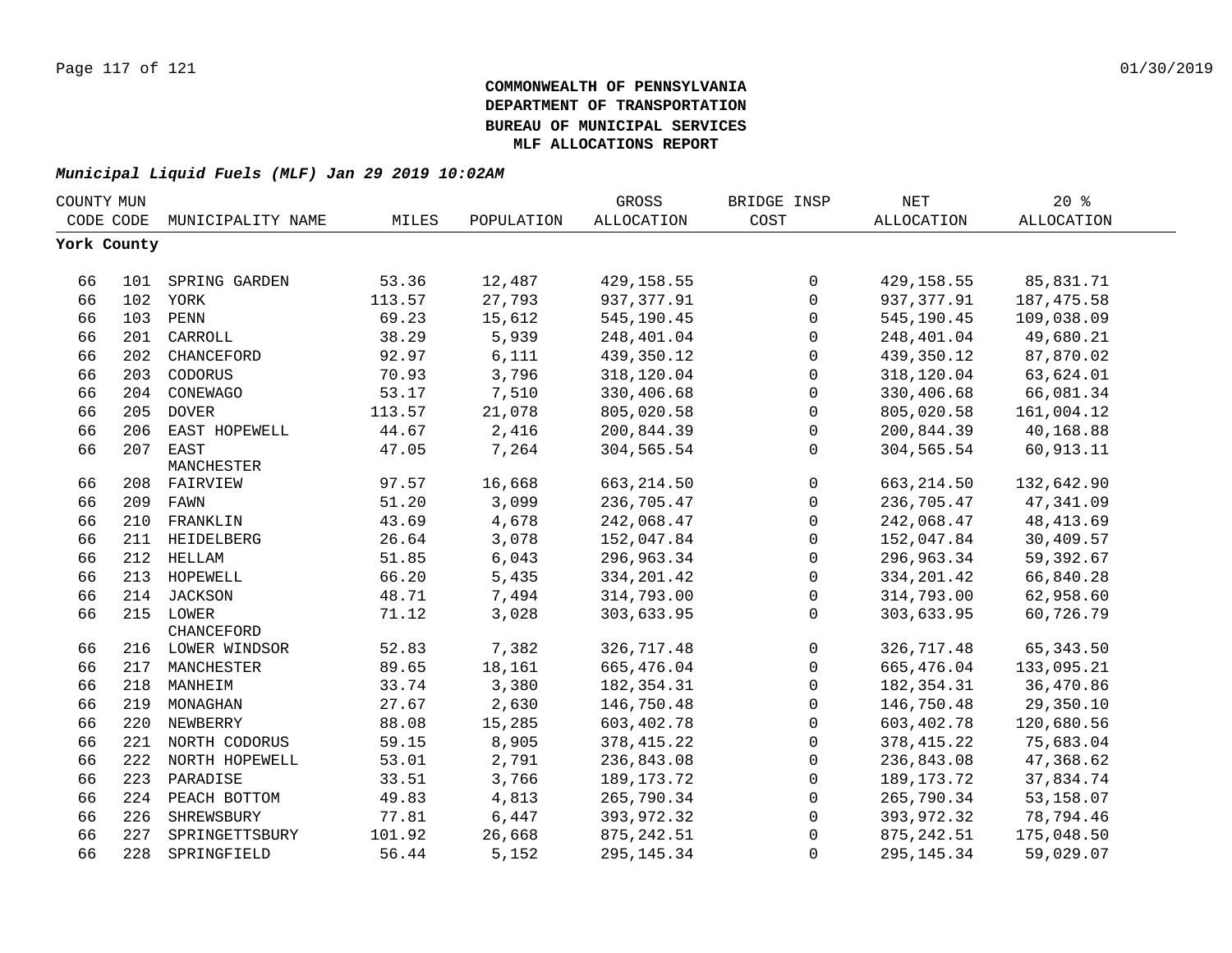**COMMONWEALTH OF PENNSYLVANIA**
**DEPARTMENT OF TRANSPORTATION**
**BUREAU OF MUNICIPAL SERVICES**
**MLF ALLOCATIONS REPORT**

***Municipal Liquid Fuels (MLF) Jan 29 2019 10:02AM***

| COUNTY CODE | MUN CODE | MUNICIPALITY NAME | MILES | POPULATION | GROSS ALLOCATION | BRIDGE INSP COST | NET ALLOCATION | 20 % ALLOCATION |
|---|---|---|---|---|---|---|---|---|
| **York County** | | | | | | | | |
| 66 | 101 | SPRING GARDEN | 53.36 | 12,487 | 429,158.55 | 0 | 429,158.55 | 85,831.71 |
| 66 | 102 | YORK | 113.57 | 27,793 | 937,377.91 | 0 | 937,377.91 | 187,475.58 |
| 66 | 103 | PENN | 69.23 | 15,612 | 545,190.45 | 0 | 545,190.45 | 109,038.09 |
| 66 | 201 | CARROLL | 38.29 | 5,939 | 248,401.04 | 0 | 248,401.04 | 49,680.21 |
| 66 | 202 | CHANCEFORD | 92.97 | 6,111 | 439,350.12 | 0 | 439,350.12 | 87,870.02 |
| 66 | 203 | CODORUS | 70.93 | 3,796 | 318,120.04 | 0 | 318,120.04 | 63,624.01 |
| 66 | 204 | CONEWAGO | 53.17 | 7,510 | 330,406.68 | 0 | 330,406.68 | 66,081.34 |
| 66 | 205 | DOVER | 113.57 | 21,078 | 805,020.58 | 0 | 805,020.58 | 161,004.12 |
| 66 | 206 | EAST HOPEWELL | 44.67 | 2,416 | 200,844.39 | 0 | 200,844.39 | 40,168.88 |
| 66 | 207 | EAST MANCHESTER | 47.05 | 7,264 | 304,565.54 | 0 | 304,565.54 | 60,913.11 |
| 66 | 208 | FAIRVIEW | 97.57 | 16,668 | 663,214.50 | 0 | 663,214.50 | 132,642.90 |
| 66 | 209 | FAWN | 51.20 | 3,099 | 236,705.47 | 0 | 236,705.47 | 47,341.09 |
| 66 | 210 | FRANKLIN | 43.69 | 4,678 | 242,068.47 | 0 | 242,068.47 | 48,413.69 |
| 66 | 211 | HEIDELBERG | 26.64 | 3,078 | 152,047.84 | 0 | 152,047.84 | 30,409.57 |
| 66 | 212 | HELLAM | 51.85 | 6,043 | 296,963.34 | 0 | 296,963.34 | 59,392.67 |
| 66 | 213 | HOPEWELL | 66.20 | 5,435 | 334,201.42 | 0 | 334,201.42 | 66,840.28 |
| 66 | 214 | JACKSON | 48.71 | 7,494 | 314,793.00 | 0 | 314,793.00 | 62,958.60 |
| 66 | 215 | LOWER CHANCEFORD | 71.12 | 3,028 | 303,633.95 | 0 | 303,633.95 | 60,726.79 |
| 66 | 216 | LOWER WINDSOR | 52.83 | 7,382 | 326,717.48 | 0 | 326,717.48 | 65,343.50 |
| 66 | 217 | MANCHESTER | 89.65 | 18,161 | 665,476.04 | 0 | 665,476.04 | 133,095.21 |
| 66 | 218 | MANHEIM | 33.74 | 3,380 | 182,354.31 | 0 | 182,354.31 | 36,470.86 |
| 66 | 219 | MONAGHAN | 27.67 | 2,630 | 146,750.48 | 0 | 146,750.48 | 29,350.10 |
| 66 | 220 | NEWBERRY | 88.08 | 15,285 | 603,402.78 | 0 | 603,402.78 | 120,680.56 |
| 66 | 221 | NORTH CODORUS | 59.15 | 8,905 | 378,415.22 | 0 | 378,415.22 | 75,683.04 |
| 66 | 222 | NORTH HOPEWELL | 53.01 | 2,791 | 236,843.08 | 0 | 236,843.08 | 47,368.62 |
| 66 | 223 | PARADISE | 33.51 | 3,766 | 189,173.72 | 0 | 189,173.72 | 37,834.74 |
| 66 | 224 | PEACH BOTTOM | 49.83 | 4,813 | 265,790.34 | 0 | 265,790.34 | 53,158.07 |
| 66 | 226 | SHREWSBURY | 77.81 | 6,447 | 393,972.32 | 0 | 393,972.32 | 78,794.46 |
| 66 | 227 | SPRINGETTSBURY | 101.92 | 26,668 | 875,242.51 | 0 | 875,242.51 | 175,048.50 |
| 66 | 228 | SPRINGFIELD | 56.44 | 5,152 | 295,145.34 | 0 | 295,145.34 | 59,029.07 |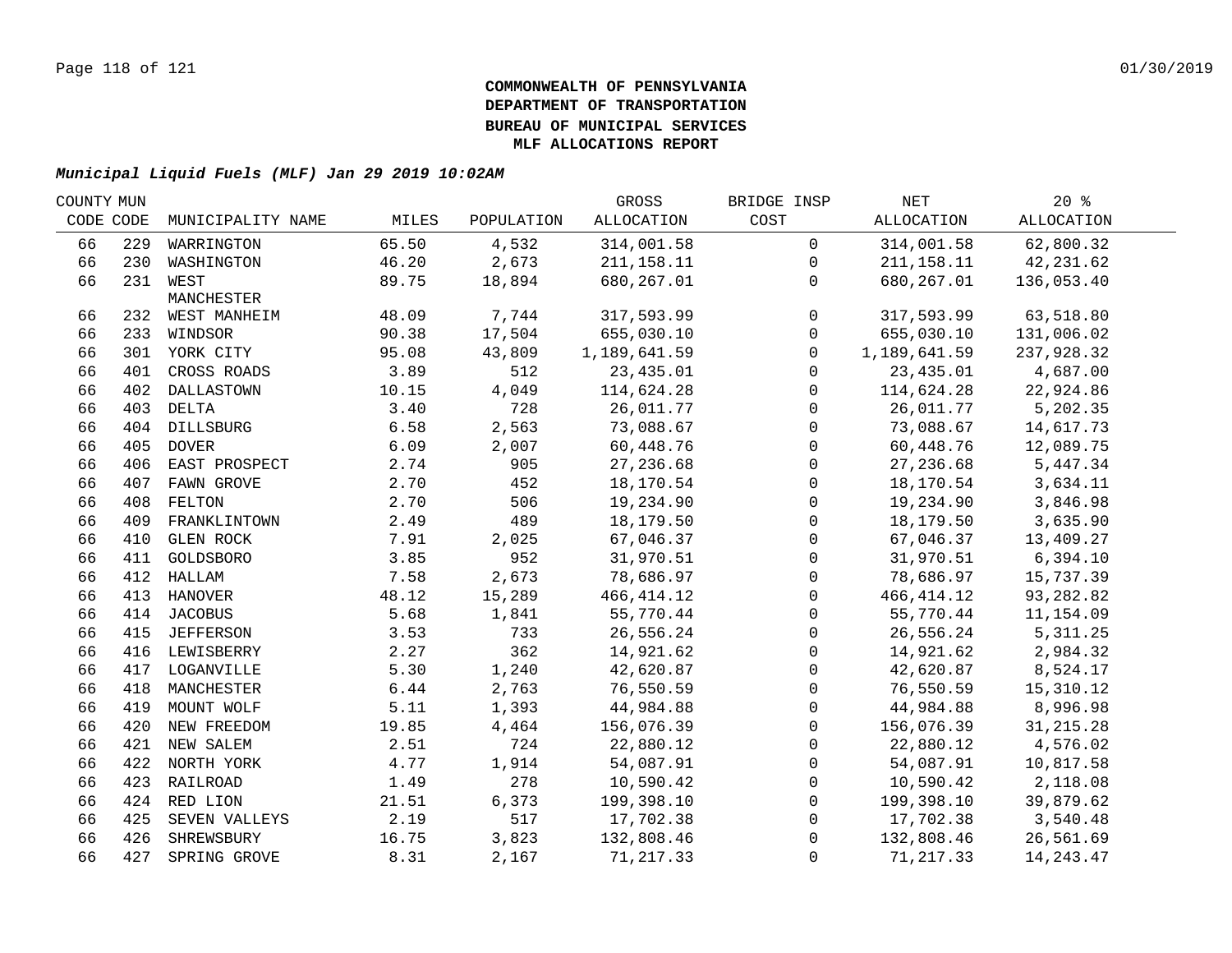**COMMONWEALTH OF PENNSYLVANIA**
**DEPARTMENT OF TRANSPORTATION**
**BUREAU OF MUNICIPAL SERVICES**
**MLF ALLOCATIONS REPORT**

***Municipal Liquid Fuels (MLF) Jan 29 2019 10:02AM***

| COUNTY CODE | MUN CODE | MUNICIPALITY NAME | MILES | POPULATION | GROSS ALLOCATION | BRIDGE INSP COST | NET ALLOCATION | 20 % ALLOCATION |
|---|---|---|---|---|---|---|---|---|
| 66 | 229 | WARRINGTON | 65.50 | 4,532 | 314,001.58 | 0 | 314,001.58 | 62,800.32 |
| 66 | 230 | WASHINGTON | 46.20 | 2,673 | 211,158.11 | 0 | 211,158.11 | 42,231.62 |
| 66 | 231 | WEST MANCHESTER | 89.75 | 18,894 | 680,267.01 | 0 | 680,267.01 | 136,053.40 |
| 66 | 232 | WEST MANHEIM | 48.09 | 7,744 | 317,593.99 | 0 | 317,593.99 | 63,518.80 |
| 66 | 233 | WINDSOR | 90.38 | 17,504 | 655,030.10 | 0 | 655,030.10 | 131,006.02 |
| 66 | 301 | YORK CITY | 95.08 | 43,809 | 1,189,641.59 | 0 | 1,189,641.59 | 237,928.32 |
| 66 | 401 | CROSS ROADS | 3.89 | 512 | 23,435.01 | 0 | 23,435.01 | 4,687.00 |
| 66 | 402 | DALLASTOWN | 10.15 | 4,049 | 114,624.28 | 0 | 114,624.28 | 22,924.86 |
| 66 | 403 | DELTA | 3.40 | 728 | 26,011.77 | 0 | 26,011.77 | 5,202.35 |
| 66 | 404 | DILLSBURG | 6.58 | 2,563 | 73,088.67 | 0 | 73,088.67 | 14,617.73 |
| 66 | 405 | DOVER | 6.09 | 2,007 | 60,448.76 | 0 | 60,448.76 | 12,089.75 |
| 66 | 406 | EAST PROSPECT | 2.74 | 905 | 27,236.68 | 0 | 27,236.68 | 5,447.34 |
| 66 | 407 | FAWN GROVE | 2.70 | 452 | 18,170.54 | 0 | 18,170.54 | 3,634.11 |
| 66 | 408 | FELTON | 2.70 | 506 | 19,234.90 | 0 | 19,234.90 | 3,846.98 |
| 66 | 409 | FRANKLINTOWN | 2.49 | 489 | 18,179.50 | 0 | 18,179.50 | 3,635.90 |
| 66 | 410 | GLEN ROCK | 7.91 | 2,025 | 67,046.37 | 0 | 67,046.37 | 13,409.27 |
| 66 | 411 | GOLDSBORO | 3.85 | 952 | 31,970.51 | 0 | 31,970.51 | 6,394.10 |
| 66 | 412 | HALLAM | 7.58 | 2,673 | 78,686.97 | 0 | 78,686.97 | 15,737.39 |
| 66 | 413 | HANOVER | 48.12 | 15,289 | 466,414.12 | 0 | 466,414.12 | 93,282.82 |
| 66 | 414 | JACOBUS | 5.68 | 1,841 | 55,770.44 | 0 | 55,770.44 | 11,154.09 |
| 66 | 415 | JEFFERSON | 3.53 | 733 | 26,556.24 | 0 | 26,556.24 | 5,311.25 |
| 66 | 416 | LEWISBERRY | 2.27 | 362 | 14,921.62 | 0 | 14,921.62 | 2,984.32 |
| 66 | 417 | LOGANVILLE | 5.30 | 1,240 | 42,620.87 | 0 | 42,620.87 | 8,524.17 |
| 66 | 418 | MANCHESTER | 6.44 | 2,763 | 76,550.59 | 0 | 76,550.59 | 15,310.12 |
| 66 | 419 | MOUNT WOLF | 5.11 | 1,393 | 44,984.88 | 0 | 44,984.88 | 8,996.98 |
| 66 | 420 | NEW FREEDOM | 19.85 | 4,464 | 156,076.39 | 0 | 156,076.39 | 31,215.28 |
| 66 | 421 | NEW SALEM | 2.51 | 724 | 22,880.12 | 0 | 22,880.12 | 4,576.02 |
| 66 | 422 | NORTH YORK | 4.77 | 1,914 | 54,087.91 | 0 | 54,087.91 | 10,817.58 |
| 66 | 423 | RAILROAD | 1.49 | 278 | 10,590.42 | 0 | 10,590.42 | 2,118.08 |
| 66 | 424 | RED LION | 21.51 | 6,373 | 199,398.10 | 0 | 199,398.10 | 39,879.62 |
| 66 | 425 | SEVEN VALLEYS | 2.19 | 517 | 17,702.38 | 0 | 17,702.38 | 3,540.48 |
| 66 | 426 | SHREWSBURY | 16.75 | 3,823 | 132,808.46 | 0 | 132,808.46 | 26,561.69 |
| 66 | 427 | SPRING GROVE | 8.31 | 2,167 | 71,217.33 | 0 | 71,217.33 | 14,243.47 |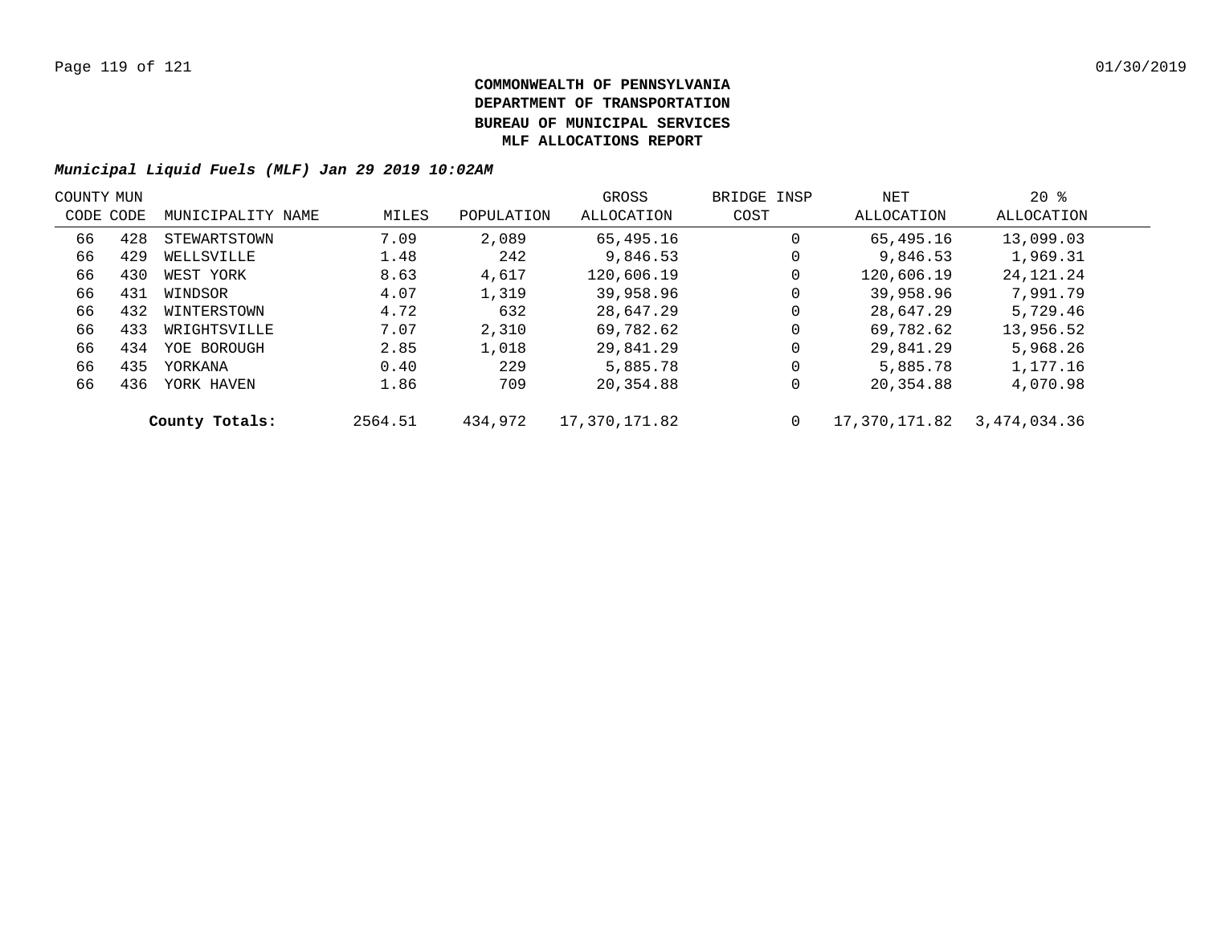**COMMONWEALTH OF PENNSYLVANIA**
**DEPARTMENT OF TRANSPORTATION**
**BUREAU OF MUNICIPAL SERVICES**
**MLF ALLOCATIONS REPORT**

***Municipal Liquid Fuels (MLF) Jan 29 2019 10:02AM***

| COUNTY CODE | MUN CODE | MUNICIPALITY NAME | MILES | POPULATION | GROSS ALLOCATION | BRIDGE INSP COST | NET ALLOCATION | 20 % ALLOCATION |
|---|---|---|---|---|---|---|---|---|
| 66 | 428 | STEWARTSTOWN | 7.09 | 2,089 | 65,495.16 | 0 | 65,495.16 | 13,099.03 |
| 66 | 429 | WELLSVILLE | 1.48 | 242 | 9,846.53 | 0 | 9,846.53 | 1,969.31 |
| 66 | 430 | WEST YORK | 8.63 | 4,617 | 120,606.19 | 0 | 120,606.19 | 24,121.24 |
| 66 | 431 | WINDSOR | 4.07 | 1,319 | 39,958.96 | 0 | 39,958.96 | 7,991.79 |
| 66 | 432 | WINTERSTOWN | 4.72 | 632 | 28,647.29 | 0 | 28,647.29 | 5,729.46 |
| 66 | 433 | WRIGHTSVILLE | 7.07 | 2,310 | 69,782.62 | 0 | 69,782.62 | 13,956.52 |
| 66 | 434 | YOE BOROUGH | 2.85 | 1,018 | 29,841.29 | 0 | 29,841.29 | 5,968.26 |
| 66 | 435 | YORKANA | 0.40 | 229 | 5,885.78 | 0 | 5,885.78 | 1,177.16 |
| 66 | 436 | YORK HAVEN | 1.86 | 709 | 20,354.88 | 0 | 20,354.88 | 4,070.98 |
| | | **County Totals:** | 2564.51 | 434,972 | 17,370,171.82 | 0 | 17,370,171.82 | 3,474,034.36 |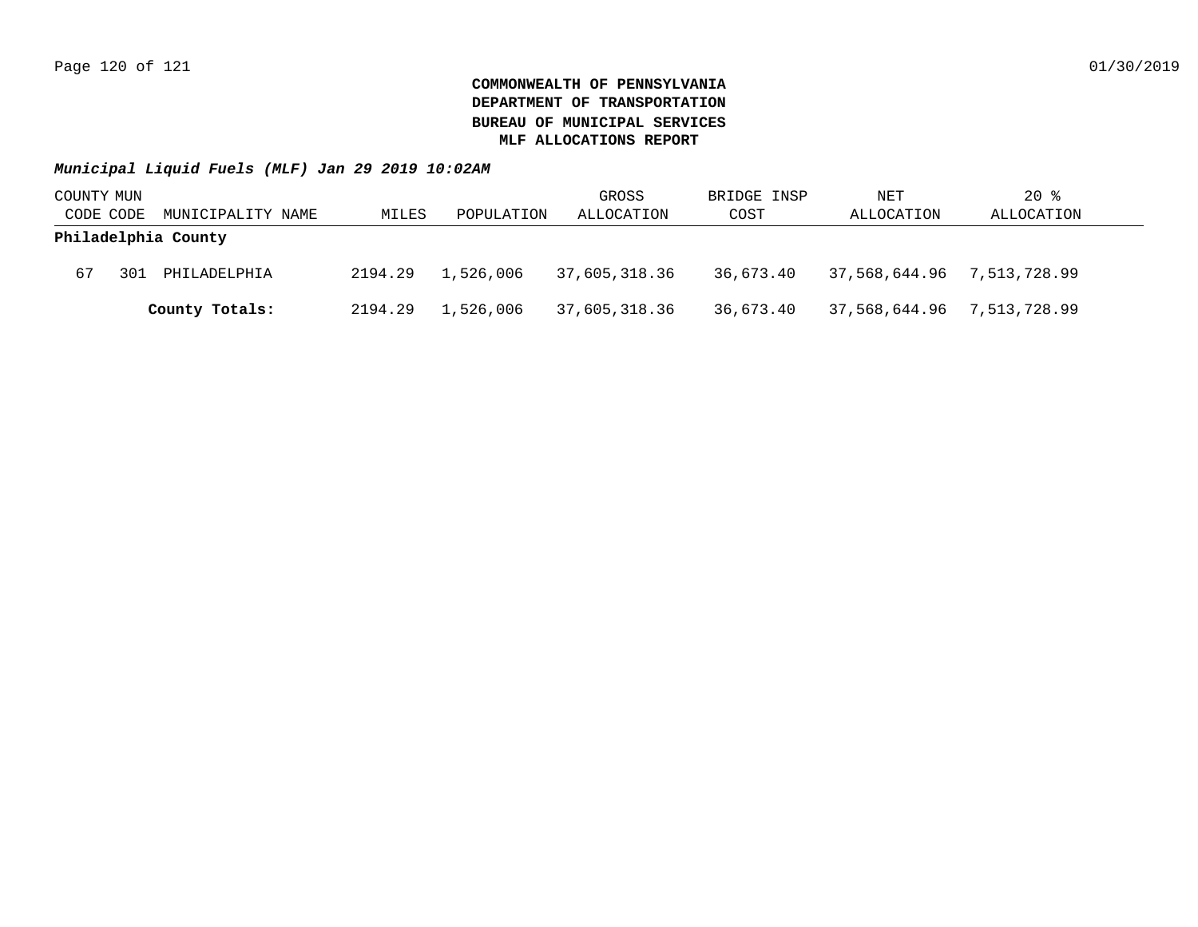**COMMONWEALTH OF PENNSYLVANIA**
**DEPARTMENT OF TRANSPORTATION**
**BUREAU OF MUNICIPAL SERVICES**
**MLF ALLOCATIONS REPORT**

***Municipal Liquid Fuels (MLF) Jan 29 2019 10:02AM***

| COUNTY CODE | MUN CODE | MUNICIPALITY NAME | MILES | POPULATION | GROSS ALLOCATION | BRIDGE INSP COST | NET ALLOCATION | 20 % ALLOCATION |
|---|---|---|---|---|---|---|---|---|
| **Philadelphia County** | | | | | | | | |
| 67 | 301 | PHILADELPHIA | 2194.29 | 1,526,006 | 37,605,318.36 | 36,673.40 | 37,568,644.96 | 7,513,728.99 |
| | | **County Totals:** | 2194.29 | 1,526,006 | 37,605,318.36 | 36,673.40 | 37,568,644.96 | 7,513,728.99 |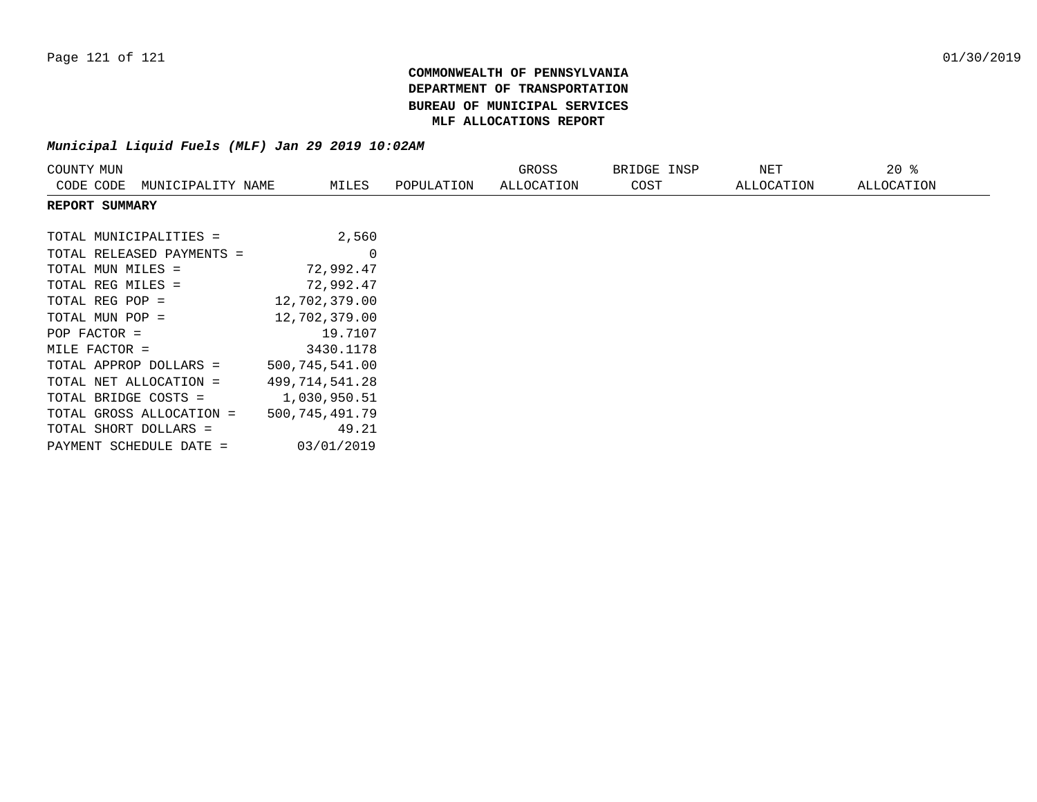**COMMONWEALTH OF PENNSYLVANIA**
**DEPARTMENT OF TRANSPORTATION**
**BUREAU OF MUNICIPAL SERVICES**
**MLF ALLOCATIONS REPORT**

***Municipal Liquid Fuels (MLF) Jan 29 2019 10:02AM***

| COUNTY CODE | MUN CODE | MUNICIPALITY NAME | MILES | POPULATION | GROSS ALLOCATION | BRIDGE INSP COST | NET ALLOCATION | 20 % ALLOCATION |
|---|---|---|---|---|---|---|---|---|

**REPORT SUMMARY**

| | |
|---|---|
| TOTAL MUNICIPALITIES = | 2,560 |
| TOTAL RELEASED PAYMENTS = | 0 |
| TOTAL MUN MILES = | 72,992.47 |
| TOTAL REG MILES = | 72,992.47 |
| TOTAL REG POP = | 12,702,379.00 |
| TOTAL MUN POP = | 12,702,379.00 |
| POP FACTOR = | 19.7107 |
| MILE FACTOR = | 3430.1178 |
| TOTAL APPROP DOLLARS = | 500,745,541.00 |
| TOTAL NET ALLOCATION = | 499,714,541.28 |
| TOTAL BRIDGE COSTS = | 1,030,950.51 |
| TOTAL GROSS ALLOCATION = | 500,745,491.79 |
| TOTAL SHORT DOLLARS = | 49.21 |
| PAYMENT SCHEDULE DATE = | 03/01/2019 |